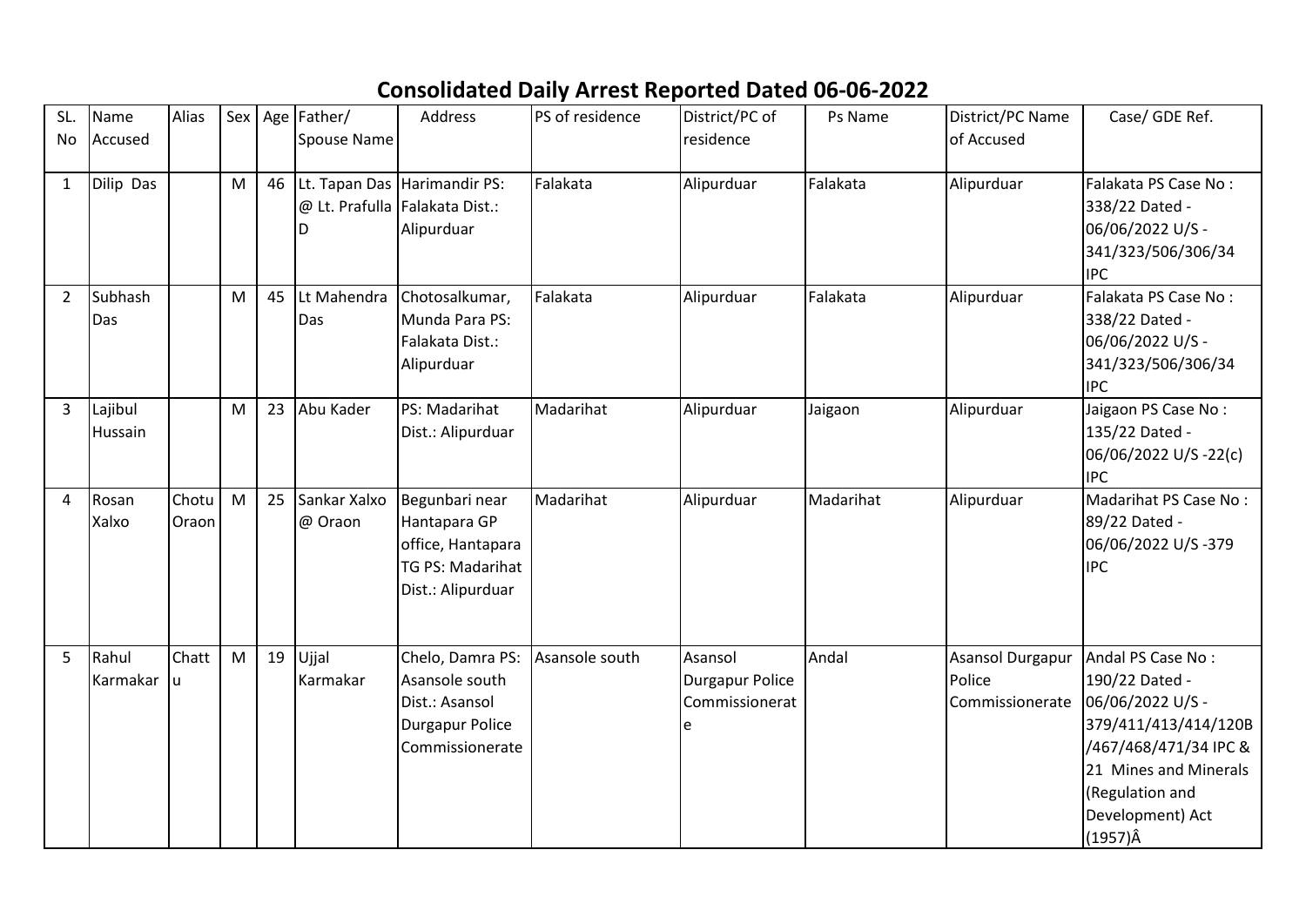# Consolidated Daily Arrest Reported Dated 06-06-2022

| SL. No | Name Accused | Alias | Sex | Age | Father/ Spouse Name | Address | PS of residence | District/PC of residence | Ps Name | District/PC Name of Accused | Case/ GDE Ref. |
|---|---|---|---|---|---|---|---|---|---|---|---|
| 1 | Dilip Das | | M | 46 | Lt. Tapan Das @ Lt. Prafulla D | Harimandir PS: Falakata Dist.: Alipurduar | Falakata | Alipurduar | Falakata | Alipurduar | Falakata PS Case No : 338/22 Dated - 06/06/2022 U/S - 341/323/506/306/34 IPC |
| 2 | Subhash Das | | M | 45 | Lt Mahendra Das | Chotosalkumar, Munda Para PS: Falakata Dist.: Alipurduar | Falakata | Alipurduar | Falakata | Alipurduar | Falakata PS Case No : 338/22 Dated - 06/06/2022 U/S - 341/323/506/306/34 IPC |
| 3 | Lajibul Hussain | | M | 23 | Abu Kader | PS: Madarihat Dist.: Alipurduar | Madarihat | Alipurduar | Jaigaon | Alipurduar | Jaigaon PS Case No : 135/22 Dated - 06/06/2022 U/S -22(c) IPC |
| 4 | Rosan Xalxo | Chotu Oraon | M | 25 | Sankar Xalxo @ Oraon | Begunbari near Hantapara GP office, Hantapara TG PS: Madarihat Dist.: Alipurduar | Madarihat | Alipurduar | Madarihat | Alipurduar | Madarihat PS Case No : 89/22 Dated - 06/06/2022 U/S -379 IPC |
| 5 | Rahul Karmakar | Chattu | M | 19 | Ujjal Karmakar | Chelo, Damra PS: Asansole south Dist.: Asansol Durgapur Police Commissionerate | Asansole south | Asansol Durgapur Police Commissionerate | Andal | Asansol Durgapur Police Commissionerate | Andal PS Case No : 190/22 Dated - 06/06/2022 U/S - 379/411/413/414/120B /467/468/471/34 IPC & 21 Mines and Minerals (Regulation and Development) Act (1957)Â |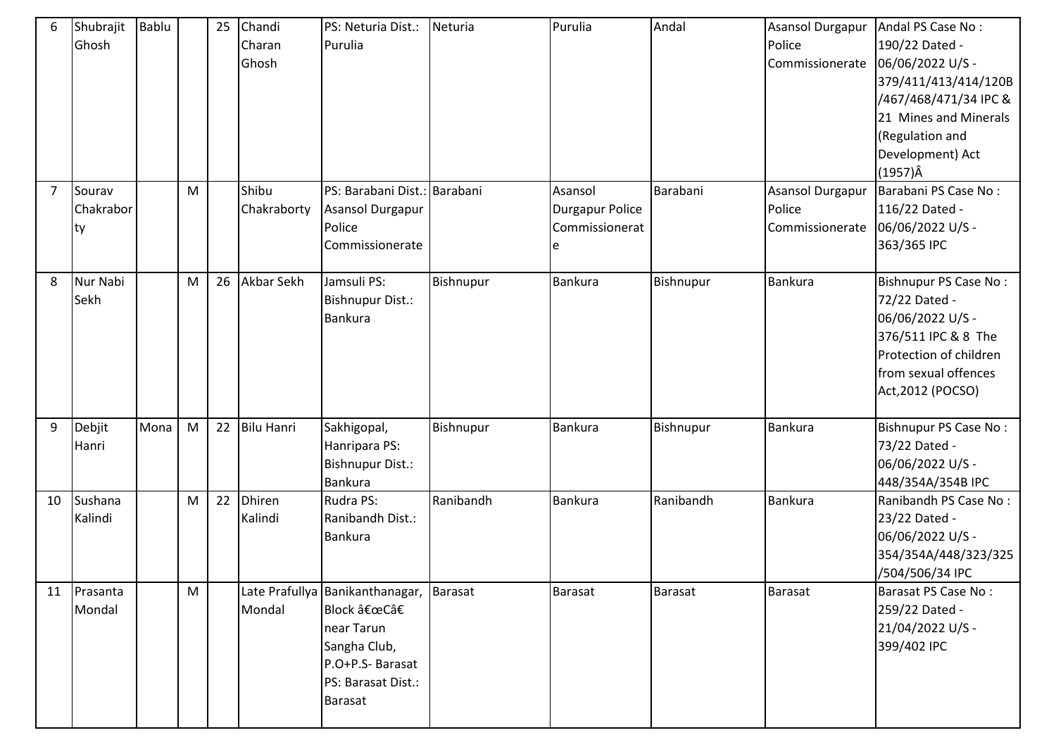| | | | | | | | | | | | |
|---|---|---|---|---|---|---|---|---|---|---|---|
| 6 | Shubrajit Ghosh | Bablu | | 25 | Chandi Charan Ghosh | PS: Neturia Dist.: Purulia | Neturia | Purulia | Andal | Asansol Durgapur Police Commissionerate | Andal PS Case No : 190/22 Dated - 06/06/2022 U/S - 379/411/413/414/120B /467/468/471/34 IPC & 21 Mines and Minerals (Regulation and Development) Act (1957)Â |
| 7 | Sourav Chakraborty | | M | | Shibu Chakraborty | PS: Barabani Dist.: Asansol Durgapur Police Commissionerate | Barabani | Asansol Durgapur Police Commissionerate | Barabani | Asansol Durgapur Police Commissionerate | Barabani PS Case No : 116/22 Dated - 06/06/2022 U/S - 363/365 IPC |
| 8 | Nur Nabi Sekh | | M | 26 | Akbar Sekh | Jamsuli PS: Bishnupur Dist.: Bankura | Bishnupur | Bankura | Bishnupur | Bankura | Bishnupur PS Case No : 72/22 Dated - 06/06/2022 U/S - 376/511 IPC & 8 The Protection of children from sexual offences Act,2012 (POCSO) |
| 9 | Debjit Hanri | Mona | M | 22 | Bilu Hanri | Sakhigopal, Hanripara PS: Bishnupur Dist.: Bankura | Bishnupur | Bankura | Bishnupur | Bankura | Bishnupur PS Case No : 73/22 Dated - 06/06/2022 U/S - 448/354A/354B IPC |
| 10 | Sushana Kalindi | | M | 22 | Dhiren Kalindi | Rudra PS: Ranibandh Dist.: Bankura | Ranibandh | Bankura | Ranibandh | Bankura | Ranibandh PS Case No : 23/22 Dated - 06/06/2022 U/S - 354/354A/448/323/325 /504/506/34 IPC |
| 11 | Prasanta Mondal | | M | | Late Prafullya Mondal | Banikanthanagar, Block â€œCâ€ near Tarun Sangha Club, P.O+P.S- Barasat PS: Barasat Dist.: Barasat | Barasat | Barasat | Barasat | Barasat | Barasat PS Case No : 259/22 Dated - 21/04/2022 U/S - 399/402 IPC |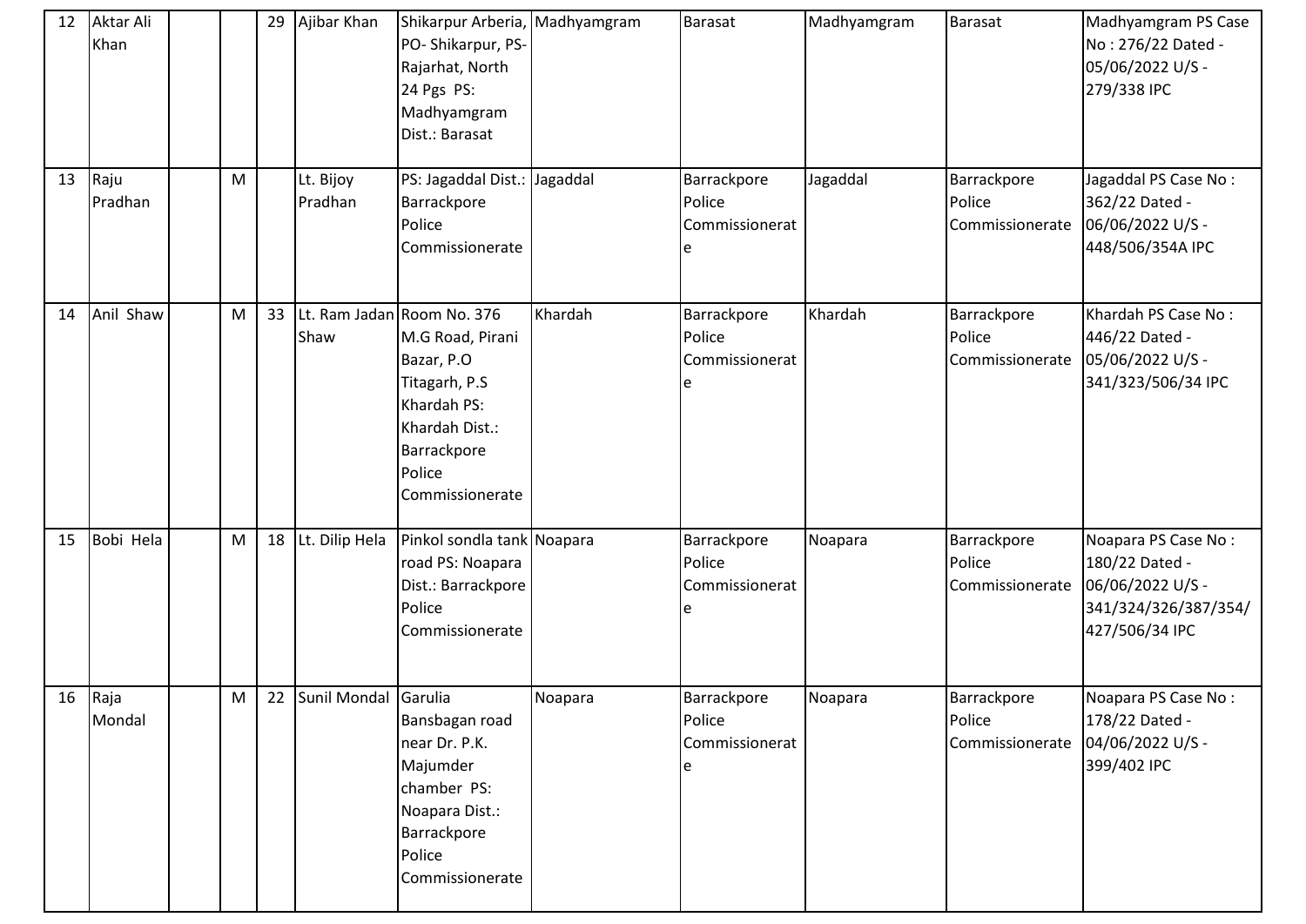| | | | | | | | | | | | |
|---|---|---|---|---|---|---|---|---|---|---|---|
| 12 | Aktar Ali Khan | | | 29 | Ajibar Khan | Shikarpur Arberia, PO- Shikarpur, PS- Rajarhat, North 24 Pgs PS: Madhyamgram Dist.: Barasat | Madhyamgram | Barasat | Madhyamgram | Barasat | Madhyamgram PS Case No : 276/22 Dated - 05/06/2022 U/S - 279/338 IPC |
| 13 | Raju Pradhan | | M | | Lt. Bijoy Pradhan | PS: Jagaddal Dist.: Barrackpore Police Commissionerate | Jagaddal | Barrackpore Police Commissionerate | Jagaddal | Barrackpore Police Commissionerate | Jagaddal PS Case No : 362/22 Dated - 06/06/2022 U/S - 448/506/354A IPC |
| 14 | Anil Shaw | | M | 33 | Lt. Ram Jadan Shaw | Room No. 376 M.G Road, Pirani Bazar, P.O Titagarh, P.S Khardah PS: Khardah Dist.: Barrackpore Police Commissionerate | Khardah | Barrackpore Police Commissionerate | Khardah | Barrackpore Police Commissionerate | Khardah PS Case No : 446/22 Dated - 05/06/2022 U/S - 341/323/506/34 IPC |
| 15 | Bobi Hela | | M | 18 | Lt. Dilip Hela | Pinkol sondla tank road PS: Noapara Dist.: Barrackpore Police Commissionerate | Noapara | Barrackpore Police Commissionerate | Noapara | Barrackpore Police Commissionerate | Noapara PS Case No : 180/22 Dated - 06/06/2022 U/S - 341/324/326/387/354/427/506/34 IPC |
| 16 | Raja Mondal | | M | 22 | Sunil Mondal | Garulia Bansbagan road near Dr. P.K. Majumder chamber PS: Noapara Dist.: Barrackpore Police Commissionerate | Noapara | Barrackpore Police Commissionerate | Noapara | Barrackpore Police Commissionerate | Noapara PS Case No : 178/22 Dated - 04/06/2022 U/S - 399/402 IPC |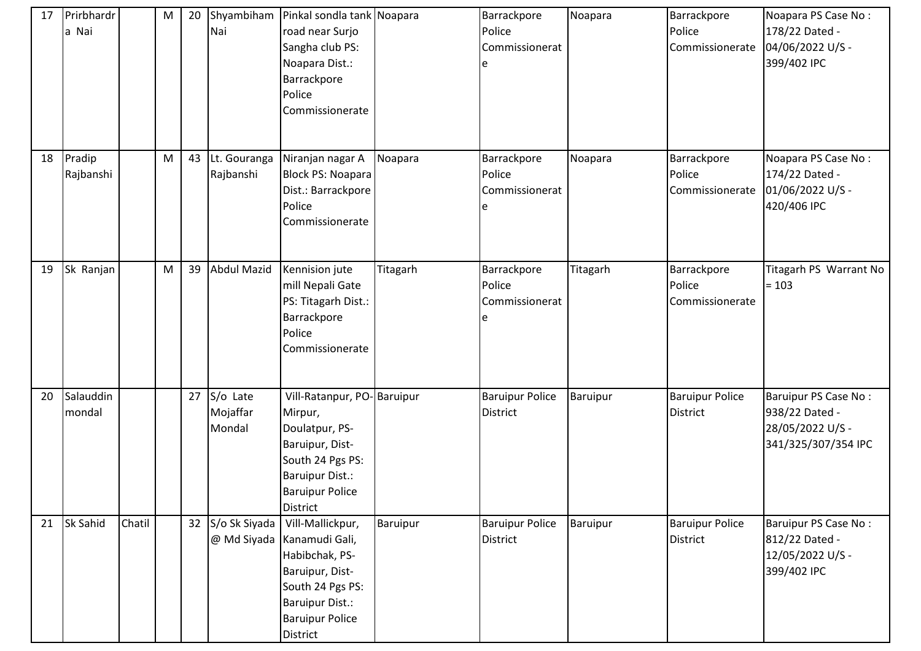| | | | | | | | | | | | |
|---|---|---|---|---|---|---|---|---|---|---|---|
| 17 | Prirbhardra Nai | | M | 20 | Shyambiham Nai | Pinkal sondla tank road near Surjo Sangha club PS: Noapara Dist.: Barrackpore Police Commissionerate | Noapara | Barrackpore Police Commissionerate | Noapara | Barrackpore Police Commissionerate | Noapara PS Case No : 178/22 Dated - 04/06/2022 U/S - 399/402 IPC |
| 18 | Pradip Rajbanshi | | M | 43 | Lt. Gouranga Rajbanshi | Niranjan nagar A Block PS: Noapara Dist.: Barrackpore Police Commissionerate | Noapara | Barrackpore Police Commissionerate | Noapara | Barrackpore Police Commissionerate | Noapara PS Case No : 174/22 Dated - 01/06/2022 U/S - 420/406 IPC |
| 19 | Sk Ranjan | | M | 39 | Abdul Mazid | Kennision jute mill Nepali Gate PS: Titagarh Dist.: Barrackpore Police Commissionerate | Titagarh | Barrackpore Police Commissionerate | Titagarh | Barrackpore Police Commissionerate | Titagarh PS Warrant No = 103 |
| 20 | Salauddin mondal | | | 27 | S/o Late Mojaffar Mondal | Vill-Ratanpur, PO-Mirpur, Doulatpur, PS-Baruipur, Dist-South 24 Pgs PS: Baruipur Dist.: Baruipur Police District | Baruipur | Baruipur Police District | Baruipur | Baruipur Police District | Baruipur PS Case No : 938/22 Dated - 28/05/2022 U/S - 341/325/307/354 IPC |
| 21 | Sk Sahid | Chatil | | 32 | S/o Sk Siyada @ Md Siyada | Vill-Mallickpur, Kanamudi Gali, Habibchak, PS-Baruipur, Dist-South 24 Pgs PS: Baruipur Dist.: Baruipur Police District | Baruipur | Baruipur Police District | Baruipur | Baruipur Police District | Baruipur PS Case No : 812/22 Dated - 12/05/2022 U/S - 399/402 IPC |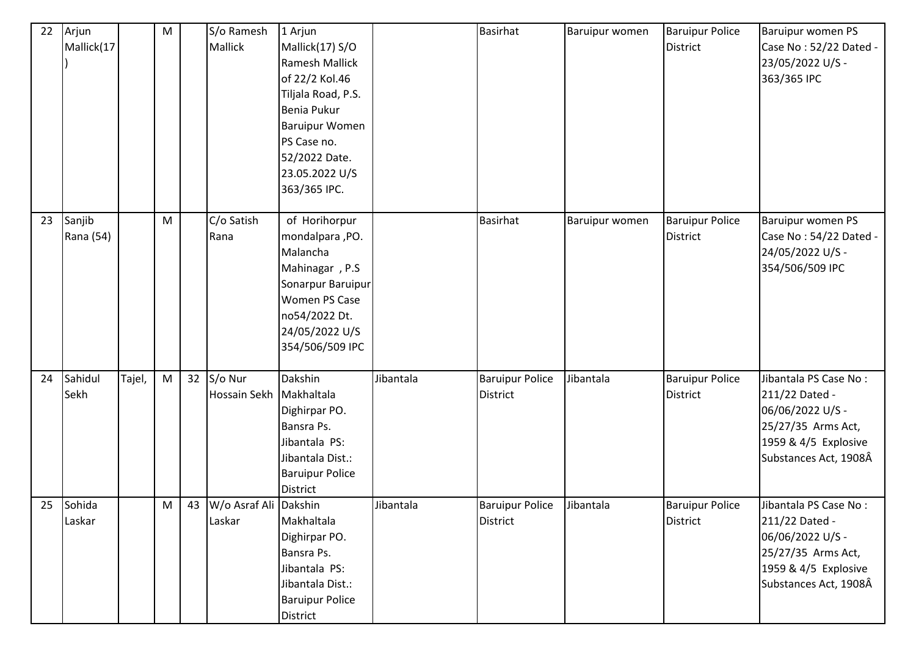| | | | | | | | | | | | |
|---|---|---|---|---|---|---|---|---|---|---|---|
| 22 | Arjun Mallick(17) | | M | | S/o Ramesh Mallick | 1 Arjun Mallick(17) S/O Ramesh Mallick of 22/2 Kol.46 Tiljala Road, P.S. Benia Pukur Baruipur Women PS Case no. 52/2022 Date. 23.05.2022 U/S 363/365 IPC. | | Basirhat | Baruipur women | Baruipur Police District | Baruipur women PS Case No : 52/22 Dated - 23/05/2022 U/S - 363/365 IPC |
| 23 | Sanjib Rana (54) | | M | | C/o Satish Rana | of Horihorpur mondalpara ,PO. Malancha Mahinagar , P.S Sonarpur Baruipur Women PS Case no54/2022 Dt. 24/05/2022 U/S 354/506/509 IPC | | Basirhat | Baruipur women | Baruipur Police District | Baruipur women PS Case No : 54/22 Dated - 24/05/2022 U/S - 354/506/509 IPC |
| 24 | Sahidul Sekh | Tajel, | M | 32 | S/o Nur Hossain Sekh | Dakshin Makhaltala Dighirpar PO. Bansra Ps. Jibantala PS: Jibantala Dist.: Baruipur Police District | Jibantala | Baruipur Police District | Jibantala | Baruipur Police District | Jibantala PS Case No : 211/22 Dated - 06/06/2022 U/S - 25/27/35 Arms Act, 1959 & 4/5 Explosive Substances Act, 1908Â |
| 25 | Sohida Laskar | | M | 43 | W/o Asraf Ali Laskar | Dakshin Makhaltala Dighirpar PO. Bansra Ps. Jibantala PS: Jibantala Dist.: Baruipur Police District | Jibantala | Baruipur Police District | Jibantala | Baruipur Police District | Jibantala PS Case No : 211/22 Dated - 06/06/2022 U/S - 25/27/35 Arms Act, 1959 & 4/5 Explosive Substances Act, 1908Â |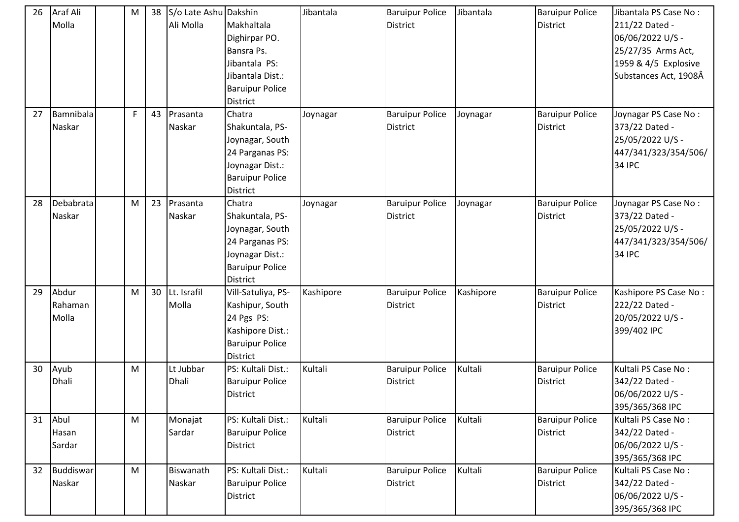| 26 | Araf Ali Molla | | M | 38 | S/o Late Ashu Ali Molla | Dakshin Makhaltala Dighirpar PO. Bansra Ps. Jibantala PS: Jibantala Dist.: Baruipur Police District | Jibantala | Baruipur Police District | Jibantala | Baruipur Police District | Jibantala PS Case No : 211/22 Dated - 06/06/2022 U/S - 25/27/35 Arms Act, 1959 & 4/5 Explosive Substances Act, 1908Â |
|---|---|---|---|---|---|---|---|---|---|---|---|
| 27 | Bamnibala Naskar | | F | 43 | Prasanta Naskar | Chatra Shakuntala, PS-Joynagar, South 24 Parganas PS: Joynagar Dist.: Baruipur Police District | Joynagar | Baruipur Police District | Joynagar | Baruipur Police District | Joynagar PS Case No : 373/22 Dated - 25/05/2022 U/S - 447/341/323/354/506/34 IPC |
| 28 | Debabrata Naskar | | M | 23 | Prasanta Naskar | Chatra Shakuntala, PS-Joynagar, South 24 Parganas PS: Joynagar Dist.: Baruipur Police District | Joynagar | Baruipur Police District | Joynagar | Baruipur Police District | Joynagar PS Case No : 373/22 Dated - 25/05/2022 U/S - 447/341/323/354/506/34 IPC |
| 29 | Abdur Rahaman Molla | | M | 30 | Lt. Israfil Molla | Vill-Satuliya, PS-Kashipur, South 24 Pgs PS: Kashipore Dist.: Baruipur Police District | Kashipore | Baruipur Police District | Kashipore | Baruipur Police District | Kashipore PS Case No : 222/22 Dated - 20/05/2022 U/S - 399/402 IPC |
| 30 | Ayub Dhali | | M | | Lt Jubbar Dhali | PS: Kultali Dist.: Baruipur Police District | Kultali | Baruipur Police District | Kultali | Baruipur Police District | Kultali PS Case No : 342/22 Dated - 06/06/2022 U/S - 395/365/368 IPC |
| 31 | Abul Hasan Sardar | | M | | Monajat Sardar | PS: Kultali Dist.: Baruipur Police District | Kultali | Baruipur Police District | Kultali | Baruipur Police District | Kultali PS Case No : 342/22 Dated - 06/06/2022 U/S - 395/365/368 IPC |
| 32 | Buddiswar Naskar | | M | | Biswanath Naskar | PS: Kultali Dist.: Baruipur Police District | Kultali | Baruipur Police District | Kultali | Baruipur Police District | Kultali PS Case No : 342/22 Dated - 06/06/2022 U/S - 395/365/368 IPC |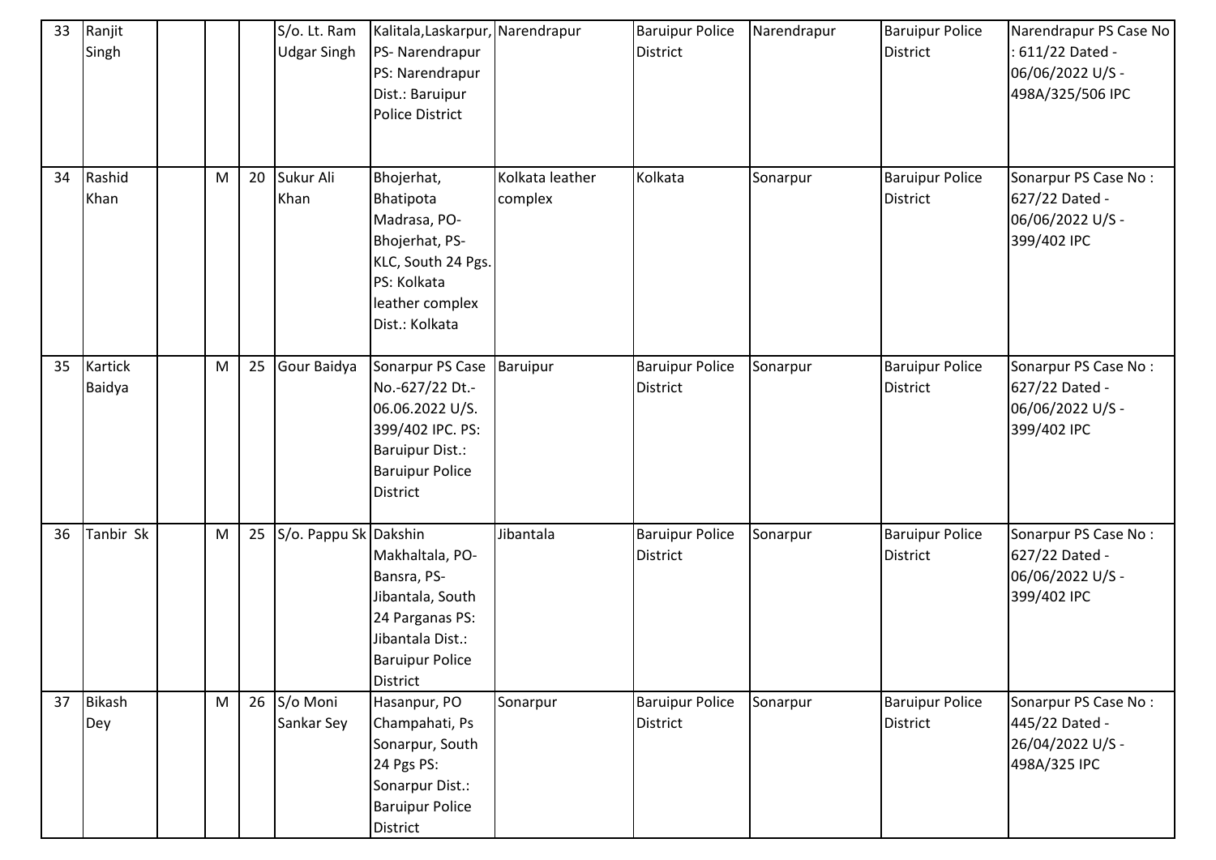| | | | | | | | | | | |
|---|---|---|---|---|---|---|---|---|---|---|
| 33 | Ranjit Singh | | | | S/o. Lt. Ram Udgar Singh | Kalitala,Laskarpur, PS- Narendrapur PS: Narendrapur Dist.: Baruipur Police District | Narendrapur | Baruipur Police District | Narendrapur | Baruipur Police District | Narendrapur PS Case No : 611/22 Dated - 06/06/2022 U/S - 498A/325/506 IPC |
| 34 | Rashid Khan | | M | 20 | Sukur Ali Khan | Bhojerhat, Bhatipota Madrasa, PO- Bhojerhat, PS- KLC, South 24 Pgs. PS: Kolkata leather complex Dist.: Kolkata | Kolkata leather complex | Kolkata | Sonarpur | Baruipur Police District | Sonarpur PS Case No : 627/22 Dated - 06/06/2022 U/S - 399/402 IPC |
| 35 | Kartick Baidya | | M | 25 | Gour Baidya | Sonarpur PS Case No.-627/22 Dt.- 06.06.2022 U/S. 399/402 IPC. PS: Baruipur Dist.: Baruipur Police District | Baruipur | Baruipur Police District | Sonarpur | Baruipur Police District | Sonarpur PS Case No : 627/22 Dated - 06/06/2022 U/S - 399/402 IPC |
| 36 | Tanbir Sk | | M | 25 | S/o. Pappu Sk | Dakshin Makhaltala, PO- Bansra, PS- Jibantala, South 24 Parganas PS: Jibantala Dist.: Baruipur Police District | Jibantala | Baruipur Police District | Sonarpur | Baruipur Police District | Sonarpur PS Case No : 627/22 Dated - 06/06/2022 U/S - 399/402 IPC |
| 37 | Bikash Dey | | M | 26 | S/o Moni Sankar Sey | Hasanpur, PO Champahati, Ps Sonarpur, South 24 Pgs PS: Sonarpur Dist.: Baruipur Police District | Sonarpur | Baruipur Police District | Sonarpur | Baruipur Police District | Sonarpur PS Case No : 445/22 Dated - 26/04/2022 U/S - 498A/325 IPC |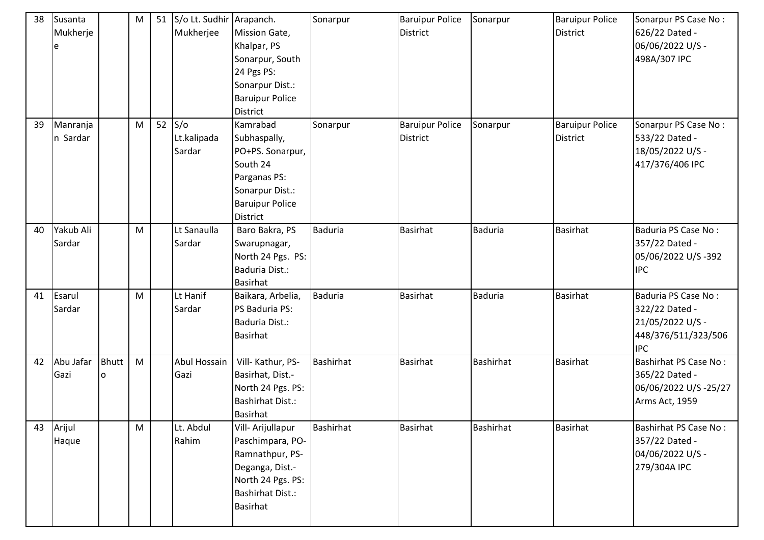| | | | | | | | | | | | | |
|---|---|---|---|---|---|---|---|---|---|---|---|---|
| 38 | Susanta Mukherjee | | M | 51 | S/o Lt. Sudhir Mukherjee | Arapanch. Mission Gate, Khalpar, PS Sonarpur, South 24 Pgs PS: Sonarpur Dist.: Baruipur Police District | Sonarpur | Baruipur Police District | Sonarpur | Baruipur Police District | Sonarpur PS Case No : 626/22 Dated - 06/06/2022 U/S - 498A/307 IPC |
| 39 | Manranjan Sardar | | M | 52 | S/o Lt.kalipada Sardar | Kamrabad Subhaspally, PO+PS. Sonarpur, South 24 Parganas PS: Sonarpur Dist.: Baruipur Police District | Sonarpur | Baruipur Police District | Sonarpur | Baruipur Police District | Sonarpur PS Case No : 533/22 Dated - 18/05/2022 U/S - 417/376/406 IPC |
| 40 | Yakub Ali Sardar | | M | | Lt Sanaulla Sardar | Baro Bakra, PS Swarupnagar, North 24 Pgs. PS: Baduria Dist.: Basirhat | Baduria | Basirhat | Baduria | Basirhat | Baduria PS Case No : 357/22 Dated - 05/06/2022 U/S -392 IPC |
| 41 | Esarul Sardar | | M | | Lt Hanif Sardar | Baikara, Arbelia, PS Baduria PS: Baduria Dist.: Basirhat | Baduria | Basirhat | Baduria | Basirhat | Baduria PS Case No : 322/22 Dated - 21/05/2022 U/S - 448/376/511/323/506 IPC |
| 42 | Abu Jafar Gazi | Bhutto | M | | Abul Hossain Gazi | Vill- Kathur, PS- Basirhat, Dist.- North 24 Pgs. PS: Bashirhat Dist.: Basirhat | Bashirhat | Basirhat | Bashirhat | Basirhat | Bashirhat PS Case No : 365/22 Dated - 06/06/2022 U/S -25/27 Arms Act, 1959 |
| 43 | Arijul Haque | | M | | Lt. Abdul Rahim | Vill- Arijullapur Paschimpara, PO- Ramnathpur, PS- Deganga, Dist.- North 24 Pgs. PS: Bashirhat Dist.: Basirhat | Bashirhat | Basirhat | Bashirhat | Basirhat | Bashirhat PS Case No : 357/22 Dated - 04/06/2022 U/S - 279/304A IPC |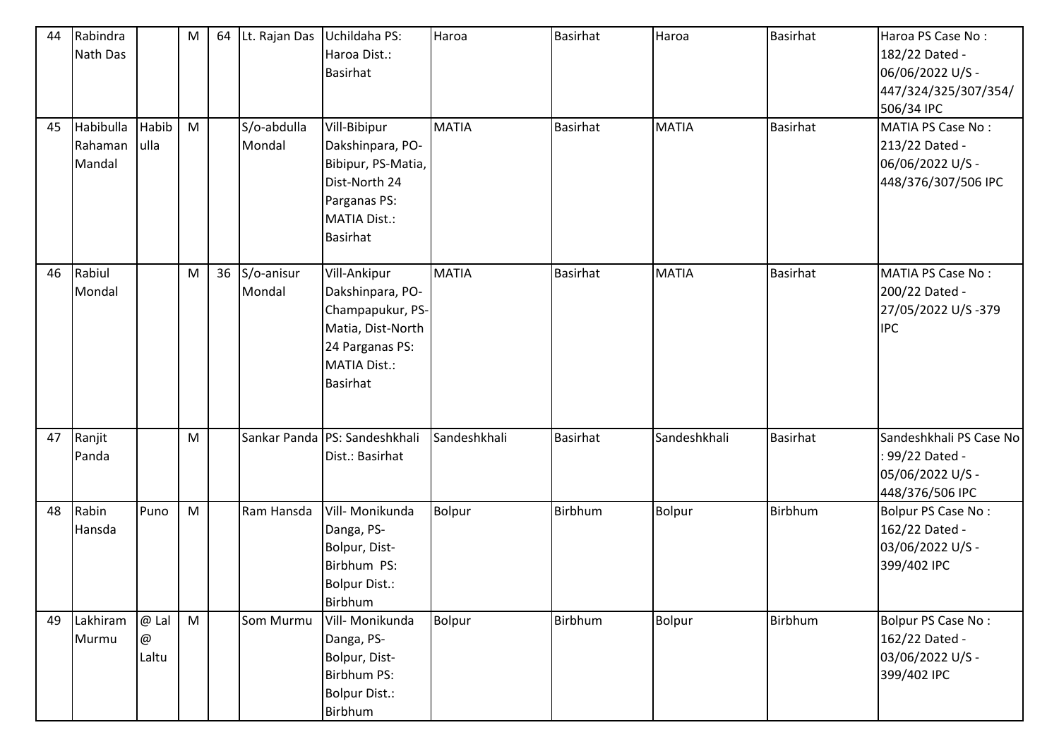| | | | | | | | | | | |
|---|---|---|---|---|---|---|---|---|---|---|
| 44 | Rabindra Nath Das | | M | 64 | Lt. Rajan Das | Uchildaha PS: Haroa Dist.: Basirhat | Haroa | Basirhat | Haroa | Basirhat | Haroa PS Case No : 182/22 Dated - 06/06/2022 U/S - 447/324/325/307/354/ 506/34 IPC |
| 45 | Habibulla Rahaman Mandal | Habibulla | M | | S/o-abdulla Mondal | Vill-Bibipur Dakshinpara, PO-Bibipur, PS-Matia, Dist-North 24 Parganas PS: MATIA Dist.: Basirhat | MATIA | Basirhat | MATIA | Basirhat | MATIA PS Case No : 213/22 Dated - 06/06/2022 U/S - 448/376/307/506 IPC |
| 46 | Rabiul Mondal | | M | 36 | S/o-anisur Mondal | Vill-Ankipur Dakshinpara, PO-Champapukur, PS-Matia, Dist-North 24 Parganas PS: MATIA Dist.: Basirhat | MATIA | Basirhat | MATIA | Basirhat | MATIA PS Case No : 200/22 Dated - 27/05/2022 U/S -379 IPC |
| 47 | Ranjit Panda | | M | | Sankar Panda | PS: Sandeshkhali Dist.: Basirhat | Sandeshkhali | Basirhat | Sandeshkhali | Basirhat | Sandeshkhali PS Case No : 99/22 Dated - 05/06/2022 U/S - 448/376/506 IPC |
| 48 | Rabin Hansda | Puno | M | | Ram Hansda | Vill- Monikunda Danga, PS-Bolpur, Dist-Birbhum PS: Bolpur Dist.: Birbhum | Bolpur | Birbhum | Bolpur | Birbhum | Bolpur PS Case No : 162/22 Dated - 03/06/2022 U/S - 399/402 IPC |
| 49 | Lakhiram Murmu | @ Lal @ Laltu | M | | Som Murmu | Vill- Monikunda Danga, PS-Bolpur, Dist-Birbhum PS: Bolpur Dist.: Birbhum | Bolpur | Birbhum | Bolpur | Birbhum | Bolpur PS Case No : 162/22 Dated - 03/06/2022 U/S - 399/402 IPC |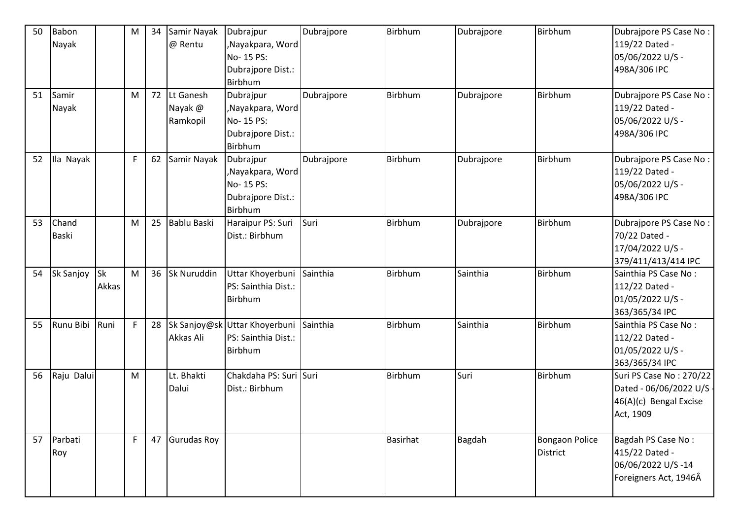| | | | | | | | | | | | |
|---|---|---|---|---|---|---|---|---|---|---|---|
| 50 | Babon Nayak | | M | 34 | Samir Nayak @ Rentu | Dubrajpur ,Nayakpara, Word No- 15 PS: Dubrajpore Dist.: Birbhum | Dubrajpore | Birbhum | Dubrajpore | Birbhum | Dubrajpore PS Case No : 119/22 Dated - 05/06/2022 U/S - 498A/306 IPC |
| 51 | Samir Nayak | | M | 72 | Lt Ganesh Nayak @ Ramkopil | Dubrajpur ,Nayakpara, Word No- 15 PS: Dubrajpore Dist.: Birbhum | Dubrajpore | Birbhum | Dubrajpore | Birbhum | Dubrajpore PS Case No : 119/22 Dated - 05/06/2022 U/S - 498A/306 IPC |
| 52 | Ila Nayak | | F | 62 | Samir Nayak | Dubrajpur ,Nayakpara, Word No- 15 PS: Dubrajpore Dist.: Birbhum | Dubrajpore | Birbhum | Dubrajpore | Birbhum | Dubrajpore PS Case No : 119/22 Dated - 05/06/2022 U/S - 498A/306 IPC |
| 53 | Chand Baski | | M | 25 | Bablu Baski | Haraipur PS: Suri Dist.: Birbhum | Suri | Birbhum | Dubrajpore | Birbhum | Dubrajpore PS Case No : 70/22 Dated - 17/04/2022 U/S - 379/411/413/414 IPC |
| 54 | Sk Sanjoy | Sk Akkas | M | 36 | Sk Nuruddin | Uttar Khoyerbuni PS: Sainthia Dist.: Birbhum | Sainthia | Birbhum | Sainthia | Birbhum | Sainthia PS Case No : 112/22 Dated - 01/05/2022 U/S - 363/365/34 IPC |
| 55 | Runu Bibi | Runi | F | 28 | Sk Sanjoy@sk Akkas Ali | Uttar Khoyerbuni PS: Sainthia Dist.: Birbhum | Sainthia | Birbhum | Sainthia | Birbhum | Sainthia PS Case No : 112/22 Dated - 01/05/2022 U/S - 363/365/34 IPC |
| 56 | Raju Dalui | | M | | Lt. Bhakti Dalui | Chakdaha PS: Suri Dist.: Birbhum | Suri | Birbhum | Suri | Birbhum | Suri PS Case No : 270/22 Dated - 06/06/2022 U/S - 46(A)(c) Bengal Excise Act, 1909 |
| 57 | Parbati Roy | | F | 47 | Gurudas Roy | | | Basirhat | Bagdah | Bongaon Police District | Bagdah PS Case No : 415/22 Dated - 06/06/2022 U/S -14 Foreigners Act, 1946Â |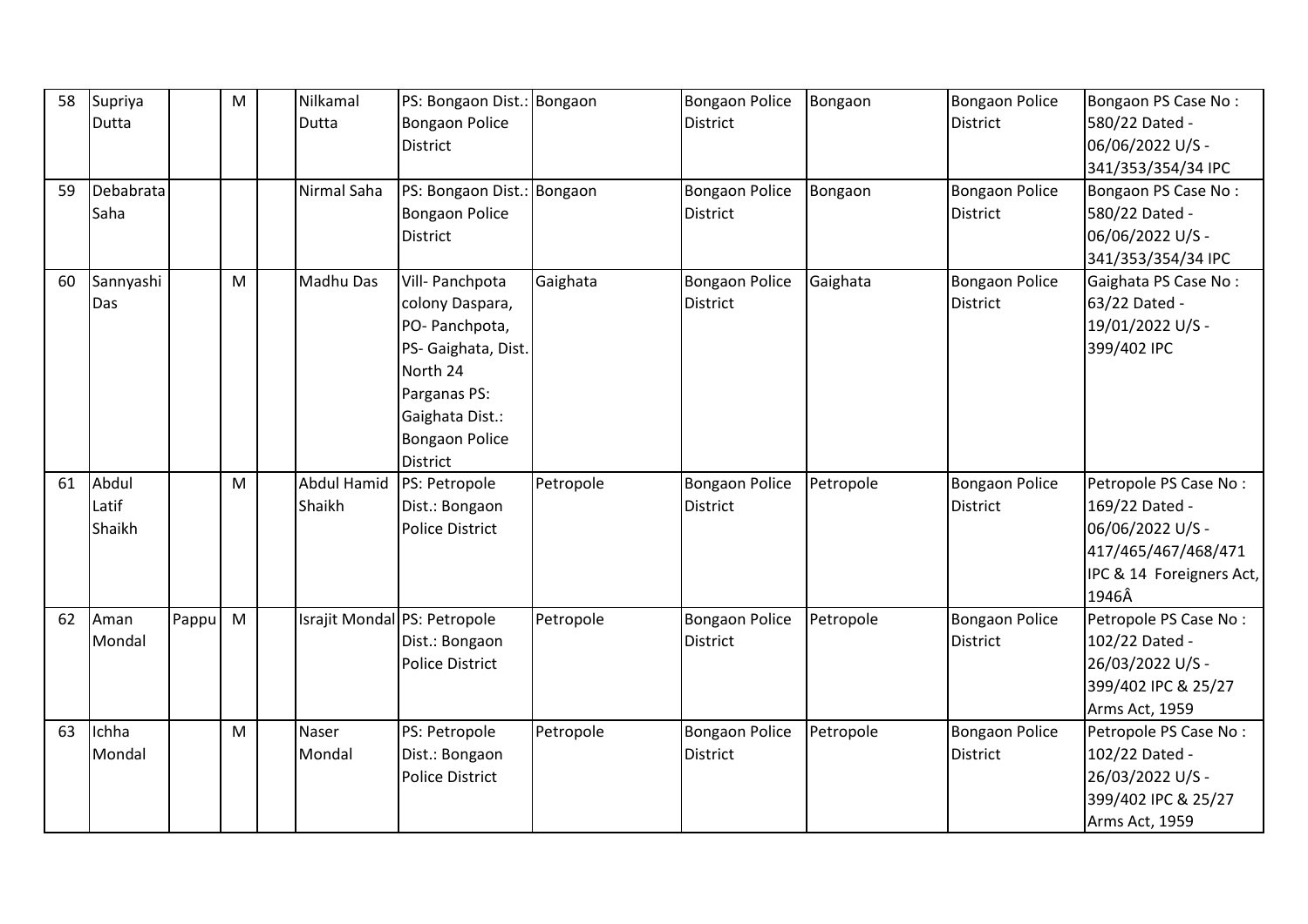| | | | | | | | | | | | |
|---|---|---|---|---|---|---|---|---|---|---|---|
| 58 | Supriya Dutta | | M | | Nilkamal Dutta | PS: Bongaon Dist.: Bongaon Police District | Bongaon | Bongaon Police District | Bongaon | Bongaon Police District | Bongaon PS Case No : 580/22 Dated - 06/06/2022 U/S - 341/353/354/34 IPC |
| 59 | Debabrata Saha | | | | Nirmal Saha | PS: Bongaon Dist.: Bongaon Police District | Bongaon | Bongaon Police District | Bongaon | Bongaon Police District | Bongaon PS Case No : 580/22 Dated - 06/06/2022 U/S - 341/353/354/34 IPC |
| 60 | Sannyashi Das | | M | | Madhu Das | Vill- Panchpota colony Daspara, PO- Panchpota, PS- Gaighata, Dist. North 24 Parganas PS: Gaighata Dist.: Bongaon Police District | Gaighata | Bongaon Police District | Gaighata | Bongaon Police District | Gaighata PS Case No : 63/22 Dated - 19/01/2022 U/S - 399/402 IPC |
| 61 | Abdul Latif Shaikh | | M | | Abdul Hamid Shaikh | PS: Petropole Dist.: Bongaon Police District | Petropole | Bongaon Police District | Petropole | Bongaon Police District | Petropole PS Case No : 169/22 Dated - 06/06/2022 U/S - 417/465/467/468/471 IPC & 14 Foreigners Act, 1946Â |
| 62 | Aman Mondal | Pappu | M | | Israjit Mondal | PS: Petropole Dist.: Bongaon Police District | Petropole | Bongaon Police District | Petropole | Bongaon Police District | Petropole PS Case No : 102/22 Dated - 26/03/2022 U/S - 399/402 IPC & 25/27 Arms Act, 1959 |
| 63 | Ichha Mondal | | M | | Naser Mondal | PS: Petropole Dist.: Bongaon Police District | Petropole | Bongaon Police District | Petropole | Bongaon Police District | Petropole PS Case No : 102/22 Dated - 26/03/2022 U/S - 399/402 IPC & 25/27 Arms Act, 1959 |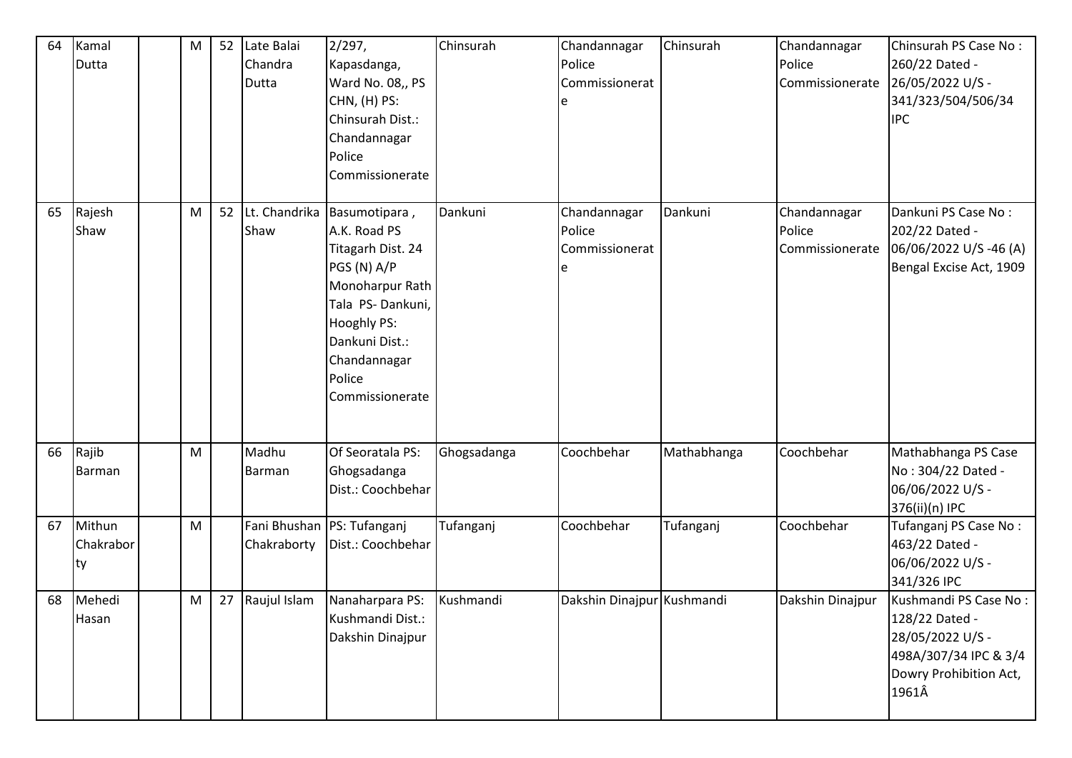| | | | | | | | | | | | |
|---|---|---|---|---|---|---|---|---|---|---|---|
| 64 | Kamal Dutta | | M | 52 | Late Balai Chandra Dutta | 2/297, Kapasdanga, Ward No. 08,, PS CHN, (H) PS: Chinsurah Dist.: Chandannagar Police Commissionerate | Chinsurah | Chandannagar Police Commissionerate | Chinsurah | Chandannagar Police Commissionerate | Chinsurah PS Case No : 260/22 Dated - 26/05/2022 U/S - 341/323/504/506/34 IPC |
| 65 | Rajesh Shaw | | M | 52 | Lt. Chandrika Shaw | Basumotipara , A.K. Road PS Titagarh Dist. 24 PGS (N) A/P Monoharpur Rath Tala PS- Dankuni, Hooghly PS: Dankuni Dist.: Chandannagar Police Commissionerate | Dankuni | Chandannagar Police Commissionerate | Dankuni | Chandannagar Police Commissionerate | Dankuni PS Case No : 202/22 Dated - 06/06/2022 U/S -46 (A) Bengal Excise Act, 1909 |
| 66 | Rajib Barman | | M | | Madhu Barman | Of Seoratala PS: Ghogsadanga Dist.: Coochbehar | Ghogsadanga | Coochbehar | Mathabhanga | Coochbehar | Mathabhanga PS Case No : 304/22 Dated - 06/06/2022 U/S - 376(ii)(n) IPC |
| 67 | Mithun Chakraborty | | M | | Fani Bhushan Chakraborty | PS: Tufanganj Dist.: Coochbehar | Tufanganj | Coochbehar | Tufanganj | Coochbehar | Tufanganj PS Case No : 463/22 Dated - 06/06/2022 U/S - 341/326 IPC |
| 68 | Mehedi Hasan | | M | 27 | Raujul Islam | Nanaharpara PS: Kushmandi Dist.: Dakshin Dinajpur | Kushmandi | Dakshin Dinajpur | Kushmandi | Dakshin Dinajpur | Kushmandi PS Case No : 128/22 Dated - 28/05/2022 U/S - 498A/307/34 IPC & 3/4 Dowry Prohibition Act, 1961Â |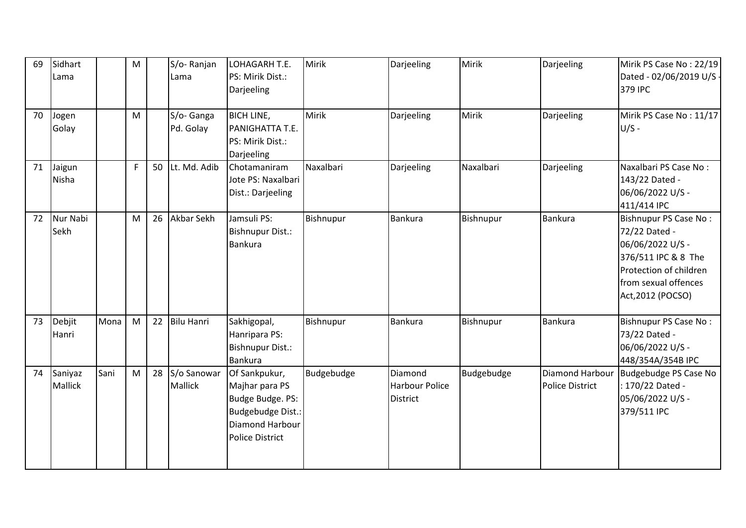| | | | | | | | | | | | |
|---|---|---|---|---|---|---|---|---|---|---|---|
| 69 | Sidhart Lama | | M | | S/o- Ranjan Lama | LOHAGARH T.E. PS: Mirik Dist.: Darjeeling | Mirik | Darjeeling | Mirik | Darjeeling | Mirik PS Case No : 22/19 Dated - 02/06/2019 U/S - 379 IPC |
| 70 | Jogen Golay | | M | | S/o- Ganga Pd. Golay | BICH LINE, PANIGHATTA T.E. PS: Mirik Dist.: Darjeeling | Mirik | Darjeeling | Mirik | Darjeeling | Mirik PS Case No : 11/17 U/S - |
| 71 | Jaigun Nisha | | F | 50 | Lt. Md. Adib | Chotamaniram Jote PS: Naxalbari Dist.: Darjeeling | Naxalbari | Darjeeling | Naxalbari | Darjeeling | Naxalbari PS Case No : 143/22 Dated - 06/06/2022 U/S - 411/414 IPC |
| 72 | Nur Nabi Sekh | | M | 26 | Akbar Sekh | Jamsuli PS: Bishnupur Dist.: Bankura | Bishnupur | Bankura | Bishnupur | Bankura | Bishnupur PS Case No : 72/22 Dated - 06/06/2022 U/S - 376/511 IPC & 8 The Protection of children from sexual offences Act,2012 (POCSO) |
| 73 | Debjit Hanri | Mona | M | 22 | Bilu Hanri | Sakhigopal, Hanripara PS: Bishnupur Dist.: Bankura | Bishnupur | Bankura | Bishnupur | Bankura | Bishnupur PS Case No : 73/22 Dated - 06/06/2022 U/S - 448/354A/354B IPC |
| 74 | Saniyaz Mallick | Sani | M | 28 | S/o Sanowar Mallick | Of Sankpukur, Majhar para PS Budge Budge. PS: Budgebudge Dist.: Diamond Harbour Police District | Budgebudge | Diamond Harbour Police District | Budgebudge | Diamond Harbour Police District | Budgebudge PS Case No : 170/22 Dated - 05/06/2022 U/S - 379/511 IPC |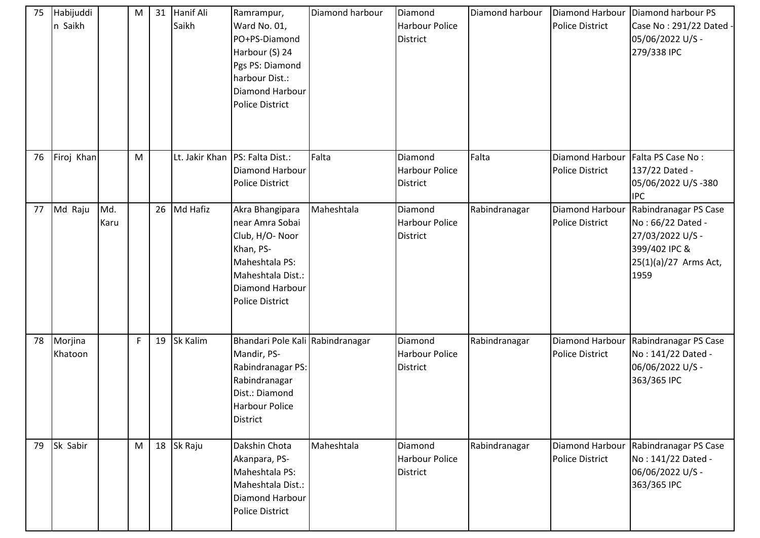| | | | | | | | | | | | |
|---|---|---|---|---|---|---|---|---|---|---|---|
| 75 | Habijuddin Saikh | | M | 31 | Hanif Ali Saikh | Ramrampur, Ward No. 01, PO+PS-Diamond Harbour (S) 24 Pgs PS: Diamond harbour Dist.: Diamond Harbour Police District | Diamond harbour | Diamond Harbour Police District | Diamond harbour | Diamond Harbour Police District | Diamond harbour PS Case No : 291/22 Dated - 05/06/2022 U/S - 279/338 IPC |
| 76 | Firoj Khan | | M | | Lt. Jakir Khan | PS: Falta Dist.: Diamond Harbour Police District | Falta | Diamond Harbour Police District | Falta | Diamond Harbour Police District | Falta PS Case No : 137/22 Dated - 05/06/2022 U/S -380 IPC |
| 77 | Md Raju | Md. Karu | | 26 | Md Hafiz | Akra Bhangipara near Amra Sobai Club, H/O- Noor Khan, PS- Maheshtala PS: Maheshtala Dist.: Diamond Harbour Police District | Maheshtala | Diamond Harbour Police District | Rabindranagar | Diamond Harbour Police District | Rabindranagar PS Case No : 66/22 Dated - 27/03/2022 U/S - 399/402 IPC & 25(1)(a)/27 Arms Act, 1959 |
| 78 | Morjina Khatoon | | F | 19 | Sk Kalim | Bhandari Pole Kali Mandir, PS- Rabindranagar PS: Rabindranagar Dist.: Diamond Harbour Police District | Rabindranagar | Diamond Harbour Police District | Rabindranagar | Diamond Harbour Police District | Rabindranagar PS Case No : 141/22 Dated - 06/06/2022 U/S - 363/365 IPC |
| 79 | Sk Sabir | | M | 18 | Sk Raju | Dakshin Chota Akanpara, PS- Maheshtala PS: Maheshtala Dist.: Diamond Harbour Police District | Maheshtala | Diamond Harbour Police District | Rabindranagar | Diamond Harbour Police District | Rabindranagar PS Case No : 141/22 Dated - 06/06/2022 U/S - 363/365 IPC |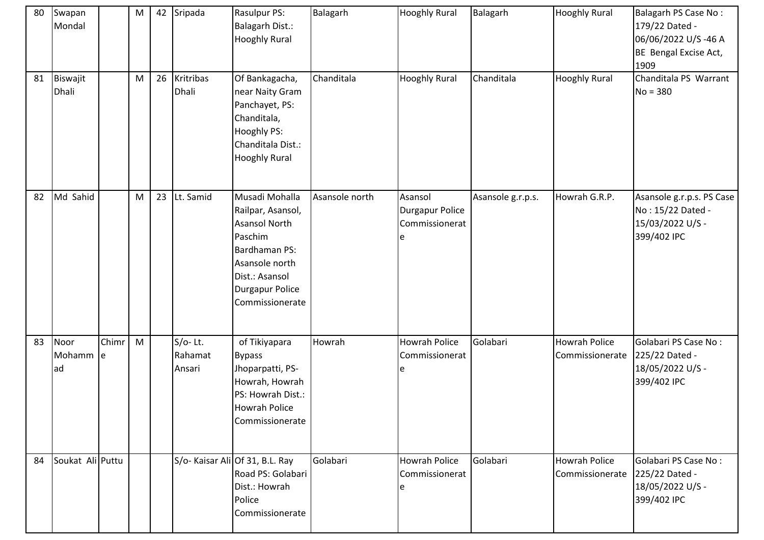| | | | | | | | | | | | |
|---|---|---|---|---|---|---|---|---|---|---|---|
| 80 | Swapan Mondal | | M | 42 | Sripada | Rasulpur PS: Balagarh Dist.: Hooghly Rural | Balagarh | Hooghly Rural | Balagarh | Hooghly Rural | Balagarh PS Case No : 179/22 Dated - 06/06/2022 U/S -46 A BE Bengal Excise Act, 1909 |
| 81 | Biswajit Dhali | | M | 26 | Kritribas Dhali | Of Bankagacha, near Naity Gram Panchayet, PS: Chanditala, Hooghly PS: Chanditala Dist.: Hooghly Rural | Chanditala | Hooghly Rural | Chanditala | Hooghly Rural | Chanditala PS Warrant No = 380 |
| 82 | Md Sahid | | M | 23 | Lt. Samid | Musadi Mohalla Railpar, Asansol, Asansol North Paschim Bardhaman PS: Asansole north Dist.: Asansol Durgapur Police Commissionerate | Asansole north | Asansol Durgapur Police Commissionerate | Asansole g.r.p.s. | Howrah G.R.P. | Asansole g.r.p.s. PS Case No : 15/22 Dated - 15/03/2022 U/S - 399/402 IPC |
| 83 | Noor Mohammad | Chimre | M | | S/o- Lt. Rahamat Ansari | of Tikiyapara Bypass Jhoparpatti, PS- Howrah, Howrah PS: Howrah Dist.: Howrah Police Commissionerate | Howrah | Howrah Police Commissionerate | Golabari | Howrah Police Commissionerate | Golabari PS Case No : 225/22 Dated - 18/05/2022 U/S - 399/402 IPC |
| 84 | Soukat Ali | Puttu | | | S/o- Kaisar Ali | Of 31, B.L. Ray Road PS: Golabari Dist.: Howrah Police Commissionerate | Golabari | Howrah Police Commissionerate | Golabari | Howrah Police Commissionerate | Golabari PS Case No : 225/22 Dated - 18/05/2022 U/S - 399/402 IPC |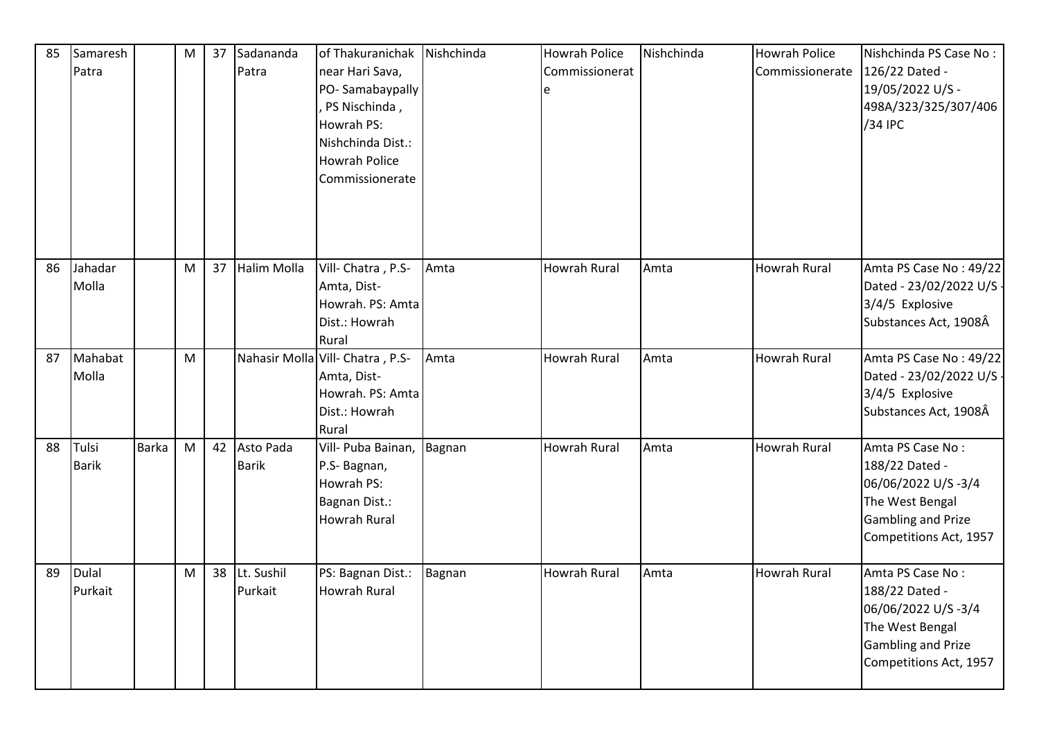| | | | | | | | | | | | |
|---|---|---|---|---|---|---|---|---|---|---|---|
| 85 | Samaresh Patra | | M | 37 | Sadananda Patra | of Thakuranichak near Hari Sava, PO- Samabaypally , PS Nischinda , Howrah PS: Nishchinda Dist.: Howrah Police Commissionerate | Nishchinda | Howrah Police Commissionerate | Nishchinda | Howrah Police Commissionerate | Nishchinda PS Case No : 126/22 Dated - 19/05/2022 U/S - 498A/323/325/307/406 /34 IPC |
| 86 | Jahadar Molla | | M | 37 | Halim Molla | Vill- Chatra , P.S- Amta, Dist- Howrah. PS: Amta Dist.: Howrah Rural | Amta | Howrah Rural | Amta | Howrah Rural | Amta PS Case No : 49/22 Dated - 23/02/2022 U/S - 3/4/5 Explosive Substances Act, 1908Â |
| 87 | Mahabat Molla | | M | | Nahasir Molla | Vill- Chatra , P.S- Amta, Dist- Howrah. PS: Amta Dist.: Howrah Rural | Amta | Howrah Rural | Amta | Howrah Rural | Amta PS Case No : 49/22 Dated - 23/02/2022 U/S - 3/4/5 Explosive Substances Act, 1908Â |
| 88 | Tulsi Barik | Barka | M | 42 | Asto Pada Barik | Vill- Puba Bainan, P.S- Bagnan, Howrah PS: Bagnan Dist.: Howrah Rural | Bagnan | Howrah Rural | Amta | Howrah Rural | Amta PS Case No : 188/22 Dated - 06/06/2022 U/S -3/4 The West Bengal Gambling and Prize Competitions Act, 1957 |
| 89 | Dulal Purkait | | M | 38 | Lt. Sushil Purkait | PS: Bagnan Dist.: Howrah Rural | Bagnan | Howrah Rural | Amta | Howrah Rural | Amta PS Case No : 188/22 Dated - 06/06/2022 U/S -3/4 The West Bengal Gambling and Prize Competitions Act, 1957 |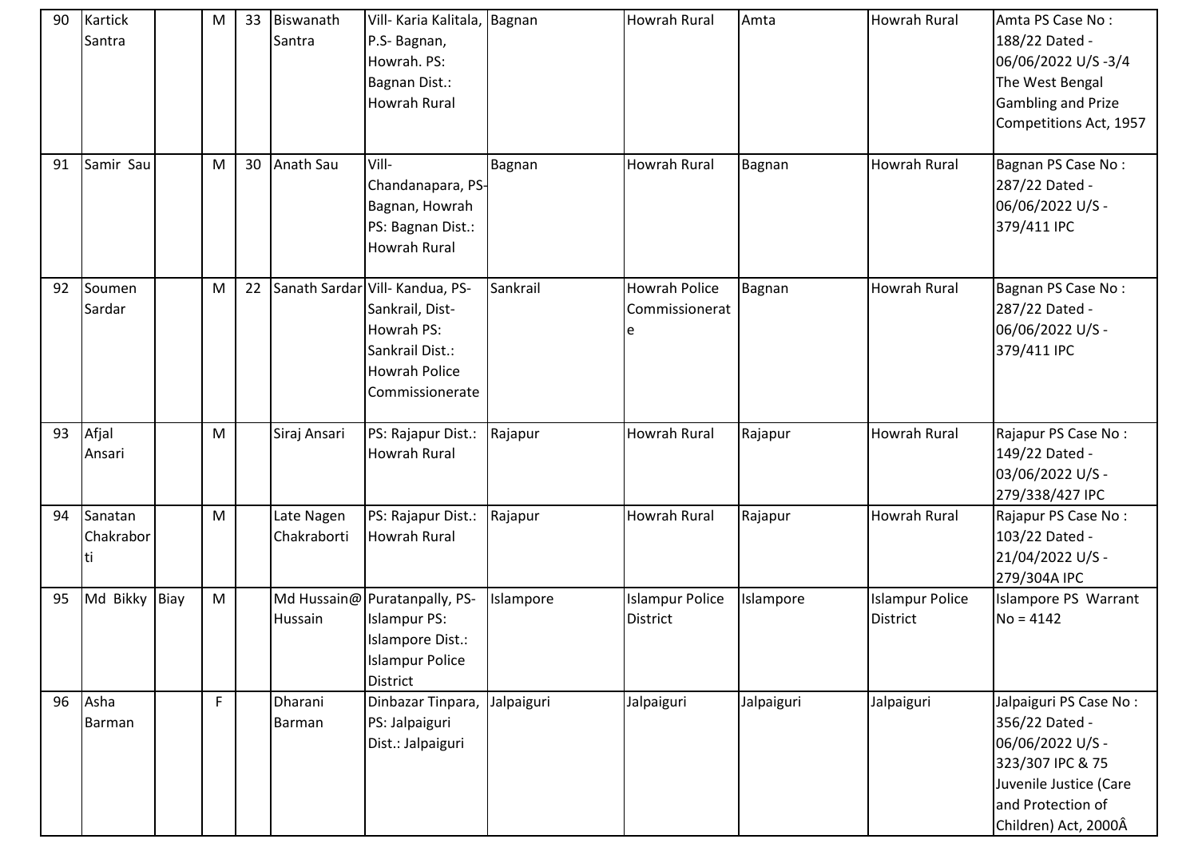| | | | | | | | | | | | |
|---|---|---|---|---|---|---|---|---|---|---|---|
| 90 | Kartick Santra | | M | 33 | Biswanath Santra | Vill- Karia Kalitala, P.S- Bagnan, Howrah. PS: Bagnan Dist.: Howrah Rural | Bagnan | Howrah Rural | Amta | Howrah Rural | Amta PS Case No : 188/22 Dated - 06/06/2022 U/S -3/4 The West Bengal Gambling and Prize Competitions Act, 1957 |
| 91 | Samir Sau | | M | 30 | Anath Sau | Vill- Chandanapara, PS- Bagnan, Howrah PS: Bagnan Dist.: Howrah Rural | Bagnan | Howrah Rural | Bagnan | Howrah Rural | Bagnan PS Case No : 287/22 Dated - 06/06/2022 U/S - 379/411 IPC |
| 92 | Soumen Sardar | | M | 22 | Sanath Sardar | Vill- Kandua, PS- Sankrail, Dist- Howrah PS: Sankrail Dist.: Howrah Police Commissionerate | Sankrail | Howrah Police Commissionerate | Bagnan | Howrah Rural | Bagnan PS Case No : 287/22 Dated - 06/06/2022 U/S - 379/411 IPC |
| 93 | Afjal Ansari | | M | | Siraj Ansari | PS: Rajapur Dist.: Howrah Rural | Rajapur | Howrah Rural | Rajapur | Howrah Rural | Rajapur PS Case No : 149/22 Dated - 03/06/2022 U/S - 279/338/427 IPC |
| 94 | Sanatan Chakraborti | | M | | Late Nagen Chakraborti | PS: Rajapur Dist.: Howrah Rural | Rajapur | Howrah Rural | Rajapur | Howrah Rural | Rajapur PS Case No : 103/22 Dated - 21/04/2022 U/S - 279/304A IPC |
| 95 | Md Bikky | Biay | M | | Md Hussain@ Hussain | Puratanpally, PS- Islampur PS: Islampore Dist.: Islampur Police District | Islampore | Islampur Police District | Islampore | Islampur Police District | Islampore PS Warrant No = 4142 |
| 96 | Asha Barman | | F | | Dharani Barman | Dinbazar Tinpara, PS: Jalpaiguri Dist.: Jalpaiguri | Jalpaiguri | Jalpaiguri | Jalpaiguri | Jalpaiguri | Jalpaiguri PS Case No : 356/22 Dated - 06/06/2022 U/S - 323/307 IPC & 75 Juvenile Justice (Care and Protection of Children) Act, 2000Â |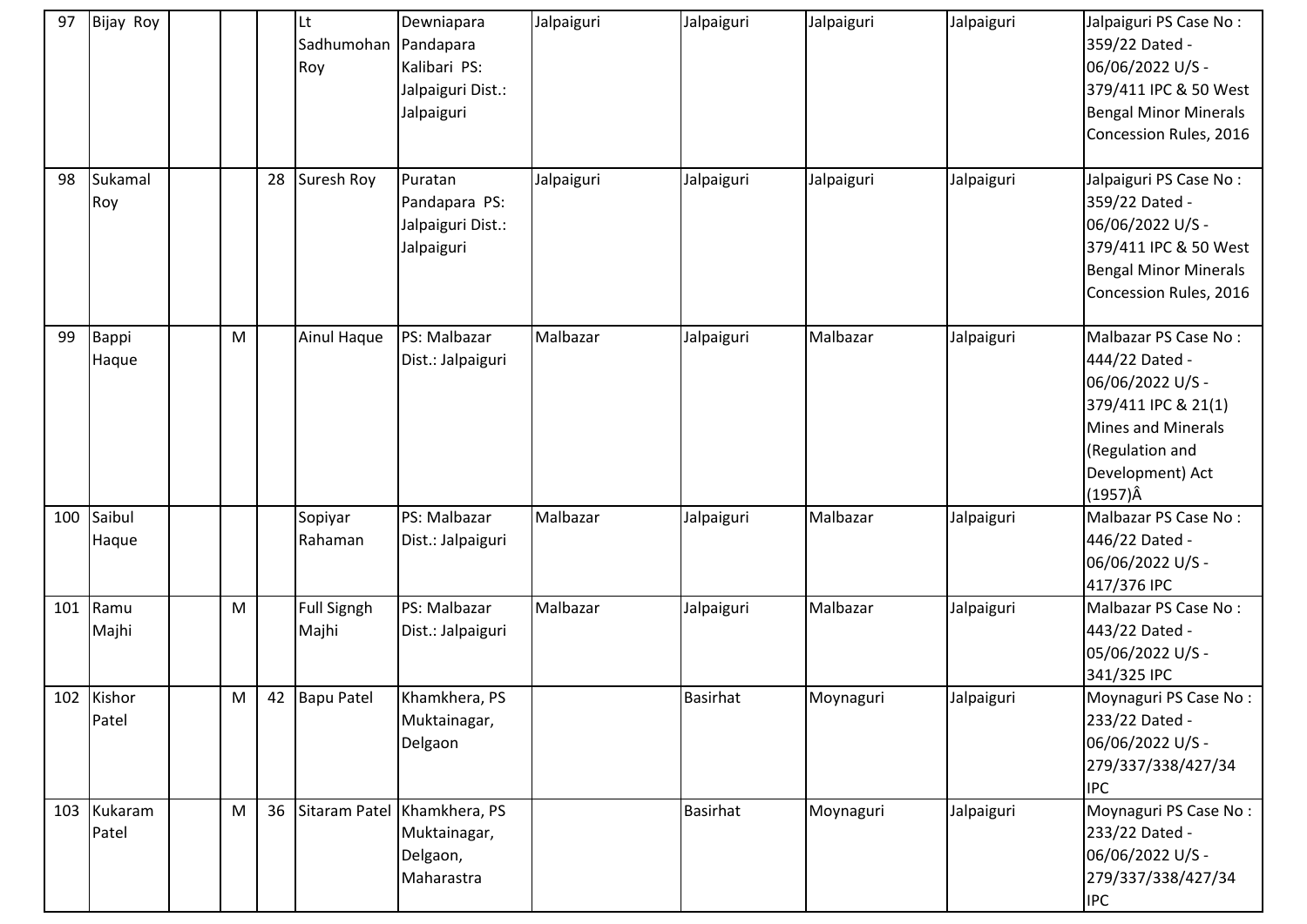| | | | | | | | | | | | |
|---|---|---|---|---|---|---|---|---|---|---|---|
| 97 | Bijay Roy | | | | Lt Sadhumohan Roy | Dewniapara Pandapara Kalibari PS: Jalpaiguri Dist.: Jalpaiguri | Jalpaiguri | Jalpaiguri | Jalpaiguri | Jalpaiguri | Jalpaiguri PS Case No : 359/22 Dated - 06/06/2022 U/S - 379/411 IPC & 50 West Bengal Minor Minerals Concession Rules, 2016 |
| 98 | Sukamal Roy | | | 28 | Suresh Roy | Puratan Pandapara PS: Jalpaiguri Dist.: Jalpaiguri | Jalpaiguri | Jalpaiguri | Jalpaiguri | Jalpaiguri | Jalpaiguri PS Case No : 359/22 Dated - 06/06/2022 U/S - 379/411 IPC & 50 West Bengal Minor Minerals Concession Rules, 2016 |
| 99 | Bappi Haque | | M | | Ainul Haque | PS: Malbazar Dist.: Jalpaiguri | Malbazar | Jalpaiguri | Malbazar | Jalpaiguri | Malbazar PS Case No : 444/22 Dated - 06/06/2022 U/S - 379/411 IPC & 21(1) Mines and Minerals (Regulation and Development) Act (1957)Â |
| 100 | Saibul Haque | | | | Sopiyar Rahaman | PS: Malbazar Dist.: Jalpaiguri | Malbazar | Jalpaiguri | Malbazar | Jalpaiguri | Malbazar PS Case No : 446/22 Dated - 06/06/2022 U/S - 417/376 IPC |
| 101 | Ramu Majhi | | M | | Full Signgh Majhi | PS: Malbazar Dist.: Jalpaiguri | Malbazar | Jalpaiguri | Malbazar | Jalpaiguri | Malbazar PS Case No : 443/22 Dated - 05/06/2022 U/S - 341/325 IPC |
| 102 | Kishor Patel | | M | 42 | Bapu Patel | Khamkhera, PS Muktainagar, Delgaon | | Basirhat | Moynaguri | Jalpaiguri | Moynaguri PS Case No : 233/22 Dated - 06/06/2022 U/S - 279/337/338/427/34 IPC |
| 103 | Kukaram Patel | | M | 36 | Sitaram Patel | Khamkhera, PS Muktainagar, Delgaon, Maharastra | | Basirhat | Moynaguri | Jalpaiguri | Moynaguri PS Case No : 233/22 Dated - 06/06/2022 U/S - 279/337/338/427/34 IPC |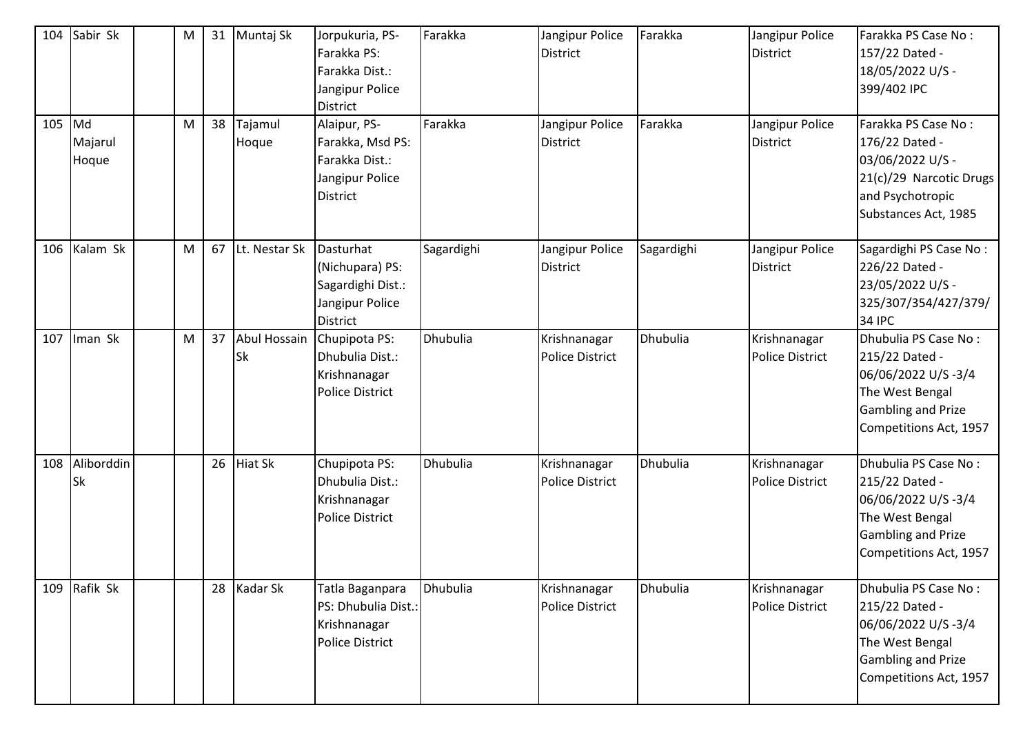| | | | | | | | | | | |
|---|---|---|---|---|---|---|---|---|---|---|
| 104 | Sabir Sk | | M | 31 | Muntaj Sk | Jorpukuria, PS-Farakka PS: Farakka Dist.: Jangipur Police District | Farakka | Jangipur Police District | Farakka | Jangipur Police District | Farakka PS Case No : 157/22 Dated - 18/05/2022 U/S - 399/402 IPC |
| 105 | Md Majarul Hoque | | M | 38 | Tajamul Hoque | Alaipur, PS-Farakka, Msd PS: Farakka Dist.: Jangipur Police District | Farakka | Jangipur Police District | Farakka | Jangipur Police District | Farakka PS Case No : 176/22 Dated - 03/06/2022 U/S - 21(c)/29 Narcotic Drugs and Psychotropic Substances Act, 1985 |
| 106 | Kalam Sk | | M | 67 | Lt. Nestar Sk | Dasturhat (Nichupara) PS: Sagardighi Dist.: Jangipur Police District | Sagardighi | Jangipur Police District | Sagardighi | Jangipur Police District | Sagardighi PS Case No : 226/22 Dated - 23/05/2022 U/S - 325/307/354/427/379/34 IPC |
| 107 | Iman Sk | | M | 37 | Abul Hossain Sk | Chupipota PS: Dhubulia Dist.: Krishnanagar Police District | Dhubulia | Krishnanagar Police District | Dhubulia | Krishnanagar Police District | Dhubulia PS Case No : 215/22 Dated - 06/06/2022 U/S -3/4 The West Bengal Gambling and Prize Competitions Act, 1957 |
| 108 | Aliborddin Sk | | | 26 | Hiat Sk | Chupipota PS: Dhubulia Dist.: Krishnanagar Police District | Dhubulia | Krishnanagar Police District | Dhubulia | Krishnanagar Police District | Dhubulia PS Case No : 215/22 Dated - 06/06/2022 U/S -3/4 The West Bengal Gambling and Prize Competitions Act, 1957 |
| 109 | Rafik Sk | | | 28 | Kadar Sk | Tatla Baganpara PS: Dhubulia Dist.: Krishnanagar Police District | Dhubulia | Krishnanagar Police District | Dhubulia | Krishnanagar Police District | Dhubulia PS Case No : 215/22 Dated - 06/06/2022 U/S -3/4 The West Bengal Gambling and Prize Competitions Act, 1957 |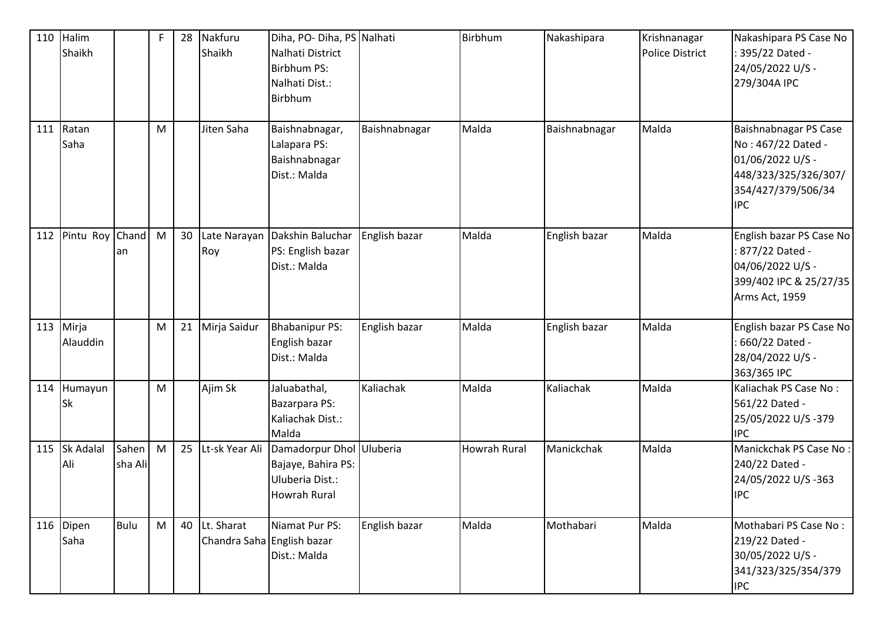| | | | | | | | | | | | |
|---|---|---|---|---|---|---|---|---|---|---|---|
| 110 | Halim Shaikh | | F | 28 | Nakfuru Shaikh | Diha, PO- Diha, PS Nalhati District Birbhum PS: Nalhati Dist.: Birbhum | Nalhati | Birbhum | Nakashipara | Krishnanagar Police District | Nakashipara PS Case No : 395/22 Dated - 24/05/2022 U/S - 279/304A IPC |
| 111 | Ratan Saha | | M | | Jiten Saha | Baishnabnagar, Lalapara PS: Baishnabnagar Dist.: Malda | Baishnabnagar | Malda | Baishnabnagar | Malda | Baishnabnagar PS Case No : 467/22 Dated - 01/06/2022 U/S - 448/323/325/326/307/354/427/379/506/34 IPC |
| 112 | Pintu Roy | Chandan | M | 30 | Late Narayan Roy | Dakshin Baluchar PS: English bazar Dist.: Malda | English bazar | Malda | English bazar | Malda | English bazar PS Case No : 877/22 Dated - 04/06/2022 U/S - 399/402 IPC & 25/27/35 Arms Act, 1959 |
| 113 | Mirja Alauddin | | M | 21 | Mirja Saidur | Bhabanipur PS: English bazar Dist.: Malda | English bazar | Malda | English bazar | Malda | English bazar PS Case No : 660/22 Dated - 28/04/2022 U/S - 363/365 IPC |
| 114 | Humayun Sk | | M | | Ajim Sk | Jaluabathal, Bazarpara PS: Kaliachak Dist.: Malda | Kaliachak | Malda | Kaliachak | Malda | Kaliachak PS Case No : 561/22 Dated - 25/05/2022 U/S -379 IPC |
| 115 | Sk Adalal Ali | Sahensha Ali | M | 25 | Lt-sk Year Ali | Damadorpur Dhol Bajaye, Bahira PS: Uluberia Dist.: Howrah Rural | Uluberia | Howrah Rural | Manickchak | Malda | Manickchak PS Case No : 240/22 Dated - 24/05/2022 U/S -363 IPC |
| 116 | Dipen Saha | Bulu | M | 40 | Lt. Sharat Chandra Saha | Niamat Pur PS: English bazar Dist.: Malda | English bazar | Malda | Mothabari | Malda | Mothabari PS Case No : 219/22 Dated - 30/05/2022 U/S - 341/323/325/354/379 IPC |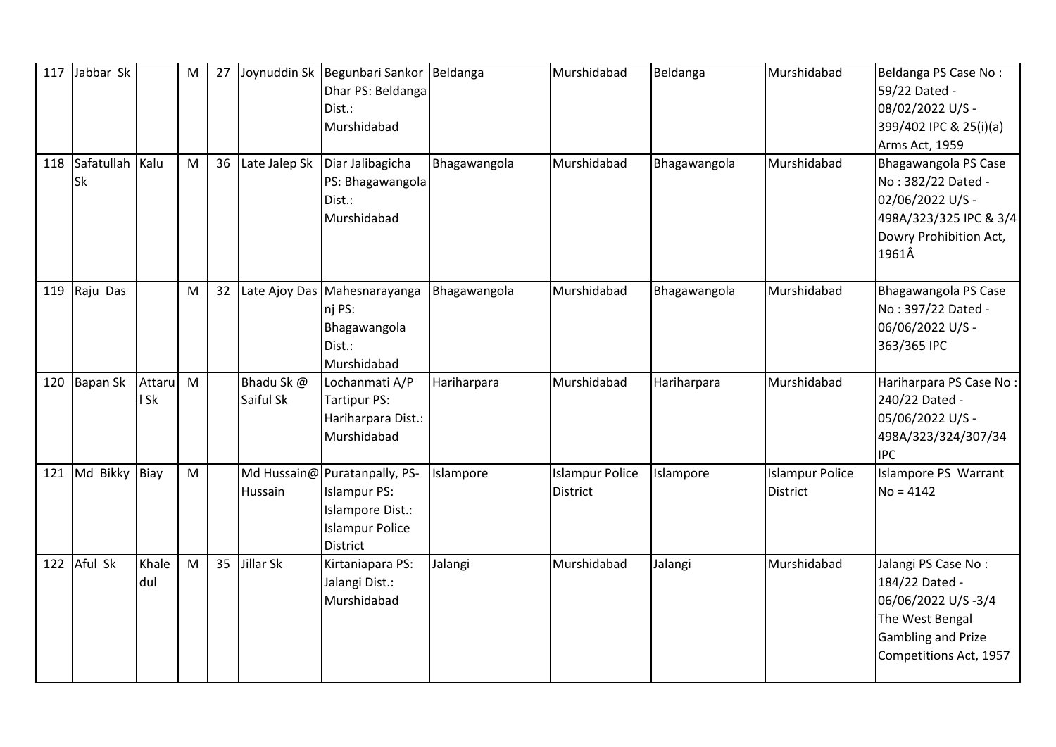| | | | | | | | | | | | |
|---|---|---|---|---|---|---|---|---|---|---|---|
| 117 | Jabbar Sk | | M | 27 | Joynuddin Sk | Begunbari Sankor Dhar PS: Beldanga Dist.: Murshidabad | Beldanga | Murshidabad | Beldanga | Murshidabad | Beldanga PS Case No : 59/22 Dated - 08/02/2022 U/S - 399/402 IPC & 25(i)(a) Arms Act, 1959 |
| 118 | Safatullah Sk | Kalu | M | 36 | Late Jalep Sk | Diar Jalibagicha PS: Bhagawangola Dist.: Murshidabad | Bhagawangola | Murshidabad | Bhagawangola | Murshidabad | Bhagawangola PS Case No : 382/22 Dated - 02/06/2022 U/S - 498A/323/325 IPC & 3/4 Dowry Prohibition Act, 1961Â |
| 119 | Raju Das | | M | 32 | Late Ajoy Das | Mahesnarayanganj PS: Bhagawangola Dist.: Murshidabad | Bhagawangola | Murshidabad | Bhagawangola | Murshidabad | Bhagawangola PS Case No : 397/22 Dated - 06/06/2022 U/S - 363/365 IPC |
| 120 | Bapan Sk | Attarul Sk | M | | Bhadu Sk @ Saiful Sk | Lochanmati A/P Tartipur PS: Hariharpara Dist.: Murshidabad | Hariharpara | Murshidabad | Hariharpara | Murshidabad | Hariharpara PS Case No : 240/22 Dated - 05/06/2022 U/S - 498A/323/324/307/34 IPC |
| 121 | Md Bikky | Biay | M | | Md Hussain@ Hussain | Puratanpally, PS-Islampur PS: Islampore Dist.: Islampur Police District | Islampore | Islampur Police District | Islampore | Islampur Police District | Islampore PS Warrant No = 4142 |
| 122 | Aful Sk | Khaledul | M | 35 | Jillar Sk | Kirtaniapara PS: Jalangi Dist.: Murshidabad | Jalangi | Murshidabad | Jalangi | Murshidabad | Jalangi PS Case No : 184/22 Dated - 06/06/2022 U/S -3/4 The West Bengal Gambling and Prize Competitions Act, 1957 |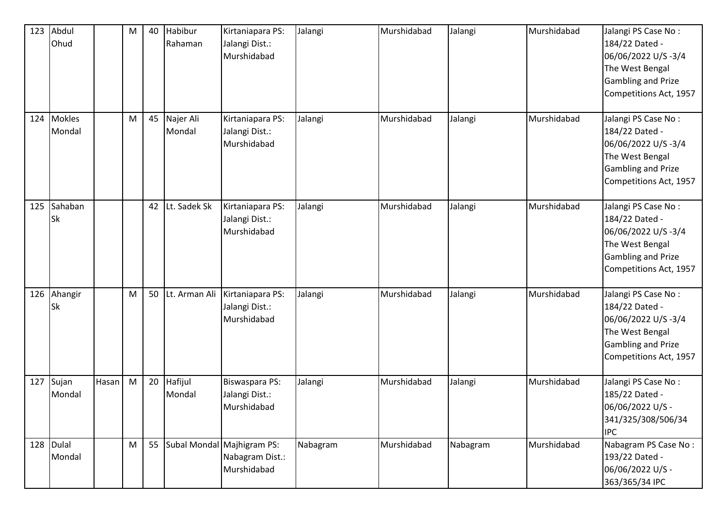| | | | | | | | | | | | |
|---|---|---|---|---|---|---|---|---|---|---|---|
| 123 | Abdul Ohud | | M | 40 | Habibur Rahaman | Kirtaniapara PS: Jalangi Dist.: Murshidabad | Jalangi | Murshidabad | Jalangi | Murshidabad | Jalangi PS Case No : 184/22 Dated - 06/06/2022 U/S -3/4 The West Bengal Gambling and Prize Competitions Act, 1957 |
| 124 | Mokles Mondal | | M | 45 | Najer Ali Mondal | Kirtaniapara PS: Jalangi Dist.: Murshidabad | Jalangi | Murshidabad | Jalangi | Murshidabad | Jalangi PS Case No : 184/22 Dated - 06/06/2022 U/S -3/4 The West Bengal Gambling and Prize Competitions Act, 1957 |
| 125 | Sahaban Sk | | | 42 | Lt. Sadek Sk | Kirtaniapara PS: Jalangi Dist.: Murshidabad | Jalangi | Murshidabad | Jalangi | Murshidabad | Jalangi PS Case No : 184/22 Dated - 06/06/2022 U/S -3/4 The West Bengal Gambling and Prize Competitions Act, 1957 |
| 126 | Ahangir Sk | | M | 50 | Lt. Arman Ali | Kirtaniapara PS: Jalangi Dist.: Murshidabad | Jalangi | Murshidabad | Jalangi | Murshidabad | Jalangi PS Case No : 184/22 Dated - 06/06/2022 U/S -3/4 The West Bengal Gambling and Prize Competitions Act, 1957 |
| 127 | Sujan Mondal | Hasan | M | 20 | Hafijul Mondal | Biswaspara PS: Jalangi Dist.: Murshidabad | Jalangi | Murshidabad | Jalangi | Murshidabad | Jalangi PS Case No : 185/22 Dated - 06/06/2022 U/S - 341/325/308/506/34 IPC |
| 128 | Dulal Mondal | | M | 55 | Subal Mondal | Majhigram PS: Nabagram Dist.: Murshidabad | Nabagram | Murshidabad | Nabagram | Murshidabad | Nabagram PS Case No : 193/22 Dated - 06/06/2022 U/S - 363/365/34 IPC |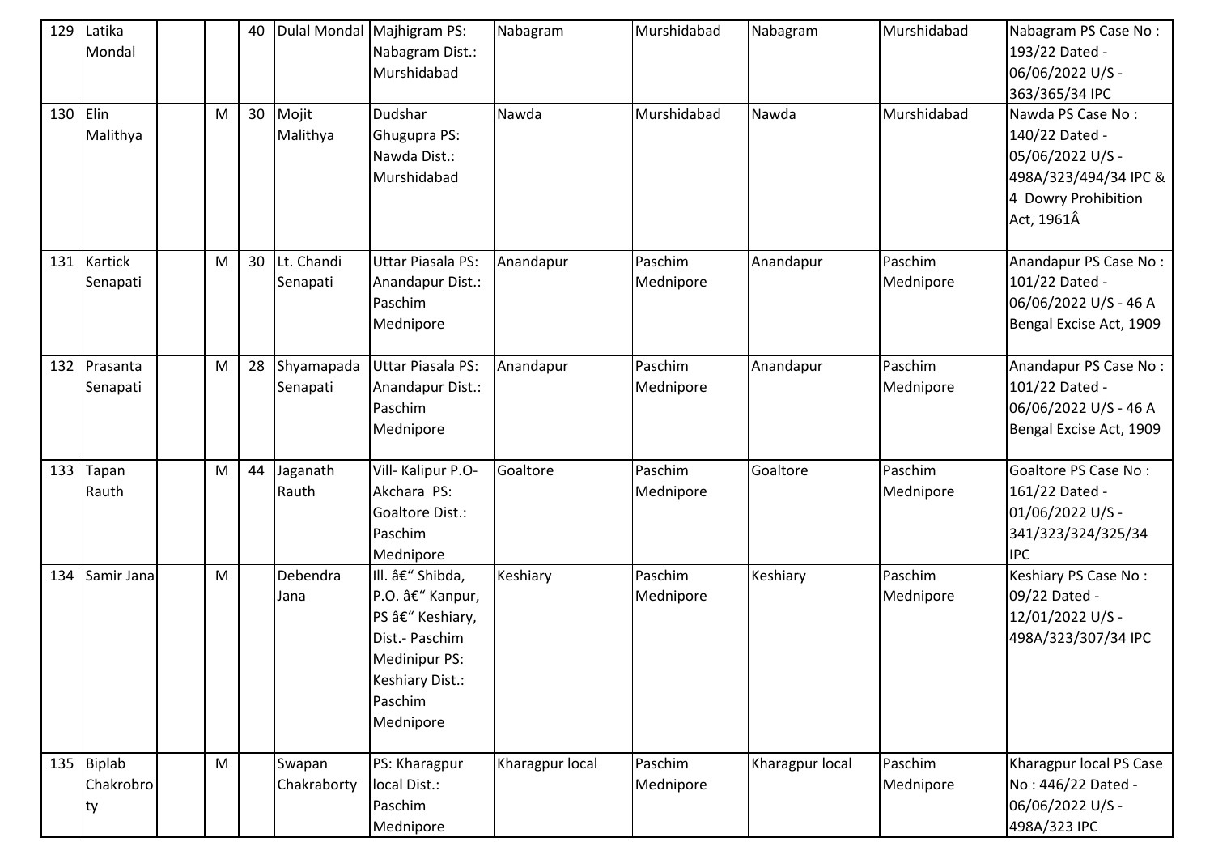| | | | | | | | | | | | |
|---|---|---|---|---|---|---|---|---|---|---|---|
| 129 | Latika Mondal | | | 40 | Dulal Mondal | Majhigram PS: Nabagram Dist.: Murshidabad | Nabagram | Murshidabad | Nabagram | Murshidabad | Nabagram PS Case No : 193/22 Dated - 06/06/2022 U/S - 363/365/34 IPC |
| 130 | Elin Malithya | | M | 30 | Mojit Malithya | Dudshar Ghugupra PS: Nawda Dist.: Murshidabad | Nawda | Murshidabad | Nawda | Murshidabad | Nawda PS Case No : 140/22 Dated - 05/06/2022 U/S - 498A/323/494/34 IPC & 4 Dowry Prohibition Act, 1961Â |
| 131 | Kartick Senapati | | M | 30 | Lt. Chandi Senapati | Uttar Piasala PS: Anandapur Dist.: Paschim Mednipore | Anandapur | Paschim Mednipore | Anandapur | Paschim Mednipore | Anandapur PS Case No : 101/22 Dated - 06/06/2022 U/S - 46 A Bengal Excise Act, 1909 |
| 132 | Prasanta Senapati | | M | 28 | Shyamapada Senapati | Uttar Piasala PS: Anandapur Dist.: Paschim Mednipore | Anandapur | Paschim Mednipore | Anandapur | Paschim Mednipore | Anandapur PS Case No : 101/22 Dated - 06/06/2022 U/S - 46 A Bengal Excise Act, 1909 |
| 133 | Tapan Rauth | | M | 44 | Jaganath Rauth | Vill- Kalipur P.O- Akchara PS: Goaltore Dist.: Paschim Mednipore | Goaltore | Paschim Mednipore | Goaltore | Paschim Mednipore | Goaltore PS Case No : 161/22 Dated - 01/06/2022 U/S - 341/323/324/325/34 IPC |
| 134 | Samir Jana | | M | | Debendra Jana | Ill. â€" Shibda, P.O. â€" Kanpur, PS â€" Keshiary, Dist.- Paschim Medinipur PS: Keshiary Dist.: Paschim Mednipore | Keshiary | Paschim Mednipore | Keshiary | Paschim Mednipore | Keshiary PS Case No : 09/22 Dated - 12/01/2022 U/S - 498A/323/307/34 IPC |
| 135 | Biplab Chakrobroty | | M | | Swapan Chakraborty | PS: Kharagpur local Dist.: Paschim Mednipore | Kharagpur local | Paschim Mednipore | Kharagpur local | Paschim Mednipore | Kharagpur local PS Case No : 446/22 Dated - 06/06/2022 U/S - 498A/323 IPC |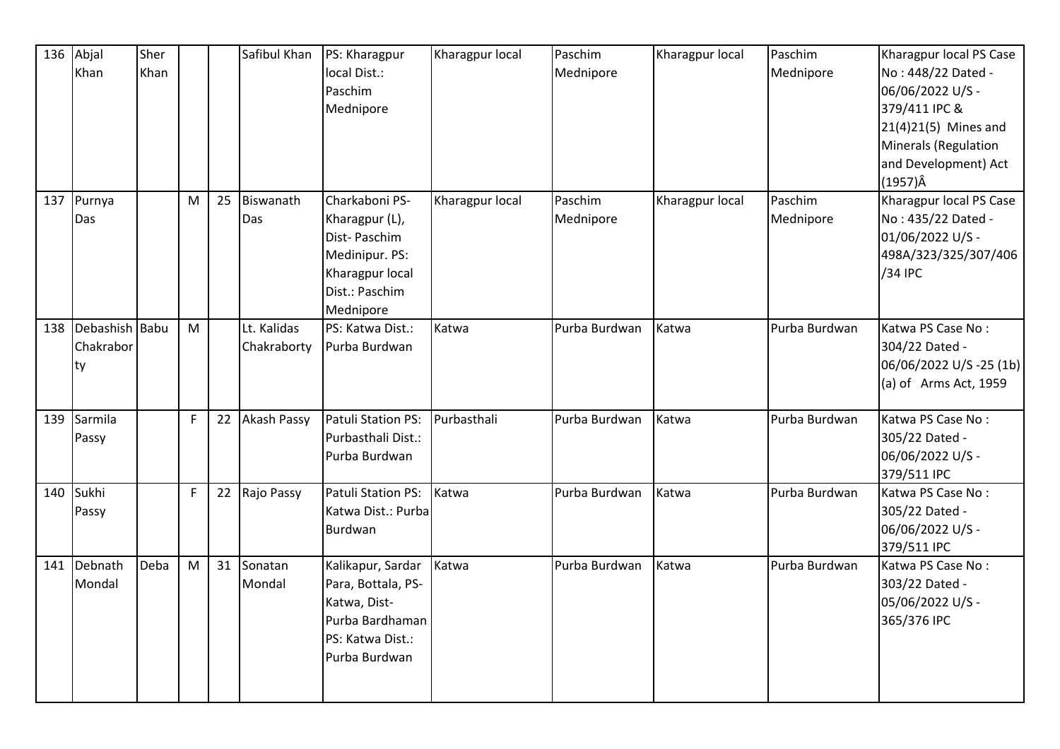| 136 | Abjal Khan | Sher Khan | | | Safibul Khan | PS: Kharagpur local Dist.: Paschim Mednipore | Kharagpur local | Paschim Mednipore | Kharagpur local | Paschim Mednipore | Kharagpur local PS Case No : 448/22 Dated - 06/06/2022 U/S - 379/411 IPC & 21(4)21(5) Mines and Minerals (Regulation and Development) Act (1957)Â |
|---|---|---|---|---|---|---|---|---|---|---|---|
| 137 | Purnya Das | | M | 25 | Biswanath Das | Charkaboni PS- Kharagpur (L), Dist- Paschim Medinipur. PS: Kharagpur local Dist.: Paschim Mednipore | Kharagpur local | Paschim Mednipore | Kharagpur local | Paschim Mednipore | Kharagpur local PS Case No : 435/22 Dated - 01/06/2022 U/S - 498A/323/325/307/406 /34 IPC |
| 138 | Debashish Chakraborty | Babu | M | | Lt. Kalidas Chakraborty | PS: Katwa Dist.: Purba Burdwan | Katwa | Purba Burdwan | Katwa | Purba Burdwan | Katwa PS Case No : 304/22 Dated - 06/06/2022 U/S -25 (1b)(a) of Arms Act, 1959 |
| 139 | Sarmila Passy | | F | 22 | Akash Passy | Patuli Station PS: Purbasthali Dist.: Purba Burdwan | Purbasthali | Purba Burdwan | Katwa | Purba Burdwan | Katwa PS Case No : 305/22 Dated - 06/06/2022 U/S - 379/511 IPC |
| 140 | Sukhi Passy | | F | 22 | Rajo Passy | Patuli Station PS: Katwa Dist.: Purba Burdwan | Katwa | Purba Burdwan | Katwa | Purba Burdwan | Katwa PS Case No : 305/22 Dated - 06/06/2022 U/S - 379/511 IPC |
| 141 | Debnath Mondal | Deba | M | 31 | Sonatan Mondal | Kalikapur, Sardar Para, Bottala, PS- Katwa, Dist- Purba Bardhaman PS: Katwa Dist.: Purba Burdwan | Katwa | Purba Burdwan | Katwa | Purba Burdwan | Katwa PS Case No : 303/22 Dated - 05/06/2022 U/S - 365/376 IPC |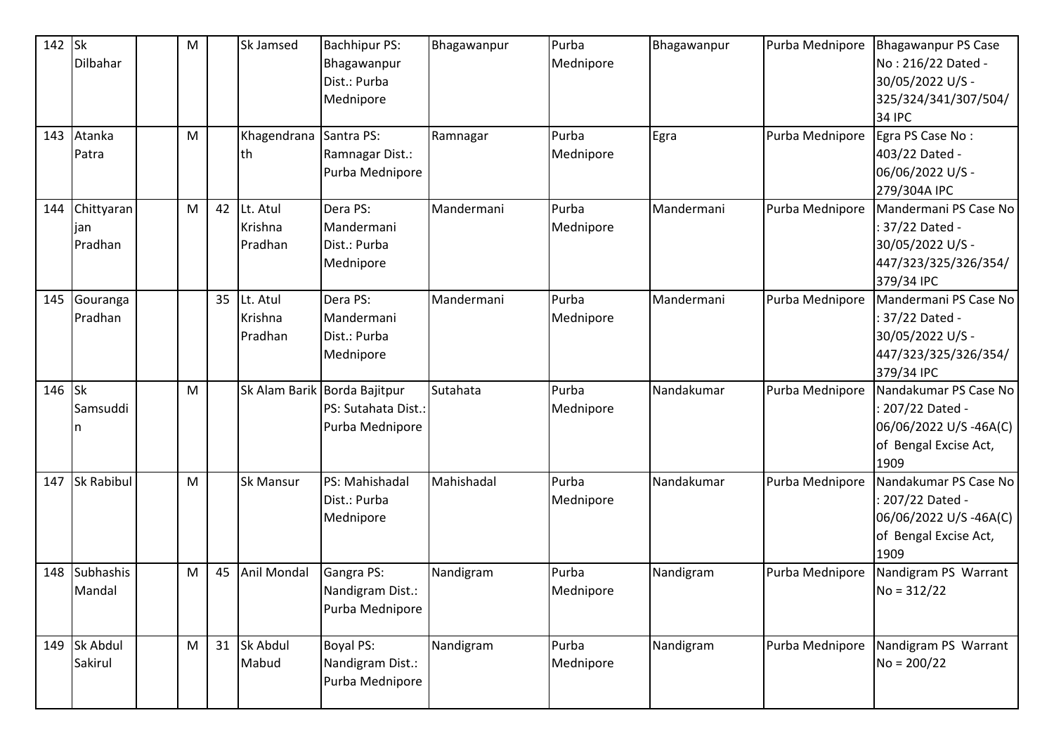| | | | | | | | | | | |
|---|---|---|---|---|---|---|---|---|---|---|
| 142 | Sk Dilbahar | | M | | Sk Jamsed | Bachhipur PS: Bhagawanpur Dist.: Purba Mednipore | Bhagawanpur | Purba Mednipore | Bhagawanpur | Purba Mednipore | Bhagawanpur PS Case No : 216/22 Dated - 30/05/2022 U/S - 325/324/341/307/504/34 IPC |
| 143 | Atanka Patra | | M | | Khagendranath | Santra PS: Ramnagar Dist.: Purba Mednipore | Ramnagar | Purba Mednipore | Egra | Purba Mednipore | Egra PS Case No : 403/22 Dated - 06/06/2022 U/S - 279/304A IPC |
| 144 | Chittyaranjan Pradhan | | M | 42 | Lt. Atul Krishna Pradhan | Dera PS: Mandermani Dist.: Purba Mednipore | Mandermani | Purba Mednipore | Mandermani | Purba Mednipore | Mandermani PS Case No : 37/22 Dated - 30/05/2022 U/S - 447/323/325/326/354/379/34 IPC |
| 145 | Gouranga Pradhan | | | 35 | Lt. Atul Krishna Pradhan | Dera PS: Mandermani Dist.: Purba Mednipore | Mandermani | Purba Mednipore | Mandermani | Purba Mednipore | Mandermani PS Case No : 37/22 Dated - 30/05/2022 U/S - 447/323/325/326/354/379/34 IPC |
| 146 | Sk Samsuddin | | M | | Sk Alam Barik | Borda Bajitpur PS: Sutahata Dist.: Purba Mednipore | Sutahata | Purba Mednipore | Nandakumar | Purba Mednipore | Nandakumar PS Case No : 207/22 Dated - 06/06/2022 U/S -46A(C) of Bengal Excise Act, 1909 |
| 147 | Sk Rabibul | | M | | Sk Mansur | PS: Mahishadal Dist.: Purba Mednipore | Mahishadal | Purba Mednipore | Nandakumar | Purba Mednipore | Nandakumar PS Case No : 207/22 Dated - 06/06/2022 U/S -46A(C) of Bengal Excise Act, 1909 |
| 148 | Subhashis Mandal | | M | 45 | Anil Mondal | Gangra PS: Nandigram Dist.: Purba Mednipore | Nandigram | Purba Mednipore | Nandigram | Purba Mednipore | Nandigram PS Warrant No = 312/22 |
| 149 | Sk Abdul Sakirul | | M | 31 | Sk Abdul Mabud | Boyal PS: Nandigram Dist.: Purba Mednipore | Nandigram | Purba Mednipore | Nandigram | Purba Mednipore | Nandigram PS Warrant No = 200/22 |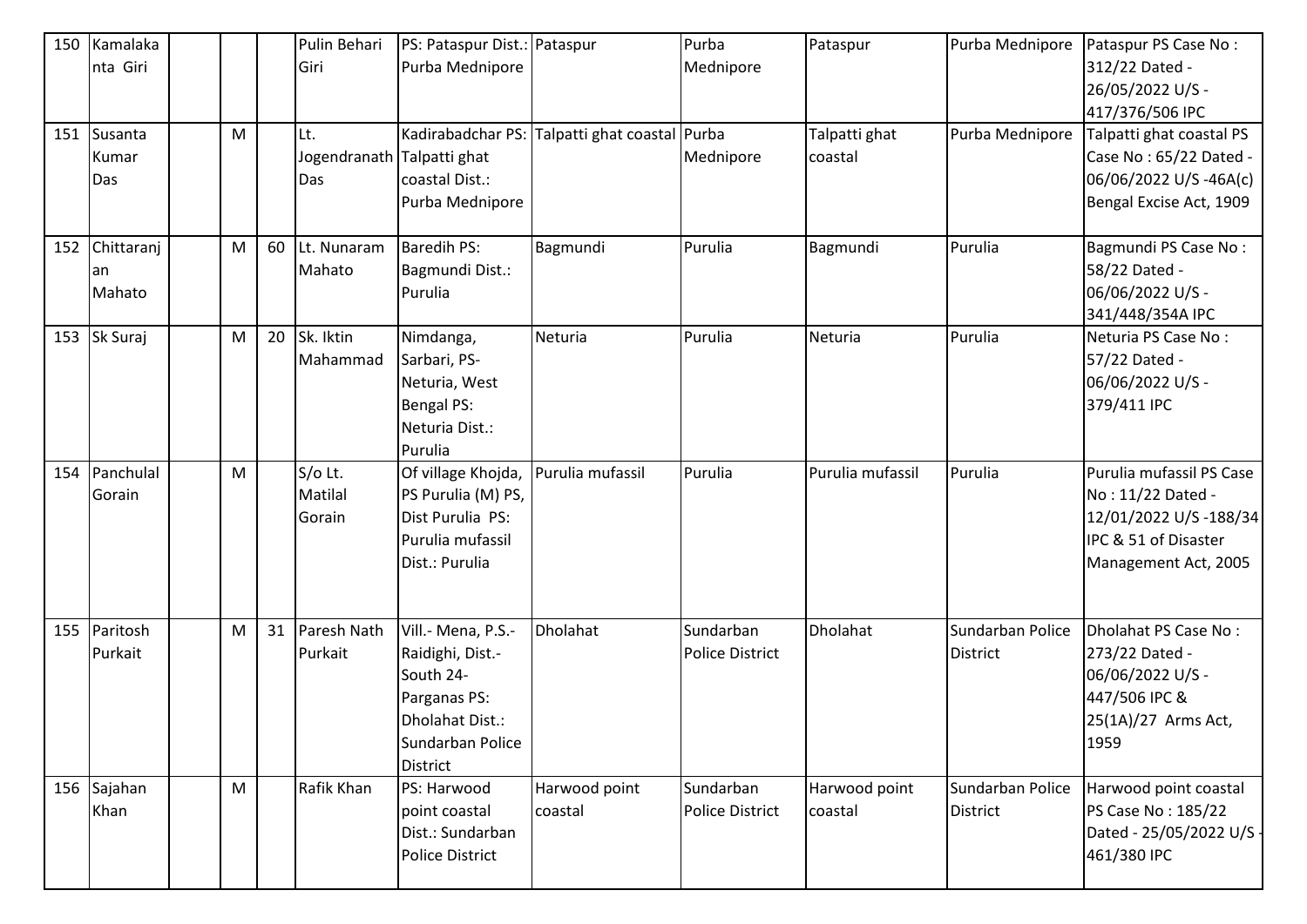| | | | | | | | | | | | |
|---|---|---|---|---|---|---|---|---|---|---|---|
| 150 | Kamalakanta Giri | | | | Pulin Behari Giri | PS: Pataspur Dist.: Purba Mednipore | Pataspur | Purba Mednipore | Pataspur | Purba Mednipore | Pataspur PS Case No : 312/22 Dated - 26/05/2022 U/S - 417/376/506 IPC |
| 151 | Susanta Kumar Das | | M | | Lt. Jogendranath Das | Kadirabadchar PS: Talpatti ghat coastal Dist.: Purba Mednipore | Talpatti ghat coastal | Purba Mednipore | Talpatti ghat coastal | Purba Mednipore | Talpatti ghat coastal PS Case No : 65/22 Dated - 06/06/2022 U/S -46A(c) Bengal Excise Act, 1909 |
| 152 | Chittaranjan Mahato | | M | 60 | Lt. Nunaram Mahato | Baredih PS: Bagmundi Dist.: Purulia | Bagmundi | Purulia | Bagmundi | Purulia | Bagmundi PS Case No : 58/22 Dated - 06/06/2022 U/S - 341/448/354A IPC |
| 153 | Sk Suraj | | M | 20 | Sk. Iktin Mahammad | Nimdanga, Sarbari, PS- Neturia, West Bengal PS: Neturia Dist.: Purulia | Neturia | Purulia | Neturia | Purulia | Neturia PS Case No : 57/22 Dated - 06/06/2022 U/S - 379/411 IPC |
| 154 | Panchulal Gorain | | M | | S/o Lt. Matilal Gorain | Of village Khojda, PS Purulia (M) PS, Dist Purulia PS: Purulia mufassil Dist.: Purulia | Purulia mufassil | Purulia | Purulia mufassil | Purulia | Purulia mufassil PS Case No : 11/22 Dated - 12/01/2022 U/S -188/34 IPC & 51 of Disaster Management Act, 2005 |
| 155 | Paritosh Purkait | | M | 31 | Paresh Nath Purkait | Vill.- Mena, P.S.- Raidighi, Dist.- South 24-Parganas PS: Dholahat Dist.: Sundarban Police District | Dholahat | Sundarban Police District | Dholahat | Sundarban Police District | Dholahat PS Case No : 273/22 Dated - 06/06/2022 U/S - 447/506 IPC & 25(1A)/27 Arms Act, 1959 |
| 156 | Sajahan Khan | | M | | Rafik Khan | PS: Harwood point coastal Dist.: Sundarban Police District | Harwood point coastal | Sundarban Police District | Harwood point coastal | Sundarban Police District | Harwood point coastal PS Case No : 185/22 Dated - 25/05/2022 U/S - 461/380 IPC |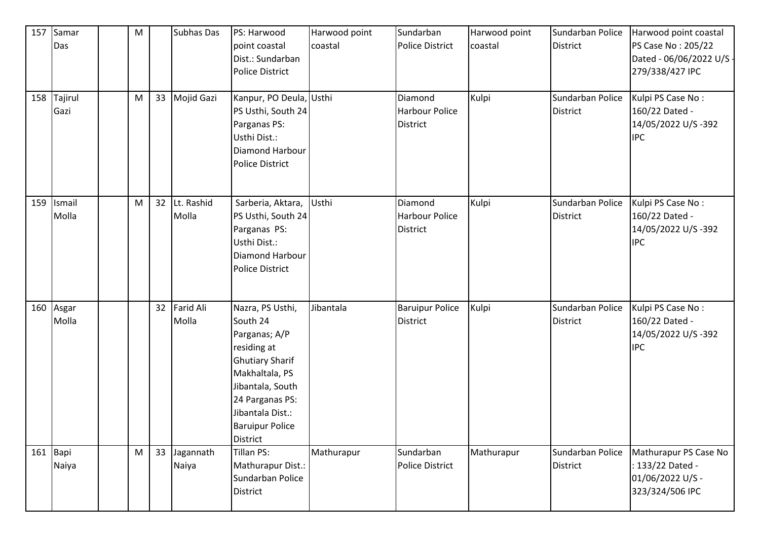| | | | | | | | | | | | |
|---|---|---|---|---|---|---|---|---|---|---|---|
| 157 | Samar Das | | M | | Subhas Das | PS: Harwood point coastal Dist.: Sundarban Police District | Harwood point coastal | Sundarban Police District | Harwood point coastal | Sundarban Police District | Harwood point coastal PS Case No : 205/22 Dated - 06/06/2022 U/S - 279/338/427 IPC |
| 158 | Tajirul Gazi | | M | 33 | Mojid Gazi | Kanpur, PO Deula, PS Usthi, South 24 Parganas PS: Usthi Dist.: Diamond Harbour Police District | Usthi | Diamond Harbour Police District | Kulpi | Sundarban Police District | Kulpi PS Case No : 160/22 Dated - 14/05/2022 U/S -392 IPC |
| 159 | Ismail Molla | | M | 32 | Lt. Rashid Molla | Sarberia, Aktara, PS Usthi, South 24 Parganas PS: Usthi Dist.: Diamond Harbour Police District | Usthi | Diamond Harbour Police District | Kulpi | Sundarban Police District | Kulpi PS Case No : 160/22 Dated - 14/05/2022 U/S -392 IPC |
| 160 | Asgar Molla | | | 32 | Farid Ali Molla | Nazra, PS Usthi, South 24 Parganas; A/P residing at Ghutiary Sharif Makhaltala, PS Jibantala, South 24 Parganas PS: Jibantala Dist.: Baruipur Police District | Jibantala | Baruipur Police District | Kulpi | Sundarban Police District | Kulpi PS Case No : 160/22 Dated - 14/05/2022 U/S -392 IPC |
| 161 | Bapi Naiya | | M | 33 | Jagannath Naiya | Tillan PS: Mathurapur Dist.: Sundarban Police District | Mathurapur | Sundarban Police District | Mathurapur | Sundarban Police District | Mathurapur PS Case No : 133/22 Dated - 01/06/2022 U/S - 323/324/506 IPC |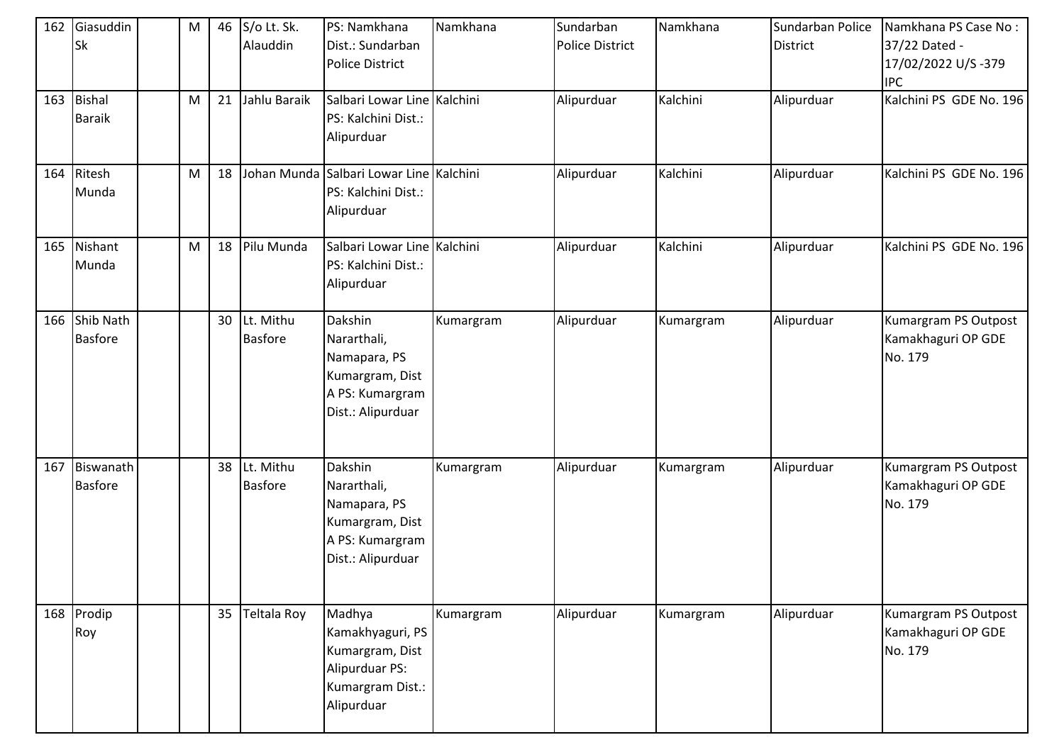| | | | | | | | | | | | |
|---|---|---|---|---|---|---|---|---|---|---|---|
| 162 | Giasuddin Sk | | M | 46 | S/o Lt. Sk. Alauddin | PS: Namkhana Dist.: Sundarban Police District | Namkhana | Sundarban Police District | Namkhana | Sundarban Police District | Namkhana PS Case No : 37/22 Dated - 17/02/2022 U/S -379 IPC |
| 163 | Bishal Baraik | | M | 21 | Jahlu Baraik | Salbari Lowar Line PS: Kalchini Dist.: Alipurduar | Kalchini | Alipurduar | Kalchini | Alipurduar | Kalchini PS GDE No. 196 |
| 164 | Ritesh Munda | | M | 18 | Johan Munda | Salbari Lowar Line PS: Kalchini Dist.: Alipurduar | Kalchini | Alipurduar | Kalchini | Alipurduar | Kalchini PS GDE No. 196 |
| 165 | Nishant Munda | | M | 18 | Pilu Munda | Salbari Lowar Line PS: Kalchini Dist.: Alipurduar | Kalchini | Alipurduar | Kalchini | Alipurduar | Kalchini PS GDE No. 196 |
| 166 | Shib Nath Basfore | | | 30 | Lt. Mithu Basfore | Dakshin Nararthali, Namapara, PS Kumargram, Dist A PS: Kumargram Dist.: Alipurduar | Kumargram | Alipurduar | Kumargram | Alipurduar | Kumargram PS Outpost Kamakhaguri OP GDE No. 179 |
| 167 | Biswanath Basfore | | | 38 | Lt. Mithu Basfore | Dakshin Nararthali, Namapara, PS Kumargram, Dist A PS: Kumargram Dist.: Alipurduar | Kumargram | Alipurduar | Kumargram | Alipurduar | Kumargram PS Outpost Kamakhaguri OP GDE No. 179 |
| 168 | Prodip Roy | | | 35 | Teltala Roy | Madhya Kamakhyaguri, PS Kumargram, Dist Alipurduar PS: Kumargram Dist.: Alipurduar | Kumargram | Alipurduar | Kumargram | Alipurduar | Kumargram PS Outpost Kamakhaguri OP GDE No. 179 |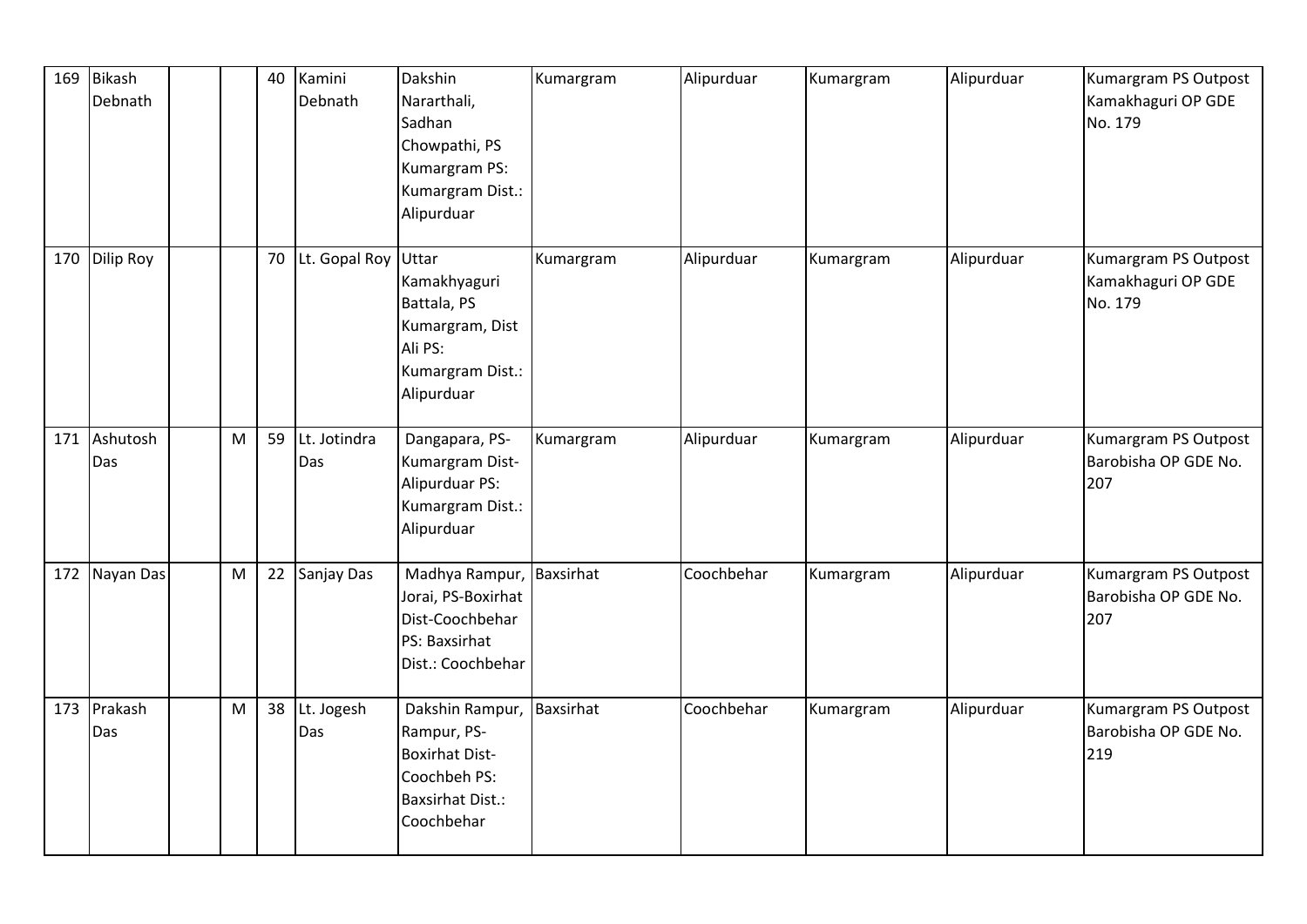| | | | | | | | | | | | |
|---|---|---|---|---|---|---|---|---|---|---|---|
| 169 | Bikash Debnath | | | 40 | Kamini Debnath | Dakshin Nararthali, Sadhan Chowpathi, PS Kumargram PS: Kumargram Dist.: Alipurduar | Kumargram | Alipurduar | Kumargram | Alipurduar | Kumargram PS Outpost Kamakhaguri OP GDE No. 179 |
| 170 | Dilip Roy | | | 70 | Lt. Gopal Roy | Uttar Kamakhyaguri Battala, PS Kumargram, Dist Ali PS: Kumargram Dist.: Alipurduar | Kumargram | Alipurduar | Kumargram | Alipurduar | Kumargram PS Outpost Kamakhaguri OP GDE No. 179 |
| 171 | Ashutosh Das | | M | 59 | Lt. Jotindra Das | Dangapara, PS-Kumargram Dist-Alipurduar PS: Kumargram Dist.: Alipurduar | Kumargram | Alipurduar | Kumargram | Alipurduar | Kumargram PS Outpost Barobisha OP GDE No. 207 |
| 172 | Nayan Das | | M | 22 | Sanjay Das | Madhya Rampur, Jorai, PS-Boxirhat Dist-Coochbehar PS: Baxsirhat Dist.: Coochbehar | Baxsirhat | Coochbehar | Kumargram | Alipurduar | Kumargram PS Outpost Barobisha OP GDE No. 207 |
| 173 | Prakash Das | | M | 38 | Lt. Jogesh Das | Dakshin Rampur, Rampur, PS-Boxirhat Dist-Coochbeh PS: Baxsirhat Dist.: Coochbehar | Baxsirhat | Coochbehar | Kumargram | Alipurduar | Kumargram PS Outpost Barobisha OP GDE No. 219 |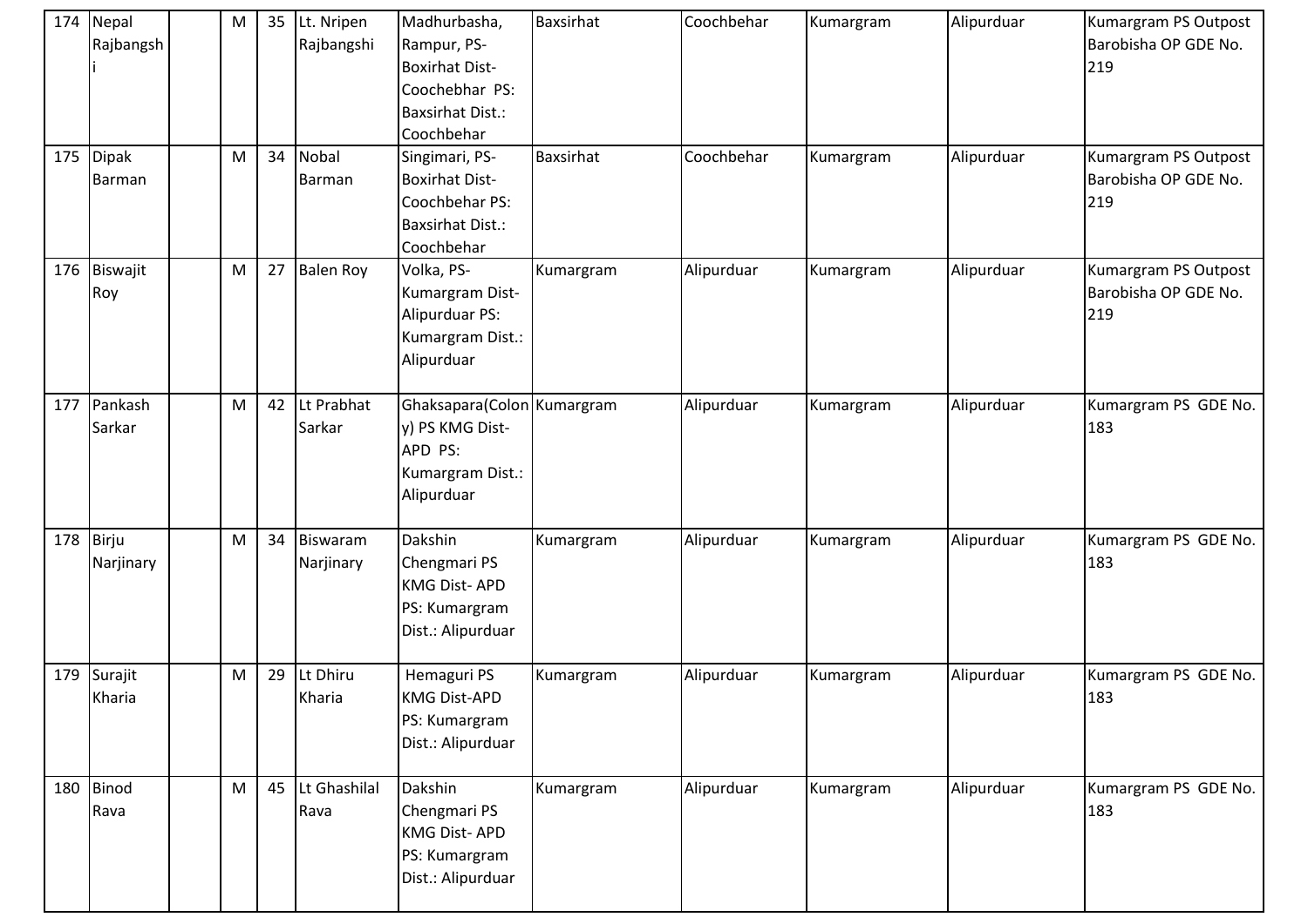| | | | | | | | | | | |
|---|---|---|---|---|---|---|---|---|---|---|
| 174 | Nepal Rajbangshi | | M | 35 | Lt. Nripen Rajbangshi | Madhurbasha, Rampur, PS-Boxirhat Dist-Coochebhar PS: Baxsirhat Dist.: Coochbehar | Baxsirhat | Coochbehar | Kumargram | Alipurduar | Kumargram PS Outpost Barobisha OP GDE No. 219 |
| 175 | Dipak Barman | | M | 34 | Nobal Barman | Singimari, PS-Boxirhat Dist-Coochbehar PS: Baxsirhat Dist.: Coochbehar | Baxsirhat | Coochbehar | Kumargram | Alipurduar | Kumargram PS Outpost Barobisha OP GDE No. 219 |
| 176 | Biswajit Roy | | M | 27 | Balen Roy | Volka, PS-Kumargram Dist-Alipurduar PS: Kumargram Dist.: Alipurduar | Kumargram | Alipurduar | Kumargram | Alipurduar | Kumargram PS Outpost Barobisha OP GDE No. 219 |
| 177 | Pankash Sarkar | | M | 42 | Lt Prabhat Sarkar | Ghaksapara(Colony) PS KMG Dist-APD PS: Kumargram Dist.: Alipurduar | Kumargram | Alipurduar | Kumargram | Alipurduar | Kumargram PS GDE No. 183 |
| 178 | Birju Narjinary | | M | 34 | Biswaram Narjinary | Dakshin Chengmari PS KMG Dist- APD PS: Kumargram Dist.: Alipurduar | Kumargram | Alipurduar | Kumargram | Alipurduar | Kumargram PS GDE No. 183 |
| 179 | Surajit Kharia | | M | 29 | Lt Dhiru Kharia | Hemaguri PS KMG Dist-APD PS: Kumargram Dist.: Alipurduar | Kumargram | Alipurduar | Kumargram | Alipurduar | Kumargram PS GDE No. 183 |
| 180 | Binod Rava | | M | 45 | Lt Ghashilal Rava | Dakshin Chengmari PS KMG Dist- APD PS: Kumargram Dist.: Alipurduar | Kumargram | Alipurduar | Kumargram | Alipurduar | Kumargram PS GDE No. 183 |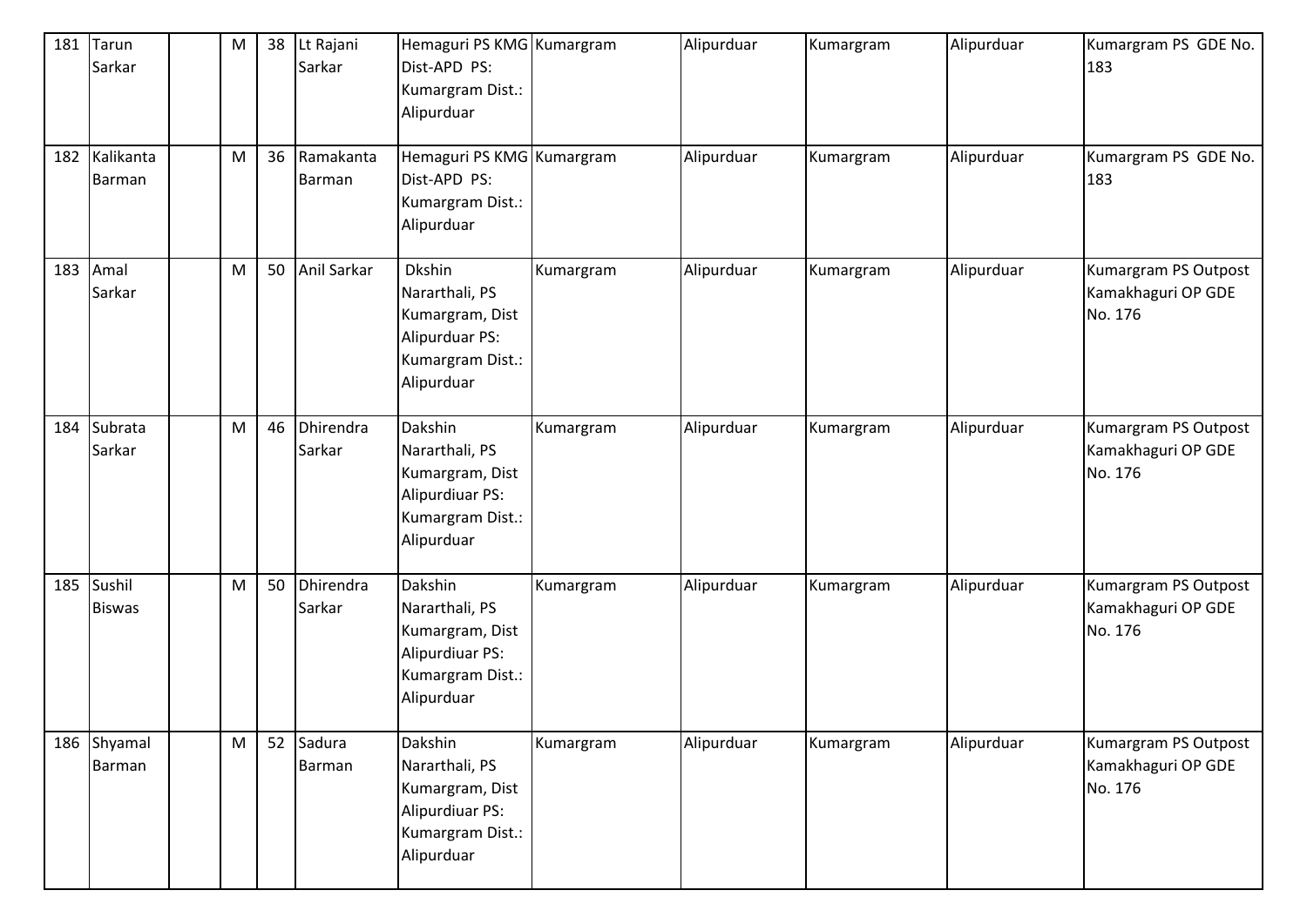| | | | | | | | | | | | |
|---|---|---|---|---|---|---|---|---|---|---|---|
| 181 | Tarun Sarkar | | M | 38 | Lt Rajani Sarkar | Hemaguri PS KMG Dist-APD PS: Kumargram Dist.: Alipurduar | Kumargram | Alipurduar | Kumargram | Alipurduar | Kumargram PS GDE No. 183 |
| 182 | Kalikanta Barman | | M | 36 | Ramakanta Barman | Hemaguri PS KMG Dist-APD PS: Kumargram Dist.: Alipurduar | Kumargram | Alipurduar | Kumargram | Alipurduar | Kumargram PS GDE No. 183 |
| 183 | Amal Sarkar | | M | 50 | Anil Sarkar | Dkshin Nararthali, PS Kumargram, Dist Alipurduar PS: Kumargram Dist.: Alipurduar | Kumargram | Alipurduar | Kumargram | Alipurduar | Kumargram PS Outpost Kamakhaguri OP GDE No. 176 |
| 184 | Subrata Sarkar | | M | 46 | Dhirendra Sarkar | Dakshin Nararthali, PS Kumargram, Dist Alipurdiuar PS: Kumargram Dist.: Alipurduar | Kumargram | Alipurduar | Kumargram | Alipurduar | Kumargram PS Outpost Kamakhaguri OP GDE No. 176 |
| 185 | Sushil Biswas | | M | 50 | Dhirendra Sarkar | Dakshin Nararthali, PS Kumargram, Dist Alipurdiuar PS: Kumargram Dist.: Alipurduar | Kumargram | Alipurduar | Kumargram | Alipurduar | Kumargram PS Outpost Kamakhaguri OP GDE No. 176 |
| 186 | Shyamal Barman | | M | 52 | Sadura Barman | Dakshin Nararthali, PS Kumargram, Dist Alipurdiuar PS: Kumargram Dist.: Alipurduar | Kumargram | Alipurduar | Kumargram | Alipurduar | Kumargram PS Outpost Kamakhaguri OP GDE No. 176 |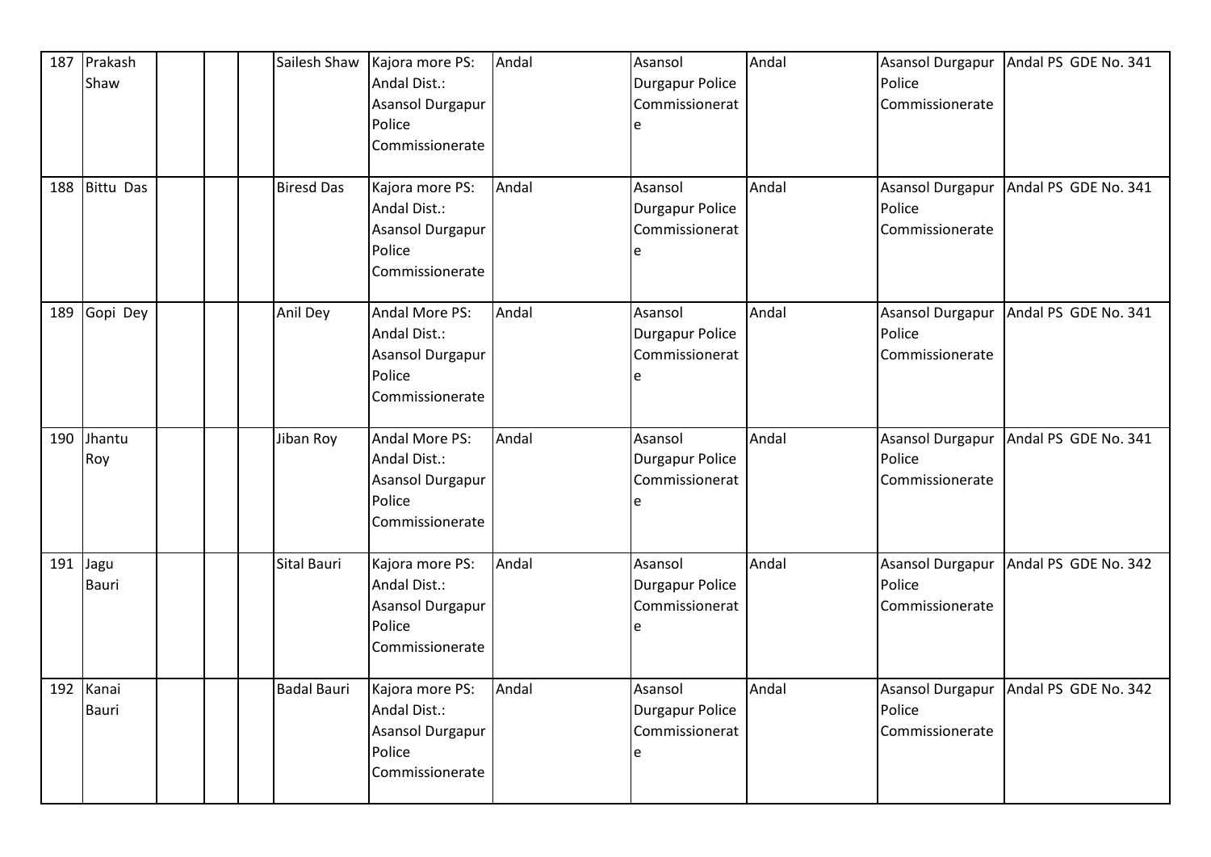| | | | | | | | | | | | |
|---|---|---|---|---|---|---|---|---|---|---|---|
| 187 | Prakash Shaw | | | | Sailesh Shaw | Kajora more PS: Andal Dist.: Asansol Durgapur Police Commissionerate | Andal | Asansol Durgapur Police Commissionerate | Andal | Asansol Durgapur Police Commissionerate | Andal PS GDE No. 341 |
| 188 | Bittu Das | | | | Biresd Das | Kajora more PS: Andal Dist.: Asansol Durgapur Police Commissionerate | Andal | Asansol Durgapur Police Commissionerate | Andal | Asansol Durgapur Police Commissionerate | Andal PS GDE No. 341 |
| 189 | Gopi Dey | | | | Anil Dey | Andal More PS: Andal Dist.: Asansol Durgapur Police Commissionerate | Andal | Asansol Durgapur Police Commissionerate | Andal | Asansol Durgapur Police Commissionerate | Andal PS GDE No. 341 |
| 190 | Jhantu Roy | | | | Jiban Roy | Andal More PS: Andal Dist.: Asansol Durgapur Police Commissionerate | Andal | Asansol Durgapur Police Commissionerate | Andal | Asansol Durgapur Police Commissionerate | Andal PS GDE No. 341 |
| 191 | Jagu Bauri | | | | Sital Bauri | Kajora more PS: Andal Dist.: Asansol Durgapur Police Commissionerate | Andal | Asansol Durgapur Police Commissionerate | Andal | Asansol Durgapur Police Commissionerate | Andal PS GDE No. 342 |
| 192 | Kanai Bauri | | | | Badal Bauri | Kajora more PS: Andal Dist.: Asansol Durgapur Police Commissionerate | Andal | Asansol Durgapur Police Commissionerate | Andal | Asansol Durgapur Police Commissionerate | Andal PS GDE No. 342 |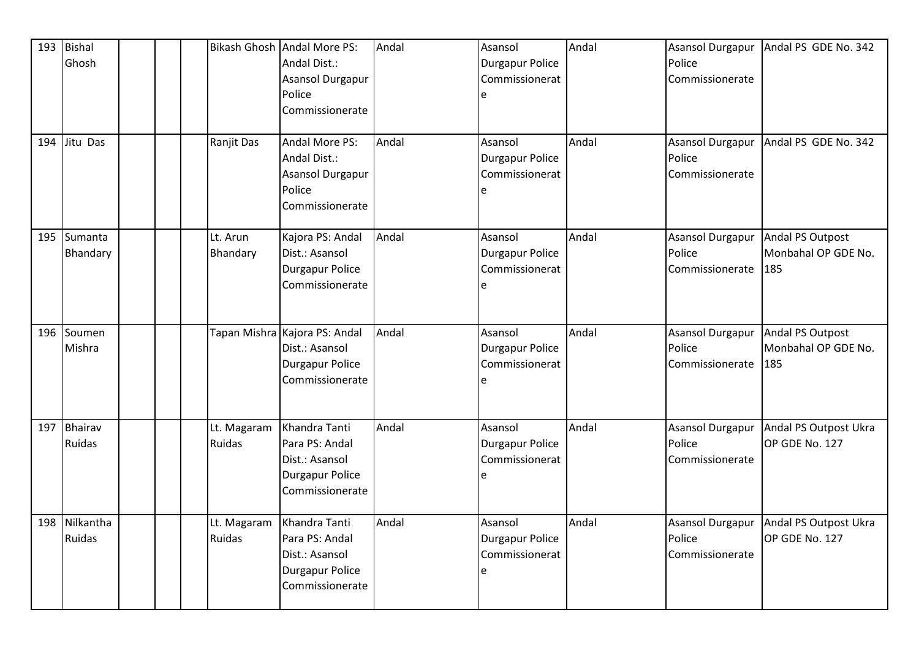| | | | | | | | | | | | |
|---|---|---|---|---|---|---|---|---|---|---|---|
| 193 | Bishal Ghosh | | | | Bikash Ghosh | Andal More PS: Andal Dist.: Asansol Durgapur Police Commissionerate | Andal | Asansol Durgapur Police Commissionerate | Andal | Asansol Durgapur Police Commissionerate | Andal PS GDE No. 342 |
| 194 | Jitu Das | | | | Ranjit Das | Andal More PS: Andal Dist.: Asansol Durgapur Police Commissionerate | Andal | Asansol Durgapur Police Commissionerate | Andal | Asansol Durgapur Police Commissionerate | Andal PS GDE No. 342 |
| 195 | Sumanta Bhandary | | | | Lt. Arun Bhandary | Kajora PS: Andal Dist.: Asansol Durgapur Police Commissionerate | Andal | Asansol Durgapur Police Commissionerate | Andal | Asansol Durgapur Police Commissionerate | Andal PS Outpost Monbahal OP GDE No. 185 |
| 196 | Soumen Mishra | | | | Tapan Mishra | Kajora PS: Andal Dist.: Asansol Durgapur Police Commissionerate | Andal | Asansol Durgapur Police Commissionerate | Andal | Asansol Durgapur Police Commissionerate | Andal PS Outpost Monbahal OP GDE No. 185 |
| 197 | Bhairav Ruidas | | | | Lt. Magaram Ruidas | Khandra Tanti Para PS: Andal Dist.: Asansol Durgapur Police Commissionerate | Andal | Asansol Durgapur Police Commissionerate | Andal | Asansol Durgapur Police Commissionerate | Andal PS Outpost Ukra OP GDE No. 127 |
| 198 | Nilkantha Ruidas | | | | Lt. Magaram Ruidas | Khandra Tanti Para PS: Andal Dist.: Asansol Durgapur Police Commissionerate | Andal | Asansol Durgapur Police Commissionerate | Andal | Asansol Durgapur Police Commissionerate | Andal PS Outpost Ukra OP GDE No. 127 |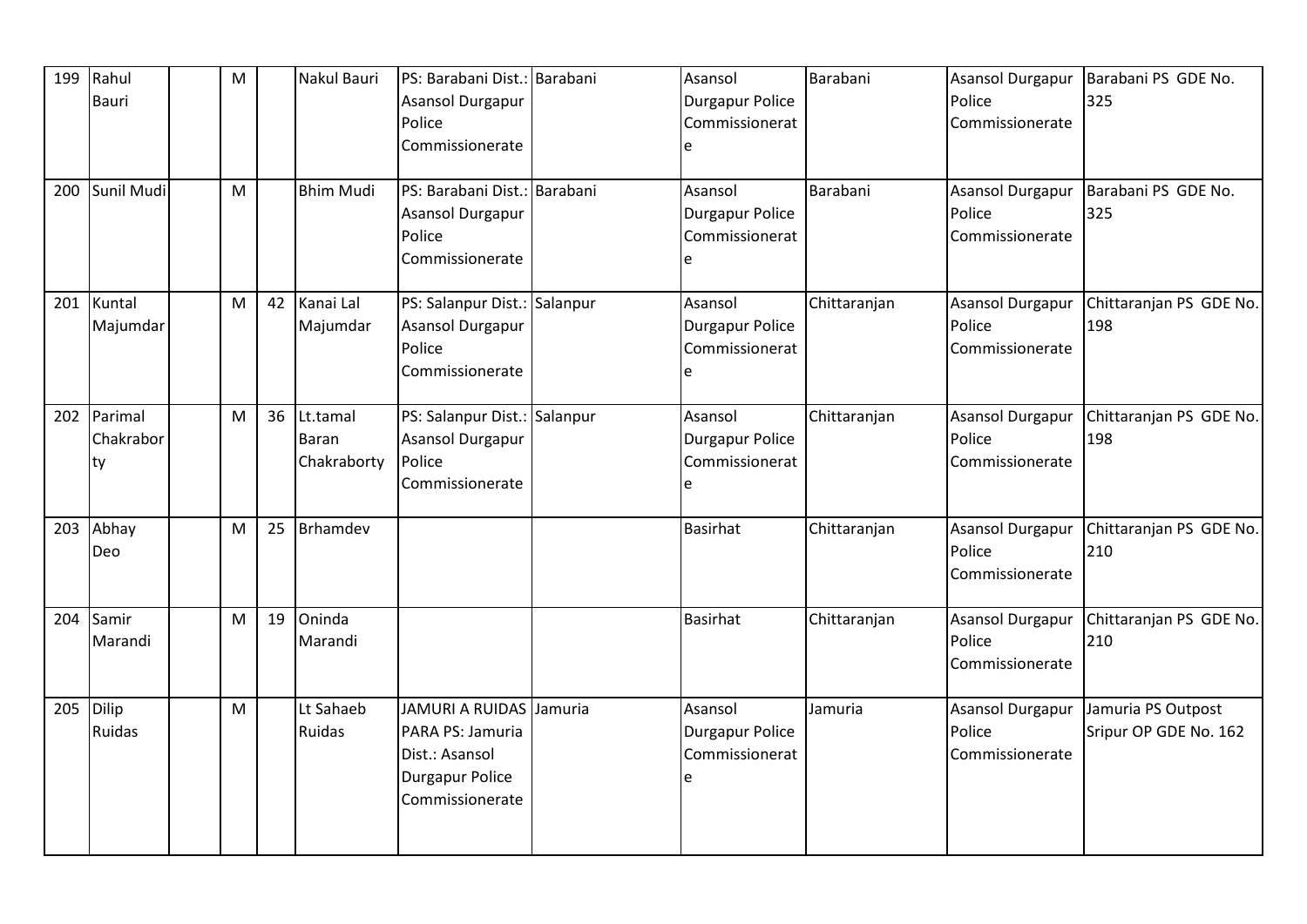| | | | | | | | | | | |
|---|---|---|---|---|---|---|---|---|---|---|
| 199 | Rahul Bauri | | M | | Nakul Bauri | PS: Barabani Dist.: Asansol Durgapur Police Commissionerate | Barabani | Asansol Durgapur Police Commissionerate | Barabani | Asansol Durgapur Police Commissionerate | Barabani PS GDE No. 325 |
| 200 | Sunil Mudi | | M | | Bhim Mudi | PS: Barabani Dist.: Asansol Durgapur Police Commissionerate | Barabani | Asansol Durgapur Police Commissionerate | Barabani | Asansol Durgapur Police Commissionerate | Barabani PS GDE No. 325 |
| 201 | Kuntal Majumdar | | M | 42 | Kanai Lal Majumdar | PS: Salanpur Dist.: Asansol Durgapur Police Commissionerate | Salanpur | Asansol Durgapur Police Commissionerate | Chittaranjan | Asansol Durgapur Police Commissionerate | Chittaranjan PS GDE No. 198 |
| 202 | Parimal Chakraborty | | M | 36 | Lt.tamal Baran Chakraborty | PS: Salanpur Dist.: Asansol Durgapur Police Commissionerate | Salanpur | Asansol Durgapur Police Commissionerate | Chittaranjan | Asansol Durgapur Police Commissionerate | Chittaranjan PS GDE No. 198 |
| 203 | Abhay Deo | | M | 25 | Brhamdev | | | Basirhat | Chittaranjan | Asansol Durgapur Police Commissionerate | Chittaranjan PS GDE No. 210 |
| 204 | Samir Marandi | | M | 19 | Oninda Marandi | | | Basirhat | Chittaranjan | Asansol Durgapur Police Commissionerate | Chittaranjan PS GDE No. 210 |
| 205 | Dilip Ruidas | | M | | Lt Sahaeb Ruidas | JAMURI A RUIDAS PARA PS: Jamuria Dist.: Asansol Durgapur Police Commissionerate | Jamuria | Asansol Durgapur Police Commissionerate | Jamuria | Asansol Durgapur Police Commissionerate | Jamuria PS Outpost Sripur OP GDE No. 162 |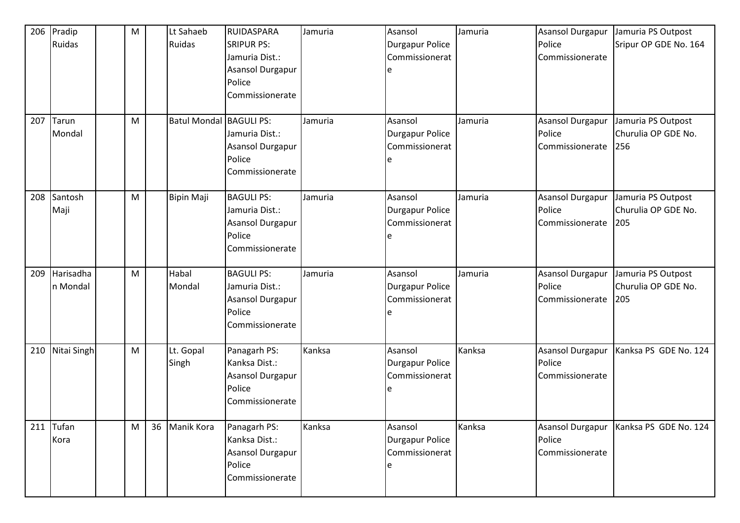| | | | | | | | | | | | |
|---|---|---|---|---|---|---|---|---|---|---|---|
| 206 | Pradip Ruidas | | M | | Lt Sahaeb Ruidas | RUIDASPARA SRIPUR PS: Jamuria Dist.: Asansol Durgapur Police Commissionerate | Jamuria | Asansol Durgapur Police Commissionerate | Jamuria | Asansol Durgapur Police Commissionerate | Jamuria PS Outpost Sripur OP GDE No. 164 |
| 207 | Tarun Mondal | | M | | Batul Mondal | BAGULI PS: Jamuria Dist.: Asansol Durgapur Police Commissionerate | Jamuria | Asansol Durgapur Police Commissionerate | Jamuria | Asansol Durgapur Police Commissionerate | Jamuria PS Outpost Churulia OP GDE No. 256 |
| 208 | Santosh Maji | | M | | Bipin Maji | BAGULI PS: Jamuria Dist.: Asansol Durgapur Police Commissionerate | Jamuria | Asansol Durgapur Police Commissionerate | Jamuria | Asansol Durgapur Police Commissionerate | Jamuria PS Outpost Churulia OP GDE No. 205 |
| 209 | Harisadhan Mondal | | M | | Habal Mondal | BAGULI PS: Jamuria Dist.: Asansol Durgapur Police Commissionerate | Jamuria | Asansol Durgapur Police Commissionerate | Jamuria | Asansol Durgapur Police Commissionerate | Jamuria PS Outpost Churulia OP GDE No. 205 |
| 210 | Nitai Singh | | M | | Lt. Gopal Singh | Panagarh PS: Kanksa Dist.: Asansol Durgapur Police Commissionerate | Kanksa | Asansol Durgapur Police Commissionerate | Kanksa | Asansol Durgapur Police Commissionerate | Kanksa PS GDE No. 124 |
| 211 | Tufan Kora | | M | 36 | Manik Kora | Panagarh PS: Kanksa Dist.: Asansol Durgapur Police Commissionerate | Kanksa | Asansol Durgapur Police Commissionerate | Kanksa | Asansol Durgapur Police Commissionerate | Kanksa PS GDE No. 124 |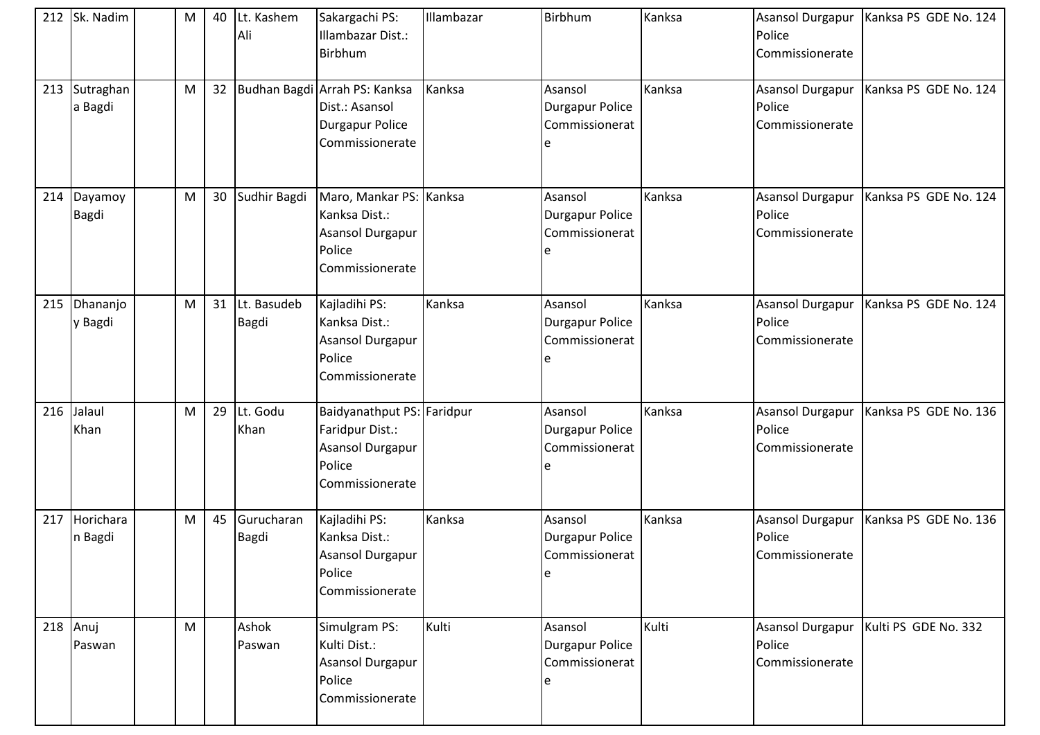| | | | | | | | | | | | |
|---|---|---|---|---|---|---|---|---|---|---|---|
| 212 | Sk. Nadim | | M | 40 | Lt. Kashem Ali | Sakargachi PS: Illambazar Dist.: Birbhum | Illambazar | Birbhum | Kanksa | Asansol Durgapur Police Commissionerate | Kanksa PS GDE No. 124 |
| 213 | Sutraghana Bagdi | | M | 32 | Budhan Bagdi | Arrah PS: Kanksa Dist.: Asansol Durgapur Police Commissionerate | Kanksa | Asansol Durgapur Police Commissionerate | Kanksa | Asansol Durgapur Police Commissionerate | Kanksa PS GDE No. 124 |
| 214 | Dayamoy Bagdi | | M | 30 | Sudhir Bagdi | Maro, Mankar PS: Kanksa Dist.: Asansol Durgapur Police Commissionerate | Kanksa | Asansol Durgapur Police Commissionerate | Kanksa | Asansol Durgapur Police Commissionerate | Kanksa PS GDE No. 124 |
| 215 | Dhananjoy Bagdi | | M | 31 | Lt. Basudeb Bagdi | Kajladihi PS: Kanksa Dist.: Asansol Durgapur Police Commissionerate | Kanksa | Asansol Durgapur Police Commissionerate | Kanksa | Asansol Durgapur Police Commissionerate | Kanksa PS GDE No. 124 |
| 216 | Jalaul Khan | | M | 29 | Lt. Godu Khan | Baidyanathput PS: Faridpur Dist.: Asansol Durgapur Police Commissionerate | Faridpur | Asansol Durgapur Police Commissionerate | Kanksa | Asansol Durgapur Police Commissionerate | Kanksa PS GDE No. 136 |
| 217 | Horicharan Bagdi | | M | 45 | Gurucharan Bagdi | Kajladihi PS: Kanksa Dist.: Asansol Durgapur Police Commissionerate | Kanksa | Asansol Durgapur Police Commissionerate | Kanksa | Asansol Durgapur Police Commissionerate | Kanksa PS GDE No. 136 |
| 218 | Anuj Paswan | | M | | Ashok Paswan | Simulgram PS: Kulti Dist.: Asansol Durgapur Police Commissionerate | Kulti | Asansol Durgapur Police Commissionerate | Kulti | Asansol Durgapur Police Commissionerate | Kulti PS GDE No. 332 |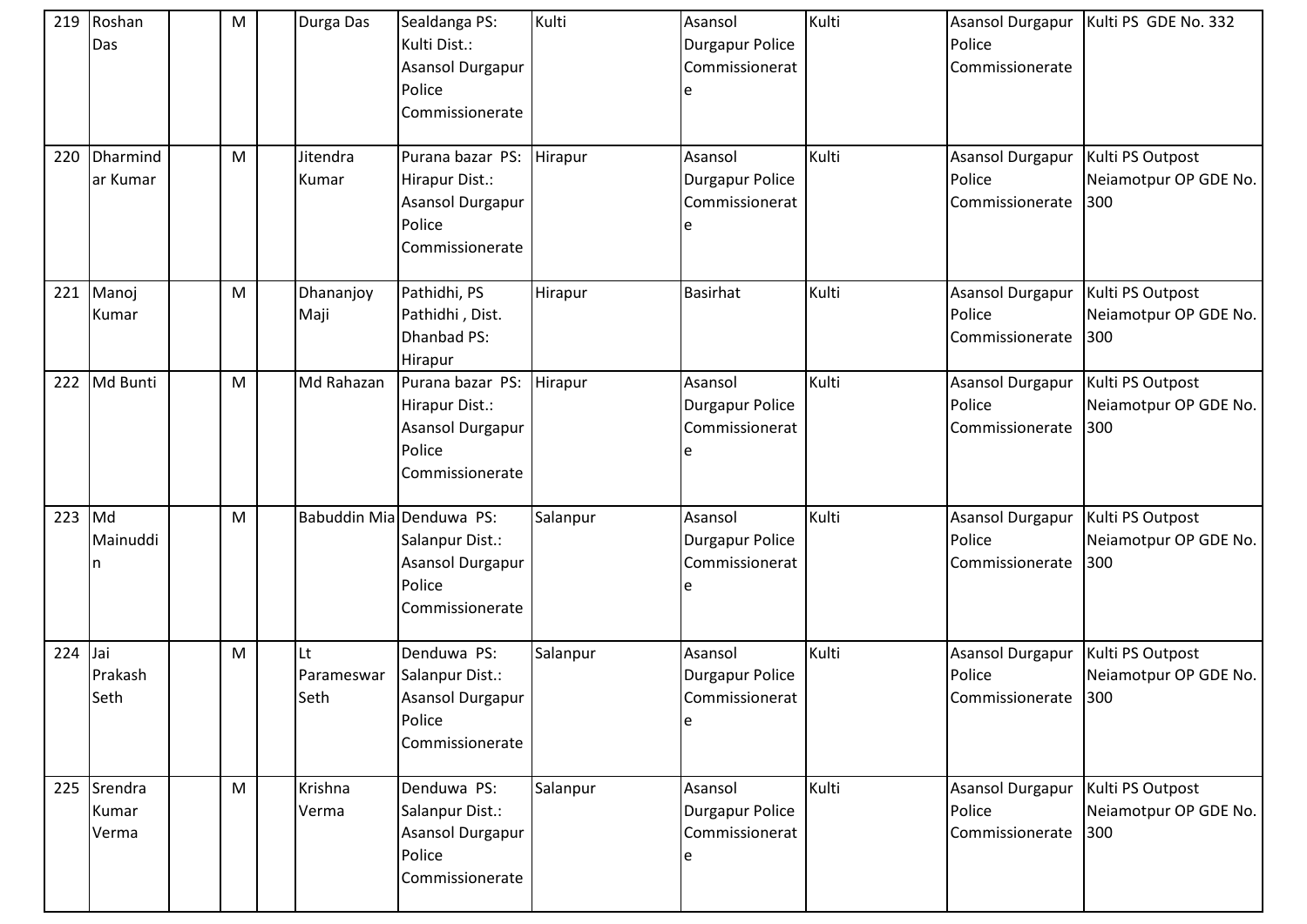| | | | | | | | | | | | |
|---|---|---|---|---|---|---|---|---|---|---|---|
| 219 | Roshan Das | | M | | Durga Das | Sealdanga PS: Kulti Dist.: Asansol Durgapur Police Commissionerate | Kulti | Asansol Durgapur Police Commissionerate | Kulti | Asansol Durgapur Police Commissionerate | Kulti PS GDE No. 332 |
| 220 | Dharmindar Kumar | | M | | Jitendra Kumar | Purana bazar PS: Hirapur Dist.: Asansol Durgapur Police Commissionerate | Hirapur | Asansol Durgapur Police Commissionerate | Kulti | Asansol Durgapur Police Commissionerate | Kulti PS Outpost Neiamotpur OP GDE No. 300 |
| 221 | Manoj Kumar | | M | | Dhananjoy Maji | Pathidhi, PS Pathidhi , Dist. Dhanbad PS: Hirapur | Hirapur | Basirhat | Kulti | Asansol Durgapur Police Commissionerate | Kulti PS Outpost Neiamotpur OP GDE No. 300 |
| 222 | Md Bunti | | M | | Md Rahazan | Purana bazar PS: Hirapur Dist.: Asansol Durgapur Police Commissionerate | Hirapur | Asansol Durgapur Police Commissionerate | Kulti | Asansol Durgapur Police Commissionerate | Kulti PS Outpost Neiamotpur OP GDE No. 300 |
| 223 | Md Mainuddin | | M | | Babuddin Mia | Denduwa PS: Salanpur Dist.: Asansol Durgapur Police Commissionerate | Salanpur | Asansol Durgapur Police Commissionerate | Kulti | Asansol Durgapur Police Commissionerate | Kulti PS Outpost Neiamotpur OP GDE No. 300 |
| 224 | Jai Prakash Seth | | M | | Lt Parameswar Seth | Denduwa PS: Salanpur Dist.: Asansol Durgapur Police Commissionerate | Salanpur | Asansol Durgapur Police Commissionerate | Kulti | Asansol Durgapur Police Commissionerate | Kulti PS Outpost Neiamotpur OP GDE No. 300 |
| 225 | Srendra Kumar Verma | | M | | Krishna Verma | Denduwa PS: Salanpur Dist.: Asansol Durgapur Police Commissionerate | Salanpur | Asansol Durgapur Police Commissionerate | Kulti | Asansol Durgapur Police Commissionerate | Kulti PS Outpost Neiamotpur OP GDE No. 300 |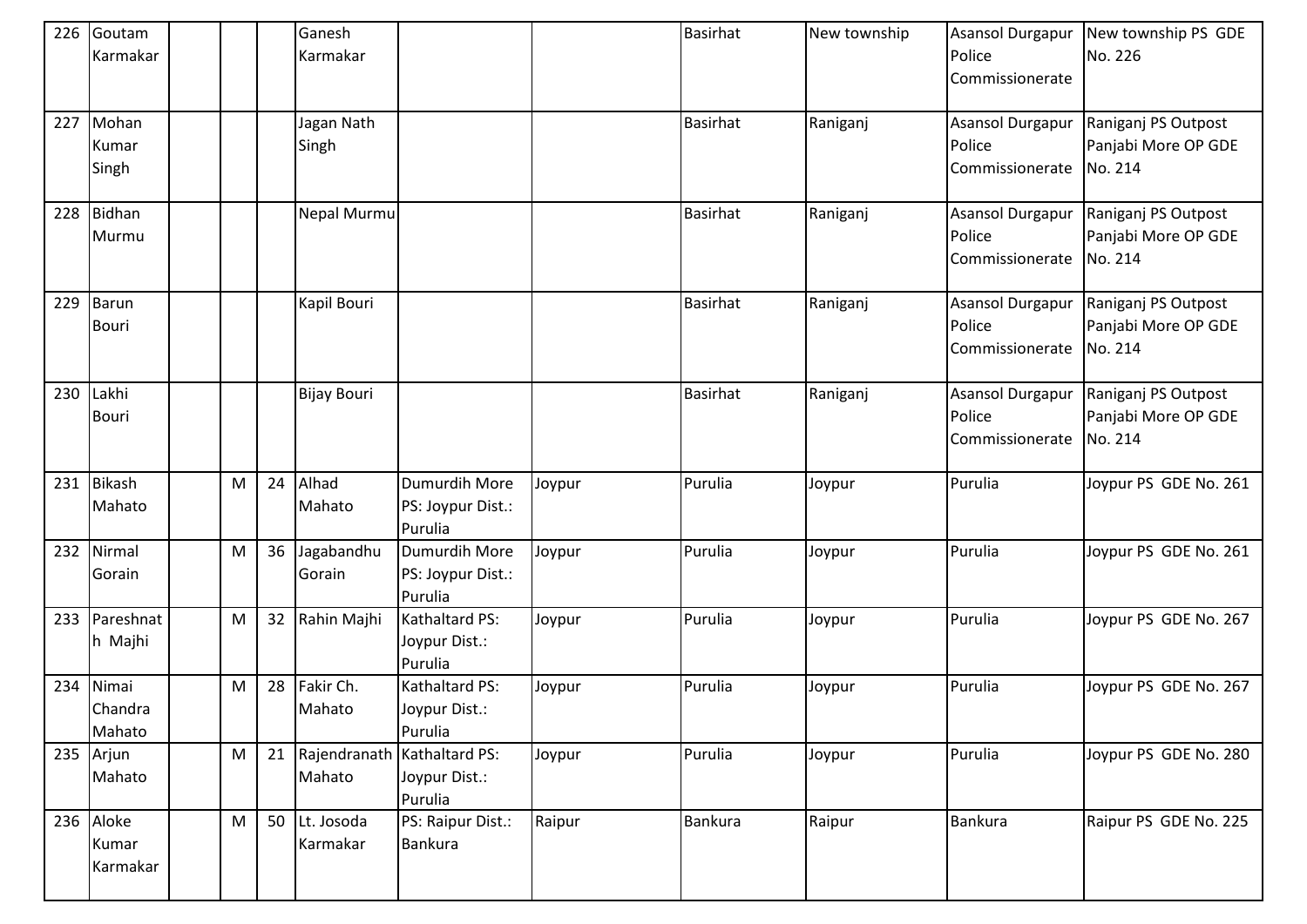| | | | | | | | | | | | |
|---|---|---|---|---|---|---|---|---|---|---|---|
| 226 | Goutam Karmakar | | | | Ganesh Karmakar | | | Basirhat | New township | Asansol Durgapur Police Commissionerate | New township PS GDE No. 226 |
| 227 | Mohan Kumar Singh | | | | Jagan Nath Singh | | | Basirhat | Raniganj | Asansol Durgapur Police Commissionerate | Raniganj PS Outpost Panjabi More OP GDE No. 214 |
| 228 | Bidhan Murmu | | | | Nepal Murmu | | | Basirhat | Raniganj | Asansol Durgapur Police Commissionerate | Raniganj PS Outpost Panjabi More OP GDE No. 214 |
| 229 | Barun Bouri | | | | Kapil Bouri | | | Basirhat | Raniganj | Asansol Durgapur Police Commissionerate | Raniganj PS Outpost Panjabi More OP GDE No. 214 |
| 230 | Lakhi Bouri | | | | Bijay Bouri | | | Basirhat | Raniganj | Asansol Durgapur Police Commissionerate | Raniganj PS Outpost Panjabi More OP GDE No. 214 |
| 231 | Bikash Mahato | | M | 24 | Alhad Mahato | Dumurdih More PS: Joypur Dist.: Purulia | Joypur | Purulia | Joypur | Purulia | Joypur PS GDE No. 261 |
| 232 | Nirmal Gorain | | M | 36 | Jagabandhu Gorain | Dumurdih More PS: Joypur Dist.: Purulia | Joypur | Purulia | Joypur | Purulia | Joypur PS GDE No. 261 |
| 233 | Pareshnath Majhi | | M | 32 | Rahin Majhi | Kathaltard PS: Joypur Dist.: Purulia | Joypur | Purulia | Joypur | Purulia | Joypur PS GDE No. 267 |
| 234 | Nimai Chandra Mahato | | M | 28 | Fakir Ch. Mahato | Kathaltard PS: Joypur Dist.: Purulia | Joypur | Purulia | Joypur | Purulia | Joypur PS GDE No. 267 |
| 235 | Arjun Mahato | | M | 21 | Rajendranath Mahato | Kathaltard PS: Joypur Dist.: Purulia | Joypur | Purulia | Joypur | Purulia | Joypur PS GDE No. 280 |
| 236 | Aloke Kumar Karmakar | | M | 50 | Lt. Josoda Karmakar | PS: Raipur Dist.: Bankura | Raipur | Bankura | Raipur | Bankura | Raipur PS GDE No. 225 |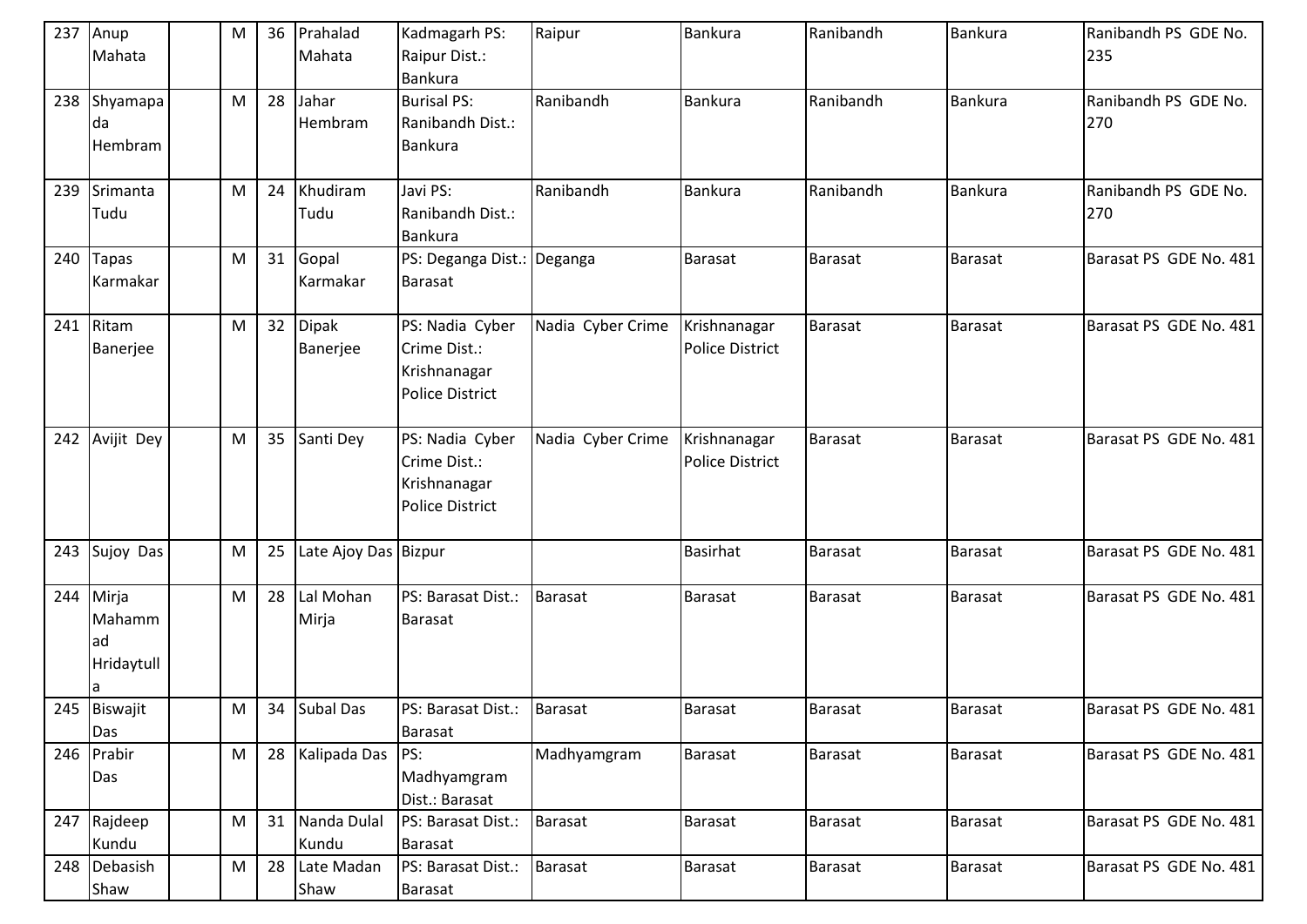| | | | | | | | | | | | |
|---|---|---|---|---|---|---|---|---|---|---|---|
| 237 | Anup Mahata | | M | 36 | Prahalad Mahata | Kadmagarh PS: Raipur Dist.: Bankura | Raipur | Bankura | Ranibandh | Bankura | Ranibandh PS GDE No. 235 |
| 238 | Shyamapada Hembram | | M | 28 | Jahar Hembram | Burisal PS: Ranibandh Dist.: Bankura | Ranibandh | Bankura | Ranibandh | Bankura | Ranibandh PS GDE No. 270 |
| 239 | Srimanta Tudu | | M | 24 | Khudiram Tudu | Javi PS: Ranibandh Dist.: Bankura | Ranibandh | Bankura | Ranibandh | Bankura | Ranibandh PS GDE No. 270 |
| 240 | Tapas Karmakar | | M | 31 | Gopal Karmakar | PS: Deganga Dist.: Barasat | Deganga | Barasat | Barasat | Barasat | Barasat PS GDE No. 481 |
| 241 | Ritam Banerjee | | M | 32 | Dipak Banerjee | PS: Nadia Cyber Crime Dist.: Krishnanagar Police District | Nadia Cyber Crime | Krishnanagar Police District | Barasat | Barasat | Barasat PS GDE No. 481 |
| 242 | Avijit Dey | | M | 35 | Santi Dey | PS: Nadia Cyber Crime Dist.: Krishnanagar Police District | Nadia Cyber Crime | Krishnanagar Police District | Barasat | Barasat | Barasat PS GDE No. 481 |
| 243 | Sujoy Das | | M | 25 | Late Ajoy Das | Bizpur | | Basirhat | Barasat | Barasat | Barasat PS GDE No. 481 |
| 244 | Mirja Mahammad Hridaytulla | | M | 28 | Lal Mohan Mirja | PS: Barasat Dist.: Barasat | Barasat | Barasat | Barasat | Barasat | Barasat PS GDE No. 481 |
| 245 | Biswajit Das | | M | 34 | Subal Das | PS: Barasat Dist.: Barasat | Barasat | Barasat | Barasat | Barasat | Barasat PS GDE No. 481 |
| 246 | Prabir Das | | M | 28 | Kalipada Das | PS: Madhyamgram Dist.: Barasat | Madhyamgram | Barasat | Barasat | Barasat | Barasat PS GDE No. 481 |
| 247 | Rajdeep Kundu | | M | 31 | Nanda Dulal Kundu | PS: Barasat Dist.: Barasat | Barasat | Barasat | Barasat | Barasat | Barasat PS GDE No. 481 |
| 248 | Debasish Shaw | | M | 28 | Late Madan Shaw | PS: Barasat Dist.: Barasat | Barasat | Barasat | Barasat | Barasat | Barasat PS GDE No. 481 |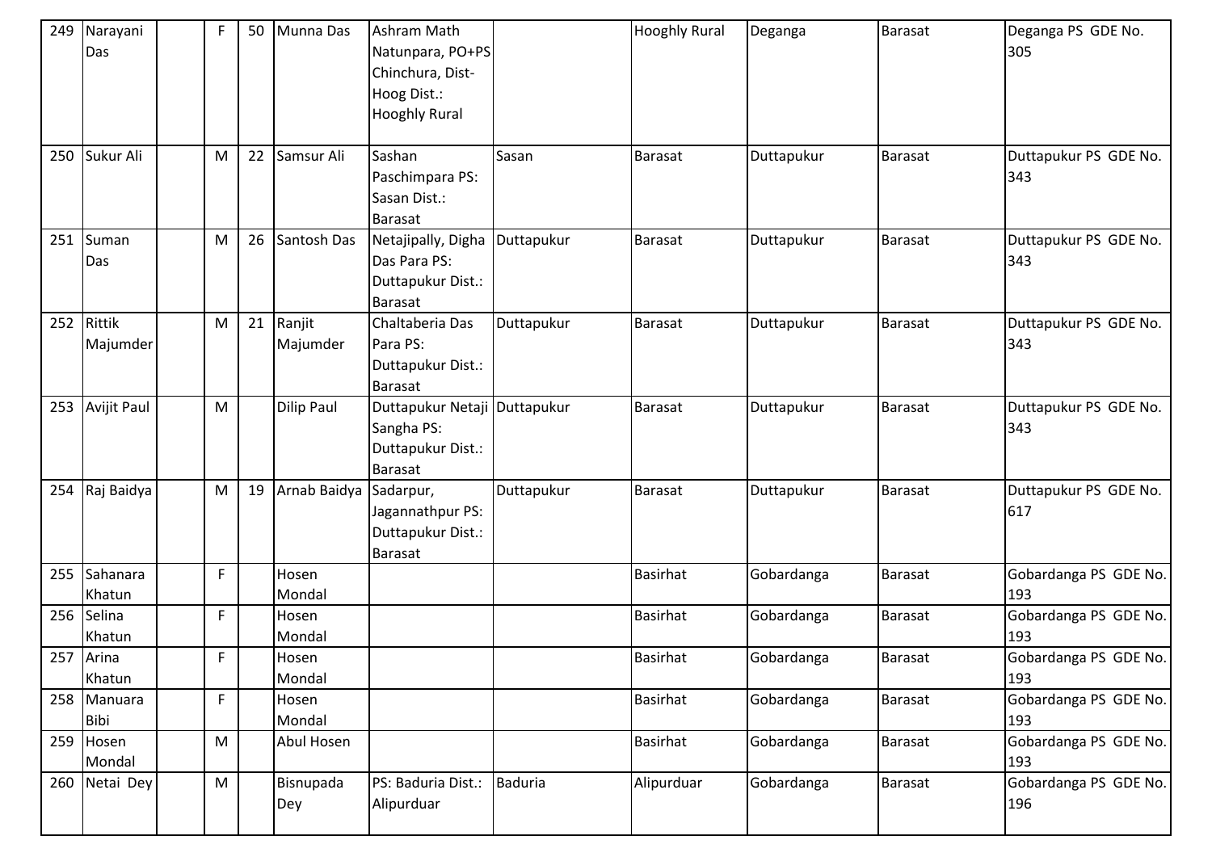| | | | | | | | | | | | |
|---|---|---|---|---|---|---|---|---|---|---|---|
| 249 | Narayani Das | | F | 50 | Munna Das | Ashram Math Natunpara, PO+PS Chinchura, Dist-Hoog Dist.: Hooghly Rural | | Hooghly Rural | Deganga | Barasat | Deganga PS GDE No. 305 |
| 250 | Sukur Ali | | M | 22 | Samsur Ali | Sashan Paschimpara PS: Sasan Dist.: Barasat | Sasan | Barasat | Duttapukur | Barasat | Duttapukur PS GDE No. 343 |
| 251 | Suman Das | | M | 26 | Santosh Das | Netajipally, Digha Das Para PS: Duttapukur Dist.: Barasat | Duttapukur | Barasat | Duttapukur | Barasat | Duttapukur PS GDE No. 343 |
| 252 | Rittik Majumder | | M | 21 | Ranjit Majumder | Chaltaberia Das Para PS: Duttapukur Dist.: Barasat | Duttapukur | Barasat | Duttapukur | Barasat | Duttapukur PS GDE No. 343 |
| 253 | Avijit Paul | | M | | Dilip Paul | Duttapukur Netaji Sangha PS: Duttapukur Dist.: Barasat | Duttapukur | Barasat | Duttapukur | Barasat | Duttapukur PS GDE No. 343 |
| 254 | Raj Baidya | | M | 19 | Arnab Baidya | Sadarpur, Jagannathpur PS: Duttapukur Dist.: Barasat | Duttapukur | Barasat | Duttapukur | Barasat | Duttapukur PS GDE No. 617 |
| 255 | Sahanara Khatun | | F | | Hosen Mondal | | | Basirhat | Gobardanga | Barasat | Gobardanga PS GDE No. 193 |
| 256 | Selina Khatun | | F | | Hosen Mondal | | | Basirhat | Gobardanga | Barasat | Gobardanga PS GDE No. 193 |
| 257 | Arina Khatun | | F | | Hosen Mondal | | | Basirhat | Gobardanga | Barasat | Gobardanga PS GDE No. 193 |
| 258 | Manuara Bibi | | F | | Hosen Mondal | | | Basirhat | Gobardanga | Barasat | Gobardanga PS GDE No. 193 |
| 259 | Hosen Mondal | | M | | Abul Hosen | | | Basirhat | Gobardanga | Barasat | Gobardanga PS GDE No. 193 |
| 260 | Netai Dey | | M | | Bisnupada Dey | PS: Baduria Dist.: Alipurduar | Baduria | Alipurduar | Gobardanga | Barasat | Gobardanga PS GDE No. 196 |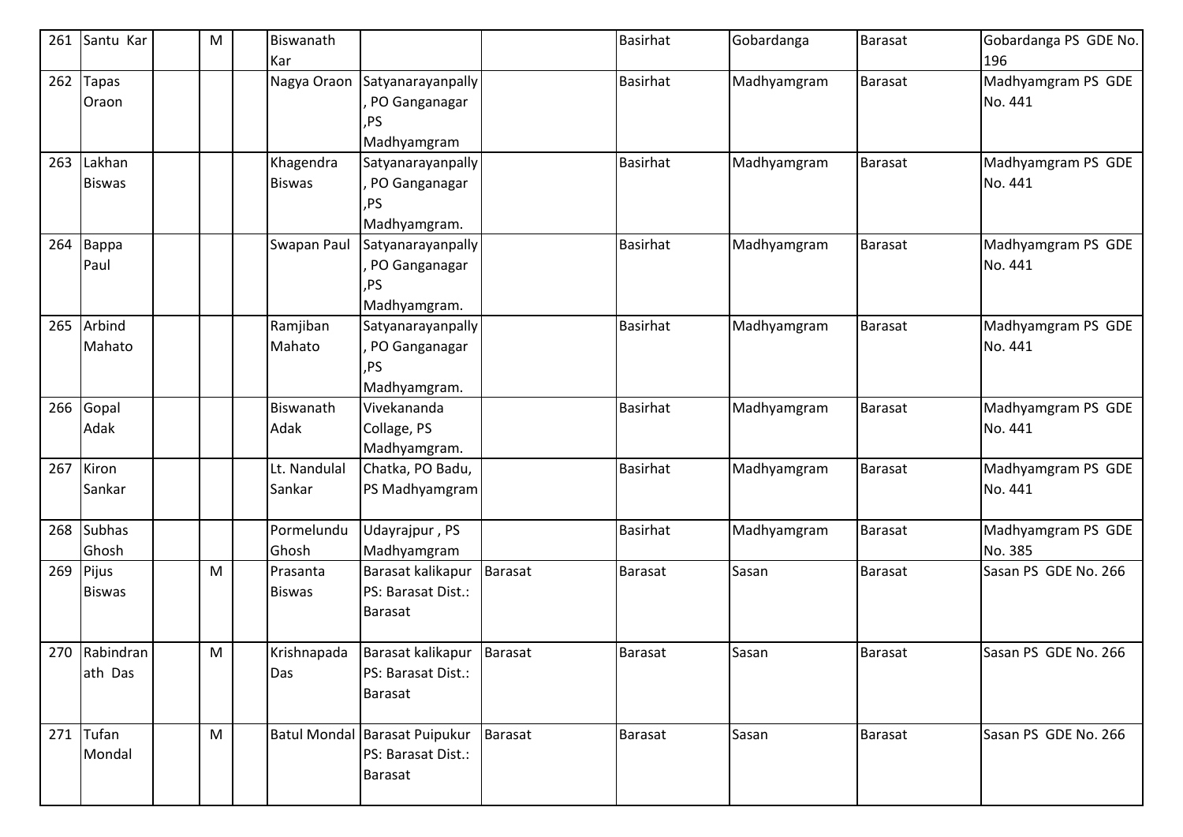| | | | | | | | | | | | |
|---|---|---|---|---|---|---|---|---|---|---|---|
| 261 | Santu Kar | | M | | Biswanath Kar | | | Basirhat | Gobardanga | Barasat | Gobardanga PS GDE No. 196 |
| 262 | Tapas Oraon | | | | Nagya Oraon | Satyanarayanpally , PO Ganganagar ,PS Madhyamgram | | Basirhat | Madhyamgram | Barasat | Madhyamgram PS GDE No. 441 |
| 263 | Lakhan Biswas | | | | Khagendra Biswas | Satyanarayanpally , PO Ganganagar ,PS Madhyamgram. | | Basirhat | Madhyamgram | Barasat | Madhyamgram PS GDE No. 441 |
| 264 | Bappa Paul | | | | Swapan Paul | Satyanarayanpally , PO Ganganagar ,PS Madhyamgram. | | Basirhat | Madhyamgram | Barasat | Madhyamgram PS GDE No. 441 |
| 265 | Arbind Mahato | | | | Ramjiban Mahato | Satyanarayanpally , PO Ganganagar ,PS Madhyamgram. | | Basirhat | Madhyamgram | Barasat | Madhyamgram PS GDE No. 441 |
| 266 | Gopal Adak | | | | Biswanath Adak | Vivekananda Collage, PS Madhyamgram. | | Basirhat | Madhyamgram | Barasat | Madhyamgram PS GDE No. 441 |
| 267 | Kiron Sankar | | | | Lt. Nandulal Sankar | Chatka, PO Badu, PS Madhyamgram | | Basirhat | Madhyamgram | Barasat | Madhyamgram PS GDE No. 441 |
| 268 | Subhas Ghosh | | | | Pormelundu Ghosh | Udayrajpur , PS Madhyamgram | | Basirhat | Madhyamgram | Barasat | Madhyamgram PS GDE No. 385 |
| 269 | Pijus Biswas | | M | | Prasanta Biswas | Barasat kalikapur PS: Barasat Dist.: Barasat | Barasat | Barasat | Sasan | Barasat | Sasan PS GDE No. 266 |
| 270 | Rabindranath Das | | M | | Krishnapada Das | Barasat kalikapur PS: Barasat Dist.: Barasat | Barasat | Barasat | Sasan | Barasat | Sasan PS GDE No. 266 |
| 271 | Tufan Mondal | | M | | Batul Mondal | Barasat Puipukur PS: Barasat Dist.: Barasat | Barasat | Barasat | Sasan | Barasat | Sasan PS GDE No. 266 |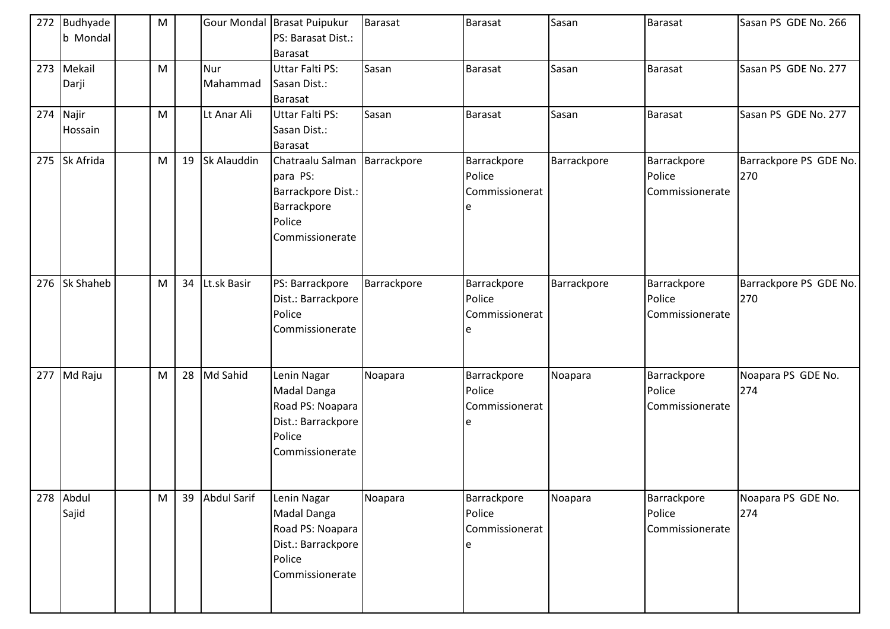| | | | | | | | | | | | |
|---|---|---|---|---|---|---|---|---|---|---|---|
| 272 | Budhyadeb Mondal | | M | | Gour Mondal | Brasat Puipukur PS: Barasat Dist.: Barasat | Barasat | Barasat | Sasan | Barasat | Sasan PS GDE No. 266 |
| 273 | Mekail Darji | | M | | Nur Mahammad | Uttar Falti PS: Sasan Dist.: Barasat | Sasan | Barasat | Sasan | Barasat | Sasan PS GDE No. 277 |
| 274 | Najir Hossain | | M | | Lt Anar Ali | Uttar Falti PS: Sasan Dist.: Barasat | Sasan | Barasat | Sasan | Barasat | Sasan PS GDE No. 277 |
| 275 | Sk Afrida | | M | 19 | Sk Alauddin | Chatraalu Salman para PS: Barrackpore Dist.: Barrackpore Police Commissionerate | Barrackpore | Barrackpore Police Commissionerate | Barrackpore | Barrackpore Police Commissionerate | Barrackpore PS GDE No. 270 |
| 276 | Sk Shaheb | | M | 34 | Lt.sk Basir | PS: Barrackpore Dist.: Barrackpore Police Commissionerate | Barrackpore | Barrackpore Police Commissionerate | Barrackpore | Barrackpore Police Commissionerate | Barrackpore PS GDE No. 270 |
| 277 | Md Raju | | M | 28 | Md Sahid | Lenin Nagar Madal Danga Road PS: Noapara Dist.: Barrackpore Police Commissionerate | Noapara | Barrackpore Police Commissionerate | Noapara | Barrackpore Police Commissionerate | Noapara PS GDE No. 274 |
| 278 | Abdul Sajid | | M | 39 | Abdul Sarif | Lenin Nagar Madal Danga Road PS: Noapara Dist.: Barrackpore Police Commissionerate | Noapara | Barrackpore Police Commissionerate | Noapara | Barrackpore Police Commissionerate | Noapara PS GDE No. 274 |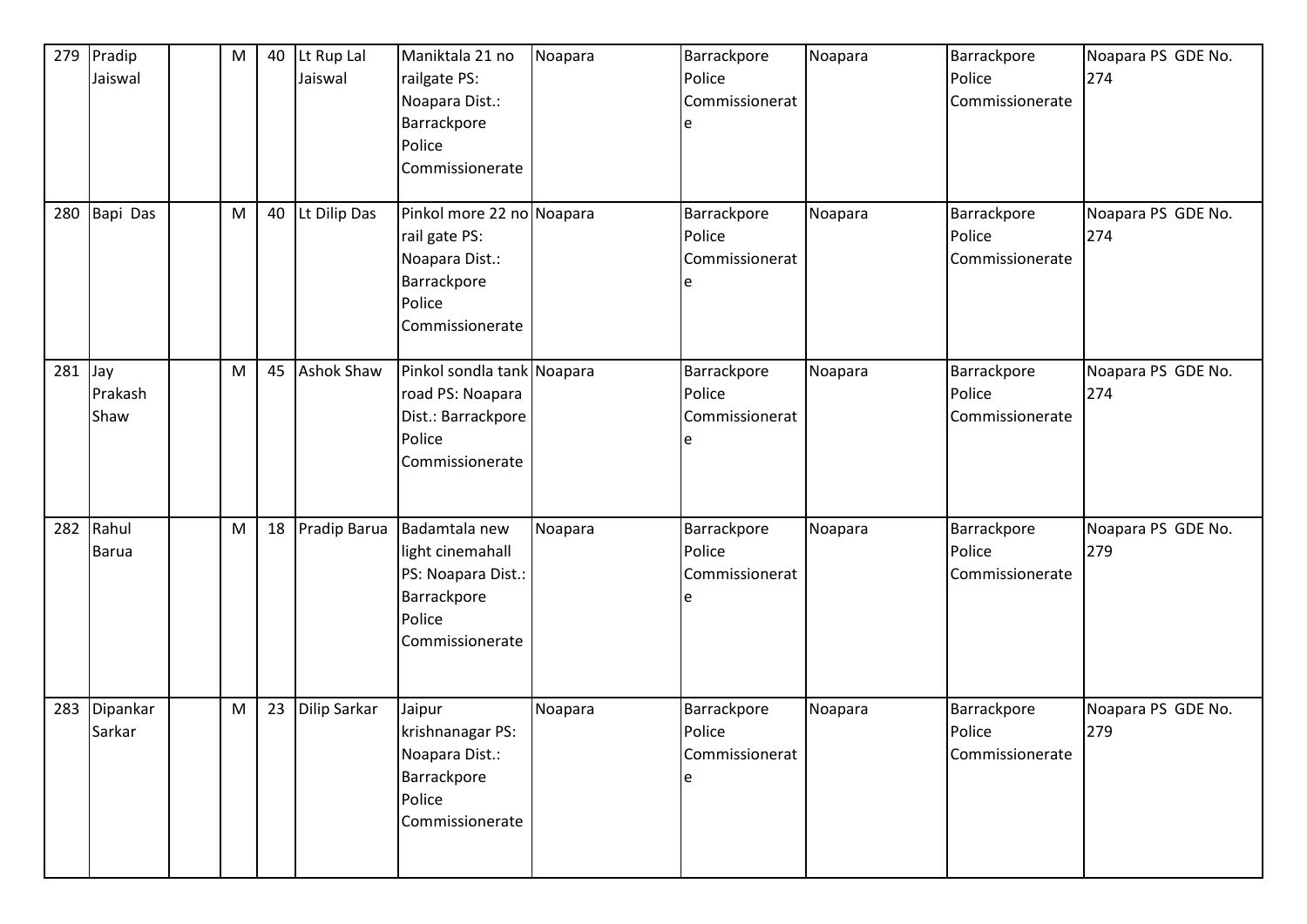| | | | | | | | | | | | |
|---|---|---|---|---|---|---|---|---|---|---|---|
| 279 | Pradip Jaiswal | | M | 40 | Lt Rup Lal Jaiswal | Maniktala 21 no railgate PS: Noapara Dist.: Barrackpore Police Commissionerate | Noapara | Barrackpore Police Commissionerate | Noapara | Barrackpore Police Commissionerate | Noapara PS GDE No. 274 |
| 280 | Bapi Das | | M | 40 | Lt Dilip Das | Pinkol more 22 no rail gate PS: Noapara Dist.: Barrackpore Police Commissionerate | Noapara | Barrackpore Police Commissionerate | Noapara | Barrackpore Police Commissionerate | Noapara PS GDE No. 274 |
| 281 | Jay Prakash Shaw | | M | 45 | Ashok Shaw | Pinkol sondla tank road PS: Noapara Dist.: Barrackpore Police Commissionerate | Noapara | Barrackpore Police Commissionerate | Noapara | Barrackpore Police Commissionerate | Noapara PS GDE No. 274 |
| 282 | Rahul Barua | | M | 18 | Pradip Barua | Badamtala new light cinemahall PS: Noapara Dist.: Barrackpore Police Commissionerate | Noapara | Barrackpore Police Commissionerate | Noapara | Barrackpore Police Commissionerate | Noapara PS GDE No. 279 |
| 283 | Dipankar Sarkar | | M | 23 | Dilip Sarkar | Jaipur krishnanagar PS: Noapara Dist.: Barrackpore Police Commissionerate | Noapara | Barrackpore Police Commissionerate | Noapara | Barrackpore Police Commissionerate | Noapara PS GDE No. 279 |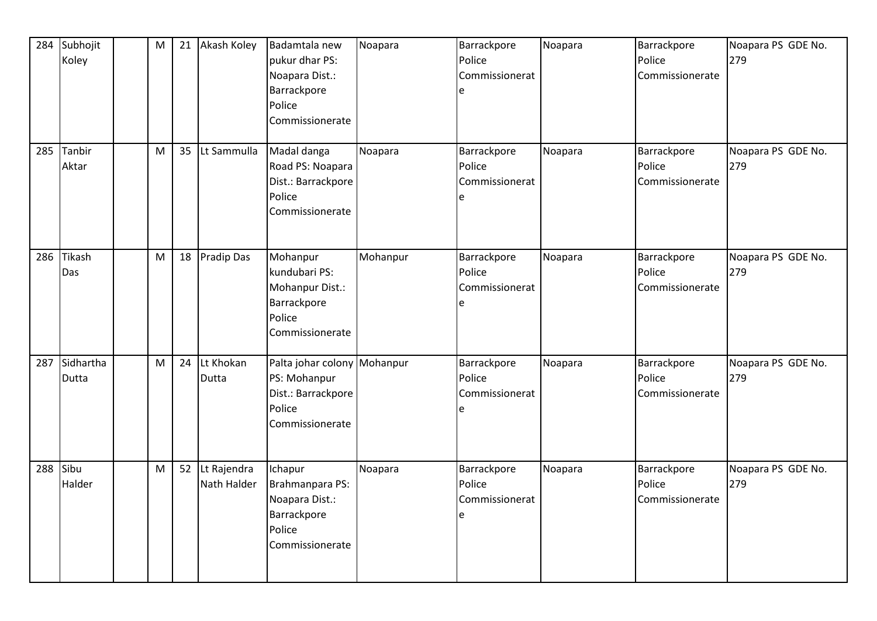| | | | | | | | | | | |
|---|---|---|---|---|---|---|---|---|---|---|
| 284 | Subhojit Koley | | M | 21 | Akash Koley | Badamtala new pukur dhar PS: Noapara Dist.: Barrackpore Police Commissionerate | Noapara | Barrackpore Police Commissionerate | Noapara | Barrackpore Police Commissionerate | Noapara PS GDE No. 279 |
| 285 | Tanbir Aktar | | M | 35 | Lt Sammulla | Madal danga Road PS: Noapara Dist.: Barrackpore Police Commissionerate | Noapara | Barrackpore Police Commissionerate | Noapara | Barrackpore Police Commissionerate | Noapara PS GDE No. 279 |
| 286 | Tikash Das | | M | 18 | Pradip Das | Mohanpur kundubari PS: Mohanpur Dist.: Barrackpore Police Commissionerate | Mohanpur | Barrackpore Police Commissionerate | Noapara | Barrackpore Police Commissionerate | Noapara PS GDE No. 279 |
| 287 | Sidhartha Dutta | | M | 24 | Lt Khokan Dutta | Palta johar colony PS: Mohanpur Dist.: Barrackpore Police Commissionerate | Mohanpur | Barrackpore Police Commissionerate | Noapara | Barrackpore Police Commissionerate | Noapara PS GDE No. 279 |
| 288 | Sibu Halder | | M | 52 | Lt Rajendra Nath Halder | Ichapur Brahmanpara PS: Noapara Dist.: Barrackpore Police Commissionerate | Noapara | Barrackpore Police Commissionerate | Noapara | Barrackpore Police Commissionerate | Noapara PS GDE No. 279 |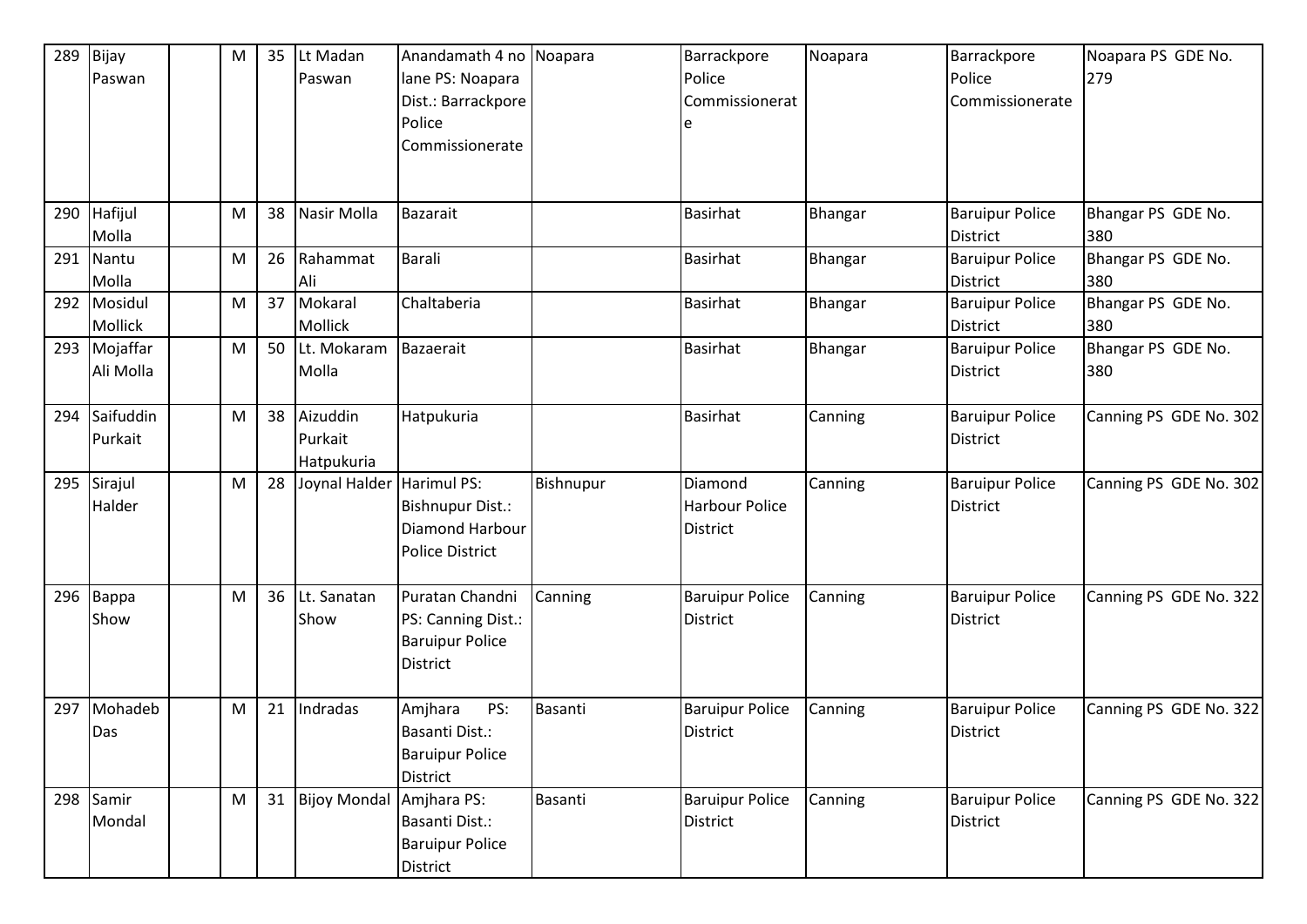| | | | | | | | | | | |
|---|---|---|---|---|---|---|---|---|---|---|
| 289 | Bijay Paswan | | M | 35 | Lt Madan Paswan | Anandamath 4 no lane PS: Noapara Dist.: Barrackpore Police Commissionerate | Noapara | Barrackpore Police Commissionerate | Noapara | Barrackpore Police Commissionerate | Noapara PS GDE No. 279 |
| 290 | Hafijul Molla | | M | 38 | Nasir Molla | Bazarait | | Basirhat | Bhangar | Baruipur Police District | Bhangar PS GDE No. 380 |
| 291 | Nantu Molla | | M | 26 | Rahammat Ali | Barali | | Basirhat | Bhangar | Baruipur Police District | Bhangar PS GDE No. 380 |
| 292 | Mosidul Mollick | | M | 37 | Mokaral Mollick | Chaltaberia | | Basirhat | Bhangar | Baruipur Police District | Bhangar PS GDE No. 380 |
| 293 | Mojaffar Ali Molla | | M | 50 | Lt. Mokaram Molla | Bazaerait | | Basirhat | Bhangar | Baruipur Police District | Bhangar PS GDE No. 380 |
| 294 | Saifuddin Purkait | | M | 38 | Aizuddin Purkait Hatpukuria | Hatpukuria | | Basirhat | Canning | Baruipur Police District | Canning PS GDE No. 302 |
| 295 | Sirajul Halder | | M | 28 | Joynal Halder | Harimul PS: Bishnupur Dist.: Diamond Harbour Police District | Bishnupur | Diamond Harbour Police District | Canning | Baruipur Police District | Canning PS GDE No. 302 |
| 296 | Bappa Show | | M | 36 | Lt. Sanatan Show | Puratan Chandni PS: Canning Dist.: Baruipur Police District | Canning | Baruipur Police District | Canning | Baruipur Police District | Canning PS GDE No. 322 |
| 297 | Mohadeb Das | | M | 21 | Indradas | Amjhara PS: Basanti Dist.: Baruipur Police District | Basanti | Baruipur Police District | Canning | Baruipur Police District | Canning PS GDE No. 322 |
| 298 | Samir Mondal | | M | 31 | Bijoy Mondal | Amjhara PS: Basanti Dist.: Baruipur Police District | Basanti | Baruipur Police District | Canning | Baruipur Police District | Canning PS GDE No. 322 |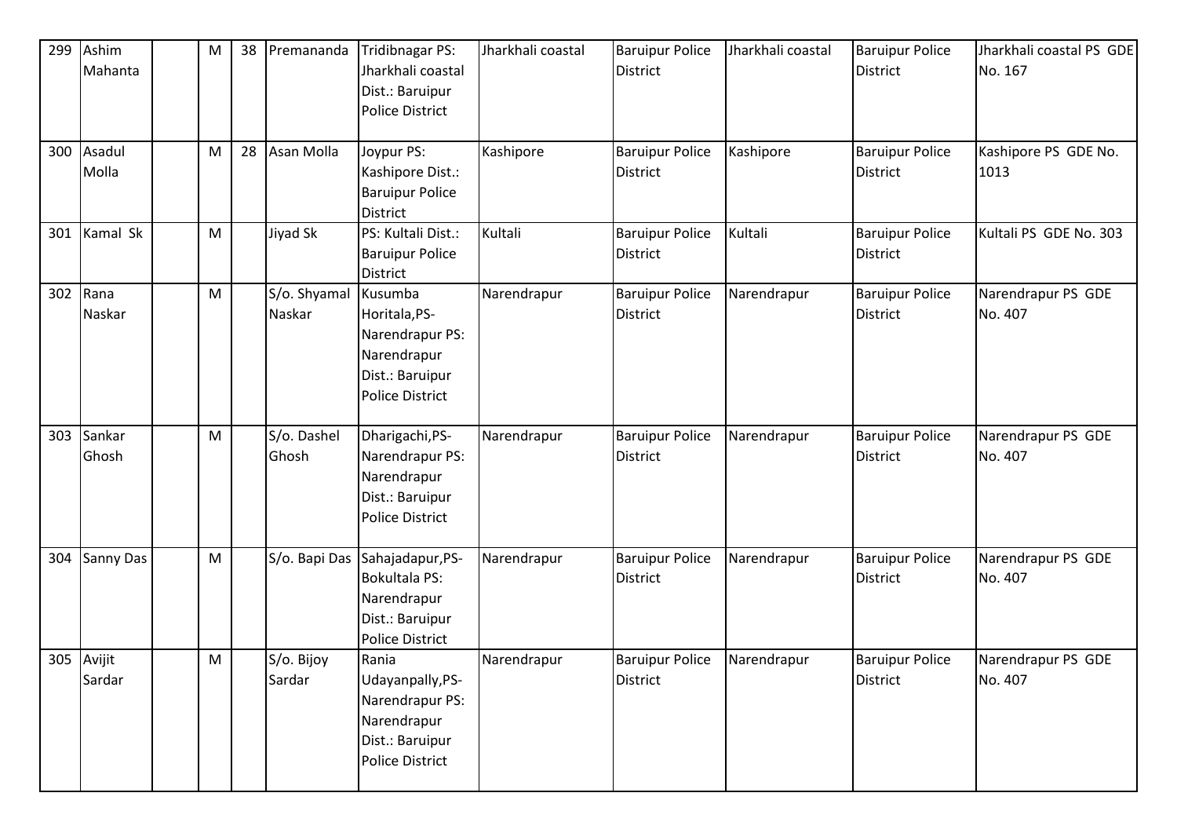| | | | | | | | | | | | |
|---|---|---|---|---|---|---|---|---|---|---|---|
| 299 | Ashim Mahanta | | M | 38 | Premananda | Tridibnagar PS: Jharkhali coastal Dist.: Baruipur Police District | Jharkhali coastal | Baruipur Police District | Jharkhali coastal | Baruipur Police District | Jharkhali coastal PS GDE No. 167 |
| 300 | Asadul Molla | | M | 28 | Asan Molla | Joypur PS: Kashipore Dist.: Baruipur Police District | Kashipore | Baruipur Police District | Kashipore | Baruipur Police District | Kashipore PS GDE No. 1013 |
| 301 | Kamal Sk | | M | | Jiyad Sk | PS: Kultali Dist.: Baruipur Police District | Kultali | Baruipur Police District | Kultali | Baruipur Police District | Kultali PS GDE No. 303 |
| 302 | Rana Naskar | | M | | S/o. Shyamal Naskar | Kusumba Horitala,PS-Narendrapur PS: Narendrapur Dist.: Baruipur Police District | Narendrapur | Baruipur Police District | Narendrapur | Baruipur Police District | Narendrapur PS GDE No. 407 |
| 303 | Sankar Ghosh | | M | | S/o. Dashel Ghosh | Dharigachi,PS-Narendrapur PS: Narendrapur Dist.: Baruipur Police District | Narendrapur | Baruipur Police District | Narendrapur | Baruipur Police District | Narendrapur PS GDE No. 407 |
| 304 | Sanny Das | | M | | S/o. Bapi Das | Sahajadapur,PS-Bokultala PS: Narendrapur Dist.: Baruipur Police District | Narendrapur | Baruipur Police District | Narendrapur | Baruipur Police District | Narendrapur PS GDE No. 407 |
| 305 | Avijit Sardar | | M | | S/o. Bijoy Sardar | Rania Udayanpally,PS-Narendrapur PS: Narendrapur Dist.: Baruipur Police District | Narendrapur | Baruipur Police District | Narendrapur | Baruipur Police District | Narendrapur PS GDE No. 407 |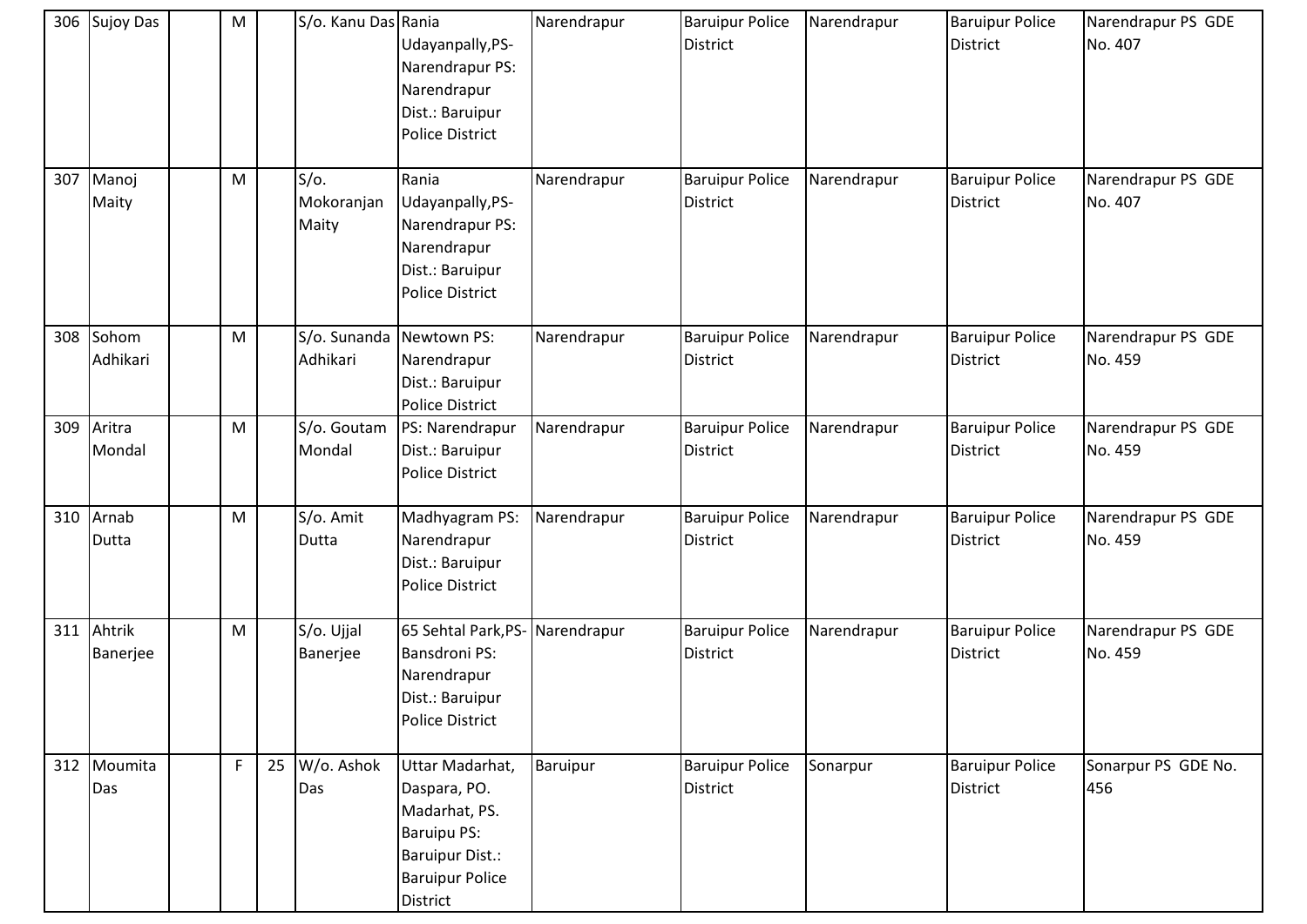| | | | | | | | | | | | |
|---|---|---|---|---|---|---|---|---|---|---|---|
| 306 | Sujoy Das | | M | | S/o. Kanu Das | Rania Udayanpally,PS-Narendrapur PS: Narendrapur Dist.: Baruipur Police District | Narendrapur | Baruipur Police District | Narendrapur | Baruipur Police District | Narendrapur PS GDE No. 407 |
| 307 | Manoj Maity | | M | | S/o. Mokoranjan Maity | Rania Udayanpally,PS-Narendrapur PS: Narendrapur Dist.: Baruipur Police District | Narendrapur | Baruipur Police District | Narendrapur | Baruipur Police District | Narendrapur PS GDE No. 407 |
| 308 | Sohom Adhikari | | M | | S/o. Sunanda Adhikari | Newtown PS: Narendrapur Dist.: Baruipur Police District | Narendrapur | Baruipur Police District | Narendrapur | Baruipur Police District | Narendrapur PS GDE No. 459 |
| 309 | Aritra Mondal | | M | | S/o. Goutam Mondal | PS: Narendrapur Dist.: Baruipur Police District | Narendrapur | Baruipur Police District | Narendrapur | Baruipur Police District | Narendrapur PS GDE No. 459 |
| 310 | Arnab Dutta | | M | | S/o. Amit Dutta | Madhyagram PS: Narendrapur Dist.: Baruipur Police District | Narendrapur | Baruipur Police District | Narendrapur | Baruipur Police District | Narendrapur PS GDE No. 459 |
| 311 | Ahtrik Banerjee | | M | | S/o. Ujjal Banerjee | 65 Sehtal Park,PS-Bansdroni PS: Narendrapur Dist.: Baruipur Police District | Narendrapur | Baruipur Police District | Narendrapur | Baruipur Police District | Narendrapur PS GDE No. 459 |
| 312 | Moumita Das | | F | 25 | W/o. Ashok Das | Uttar Madarhat, Daspara, PO. Madarhat, PS. Baruipu PS: Baruipur Dist.: Baruipur Police District | Baruipur | Baruipur Police District | Sonarpur | Baruipur Police District | Sonarpur PS GDE No. 456 |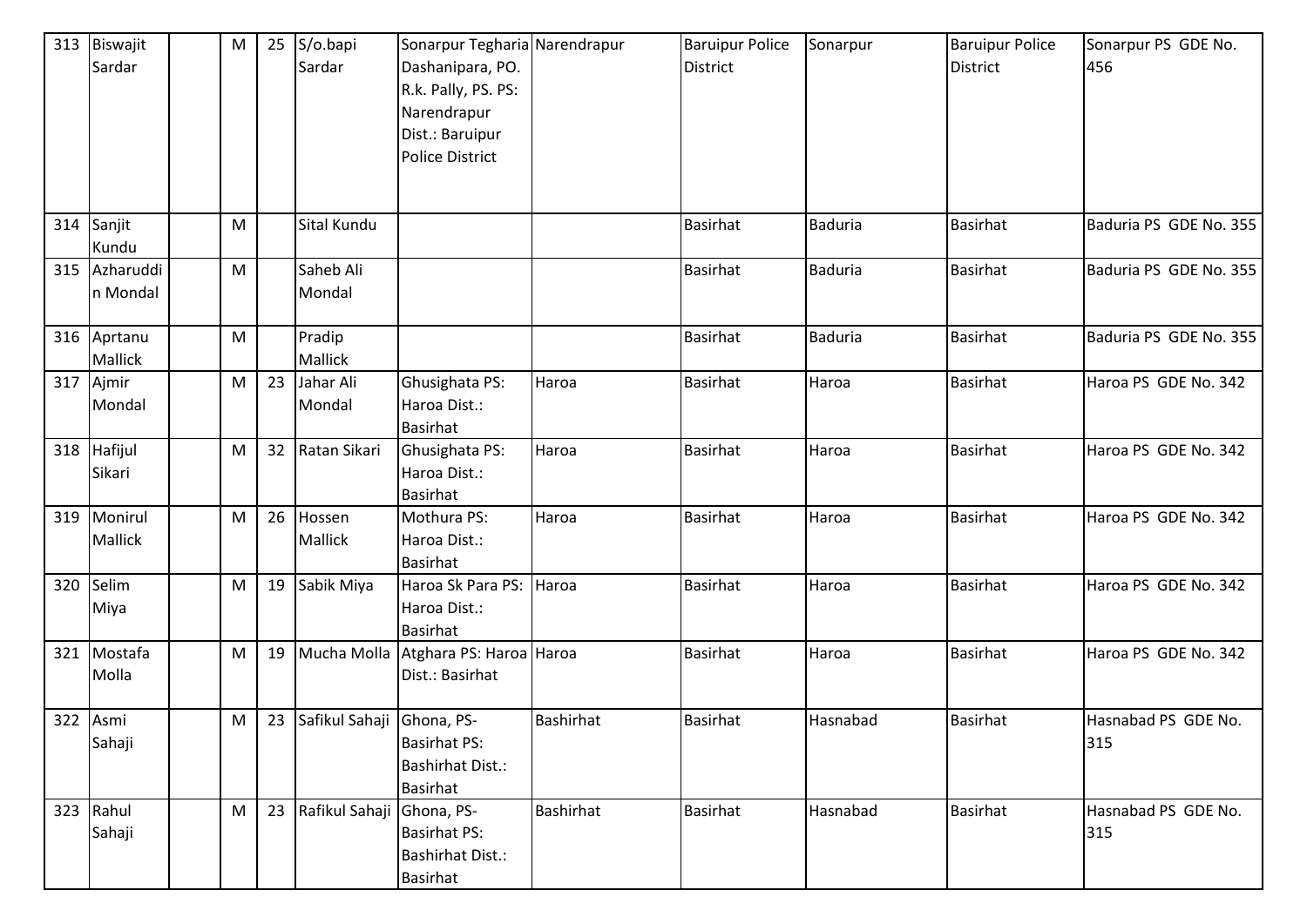| | | | | | | | | | | | |
|---|---|---|---|---|---|---|---|---|---|---|---|
| 313 | Biswajit Sardar | | M | 25 | S/o.bapi Sardar | Sonarpur Tegharia Dashanipara, PO. R.k. Pally, PS. PS: Narendrapur Dist.: Baruipur Police District | Narendrapur | Baruipur Police District | Sonarpur | Baruipur Police District | Sonarpur PS GDE No. 456 |
| 314 | Sanjit Kundu | | M | | Sital Kundu | | | Basirhat | Baduria | Basirhat | Baduria PS GDE No. 355 |
| 315 | Azharuddin Mondal | | M | | Saheb Ali Mondal | | | Basirhat | Baduria | Basirhat | Baduria PS GDE No. 355 |
| 316 | Aprtanu Mallick | | M | | Pradip Mallick | | | Basirhat | Baduria | Basirhat | Baduria PS GDE No. 355 |
| 317 | Ajmir Mondal | | M | 23 | Jahar Ali Mondal | Ghusighata PS: Haroa Dist.: Basirhat | Haroa | Basirhat | Haroa | Basirhat | Haroa PS GDE No. 342 |
| 318 | Hafijul Sikari | | M | 32 | Ratan Sikari | Ghusighata PS: Haroa Dist.: Basirhat | Haroa | Basirhat | Haroa | Basirhat | Haroa PS GDE No. 342 |
| 319 | Monirul Mallick | | M | 26 | Hossen Mallick | Mothura PS: Haroa Dist.: Basirhat | Haroa | Basirhat | Haroa | Basirhat | Haroa PS GDE No. 342 |
| 320 | Selim Miya | | M | 19 | Sabik Miya | Haroa Sk Para PS: Haroa Dist.: Basirhat | Haroa | Basirhat | Haroa | Basirhat | Haroa PS GDE No. 342 |
| 321 | Mostafa Molla | | M | 19 | Mucha Molla | Atghara PS: Haroa Dist.: Basirhat | Haroa | Basirhat | Haroa | Basirhat | Haroa PS GDE No. 342 |
| 322 | Asmi Sahaji | | M | 23 | Safikul Sahaji | Ghona, PS- Basirhat PS: Bashirhat Dist.: Basirhat | Bashirhat | Basirhat | Hasnabad | Basirhat | Hasnabad PS GDE No. 315 |
| 323 | Rahul Sahaji | | M | 23 | Rafikul Sahaji | Ghona, PS- Basirhat PS: Bashirhat Dist.: Basirhat | Bashirhat | Basirhat | Hasnabad | Basirhat | Hasnabad PS GDE No. 315 |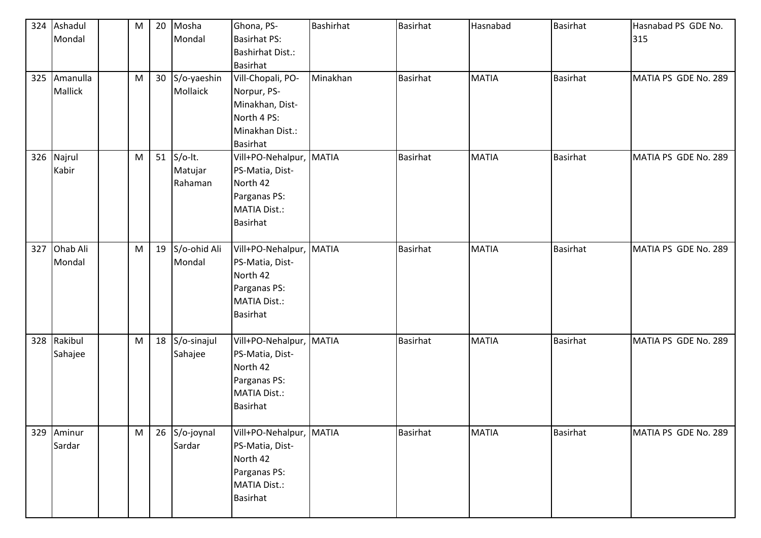| | | | | | | | | | | | |
|---|---|---|---|---|---|---|---|---|---|---|---|
| 324 | Ashadul Mondal | | M | 20 | Mosha Mondal | Ghona, PS-Basirhat PS: Bashirhat Dist.: Basirhat | Bashirhat | Basirhat | Hasnabad | Basirhat | Hasnabad PS GDE No. 315 |
| 325 | Amanulla Mallick | | M | 30 | S/o-yaeshin Mollaick | Vill-Chopali, PO-Norpur, PS-Minakhan, Dist-North 4 PS: Minakhan Dist.: Basirhat | Minakhan | Basirhat | MATIA | Basirhat | MATIA PS GDE No. 289 |
| 326 | Najrul Kabir | | M | 51 | S/o-lt. Matujar Rahaman | Vill+PO-Nehalpur, PS-Matia, Dist-North 42 Parganas PS: MATIA Dist.: Basirhat | MATIA | Basirhat | MATIA | Basirhat | MATIA PS GDE No. 289 |
| 327 | Ohab Ali Mondal | | M | 19 | S/o-ohid Ali Mondal | Vill+PO-Nehalpur, PS-Matia, Dist-North 42 Parganas PS: MATIA Dist.: Basirhat | MATIA | Basirhat | MATIA | Basirhat | MATIA PS GDE No. 289 |
| 328 | Rakibul Sahajee | | M | 18 | S/o-sinajul Sahajee | Vill+PO-Nehalpur, PS-Matia, Dist-North 42 Parganas PS: MATIA Dist.: Basirhat | MATIA | Basirhat | MATIA | Basirhat | MATIA PS GDE No. 289 |
| 329 | Aminur Sardar | | M | 26 | S/o-joynal Sardar | Vill+PO-Nehalpur, PS-Matia, Dist-North 42 Parganas PS: MATIA Dist.: Basirhat | MATIA | Basirhat | MATIA | Basirhat | MATIA PS GDE No. 289 |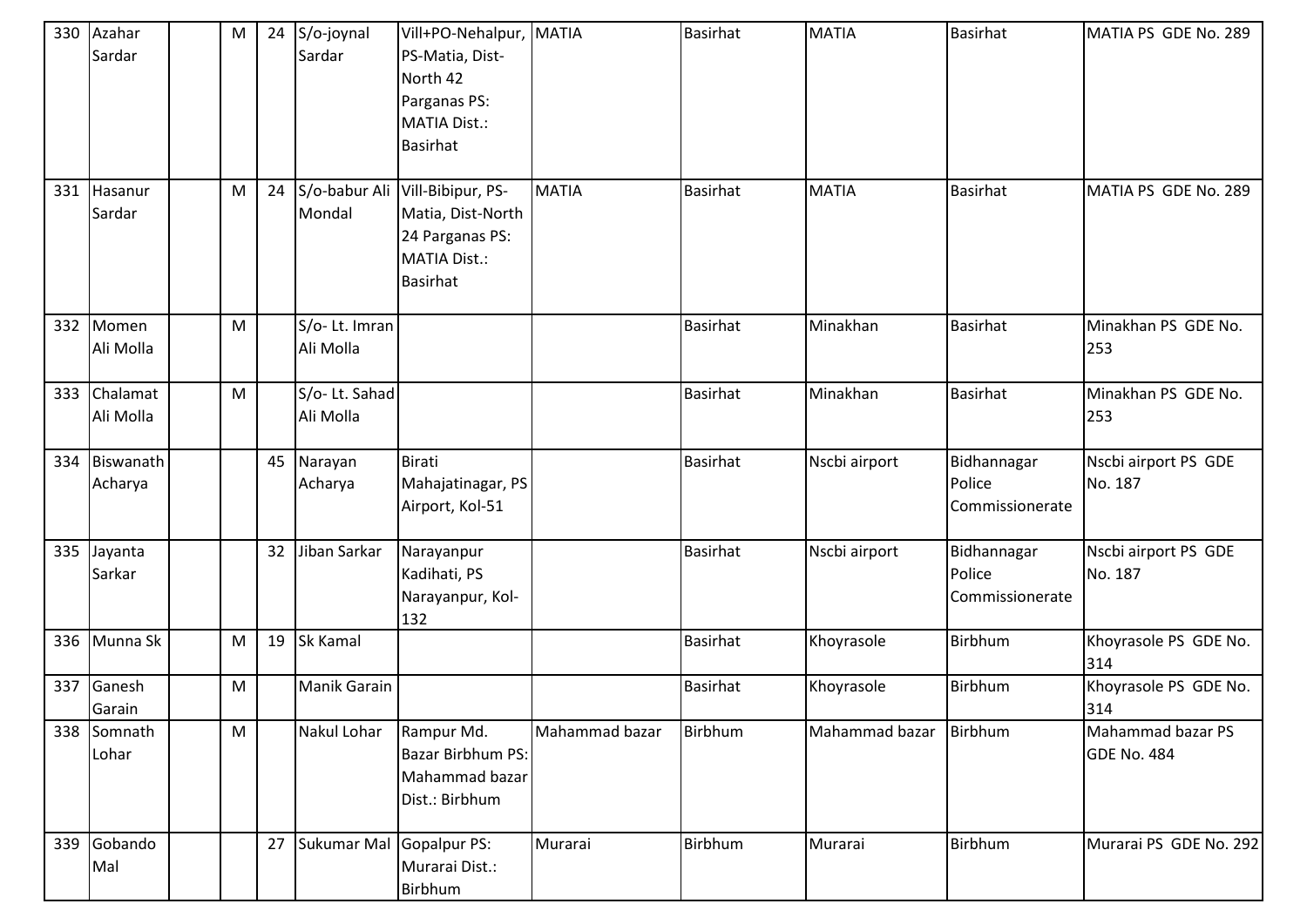| | | | | | | | | | | | |
|---|---|---|---|---|---|---|---|---|---|---|---|
| 330 | Azahar Sardar | | M | 24 | S/o-joynal Sardar | Vill+PO-Nehalpur, PS-Matia, Dist-North 42 Parganas PS: MATIA Dist.: Basirhat | MATIA | Basirhat | MATIA | Basirhat | MATIA PS GDE No. 289 |
| 331 | Hasanur Sardar | | M | 24 | S/o-babur Ali Mondal | Vill-Bibipur, PS-Matia, Dist-North 24 Parganas PS: MATIA Dist.: Basirhat | MATIA | Basirhat | MATIA | Basirhat | MATIA PS GDE No. 289 |
| 332 | Momen Ali Molla | | M | | S/o- Lt. Imran Ali Molla | | | Basirhat | Minakhan | Basirhat | Minakhan PS GDE No. 253 |
| 333 | Chalamat Ali Molla | | M | | S/o- Lt. Sahad Ali Molla | | | Basirhat | Minakhan | Basirhat | Minakhan PS GDE No. 253 |
| 334 | Biswanath Acharya | | | 45 | Narayan Acharya | Birati Mahajatinagar, PS Airport, Kol-51 | | Basirhat | Nscbi airport | Bidhannagar Police Commissionerate | Nscbi airport PS GDE No. 187 |
| 335 | Jayanta Sarkar | | | 32 | Jiban Sarkar | Narayanpur Kadihati, PS Narayanpur, Kol-132 | | Basirhat | Nscbi airport | Bidhannagar Police Commissionerate | Nscbi airport PS GDE No. 187 |
| 336 | Munna Sk | | M | 19 | Sk Kamal | | | Basirhat | Khoyrasole | Birbhum | Khoyrasole PS GDE No. 314 |
| 337 | Ganesh Garain | | M | | Manik Garain | | | Basirhat | Khoyrasole | Birbhum | Khoyrasole PS GDE No. 314 |
| 338 | Somnath Lohar | | M | | Nakul Lohar | Rampur Md. Bazar Birbhum PS: Mahammad bazar Dist.: Birbhum | Mahammad bazar | Birbhum | Mahammad bazar | Birbhum | Mahammad bazar PS GDE No. 484 |
| 339 | Gobando Mal | | | 27 | Sukumar Mal | Gopalpur PS: Murarai Dist.: Birbhum | Murarai | Birbhum | Murarai | Birbhum | Murarai PS GDE No. 292 |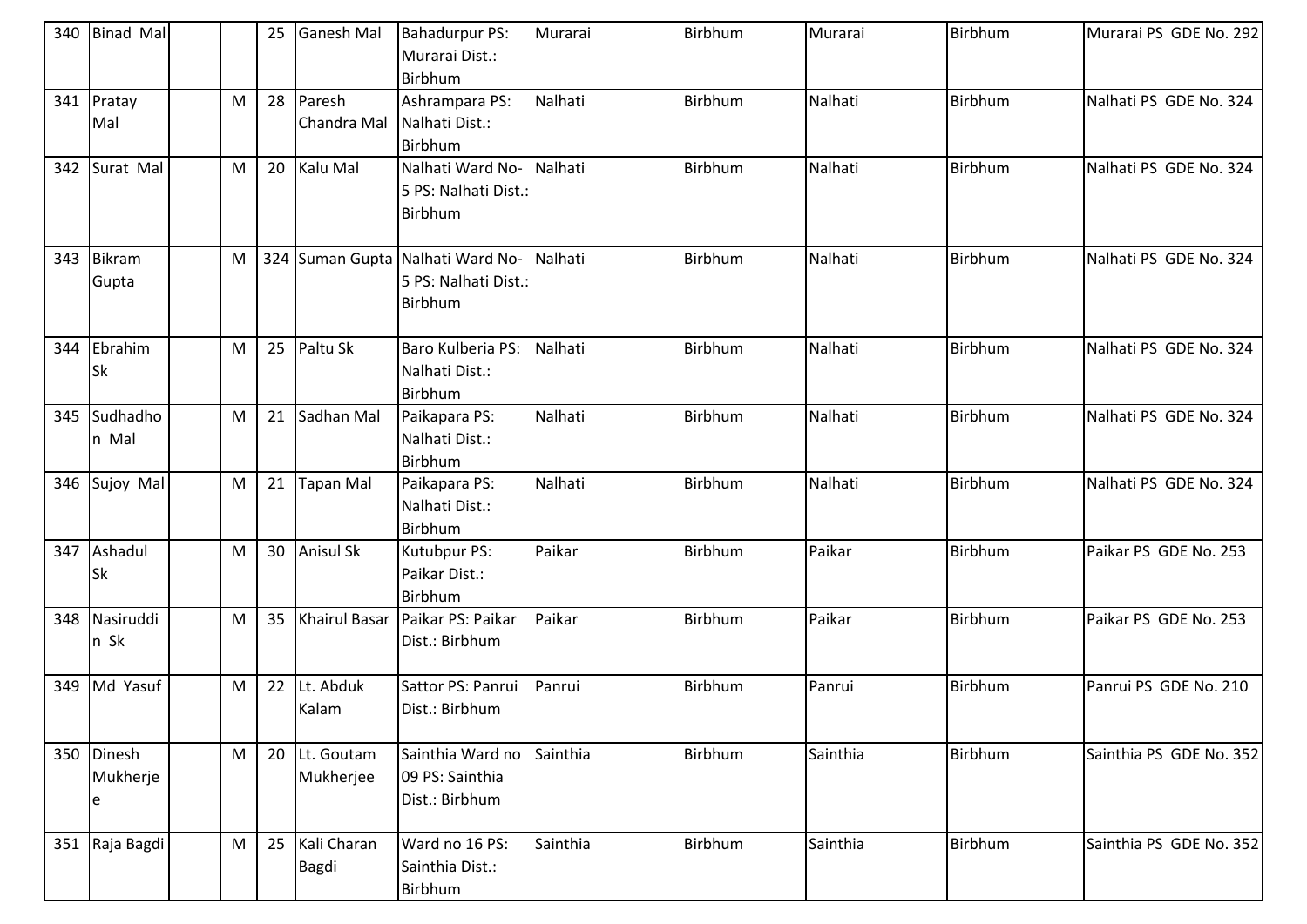| 340 | Binad Mal | | | 25 | Ganesh Mal | Bahadurpur PS: Murarai Dist.: Birbhum | Murarai | Birbhum | Murarai | Birbhum | Murarai PS GDE No. 292 |
|---|---|---|---|---|---|---|---|---|---|---|---|
| 341 | Pratay Mal | | M | 28 | Paresh Chandra Mal | Ashrampara PS: Nalhati Dist.: Birbhum | Nalhati | Birbhum | Nalhati | Birbhum | Nalhati PS GDE No. 324 |
| 342 | Surat Mal | | M | 20 | Kalu Mal | Nalhati Ward No-5 PS: Nalhati Dist.: Birbhum | Nalhati | Birbhum | Nalhati | Birbhum | Nalhati PS GDE No. 324 |
| 343 | Bikram Gupta | | M | 324 | Suman Gupta | Nalhati Ward No-5 PS: Nalhati Dist.: Birbhum | Nalhati | Birbhum | Nalhati | Birbhum | Nalhati PS GDE No. 324 |
| 344 | Ebrahim Sk | | M | 25 | Paltu Sk | Baro Kulberia PS: Nalhati Dist.: Birbhum | Nalhati | Birbhum | Nalhati | Birbhum | Nalhati PS GDE No. 324 |
| 345 | Sudhadhon Mal | | M | 21 | Sadhan Mal | Paikapara PS: Nalhati Dist.: Birbhum | Nalhati | Birbhum | Nalhati | Birbhum | Nalhati PS GDE No. 324 |
| 346 | Sujoy Mal | | M | 21 | Tapan Mal | Paikapara PS: Nalhati Dist.: Birbhum | Nalhati | Birbhum | Nalhati | Birbhum | Nalhati PS GDE No. 324 |
| 347 | Ashadul Sk | | M | 30 | Anisul Sk | Kutubpur PS: Paikar Dist.: Birbhum | Paikar | Birbhum | Paikar | Birbhum | Paikar PS GDE No. 253 |
| 348 | Nasiruddin Sk | | M | 35 | Khairul Basar | Paikar PS: Paikar Dist.: Birbhum | Paikar | Birbhum | Paikar | Birbhum | Paikar PS GDE No. 253 |
| 349 | Md Yasuf | | M | 22 | Lt. Abduk Kalam | Sattor PS: Panrui Dist.: Birbhum | Panrui | Birbhum | Panrui | Birbhum | Panrui PS GDE No. 210 |
| 350 | Dinesh Mukherjee | | M | 20 | Lt. Goutam Mukherjee | Sainthia Ward no 09 PS: Sainthia Dist.: Birbhum | Sainthia | Birbhum | Sainthia | Birbhum | Sainthia PS GDE No. 352 |
| 351 | Raja Bagdi | | M | 25 | Kali Charan Bagdi | Ward no 16 PS: Sainthia Dist.: Birbhum | Sainthia | Birbhum | Sainthia | Birbhum | Sainthia PS GDE No. 352 |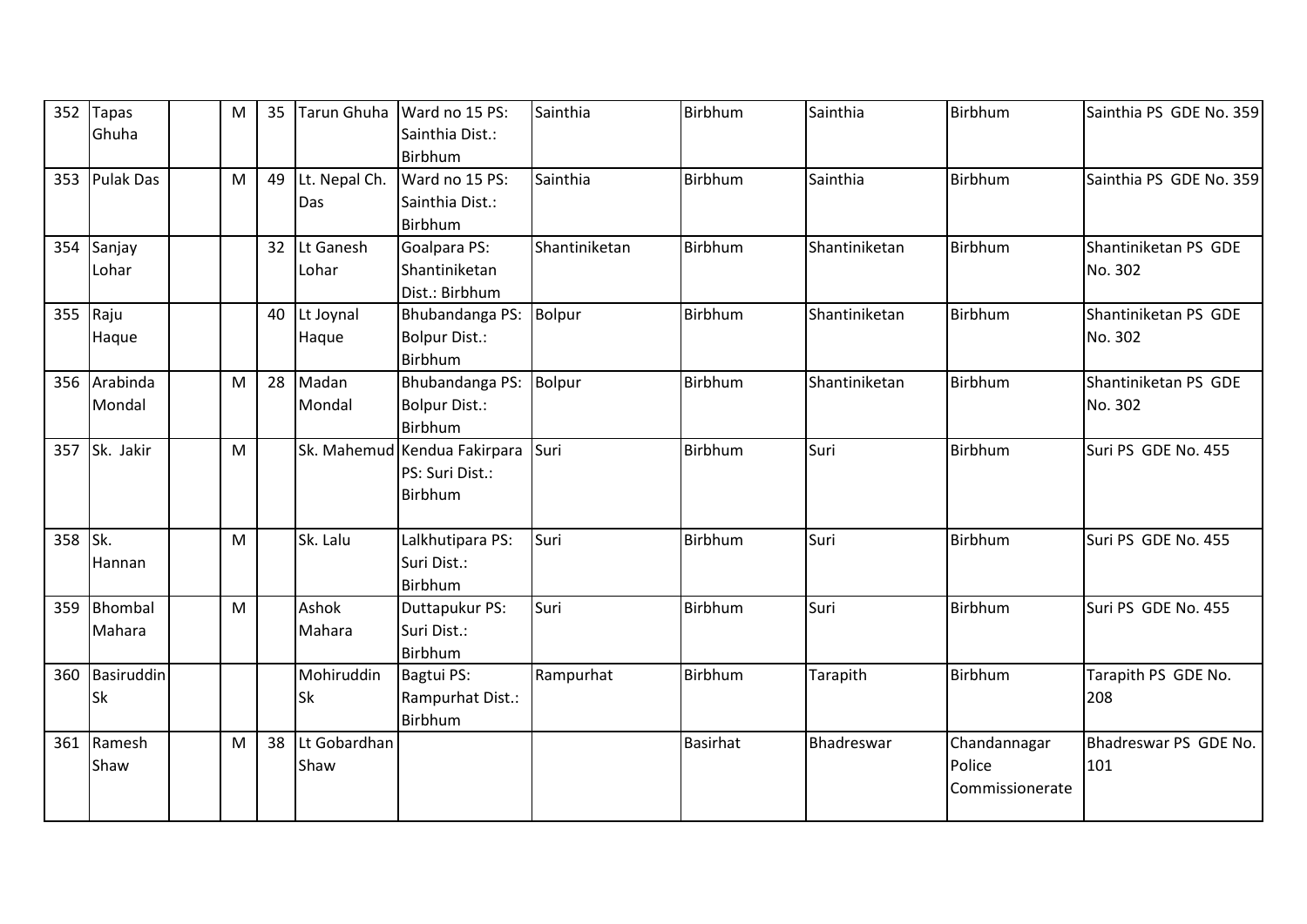| | | | | | | | | | | |
|---|---|---|---|---|---|---|---|---|---|---|
| 352 | Tapas Ghuha | | M | 35 | Tarun Ghuha | Ward no 15 PS: Sainthia Dist.: Birbhum | Sainthia | Birbhum | Sainthia | Birbhum | Sainthia PS GDE No. 359 |
| 353 | Pulak Das | | M | 49 | Lt. Nepal Ch. Das | Ward no 15 PS: Sainthia Dist.: Birbhum | Sainthia | Birbhum | Sainthia | Birbhum | Sainthia PS GDE No. 359 |
| 354 | Sanjay Lohar | | | 32 | Lt Ganesh Lohar | Goalpara PS: Shantiniketan Dist.: Birbhum | Shantiniketan | Birbhum | Shantiniketan | Birbhum | Shantiniketan PS GDE No. 302 |
| 355 | Raju Haque | | | 40 | Lt Joynal Haque | Bhubandanga PS: Bolpur Dist.: Birbhum | Bolpur | Birbhum | Shantiniketan | Birbhum | Shantiniketan PS GDE No. 302 |
| 356 | Arabinda Mondal | | M | 28 | Madan Mondal | Bhubandanga PS: Bolpur Dist.: Birbhum | Bolpur | Birbhum | Shantiniketan | Birbhum | Shantiniketan PS GDE No. 302 |
| 357 | Sk. Jakir | | M | | Sk. Mahemud | Kendua Fakirpara PS: Suri Dist.: Birbhum | Suri | Birbhum | Suri | Birbhum | Suri PS GDE No. 455 |
| 358 | Sk. Hannan | | M | | Sk. Lalu | Lalkhutipara PS: Suri Dist.: Birbhum | Suri | Birbhum | Suri | Birbhum | Suri PS GDE No. 455 |
| 359 | Bhombal Mahara | | M | | Ashok Mahara | Duttapukur PS: Suri Dist.: Birbhum | Suri | Birbhum | Suri | Birbhum | Suri PS GDE No. 455 |
| 360 | Basiruddin Sk | | | | Mohiruddin Sk | Bagtui PS: Rampurhat Dist.: Birbhum | Rampurhat | Birbhum | Tarapith | Birbhum | Tarapith PS GDE No. 208 |
| 361 | Ramesh Shaw | | M | 38 | Lt Gobardhan Shaw | | | Basirhat | Bhadreswar | Chandannagar Police Commissionerate | Bhadreswar PS GDE No. 101 |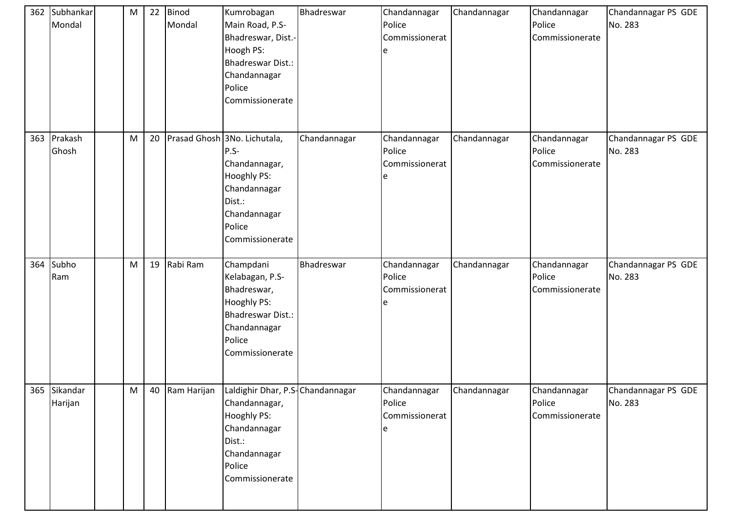| | | | | | | | | | | | |
|---|---|---|---|---|---|---|---|---|---|---|---|
| 362 | Subhankar Mondal | | M | 22 | Binod Mondal | Kumrobagan Main Road, P.S-Bhadreswar, Dist.-Hoogh PS: Bhadreswar Dist.: Chandannagar Police Commissionerate | Bhadreswar | Chandannagar Police Commissionerate | Chandannagar | Chandannagar Police Commissionerate | Chandannagar PS GDE No. 283 |
| 363 | Prakash Ghosh | | M | 20 | Prasad Ghosh | 3No. Lichutala, P.S-Chandannagar, Hooghly PS: Chandannagar Dist.: Chandannagar Police Commissionerate | Chandannagar | Chandannagar Police Commissionerate | Chandannagar | Chandannagar Police Commissionerate | Chandannagar PS GDE No. 283 |
| 364 | Subho Ram | | M | 19 | Rabi Ram | Champdani Kelabagan, P.S-Bhadreswar, Hooghly PS: Bhadreswar Dist.: Chandannagar Police Commissionerate | Bhadreswar | Chandannagar Police Commissionerate | Chandannagar | Chandannagar Police Commissionerate | Chandannagar PS GDE No. 283 |
| 365 | Sikandar Harijan | | M | 40 | Ram Harijan | Laldighir Dhar, P.S-Chandannagar, Hooghly PS: Chandannagar Dist.: Chandannagar Police Commissionerate | Chandannagar | Chandannagar Police Commissionerate | Chandannagar | Chandannagar Police Commissionerate | Chandannagar PS GDE No. 283 |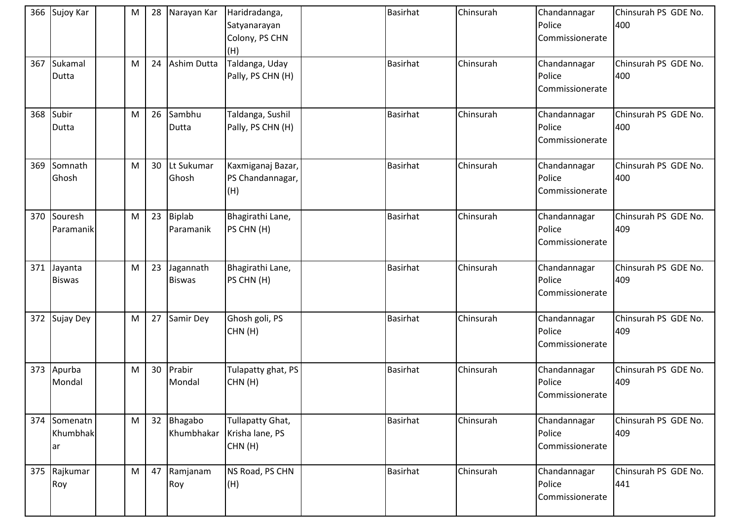| | | | | | | | | | | |
|---|---|---|---|---|---|---|---|---|---|---|
| 366 | Sujoy Kar | | M | 28 | Narayan Kar | Haridradanga, Satyanarayan Colony, PS CHN (H) | | Basirhat | Chinsurah | Chandannagar Police Commissionerate | Chinsurah PS GDE No. 400 |
| 367 | Sukamal Dutta | | M | 24 | Ashim Dutta | Taldanga, Uday Pally, PS CHN (H) | | Basirhat | Chinsurah | Chandannagar Police Commissionerate | Chinsurah PS GDE No. 400 |
| 368 | Subir Dutta | | M | 26 | Sambhu Dutta | Taldanga, Sushil Pally, PS CHN (H) | | Basirhat | Chinsurah | Chandannagar Police Commissionerate | Chinsurah PS GDE No. 400 |
| 369 | Somnath Ghosh | | M | 30 | Lt Sukumar Ghosh | Kaxmiganaj Bazar, PS Chandannagar, (H) | | Basirhat | Chinsurah | Chandannagar Police Commissionerate | Chinsurah PS GDE No. 400 |
| 370 | Souresh Paramanik | | M | 23 | Biplab Paramanik | Bhagirathi Lane, PS CHN (H) | | Basirhat | Chinsurah | Chandannagar Police Commissionerate | Chinsurah PS GDE No. 409 |
| 371 | Jayanta Biswas | | M | 23 | Jagannath Biswas | Bhagirathi Lane, PS CHN (H) | | Basirhat | Chinsurah | Chandannagar Police Commissionerate | Chinsurah PS GDE No. 409 |
| 372 | Sujay Dey | | M | 27 | Samir Dey | Ghosh goli, PS CHN (H) | | Basirhat | Chinsurah | Chandannagar Police Commissionerate | Chinsurah PS GDE No. 409 |
| 373 | Apurba Mondal | | M | 30 | Prabir Mondal | Tulapatty ghat, PS CHN (H) | | Basirhat | Chinsurah | Chandannagar Police Commissionerate | Chinsurah PS GDE No. 409 |
| 374 | Somenatn Khumbhakar | | M | 32 | Bhagabo Khumbhakar | Tullapatty Ghat, Krisha lane, PS CHN (H) | | Basirhat | Chinsurah | Chandannagar Police Commissionerate | Chinsurah PS GDE No. 409 |
| 375 | Rajkumar Roy | | M | 47 | Ramjanam Roy | NS Road, PS CHN (H) | | Basirhat | Chinsurah | Chandannagar Police Commissionerate | Chinsurah PS GDE No. 441 |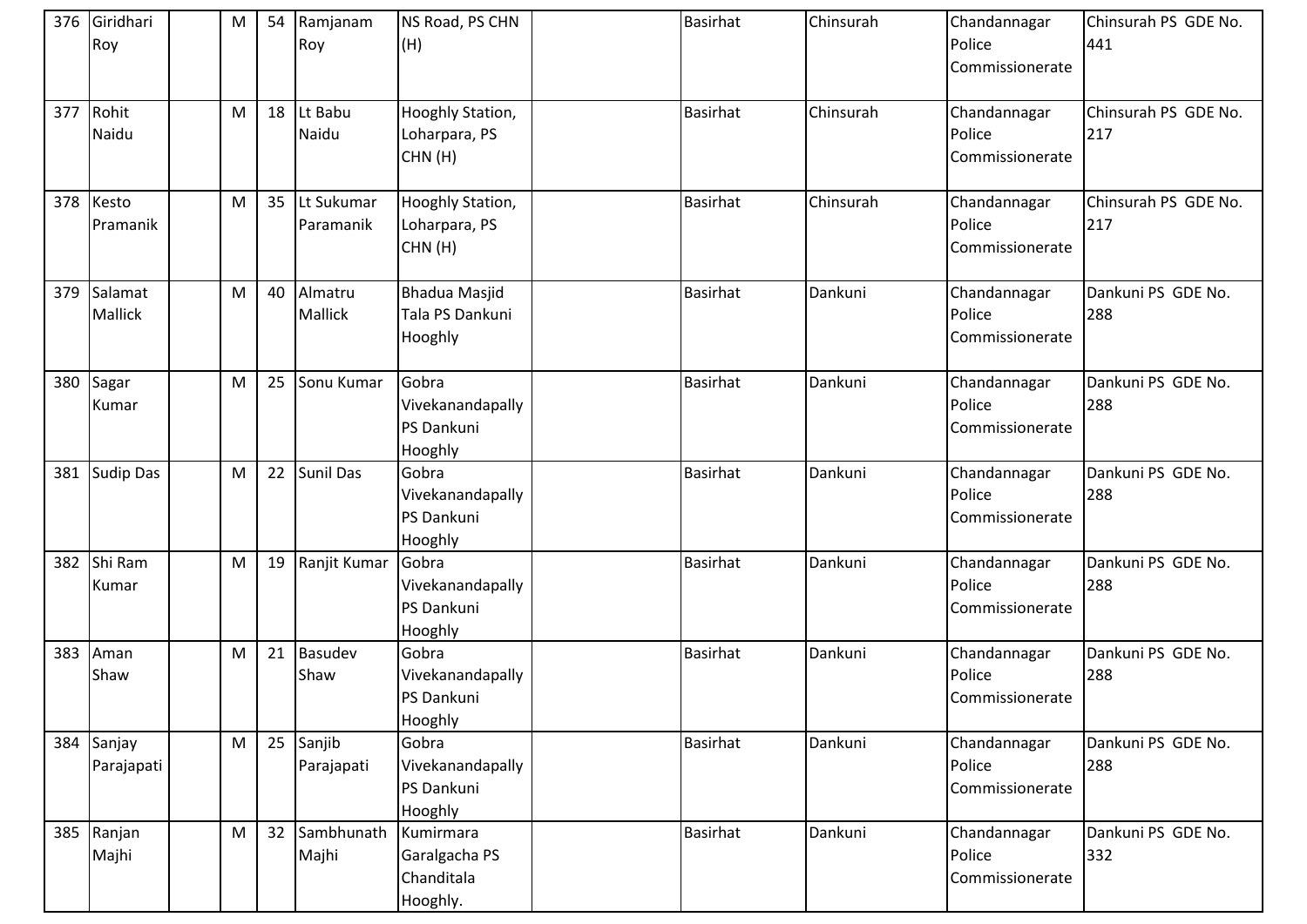| | | | | | | | | | | | |
|---|---|---|---|---|---|---|---|---|---|---|---|
| 376 | Giridhari Roy | | M | 54 | Ramjanam Roy | NS Road, PS CHN (H) | | Basirhat | Chinsurah | Chandannagar Police Commissionerate | Chinsurah PS GDE No. 441 |
| 377 | Rohit Naidu | | M | 18 | Lt Babu Naidu | Hooghly Station, Loharpara, PS CHN (H) | | Basirhat | Chinsurah | Chandannagar Police Commissionerate | Chinsurah PS GDE No. 217 |
| 378 | Kesto Pramanik | | M | 35 | Lt Sukumar Paramanik | Hooghly Station, Loharpara, PS CHN (H) | | Basirhat | Chinsurah | Chandannagar Police Commissionerate | Chinsurah PS GDE No. 217 |
| 379 | Salamat Mallick | | M | 40 | Almatru Mallick | Bhadua Masjid Tala PS Dankuni Hooghly | | Basirhat | Dankuni | Chandannagar Police Commissionerate | Dankuni PS GDE No. 288 |
| 380 | Sagar Kumar | | M | 25 | Sonu Kumar | Gobra Vivekanandapally PS Dankuni Hooghly | | Basirhat | Dankuni | Chandannagar Police Commissionerate | Dankuni PS GDE No. 288 |
| 381 | Sudip Das | | M | 22 | Sunil Das | Gobra Vivekanandapally PS Dankuni Hooghly | | Basirhat | Dankuni | Chandannagar Police Commissionerate | Dankuni PS GDE No. 288 |
| 382 | Shi Ram Kumar | | M | 19 | Ranjit Kumar | Gobra Vivekanandapally PS Dankuni Hooghly | | Basirhat | Dankuni | Chandannagar Police Commissionerate | Dankuni PS GDE No. 288 |
| 383 | Aman Shaw | | M | 21 | Basudev Shaw | Gobra Vivekanandapally PS Dankuni Hooghly | | Basirhat | Dankuni | Chandannagar Police Commissionerate | Dankuni PS GDE No. 288 |
| 384 | Sanjay Parajapati | | M | 25 | Sanjib Parajapati | Gobra Vivekanandapally PS Dankuni Hooghly | | Basirhat | Dankuni | Chandannagar Police Commissionerate | Dankuni PS GDE No. 288 |
| 385 | Ranjan Majhi | | M | 32 | Sambhunath Majhi | Kumirmara Garalgacha PS Chanditala Hooghly. | | Basirhat | Dankuni | Chandannagar Police Commissionerate | Dankuni PS GDE No. 332 |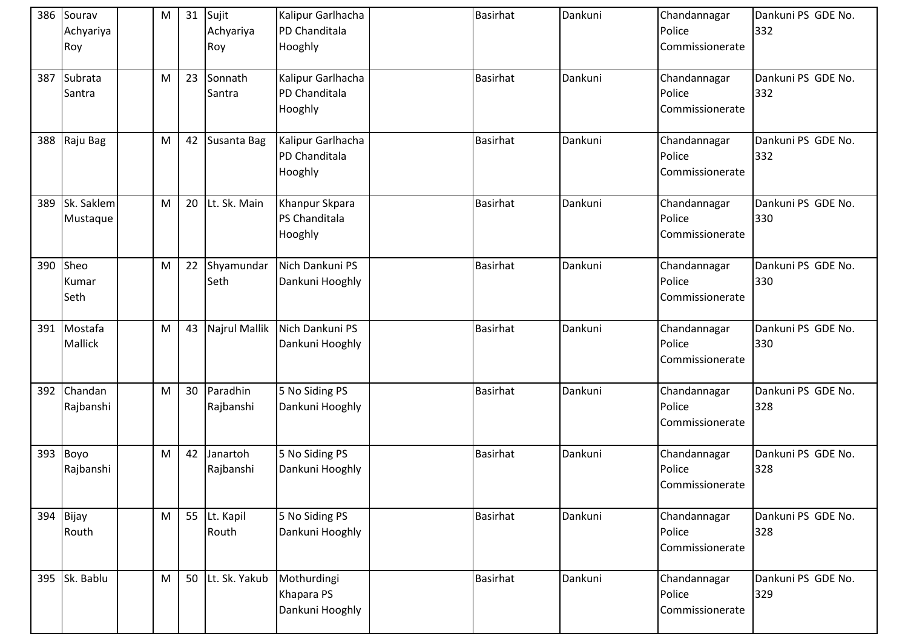| | | | | | | | | | | | |
|---|---|---|---|---|---|---|---|---|---|---|---|
| 386 | Sourav Achyariya Roy | | M | 31 | Sujit Achyariya Roy | Kalipur Garlhacha PD Chanditala Hooghly | | Basirhat | Dankuni | Chandannagar Police Commissionerate | Dankuni PS GDE No. 332 |
| 387 | Subrata Santra | | M | 23 | Sonnath Santra | Kalipur Garlhacha PD Chanditala Hooghly | | Basirhat | Dankuni | Chandannagar Police Commissionerate | Dankuni PS GDE No. 332 |
| 388 | Raju Bag | | M | 42 | Susanta Bag | Kalipur Garlhacha PD Chanditala Hooghly | | Basirhat | Dankuni | Chandannagar Police Commissionerate | Dankuni PS GDE No. 332 |
| 389 | Sk. Saklem Mustaque | | M | 20 | Lt. Sk. Main | Khanpur Skpara PS Chanditala Hooghly | | Basirhat | Dankuni | Chandannagar Police Commissionerate | Dankuni PS GDE No. 330 |
| 390 | Sheo Kumar Seth | | M | 22 | Shyamundar Seth | Nich Dankuni PS Dankuni Hooghly | | Basirhat | Dankuni | Chandannagar Police Commissionerate | Dankuni PS GDE No. 330 |
| 391 | Mostafa Mallick | | M | 43 | Najrul Mallik | Nich Dankuni PS Dankuni Hooghly | | Basirhat | Dankuni | Chandannagar Police Commissionerate | Dankuni PS GDE No. 330 |
| 392 | Chandan Rajbanshi | | M | 30 | Paradhin Rajbanshi | 5 No Siding PS Dankuni Hooghly | | Basirhat | Dankuni | Chandannagar Police Commissionerate | Dankuni PS GDE No. 328 |
| 393 | Boyo Rajbanshi | | M | 42 | Janartoh Rajbanshi | 5 No Siding PS Dankuni Hooghly | | Basirhat | Dankuni | Chandannagar Police Commissionerate | Dankuni PS GDE No. 328 |
| 394 | Bijay Routh | | M | 55 | Lt. Kapil Routh | 5 No Siding PS Dankuni Hooghly | | Basirhat | Dankuni | Chandannagar Police Commissionerate | Dankuni PS GDE No. 328 |
| 395 | Sk. Bablu | | M | 50 | Lt. Sk. Yakub | Mothurdingi Khapara PS Dankuni Hooghly | | Basirhat | Dankuni | Chandannagar Police Commissionerate | Dankuni PS GDE No. 329 |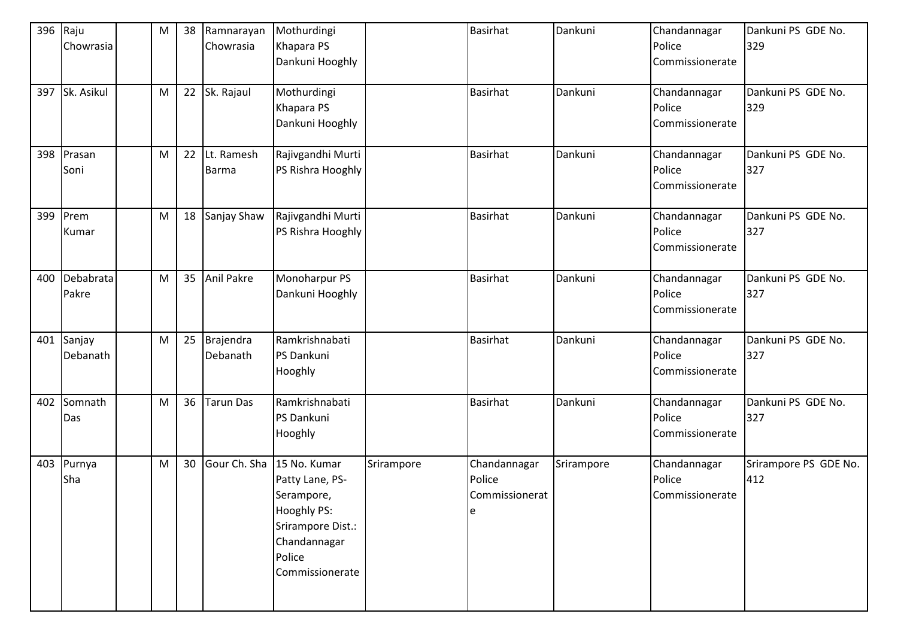| | | | | | | | | | | | |
|---|---|---|---|---|---|---|---|---|---|---|---|
| 396 | Raju Chowrasia | | M | 38 | Ramnarayan Chowrasia | Mothurdingi Khapara PS Dankuni Hooghly | | Basirhat | Dankuni | Chandannagar Police Commissionerate | Dankuni PS GDE No. 329 |
| 397 | Sk. Asikul | | M | 22 | Sk. Rajaul | Mothurdingi Khapara PS Dankuni Hooghly | | Basirhat | Dankuni | Chandannagar Police Commissionerate | Dankuni PS GDE No. 329 |
| 398 | Prasan Soni | | M | 22 | Lt. Ramesh Barma | Rajivgandhi Murti PS Rishra Hooghly | | Basirhat | Dankuni | Chandannagar Police Commissionerate | Dankuni PS GDE No. 327 |
| 399 | Prem Kumar | | M | 18 | Sanjay Shaw | Rajivgandhi Murti PS Rishra Hooghly | | Basirhat | Dankuni | Chandannagar Police Commissionerate | Dankuni PS GDE No. 327 |
| 400 | Debabrata Pakre | | M | 35 | Anil Pakre | Monoharpur PS Dankuni Hooghly | | Basirhat | Dankuni | Chandannagar Police Commissionerate | Dankuni PS GDE No. 327 |
| 401 | Sanjay Debanath | | M | 25 | Brajendra Debanath | Ramkrishnabati PS Dankuni Hooghly | | Basirhat | Dankuni | Chandannagar Police Commissionerate | Dankuni PS GDE No. 327 |
| 402 | Somnath Das | | M | 36 | Tarun Das | Ramkrishnabati PS Dankuni Hooghly | | Basirhat | Dankuni | Chandannagar Police Commissionerate | Dankuni PS GDE No. 327 |
| 403 | Purnya Sha | | M | 30 | Gour Ch. Sha | 15 No. Kumar Patty Lane, PS-Serampore, Hooghly PS: Srirampore Dist.: Chandannagar Police Commissionerate | Srirampore | Chandannagar Police Commissionerate | Srirampore | Chandannagar Police Commissionerate | Srirampore PS GDE No. 412 |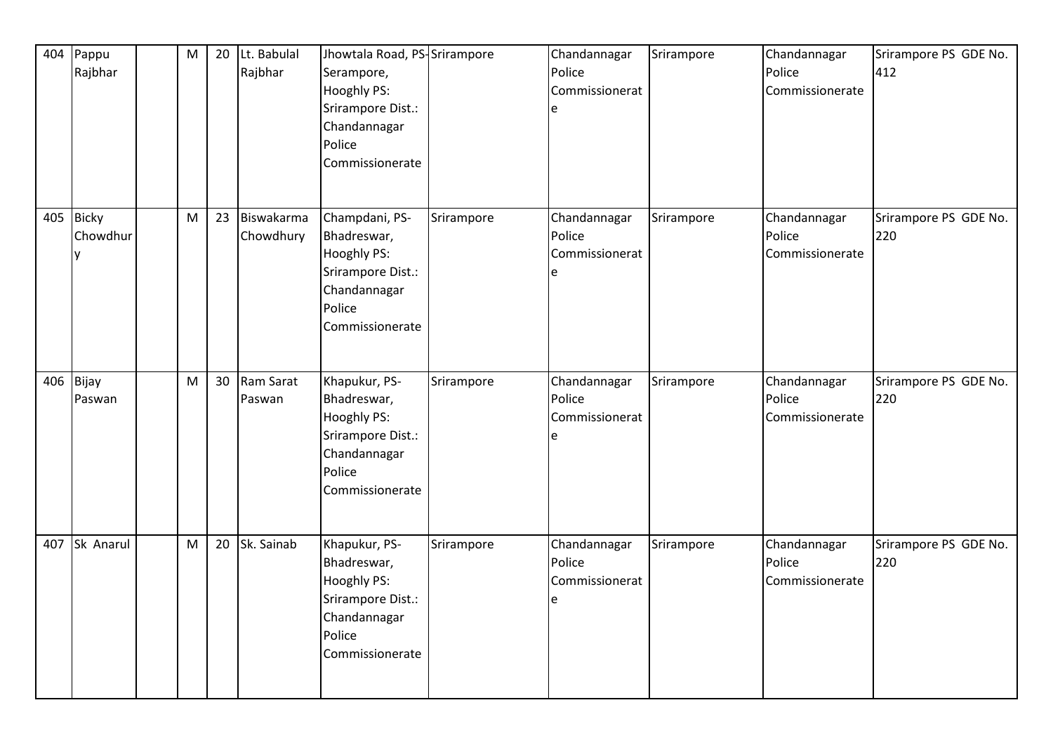| 404 | Pappu Rajbhar | | M | 20 | Lt. Babulal Rajbhar | Jhowtala Road, PS-Serampore, Hooghly PS: Srirampore Dist.: Chandannagar Police Commissionerate | Srirampore | Chandannagar Police Commissionerate | Srirampore | Chandannagar Police Commissionerate | Srirampore PS GDE No. 412 |
|---|---|---|---|---|---|---|---|---|---|---|---|
| 405 | Bicky Chowdhury | | M | 23 | Biswakarma Chowdhury | Champdani, PS-Bhadreswar, Hooghly PS: Srirampore Dist.: Chandannagar Police Commissionerate | Srirampore | Chandannagar Police Commissionerate | Srirampore | Chandannagar Police Commissionerate | Srirampore PS GDE No. 220 |
| 406 | Bijay Paswan | | M | 30 | Ram Sarat Paswan | Khapukur, PS-Bhadreswar, Hooghly PS: Srirampore Dist.: Chandannagar Police Commissionerate | Srirampore | Chandannagar Police Commissionerate | Srirampore | Chandannagar Police Commissionerate | Srirampore PS GDE No. 220 |
| 407 | Sk Anarul | | M | 20 | Sk. Sainab | Khapukur, PS-Bhadreswar, Hooghly PS: Srirampore Dist.: Chandannagar Police Commissionerate | Srirampore | Chandannagar Police Commissionerate | Srirampore | Chandannagar Police Commissionerate | Srirampore PS GDE No. 220 |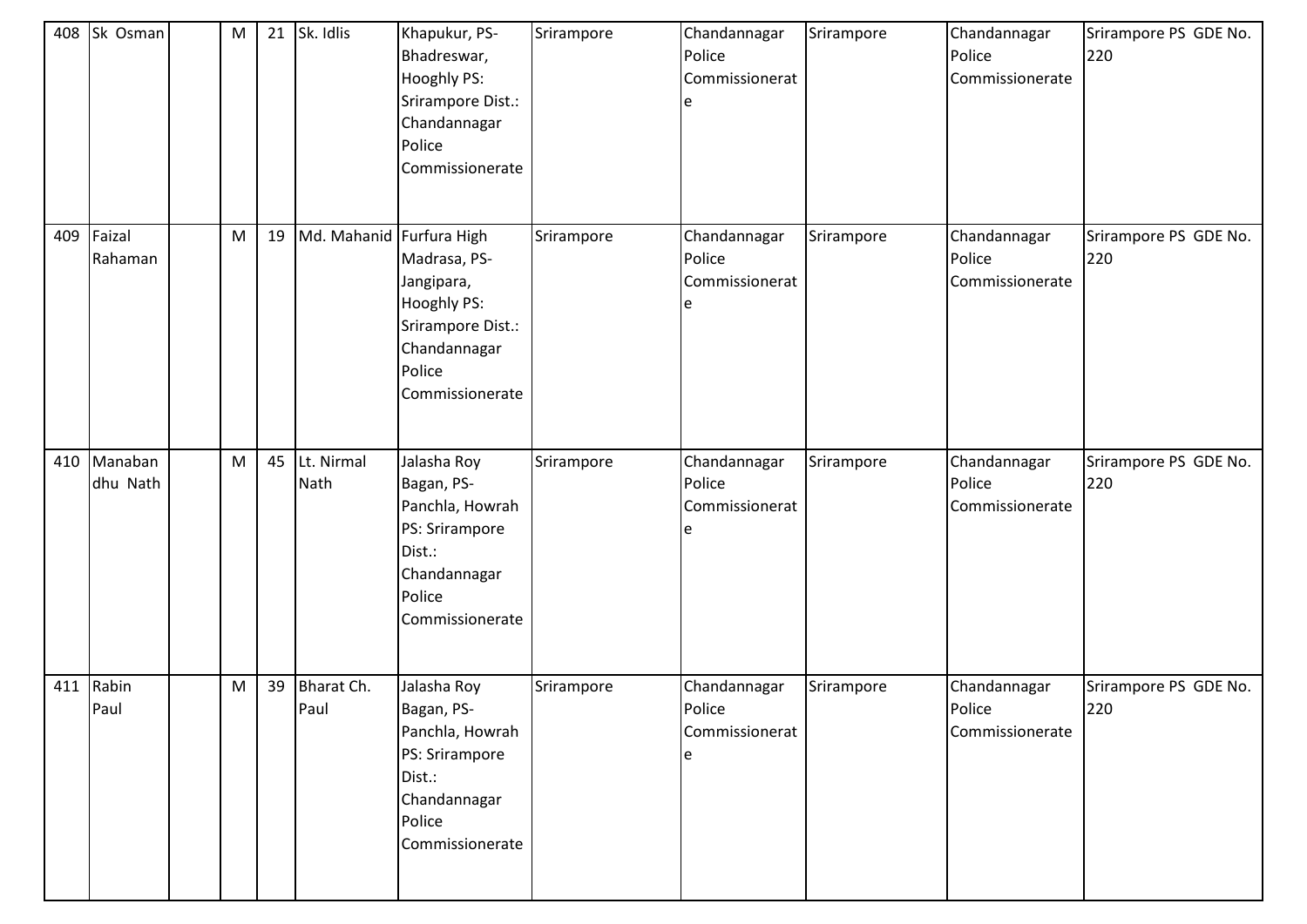| | | | | | | | | | | | |
|---|---|---|---|---|---|---|---|---|---|---|---|
| 408 | Sk Osman | | M | 21 | Sk. Idlis | Khapukur, PS-Bhadreswar, Hooghly PS: Srirampore Dist.: Chandannagar Police Commissionerate | Srirampore | Chandannagar Police Commissionerate | Srirampore | Chandannagar Police Commissionerate | Srirampore PS GDE No. 220 |
| 409 | Faizal Rahaman | | M | 19 | Md. Mahanid | Furfura High Madrasa, PS-Jangipara, Hooghly PS: Srirampore Dist.: Chandannagar Police Commissionerate | Srirampore | Chandannagar Police Commissionerate | Srirampore | Chandannagar Police Commissionerate | Srirampore PS GDE No. 220 |
| 410 | Manabandhu Nath | | M | 45 | Lt. Nirmal Nath | Jalasha Roy Bagan, PS-Panchla, Howrah PS: Srirampore Dist.: Chandannagar Police Commissionerate | Srirampore | Chandannagar Police Commissionerate | Srirampore | Chandannagar Police Commissionerate | Srirampore PS GDE No. 220 |
| 411 | Rabin Paul | | M | 39 | Bharat Ch. Paul | Jalasha Roy Bagan, PS-Panchla, Howrah PS: Srirampore Dist.: Chandannagar Police Commissionerate | Srirampore | Chandannagar Police Commissionerate | Srirampore | Chandannagar Police Commissionerate | Srirampore PS GDE No. 220 |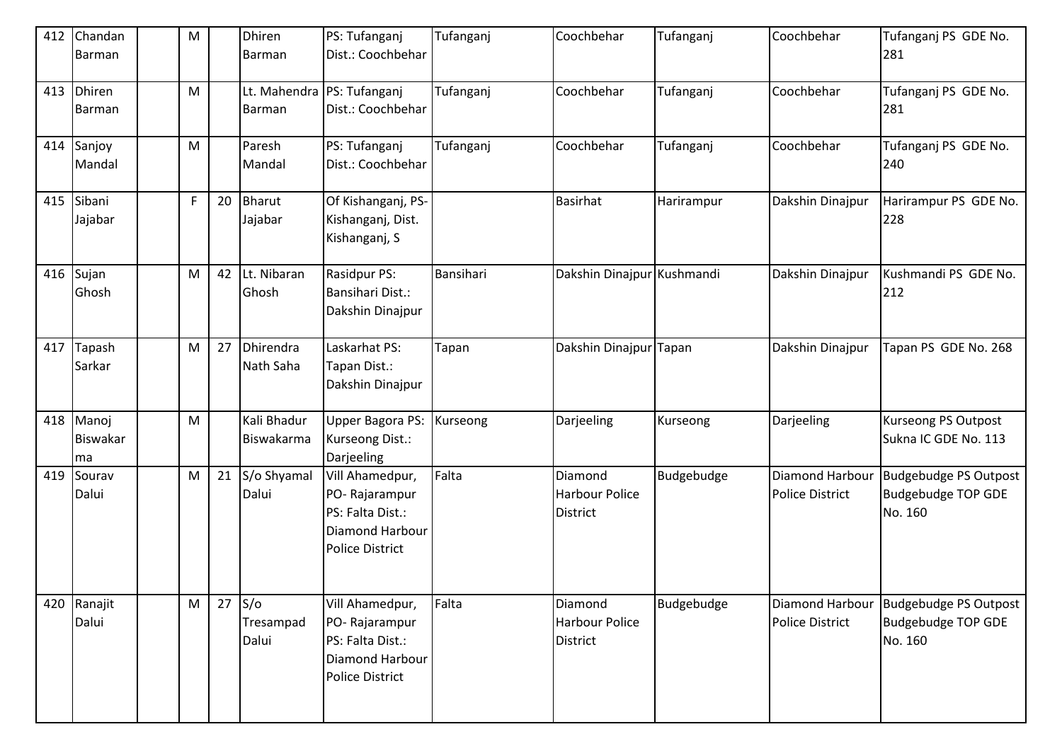| | | | | | | | | | | | |
|---|---|---|---|---|---|---|---|---|---|---|---|
| 412 | Chandan Barman | | M | | Dhiren Barman | PS: Tufanganj Dist.: Coochbehar | Tufanganj | Coochbehar | Tufanganj | Coochbehar | Tufanganj PS GDE No. 281 |
| 413 | Dhiren Barman | | M | | Lt. Mahendra Barman | PS: Tufanganj Dist.: Coochbehar | Tufanganj | Coochbehar | Tufanganj | Coochbehar | Tufanganj PS GDE No. 281 |
| 414 | Sanjoy Mandal | | M | | Paresh Mandal | PS: Tufanganj Dist.: Coochbehar | Tufanganj | Coochbehar | Tufanganj | Coochbehar | Tufanganj PS GDE No. 240 |
| 415 | Sibani Jajabar | | F | 20 | Bharut Jajabar | Of Kishanganj, PS- Kishanganj, Dist. Kishanganj, S | | Basirhat | Harirampur | Dakshin Dinajpur | Harirampur PS GDE No. 228 |
| 416 | Sujan Ghosh | | M | 42 | Lt. Nibaran Ghosh | Rasidpur PS: Bansihari Dist.: Dakshin Dinajpur | Bansihari | Dakshin Dinajpur | Kushmandi | Dakshin Dinajpur | Kushmandi PS GDE No. 212 |
| 417 | Tapash Sarkar | | M | 27 | Dhirendra Nath Saha | Laskarhat PS: Tapan Dist.: Dakshin Dinajpur | Tapan | Dakshin Dinajpur | Tapan | Dakshin Dinajpur | Tapan PS GDE No. 268 |
| 418 | Manoj Biswakarma | | M | | Kali Bhadur Biswakarma | Upper Bagora PS: Kurseong Dist.: Darjeeling | Kurseong | Darjeeling | Kurseong | Darjeeling | Kurseong PS Outpost Sukna IC GDE No. 113 |
| 419 | Sourav Dalui | | M | 21 | S/o Shyamal Dalui | Vill Ahamedpur, PO- Rajarampur PS: Falta Dist.: Diamond Harbour Police District | Falta | Diamond Harbour Police District | Budgebudge | Diamond Harbour Police District | Budgebudge PS Outpost Budgebudge TOP GDE No. 160 |
| 420 | Ranajit Dalui | | M | 27 | S/o Tresampad Dalui | Vill Ahamedpur, PO- Rajarampur PS: Falta Dist.: Diamond Harbour Police District | Falta | Diamond Harbour Police District | Budgebudge | Diamond Harbour Police District | Budgebudge PS Outpost Budgebudge TOP GDE No. 160 |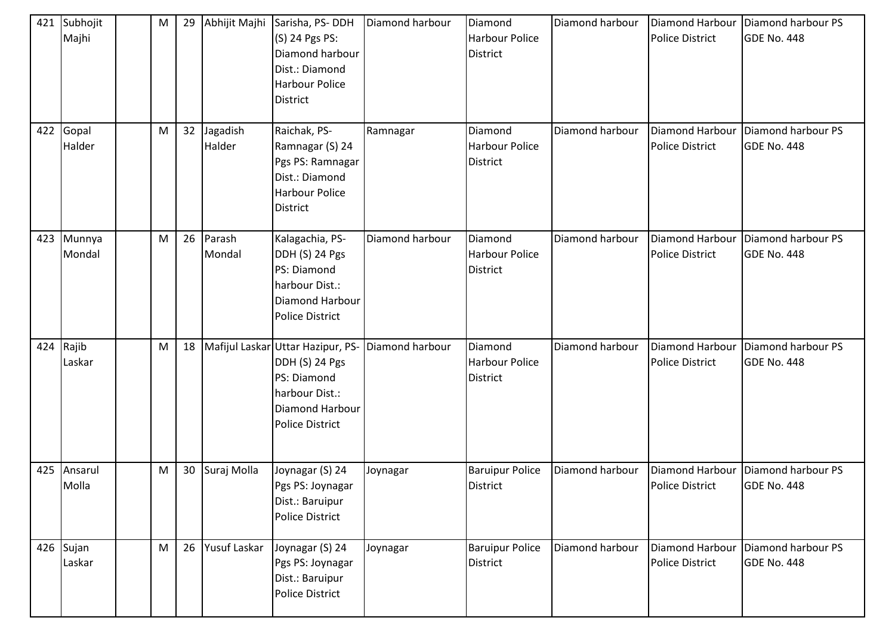| | | | | | | | | | | | |
|---|---|---|---|---|---|---|---|---|---|---|---|
| 421 | Subhojit Majhi | | M | 29 | Abhijit Majhi | Sarisha, PS- DDH (S) 24 Pgs PS: Diamond harbour Dist.: Diamond Harbour Police District | Diamond harbour | Diamond Harbour Police District | Diamond harbour | Diamond Harbour Police District | Diamond harbour PS GDE No. 448 |
| 422 | Gopal Halder | | M | 32 | Jagadish Halder | Raichak, PS- Ramnagar (S) 24 Pgs PS: Ramnagar Dist.: Diamond Harbour Police District | Ramnagar | Diamond Harbour Police District | Diamond harbour | Diamond Harbour Police District | Diamond harbour PS GDE No. 448 |
| 423 | Munnya Mondal | | M | 26 | Parash Mondal | Kalagachia, PS- DDH (S) 24 Pgs PS: Diamond harbour Dist.: Diamond Harbour Police District | Diamond harbour | Diamond Harbour Police District | Diamond harbour | Diamond Harbour Police District | Diamond harbour PS GDE No. 448 |
| 424 | Rajib Laskar | | M | 18 | Mafijul Laskar | Uttar Hazipur, PS- DDH (S) 24 Pgs PS: Diamond harbour Dist.: Diamond Harbour Police District | Diamond harbour | Diamond Harbour Police District | Diamond harbour | Diamond Harbour Police District | Diamond harbour PS GDE No. 448 |
| 425 | Ansarul Molla | | M | 30 | Suraj Molla | Joynagar (S) 24 Pgs PS: Joynagar Dist.: Baruipur Police District | Joynagar | Baruipur Police District | Diamond harbour | Diamond Harbour Police District | Diamond harbour PS GDE No. 448 |
| 426 | Sujan Laskar | | M | 26 | Yusuf Laskar | Joynagar (S) 24 Pgs PS: Joynagar Dist.: Baruipur Police District | Joynagar | Baruipur Police District | Diamond harbour | Diamond Harbour Police District | Diamond harbour PS GDE No. 448 |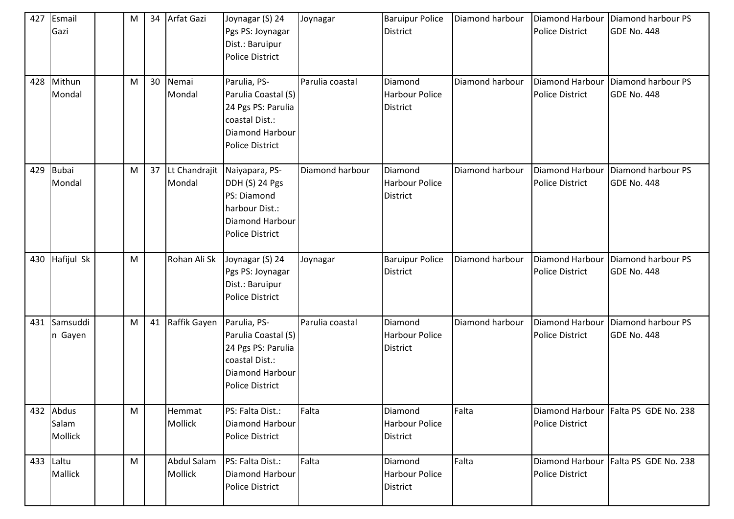| | | | | | | | | | | | |
|---|---|---|---|---|---|---|---|---|---|---|---|
| 427 | Esmail Gazi | | M | 34 | Arfat Gazi | Joynagar (S) 24 Pgs PS: Joynagar Dist.: Baruipur Police District | Joynagar | Baruipur Police District | Diamond harbour | Diamond Harbour Police District | Diamond harbour PS GDE No. 448 |
| 428 | Mithun Mondal | | M | 30 | Nemai Mondal | Parulia, PS-Parulia Coastal (S) 24 Pgs PS: Parulia coastal Dist.: Diamond Harbour Police District | Parulia coastal | Diamond Harbour Police District | Diamond harbour | Diamond Harbour Police District | Diamond harbour PS GDE No. 448 |
| 429 | Bubai Mondal | | M | 37 | Lt Chandrajit Mondal | Naiyapara, PS-DDH (S) 24 Pgs PS: Diamond harbour Dist.: Diamond Harbour Police District | Diamond harbour | Diamond Harbour Police District | Diamond harbour | Diamond Harbour Police District | Diamond harbour PS GDE No. 448 |
| 430 | Hafijul Sk | | M | | Rohan Ali Sk | Joynagar (S) 24 Pgs PS: Joynagar Dist.: Baruipur Police District | Joynagar | Baruipur Police District | Diamond harbour | Diamond Harbour Police District | Diamond harbour PS GDE No. 448 |
| 431 | Samsuddin Gayen | | M | 41 | Raffik Gayen | Parulia, PS-Parulia Coastal (S) 24 Pgs PS: Parulia coastal Dist.: Diamond Harbour Police District | Parulia coastal | Diamond Harbour Police District | Diamond harbour | Diamond Harbour Police District | Diamond harbour PS GDE No. 448 |
| 432 | Abdus Salam Mollick | | M | | Hemmat Mollick | PS: Falta Dist.: Diamond Harbour Police District | Falta | Diamond Harbour Police District | Falta | Diamond Harbour Police District | Falta PS GDE No. 238 |
| 433 | Laltu Mallick | | M | | Abdul Salam Mollick | PS: Falta Dist.: Diamond Harbour Police District | Falta | Diamond Harbour Police District | Falta | Diamond Harbour Police District | Falta PS GDE No. 238 |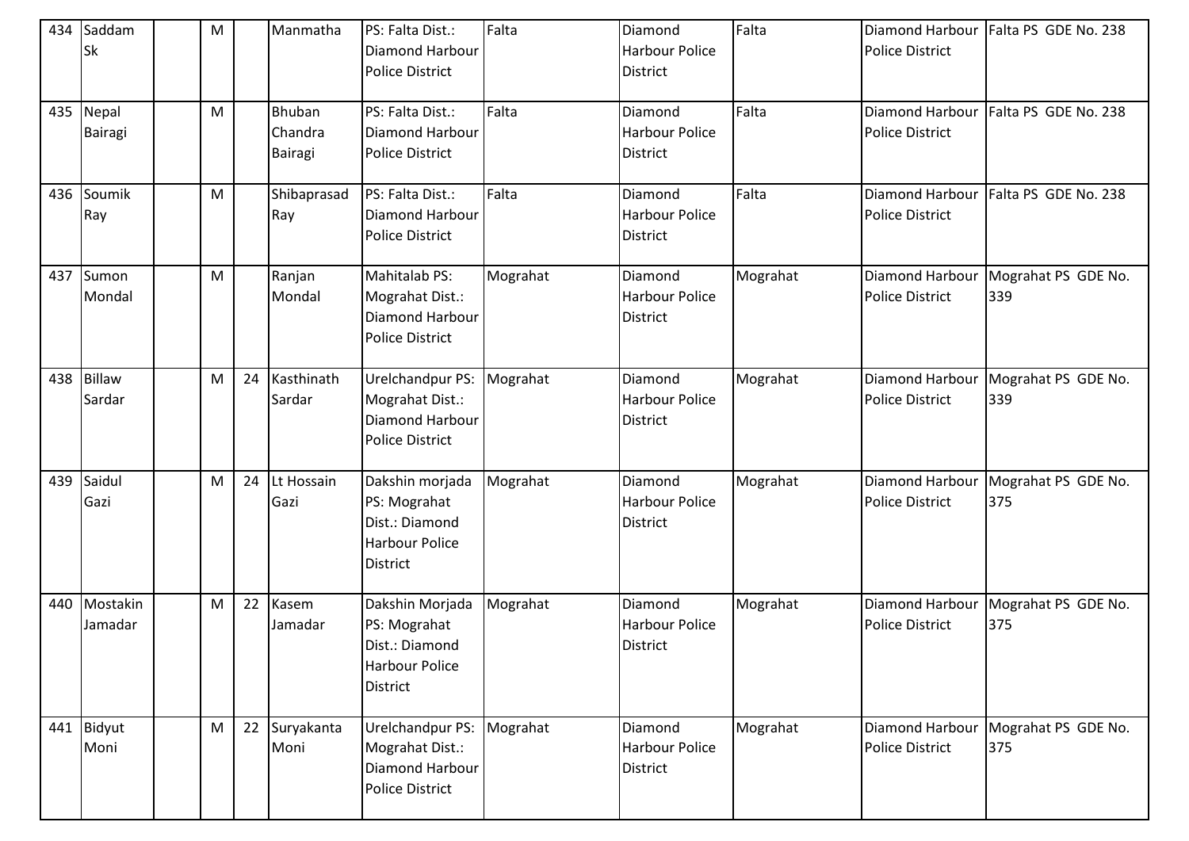| | | | | | | | | | | | |
|---|---|---|---|---|---|---|---|---|---|---|---|
| 434 | Saddam Sk | | M | | Manmatha | PS: Falta Dist.: Diamond Harbour Police District | Falta | Diamond Harbour Police District | Falta | Diamond Harbour Police District | Falta PS GDE No. 238 |
| 435 | Nepal Bairagi | | M | | Bhuban Chandra Bairagi | PS: Falta Dist.: Diamond Harbour Police District | Falta | Diamond Harbour Police District | Falta | Diamond Harbour Police District | Falta PS GDE No. 238 |
| 436 | Soumik Ray | | M | | Shibaprasad Ray | PS: Falta Dist.: Diamond Harbour Police District | Falta | Diamond Harbour Police District | Falta | Diamond Harbour Police District | Falta PS GDE No. 238 |
| 437 | Sumon Mondal | | M | | Ranjan Mondal | Mahitalab PS: Mograhat Dist.: Diamond Harbour Police District | Mograhat | Diamond Harbour Police District | Mograhat | Diamond Harbour Police District | Mograhat PS GDE No. 339 |
| 438 | Billaw Sardar | | M | 24 | Kasthinath Sardar | Urelchandpur PS: Mograhat Dist.: Diamond Harbour Police District | Mograhat | Diamond Harbour Police District | Mograhat | Diamond Harbour Police District | Mograhat PS GDE No. 339 |
| 439 | Saidul Gazi | | M | 24 | Lt Hossain Gazi | Dakshin morjada PS: Mograhat Dist.: Diamond Harbour Police District | Mograhat | Diamond Harbour Police District | Mograhat | Diamond Harbour Police District | Mograhat PS GDE No. 375 |
| 440 | Mostakin Jamadar | | M | 22 | Kasem Jamadar | Dakshin Morjada PS: Mograhat Dist.: Diamond Harbour Police District | Mograhat | Diamond Harbour Police District | Mograhat | Diamond Harbour Police District | Mograhat PS GDE No. 375 |
| 441 | Bidyut Moni | | M | 22 | Suryakanta Moni | Urelchandpur PS: Mograhat Dist.: Diamond Harbour Police District | Mograhat | Diamond Harbour Police District | Mograhat | Diamond Harbour Police District | Mograhat PS GDE No. 375 |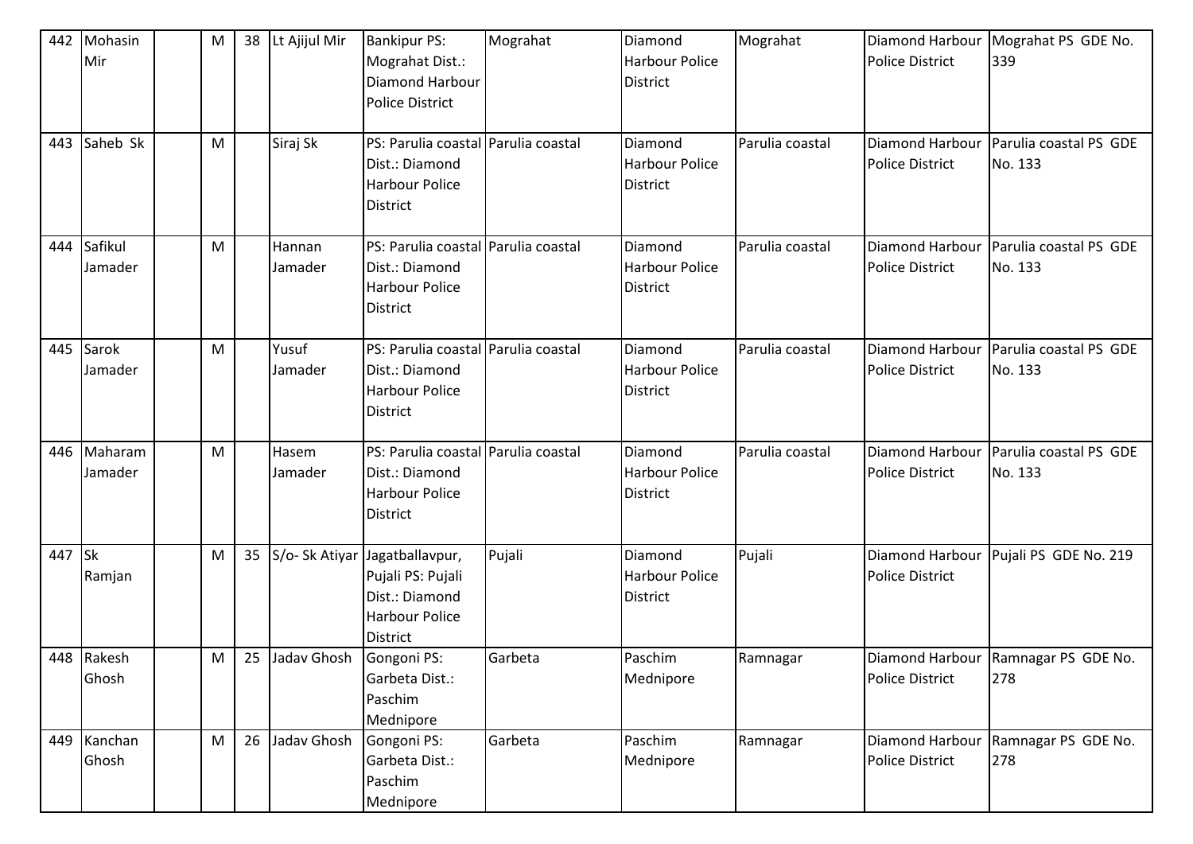| | | | | | | | | | | | |
|---|---|---|---|---|---|---|---|---|---|---|---|
| 442 | Mohasin Mir | | M | 38 | Lt Ajijul Mir | Bankipur PS: Mograhat Dist.: Diamond Harbour Police District | Mograhat | Diamond Harbour Police District | Mograhat | Diamond Harbour Police District | Mograhat PS GDE No. 339 |
| 443 | Saheb Sk | | M | | Siraj Sk | PS: Parulia coastal Dist.: Diamond Harbour Police District | Parulia coastal | Diamond Harbour Police District | Parulia coastal | Diamond Harbour Police District | Parulia coastal PS GDE No. 133 |
| 444 | Safikul Jamader | | M | | Hannan Jamader | PS: Parulia coastal Dist.: Diamond Harbour Police District | Parulia coastal | Diamond Harbour Police District | Parulia coastal | Diamond Harbour Police District | Parulia coastal PS GDE No. 133 |
| 445 | Sarok Jamader | | M | | Yusuf Jamader | PS: Parulia coastal Dist.: Diamond Harbour Police District | Parulia coastal | Diamond Harbour Police District | Parulia coastal | Diamond Harbour Police District | Parulia coastal PS GDE No. 133 |
| 446 | Maharam Jamader | | M | | Hasem Jamader | PS: Parulia coastal Dist.: Diamond Harbour Police District | Parulia coastal | Diamond Harbour Police District | Parulia coastal | Diamond Harbour Police District | Parulia coastal PS GDE No. 133 |
| 447 | Sk Ramjan | | M | 35 | S/o- Sk Atiyar | Jagatballavpur, Pujali PS: Pujali Dist.: Diamond Harbour Police District | Pujali | Diamond Harbour Police District | Pujali | Diamond Harbour Police District | Pujali PS GDE No. 219 |
| 448 | Rakesh Ghosh | | M | 25 | Jadav Ghosh | Gongoni PS: Garbeta Dist.: Paschim Mednipore | Garbeta | Paschim Mednipore | Ramnagar | Diamond Harbour Police District | Ramnagar PS GDE No. 278 |
| 449 | Kanchan Ghosh | | M | 26 | Jadav Ghosh | Gongoni PS: Garbeta Dist.: Paschim Mednipore | Garbeta | Paschim Mednipore | Ramnagar | Diamond Harbour Police District | Ramnagar PS GDE No. 278 |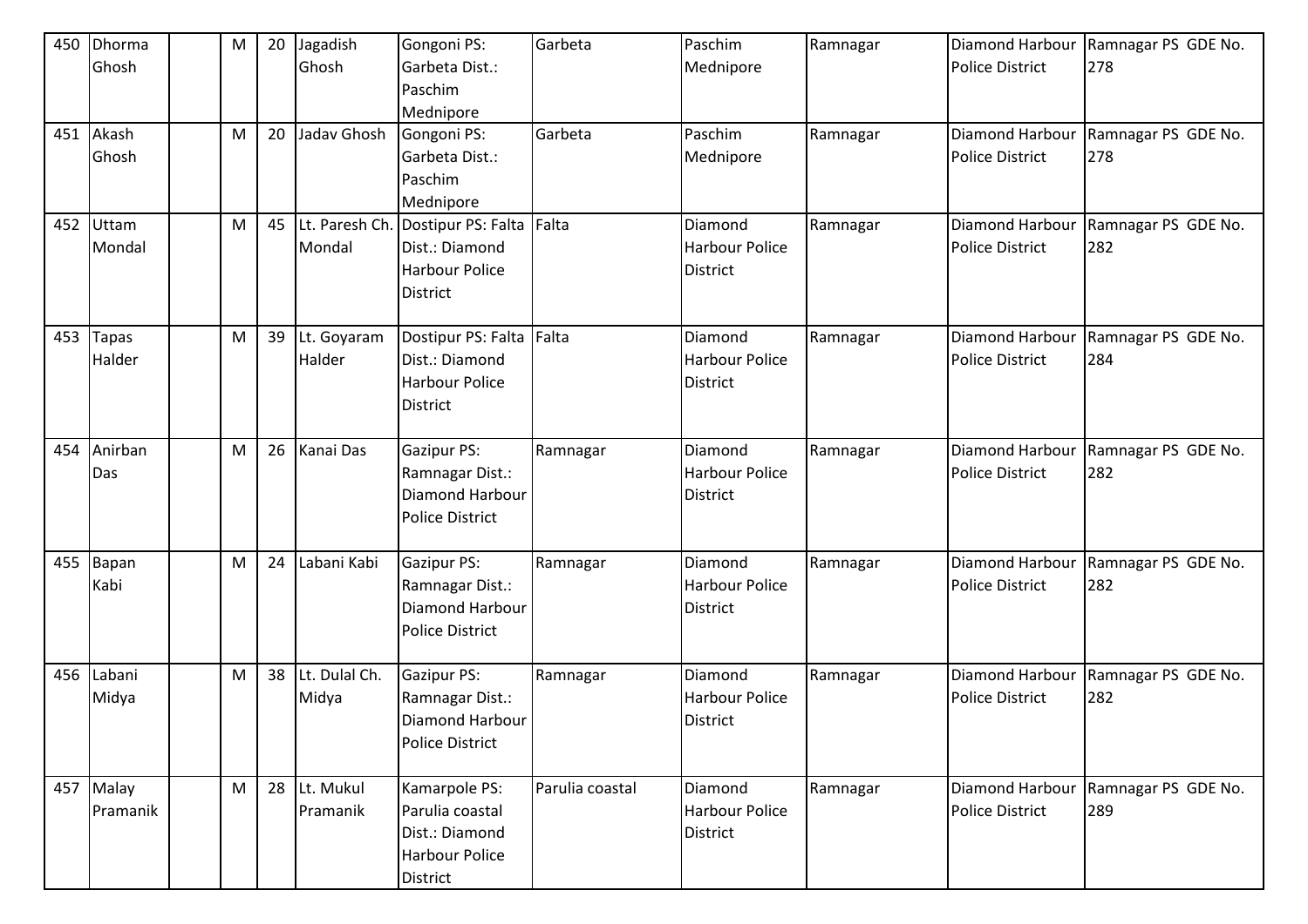| | | | | | | | | | | |
|---|---|---|---|---|---|---|---|---|---|---|
| 450 | Dhorma Ghosh | | M | 20 | Jagadish Ghosh | Gongoni PS: Garbeta Dist.: Paschim Mednipore | Garbeta | Paschim Mednipore | Ramnagar | Diamond Harbour Police District | Ramnagar PS GDE No. 278 |
| 451 | Akash Ghosh | | M | 20 | Jadav Ghosh | Gongoni PS: Garbeta Dist.: Paschim Mednipore | Garbeta | Paschim Mednipore | Ramnagar | Diamond Harbour Police District | Ramnagar PS GDE No. 278 |
| 452 | Uttam Mondal | | M | 45 | Lt. Paresh Ch. Mondal | Dostipur PS: Falta Dist.: Diamond Harbour Police District | Falta | Diamond Harbour Police District | Ramnagar | Diamond Harbour Police District | Ramnagar PS GDE No. 282 |
| 453 | Tapas Halder | | M | 39 | Lt. Goyaram Halder | Dostipur PS: Falta Dist.: Diamond Harbour Police District | Falta | Diamond Harbour Police District | Ramnagar | Diamond Harbour Police District | Ramnagar PS GDE No. 284 |
| 454 | Anirban Das | | M | 26 | Kanai Das | Gazipur PS: Ramnagar Dist.: Diamond Harbour Police District | Ramnagar | Diamond Harbour Police District | Ramnagar | Diamond Harbour Police District | Ramnagar PS GDE No. 282 |
| 455 | Bapan Kabi | | M | 24 | Labani Kabi | Gazipur PS: Ramnagar Dist.: Diamond Harbour Police District | Ramnagar | Diamond Harbour Police District | Ramnagar | Diamond Harbour Police District | Ramnagar PS GDE No. 282 |
| 456 | Labani Midya | | M | 38 | Lt. Dulal Ch. Midya | Gazipur PS: Ramnagar Dist.: Diamond Harbour Police District | Ramnagar | Diamond Harbour Police District | Ramnagar | Diamond Harbour Police District | Ramnagar PS GDE No. 282 |
| 457 | Malay Pramanik | | M | 28 | Lt. Mukul Pramanik | Kamarpole PS: Parulia coastal Dist.: Diamond Harbour Police District | Parulia coastal | Diamond Harbour Police District | Ramnagar | Diamond Harbour Police District | Ramnagar PS GDE No. 289 |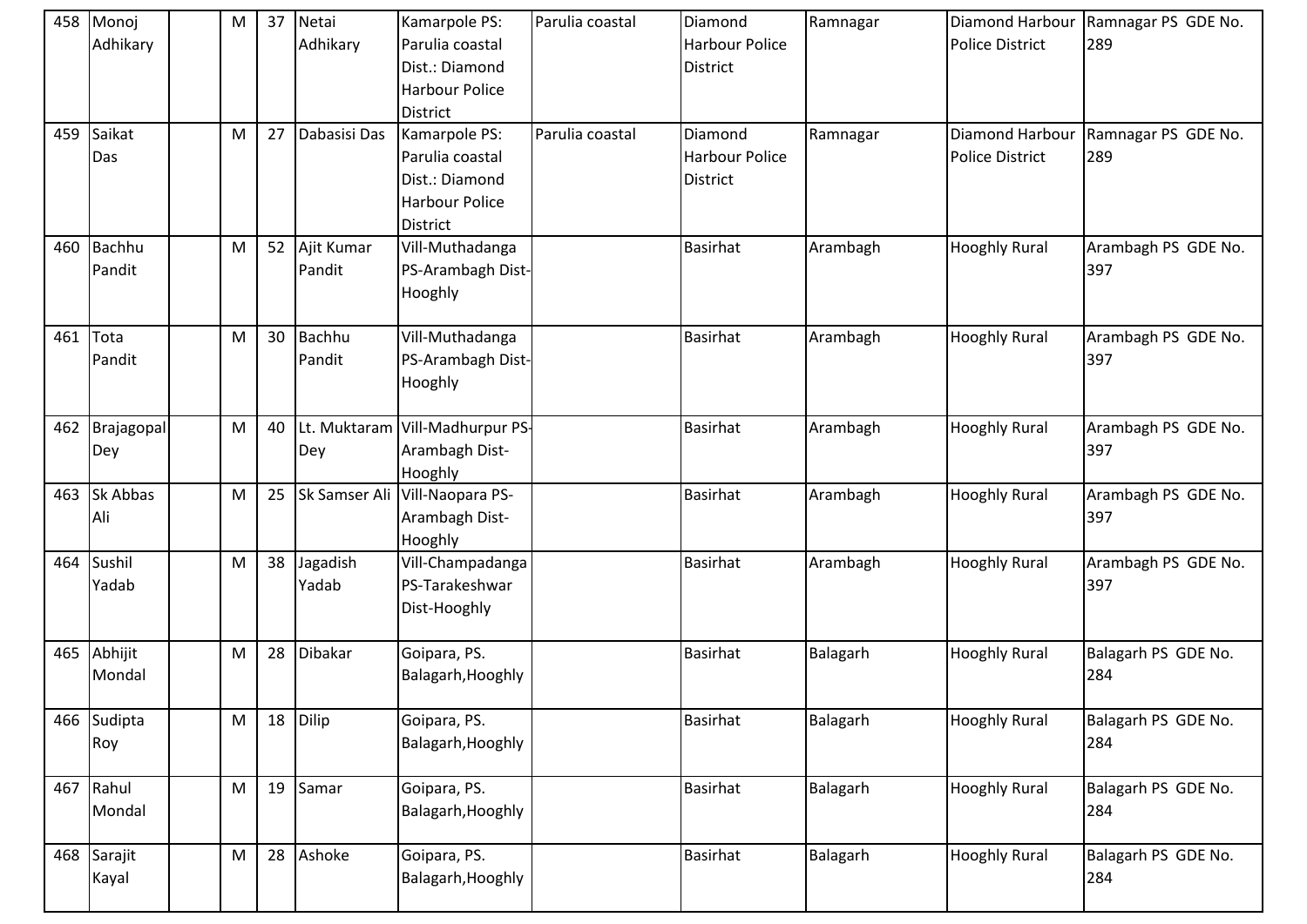| | | | | | | | | | | | |
|---|---|---|---|---|---|---|---|---|---|---|---|
| 458 | Monoj Adhikary | | M | 37 | Netai Adhikary | Kamarpole PS: Parulia coastal Dist.: Diamond Harbour Police District | Parulia coastal | Diamond Harbour Police District | Ramnagar | Diamond Harbour Police District | Ramnagar PS GDE No. 289 |
| 459 | Saikat Das | | M | 27 | Dabasisi Das | Kamarpole PS: Parulia coastal Dist.: Diamond Harbour Police District | Parulia coastal | Diamond Harbour Police District | Ramnagar | Diamond Harbour Police District | Ramnagar PS GDE No. 289 |
| 460 | Bachhu Pandit | | M | 52 | Ajit Kumar Pandit | Vill-Muthadanga PS-Arambagh Dist-Hooghly | | Basirhat | Arambagh | Hooghly Rural | Arambagh PS GDE No. 397 |
| 461 | Tota Pandit | | M | 30 | Bachhu Pandit | Vill-Muthadanga PS-Arambagh Dist-Hooghly | | Basirhat | Arambagh | Hooghly Rural | Arambagh PS GDE No. 397 |
| 462 | Brajagopal Dey | | M | 40 | Lt. Muktaram Dey | Vill-Madhurpur PS-Arambagh Dist-Hooghly | | Basirhat | Arambagh | Hooghly Rural | Arambagh PS GDE No. 397 |
| 463 | Sk Abbas Ali | | M | 25 | Sk Samser Ali | Vill-Naopara PS-Arambagh Dist-Hooghly | | Basirhat | Arambagh | Hooghly Rural | Arambagh PS GDE No. 397 |
| 464 | Sushil Yadab | | M | 38 | Jagadish Yadab | Vill-Champadanga PS-Tarakeshwar Dist-Hooghly | | Basirhat | Arambagh | Hooghly Rural | Arambagh PS GDE No. 397 |
| 465 | Abhijit Mondal | | M | 28 | Dibakar | Goipara, PS. Balagarh,Hooghly | | Basirhat | Balagarh | Hooghly Rural | Balagarh PS GDE No. 284 |
| 466 | Sudipta Roy | | M | 18 | Dilip | Goipara, PS. Balagarh,Hooghly | | Basirhat | Balagarh | Hooghly Rural | Balagarh PS GDE No. 284 |
| 467 | Rahul Mondal | | M | 19 | Samar | Goipara, PS. Balagarh,Hooghly | | Basirhat | Balagarh | Hooghly Rural | Balagarh PS GDE No. 284 |
| 468 | Sarajit Kayal | | M | 28 | Ashoke | Goipara, PS. Balagarh,Hooghly | | Basirhat | Balagarh | Hooghly Rural | Balagarh PS GDE No. 284 |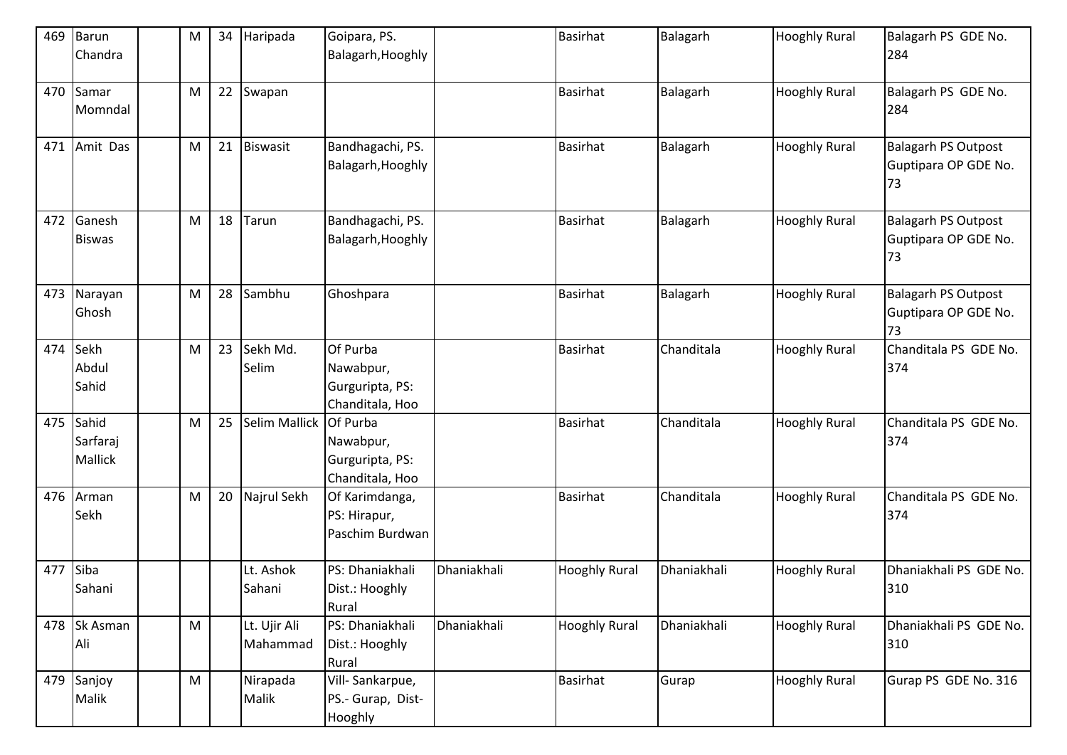| | | | | | | | | | | | |
|---|---|---|---|---|---|---|---|---|---|---|---|
| 469 | Barun Chandra | | M | 34 | Haripada | Goipara, PS. Balagarh,Hooghly | | Basirhat | Balagarh | Hooghly Rural | Balagarh PS GDE No. 284 |
| 470 | Samar Momndal | | M | 22 | Swapan | | | Basirhat | Balagarh | Hooghly Rural | Balagarh PS GDE No. 284 |
| 471 | Amit Das | | M | 21 | Biswasit | Bandhagachi, PS. Balagarh,Hooghly | | Basirhat | Balagarh | Hooghly Rural | Balagarh PS Outpost Guptipara OP GDE No. 73 |
| 472 | Ganesh Biswas | | M | 18 | Tarun | Bandhagachi, PS. Balagarh,Hooghly | | Basirhat | Balagarh | Hooghly Rural | Balagarh PS Outpost Guptipara OP GDE No. 73 |
| 473 | Narayan Ghosh | | M | 28 | Sambhu | Ghoshpara | | Basirhat | Balagarh | Hooghly Rural | Balagarh PS Outpost Guptipara OP GDE No. 73 |
| 474 | Sekh Abdul Sahid | | M | 23 | Sekh Md. Selim | Of Purba Nawabpur, Gurguripta, PS: Chanditala, Hoo | | Basirhat | Chanditala | Hooghly Rural | Chanditala PS GDE No. 374 |
| 475 | Sahid Sarfaraj Mallick | | M | 25 | Selim Mallick | Of Purba Nawabpur, Gurguripta, PS: Chanditala, Hoo | | Basirhat | Chanditala | Hooghly Rural | Chanditala PS GDE No. 374 |
| 476 | Arman Sekh | | M | 20 | Najrul Sekh | Of Karimdanga, PS: Hirapur, Paschim Burdwan | | Basirhat | Chanditala | Hooghly Rural | Chanditala PS GDE No. 374 |
| 477 | Siba Sahani | | | | Lt. Ashok Sahani | PS: Dhaniakhali Dist.: Hooghly Rural | Dhaniakhali | Hooghly Rural | Dhaniakhali | Hooghly Rural | Dhaniakhali PS GDE No. 310 |
| 478 | Sk Asman Ali | | M | | Lt. Ujir Ali Mahammad | PS: Dhaniakhali Dist.: Hooghly Rural | Dhaniakhali | Hooghly Rural | Dhaniakhali | Hooghly Rural | Dhaniakhali PS GDE No. 310 |
| 479 | Sanjoy Malik | | M | | Nirapada Malik | Vill- Sankarpue, PS.- Gurap, Dist- Hooghly | | Basirhat | Gurap | Hooghly Rural | Gurap PS GDE No. 316 |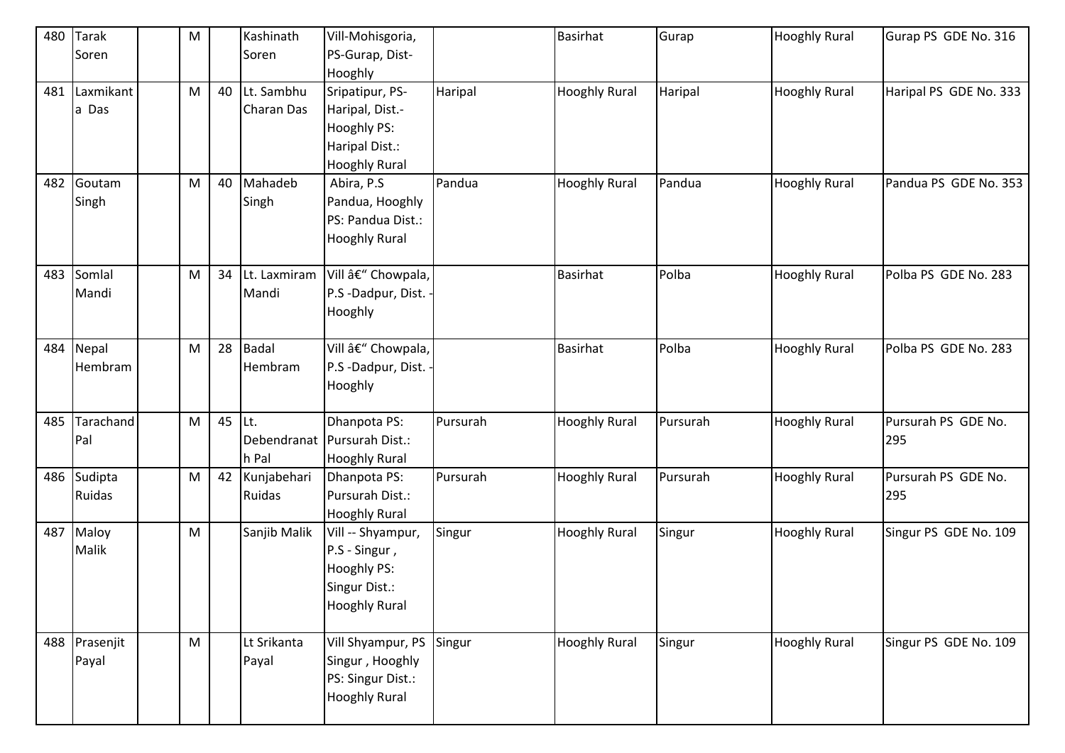| | | | | | | | | | | | |
|---|---|---|---|---|---|---|---|---|---|---|---|
| 480 | Tarak Soren | | M | | Kashinath Soren | Vill-Mohisgoria, PS-Gurap, Dist-Hooghly | | Basirhat | Gurap | Hooghly Rural | Gurap PS GDE No. 316 |
| 481 | Laxmikanta Das | | M | 40 | Lt. Sambhu Charan Das | Sripatipur, PS-Haripal, Dist.-Hooghly PS: Haripal Dist.: Hooghly Rural | Haripal | Hooghly Rural | Haripal | Hooghly Rural | Haripal PS GDE No. 333 |
| 482 | Goutam Singh | | M | 40 | Mahadeb Singh | Abira, P.S Pandua, Hooghly PS: Pandua Dist.: Hooghly Rural | Pandua | Hooghly Rural | Pandua | Hooghly Rural | Pandua PS GDE No. 353 |
| 483 | Somlal Mandi | | M | 34 | Lt. Laxmiram Mandi | Vill â€" Chowpala, P.S -Dadpur, Dist. -Hooghly | | Basirhat | Polba | Hooghly Rural | Polba PS GDE No. 283 |
| 484 | Nepal Hembram | | M | 28 | Badal Hembram | Vill â€" Chowpala, P.S -Dadpur, Dist. -Hooghly | | Basirhat | Polba | Hooghly Rural | Polba PS GDE No. 283 |
| 485 | Tarachand Pal | | M | 45 | Lt. Debendranath Pal | Dhanpota PS: Pursurah Dist.: Hooghly Rural | Pursurah | Hooghly Rural | Pursurah | Hooghly Rural | Pursurah PS GDE No. 295 |
| 486 | Sudipta Ruidas | | M | 42 | Kunjabehari Ruidas | Dhanpota PS: Pursurah Dist.: Hooghly Rural | Pursurah | Hooghly Rural | Pursurah | Hooghly Rural | Pursurah PS GDE No. 295 |
| 487 | Maloy Malik | | M | | Sanjib Malik | Vill -- Shyampur, P.S - Singur , Hooghly PS: Singur Dist.: Hooghly Rural | Singur | Hooghly Rural | Singur | Hooghly Rural | Singur PS GDE No. 109 |
| 488 | Prasenjit Payal | | M | | Lt Srikanta Payal | Vill Shyampur, PS Singur , Hooghly PS: Singur Dist.: Hooghly Rural | Singur | Hooghly Rural | Singur | Hooghly Rural | Singur PS GDE No. 109 |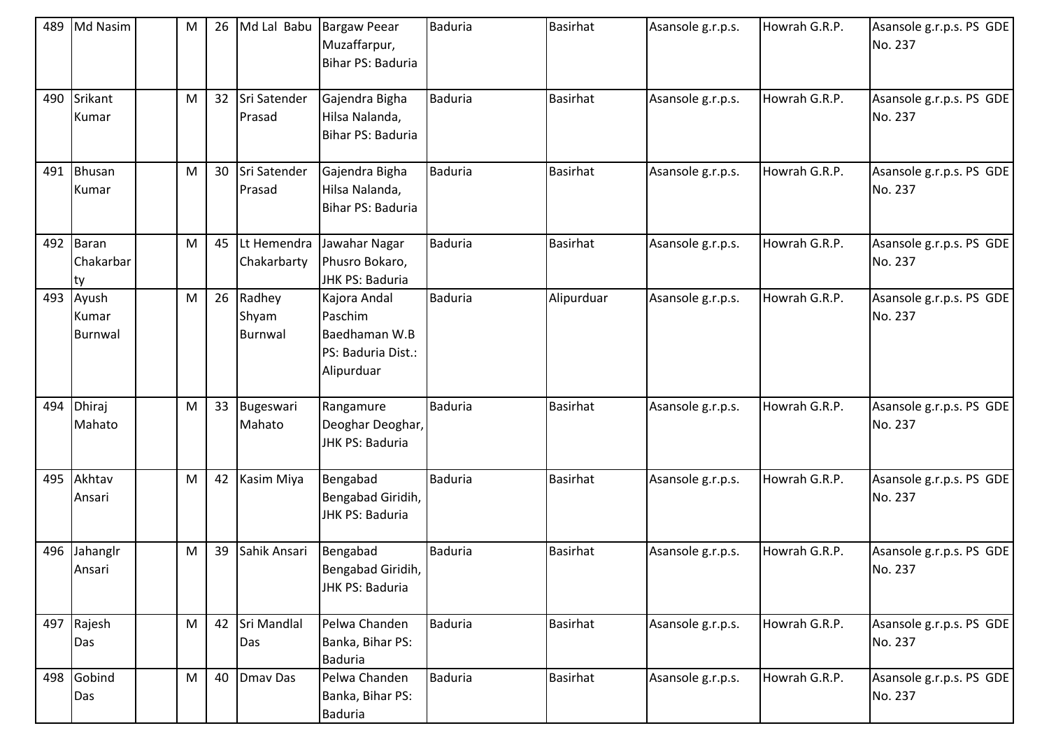| 489 | Md Nasim | | M | 26 | Md Lal Babu | Bargaw Peear Muzaffarpur, Bihar PS: Baduria | Baduria | Basirhat | Asansole g.r.p.s. | Howrah G.R.P. | Asansole g.r.p.s. PS GDE No. 237 |
|---|---|---|---|---|---|---|---|---|---|---|---|
| 490 | Srikant Kumar | | M | 32 | Sri Satender Prasad | Gajendra Bigha Hilsa Nalanda, Bihar PS: Baduria | Baduria | Basirhat | Asansole g.r.p.s. | Howrah G.R.P. | Asansole g.r.p.s. PS GDE No. 237 |
| 491 | Bhusan Kumar | | M | 30 | Sri Satender Prasad | Gajendra Bigha Hilsa Nalanda, Bihar PS: Baduria | Baduria | Basirhat | Asansole g.r.p.s. | Howrah G.R.P. | Asansole g.r.p.s. PS GDE No. 237 |
| 492 | Baran Chakarbarty | | M | 45 | Lt Hemendra Chakarbarty | Jawahar Nagar Phusro Bokaro, JHK PS: Baduria | Baduria | Basirhat | Asansole g.r.p.s. | Howrah G.R.P. | Asansole g.r.p.s. PS GDE No. 237 |
| 493 | Ayush Kumar Burnwal | | M | 26 | Radhey Shyam Burnwal | Kajora Andal Paschim Baedhaman W.B PS: Baduria Dist.: Alipurduar | Baduria | Alipurduar | Asansole g.r.p.s. | Howrah G.R.P. | Asansole g.r.p.s. PS GDE No. 237 |
| 494 | Dhiraj Mahato | | M | 33 | Bugeswari Mahato | Rangamure Deoghar Deoghar, JHK PS: Baduria | Baduria | Basirhat | Asansole g.r.p.s. | Howrah G.R.P. | Asansole g.r.p.s. PS GDE No. 237 |
| 495 | Akhtav Ansari | | M | 42 | Kasim Miya | Bengabad Bengabad Giridih, JHK PS: Baduria | Baduria | Basirhat | Asansole g.r.p.s. | Howrah G.R.P. | Asansole g.r.p.s. PS GDE No. 237 |
| 496 | Jahanglr Ansari | | M | 39 | Sahik Ansari | Bengabad Bengabad Giridih, JHK PS: Baduria | Baduria | Basirhat | Asansole g.r.p.s. | Howrah G.R.P. | Asansole g.r.p.s. PS GDE No. 237 |
| 497 | Rajesh Das | | M | 42 | Sri Mandlal Das | Pelwa Chanden Banka, Bihar PS: Baduria | Baduria | Basirhat | Asansole g.r.p.s. | Howrah G.R.P. | Asansole g.r.p.s. PS GDE No. 237 |
| 498 | Gobind Das | | M | 40 | Dmav Das | Pelwa Chanden Banka, Bihar PS: Baduria | Baduria | Basirhat | Asansole g.r.p.s. | Howrah G.R.P. | Asansole g.r.p.s. PS GDE No. 237 |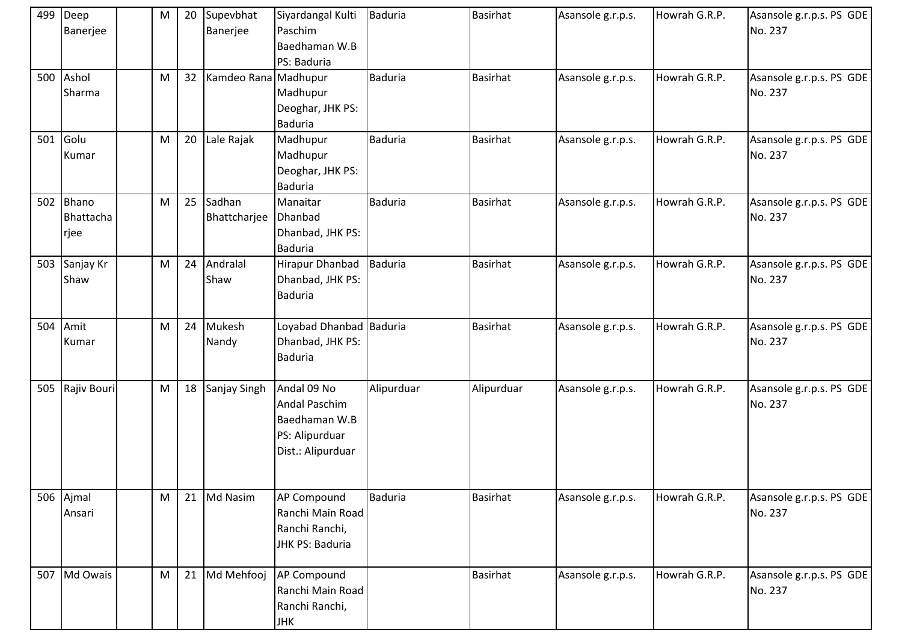| | | | | | | | | | | | |
|---|---|---|---|---|---|---|---|---|---|---|---|
| 499 | Deep Banerjee | | M | 20 | Supevbhat Banerjee | Siyardangal Kulti Paschim Baedhaman W.B PS: Baduria | Baduria | Basirhat | Asansole g.r.p.s. | Howrah G.R.P. | Asansole g.r.p.s. PS GDE No. 237 |
| 500 | Ashol Sharma | | M | 32 | Kamdeo Rana | Madhupur Madhupur Deoghar, JHK PS: Baduria | Baduria | Basirhat | Asansole g.r.p.s. | Howrah G.R.P. | Asansole g.r.p.s. PS GDE No. 237 |
| 501 | Golu Kumar | | M | 20 | Lale Rajak | Madhupur Madhupur Deoghar, JHK PS: Baduria | Baduria | Basirhat | Asansole g.r.p.s. | Howrah G.R.P. | Asansole g.r.p.s. PS GDE No. 237 |
| 502 | Bhano Bhattacharjee | | M | 25 | Sadhan Bhattcharjee | Manaitar Dhanbad Dhanbad, JHK PS: Baduria | Baduria | Basirhat | Asansole g.r.p.s. | Howrah G.R.P. | Asansole g.r.p.s. PS GDE No. 237 |
| 503 | Sanjay Kr Shaw | | M | 24 | Andralal Shaw | Hirapur Dhanbad Dhanbad, JHK PS: Baduria | Baduria | Basirhat | Asansole g.r.p.s. | Howrah G.R.P. | Asansole g.r.p.s. PS GDE No. 237 |
| 504 | Amit Kumar | | M | 24 | Mukesh Nandy | Loyabad Dhanbad Dhanbad, JHK PS: Baduria | Baduria | Basirhat | Asansole g.r.p.s. | Howrah G.R.P. | Asansole g.r.p.s. PS GDE No. 237 |
| 505 | Rajiv Bouri | | M | 18 | Sanjay Singh | Andal 09 No Andal Paschim Baedhaman W.B PS: Alipurduar Dist.: Alipurduar | Alipurduar | Alipurduar | Asansole g.r.p.s. | Howrah G.R.P. | Asansole g.r.p.s. PS GDE No. 237 |
| 506 | Ajmal Ansari | | M | 21 | Md Nasim | AP Compound Ranchi Main Road Ranchi Ranchi, JHK PS: Baduria | Baduria | Basirhat | Asansole g.r.p.s. | Howrah G.R.P. | Asansole g.r.p.s. PS GDE No. 237 |
| 507 | Md Owais | | M | 21 | Md Mehfooj | AP Compound Ranchi Main Road Ranchi Ranchi, JHK | | Basirhat | Asansole g.r.p.s. | Howrah G.R.P. | Asansole g.r.p.s. PS GDE No. 237 |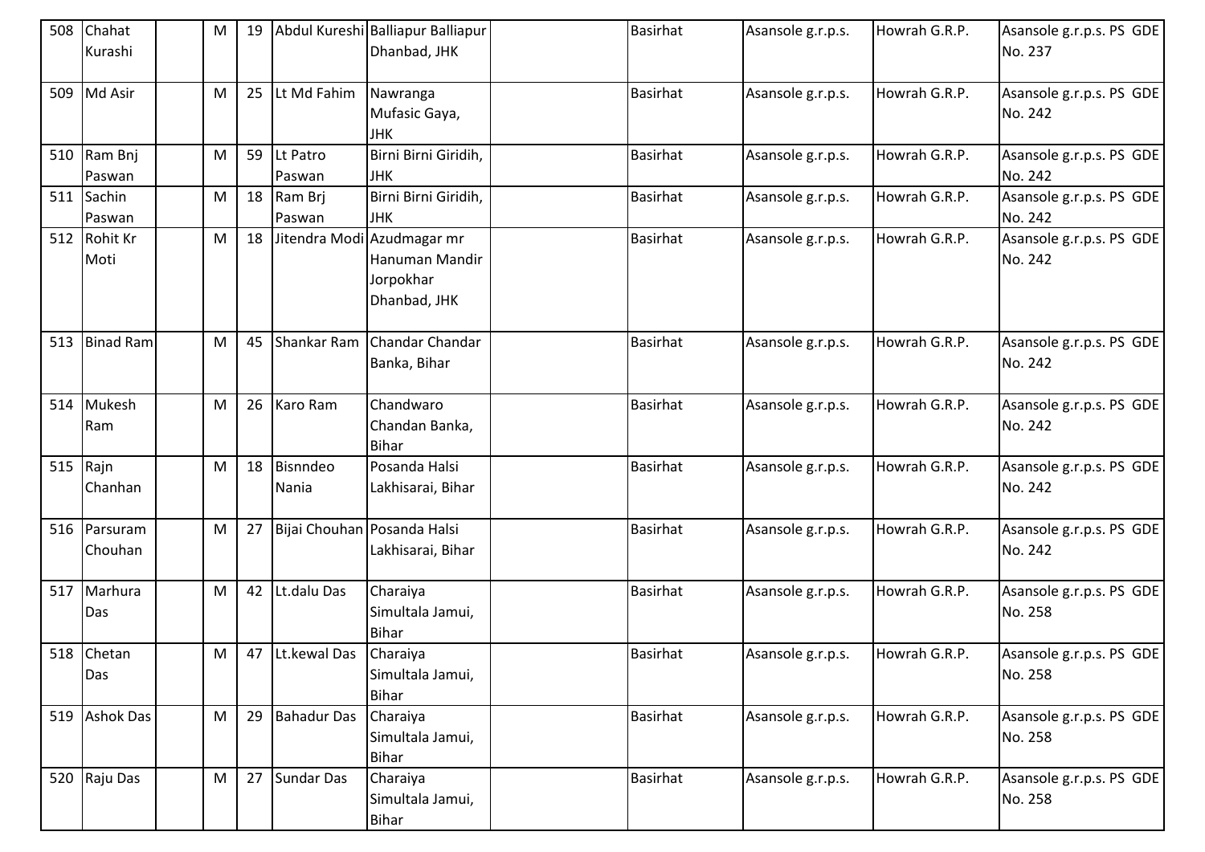| | | | | | | | | | | | |
|---|---|---|---|---|---|---|---|---|---|---|---|
| 508 | Chahat Kurashi | | M | 19 | Abdul Kureshi | Balliapur Balliapur Dhanbad, JHK | | Basirhat | Asansole g.r.p.s. | Howrah G.R.P. | Asansole g.r.p.s. PS GDE No. 237 |
| 509 | Md Asir | | M | 25 | Lt Md Fahim | Nawranga Mufasic Gaya, JHK | | Basirhat | Asansole g.r.p.s. | Howrah G.R.P. | Asansole g.r.p.s. PS GDE No. 242 |
| 510 | Ram Bnj Paswan | | M | 59 | Lt Patro Paswan | Birni Birni Giridih, JHK | | Basirhat | Asansole g.r.p.s. | Howrah G.R.P. | Asansole g.r.p.s. PS GDE No. 242 |
| 511 | Sachin Paswan | | M | 18 | Ram Brj Paswan | Birni Birni Giridih, JHK | | Basirhat | Asansole g.r.p.s. | Howrah G.R.P. | Asansole g.r.p.s. PS GDE No. 242 |
| 512 | Rohit Kr Moti | | M | 18 | Jitendra Modi | Azudmagar mr Hanuman Mandir Jorpokhar Dhanbad, JHK | | Basirhat | Asansole g.r.p.s. | Howrah G.R.P. | Asansole g.r.p.s. PS GDE No. 242 |
| 513 | Binad Ram | | M | 45 | Shankar Ram | Chandar Chandar Banka, Bihar | | Basirhat | Asansole g.r.p.s. | Howrah G.R.P. | Asansole g.r.p.s. PS GDE No. 242 |
| 514 | Mukesh Ram | | M | 26 | Karo Ram | Chandwaro Chandan Banka, Bihar | | Basirhat | Asansole g.r.p.s. | Howrah G.R.P. | Asansole g.r.p.s. PS GDE No. 242 |
| 515 | Rajn Chanhan | | M | 18 | Bisnndeo Nania | Posanda Halsi Lakhisarai, Bihar | | Basirhat | Asansole g.r.p.s. | Howrah G.R.P. | Asansole g.r.p.s. PS GDE No. 242 |
| 516 | Parsuram Chouhan | | M | 27 | Bijai Chouhan | Posanda Halsi Lakhisarai, Bihar | | Basirhat | Asansole g.r.p.s. | Howrah G.R.P. | Asansole g.r.p.s. PS GDE No. 242 |
| 517 | Marhura Das | | M | 42 | Lt.dalu Das | Charaiya Simultala Jamui, Bihar | | Basirhat | Asansole g.r.p.s. | Howrah G.R.P. | Asansole g.r.p.s. PS GDE No. 258 |
| 518 | Chetan Das | | M | 47 | Lt.kewal Das | Charaiya Simultala Jamui, Bihar | | Basirhat | Asansole g.r.p.s. | Howrah G.R.P. | Asansole g.r.p.s. PS GDE No. 258 |
| 519 | Ashok Das | | M | 29 | Bahadur Das | Charaiya Simultala Jamui, Bihar | | Basirhat | Asansole g.r.p.s. | Howrah G.R.P. | Asansole g.r.p.s. PS GDE No. 258 |
| 520 | Raju Das | | M | 27 | Sundar Das | Charaiya Simultala Jamui, Bihar | | Basirhat | Asansole g.r.p.s. | Howrah G.R.P. | Asansole g.r.p.s. PS GDE No. 258 |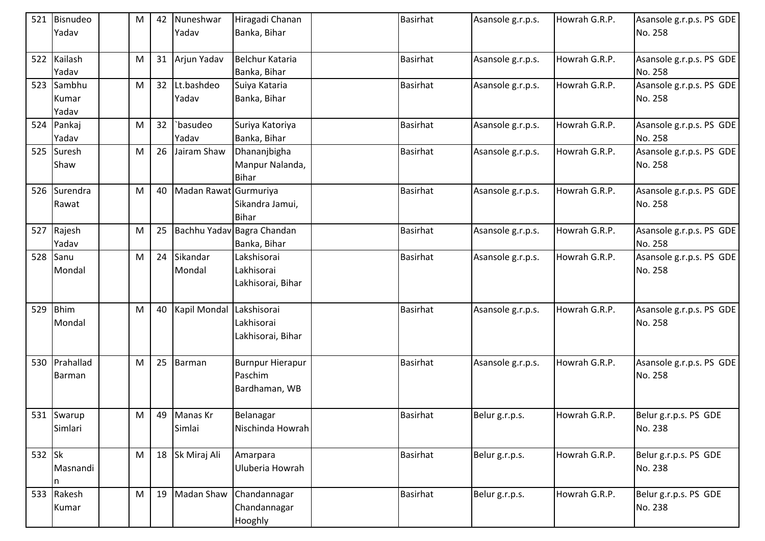| | | | | | | | | | | | |
|---|---|---|---|---|---|---|---|---|---|---|---|
| 521 | Bisnudeo Yadav | | M | 42 | Nuneshwar Yadav | Hiragadi Chanan Banka, Bihar | | Basirhat | Asansole g.r.p.s. | Howrah G.R.P. | Asansole g.r.p.s. PS GDE No. 258 |
| 522 | Kailash Yadav | | M | 31 | Arjun Yadav | Belchur Kataria Banka, Bihar | | Basirhat | Asansole g.r.p.s. | Howrah G.R.P. | Asansole g.r.p.s. PS GDE No. 258 |
| 523 | Sambhu Kumar Yadav | | M | 32 | Lt.bashdeo Yadav | Suiya Kataria Banka, Bihar | | Basirhat | Asansole g.r.p.s. | Howrah G.R.P. | Asansole g.r.p.s. PS GDE No. 258 |
| 524 | Pankaj Yadav | | M | 32 | `basudeo Yadav | Suriya Katoriya Banka, Bihar | | Basirhat | Asansole g.r.p.s. | Howrah G.R.P. | Asansole g.r.p.s. PS GDE No. 258 |
| 525 | Suresh Shaw | | M | 26 | Jairam Shaw | Dhananjbigha Manpur Nalanda, Bihar | | Basirhat | Asansole g.r.p.s. | Howrah G.R.P. | Asansole g.r.p.s. PS GDE No. 258 |
| 526 | Surendra Rawat | | M | 40 | Madan Rawat | Gurmuriya Sikandra Jamui, Bihar | | Basirhat | Asansole g.r.p.s. | Howrah G.R.P. | Asansole g.r.p.s. PS GDE No. 258 |
| 527 | Rajesh Yadav | | M | 25 | Bachhu Yadav | Bagra Chandan Banka, Bihar | | Basirhat | Asansole g.r.p.s. | Howrah G.R.P. | Asansole g.r.p.s. PS GDE No. 258 |
| 528 | Sanu Mondal | | M | 24 | Sikandar Mondal | Lakshisorai Lakhisorai Lakhisorai, Bihar | | Basirhat | Asansole g.r.p.s. | Howrah G.R.P. | Asansole g.r.p.s. PS GDE No. 258 |
| 529 | Bhim Mondal | | M | 40 | Kapil Mondal | Lakshisorai Lakhisorai Lakhisorai, Bihar | | Basirhat | Asansole g.r.p.s. | Howrah G.R.P. | Asansole g.r.p.s. PS GDE No. 258 |
| 530 | Prahallad Barman | | M | 25 | Barman | Burnpur Hierapur Paschim Bardhaman, WB | | Basirhat | Asansole g.r.p.s. | Howrah G.R.P. | Asansole g.r.p.s. PS GDE No. 258 |
| 531 | Swarup Simlari | | M | 49 | Manas Kr Simlai | Belanagar Nischinda Howrah | | Basirhat | Belur g.r.p.s. | Howrah G.R.P. | Belur g.r.p.s. PS GDE No. 238 |
| 532 | Sk Masnandin | | M | 18 | Sk Miraj Ali | Amarpara Uluberia Howrah | | Basirhat | Belur g.r.p.s. | Howrah G.R.P. | Belur g.r.p.s. PS GDE No. 238 |
| 533 | Rakesh Kumar | | M | 19 | Madan Shaw | Chandannagar Chandannagar Hooghly | | Basirhat | Belur g.r.p.s. | Howrah G.R.P. | Belur g.r.p.s. PS GDE No. 238 |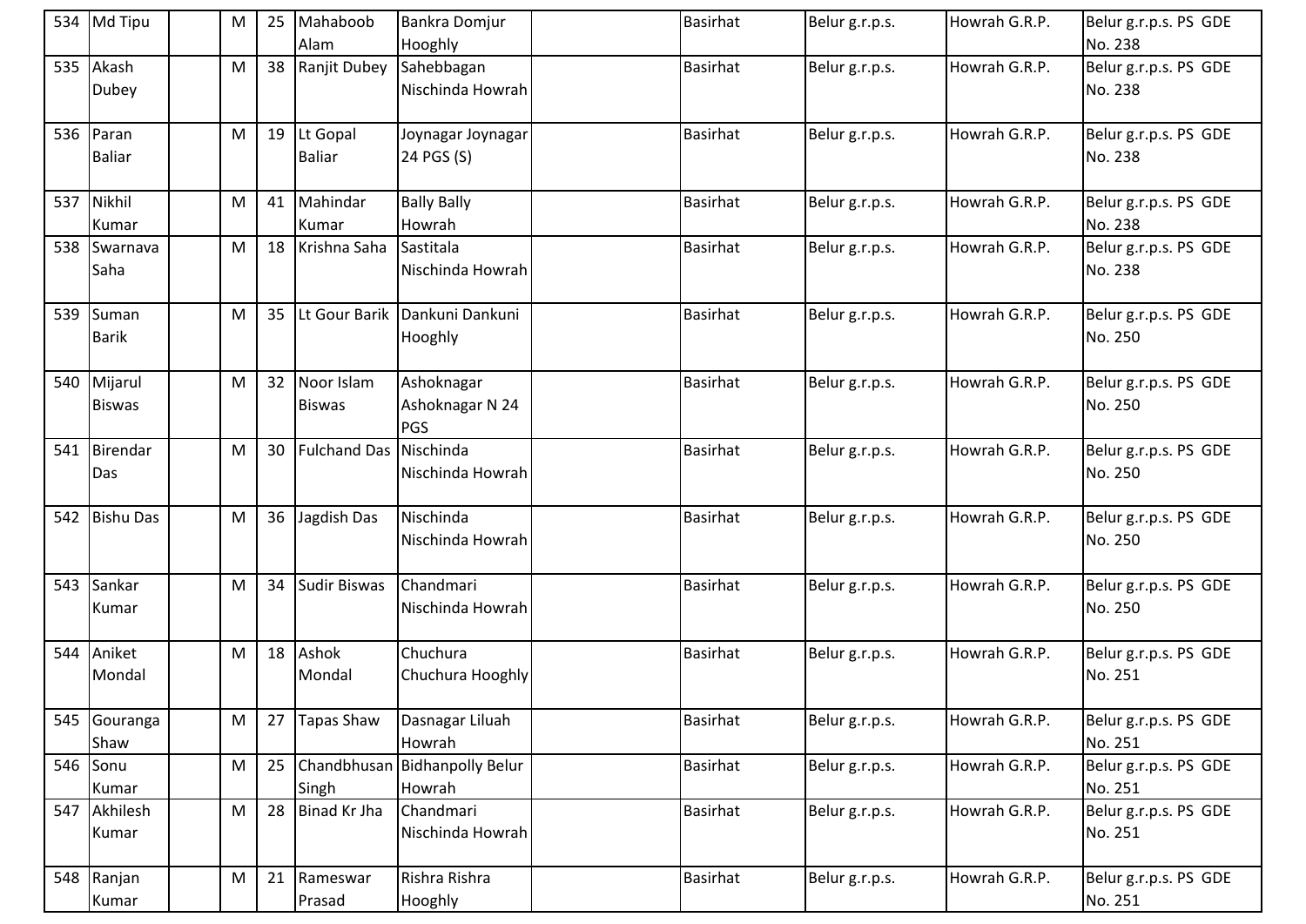| | | | | | | | | | | | |
|---|---|---|---|---|---|---|---|---|---|---|---|
| 534 | Md Tipu | | M | 25 | Mahaboob Alam | Bankra Domjur Hooghly | | Basirhat | Belur g.r.p.s. | Howrah G.R.P. | Belur g.r.p.s. PS GDE No. 238 |
| 535 | Akash Dubey | | M | 38 | Ranjit Dubey | Sahebbagan Nischinda Howrah | | Basirhat | Belur g.r.p.s. | Howrah G.R.P. | Belur g.r.p.s. PS GDE No. 238 |
| 536 | Paran Baliar | | M | 19 | Lt Gopal Baliar | Joynagar Joynagar 24 PGS (S) | | Basirhat | Belur g.r.p.s. | Howrah G.R.P. | Belur g.r.p.s. PS GDE No. 238 |
| 537 | Nikhil Kumar | | M | 41 | Mahindar Kumar | Bally Bally Howrah | | Basirhat | Belur g.r.p.s. | Howrah G.R.P. | Belur g.r.p.s. PS GDE No. 238 |
| 538 | Swarnava Saha | | M | 18 | Krishna Saha | Sastitala Nischinda Howrah | | Basirhat | Belur g.r.p.s. | Howrah G.R.P. | Belur g.r.p.s. PS GDE No. 238 |
| 539 | Suman Barik | | M | 35 | Lt Gour Barik | Dankuni Dankuni Hooghly | | Basirhat | Belur g.r.p.s. | Howrah G.R.P. | Belur g.r.p.s. PS GDE No. 250 |
| 540 | Mijarul Biswas | | M | 32 | Noor Islam Biswas | Ashoknagar Ashoknagar N 24 PGS | | Basirhat | Belur g.r.p.s. | Howrah G.R.P. | Belur g.r.p.s. PS GDE No. 250 |
| 541 | Birendar Das | | M | 30 | Fulchand Das | Nischinda Nischinda Howrah | | Basirhat | Belur g.r.p.s. | Howrah G.R.P. | Belur g.r.p.s. PS GDE No. 250 |
| 542 | Bishu Das | | M | 36 | Jagdish Das | Nischinda Nischinda Howrah | | Basirhat | Belur g.r.p.s. | Howrah G.R.P. | Belur g.r.p.s. PS GDE No. 250 |
| 543 | Sankar Kumar | | M | 34 | Sudir Biswas | Chandmari Nischinda Howrah | | Basirhat | Belur g.r.p.s. | Howrah G.R.P. | Belur g.r.p.s. PS GDE No. 250 |
| 544 | Aniket Mondal | | M | 18 | Ashok Mondal | Chuchura Chuchura Hooghly | | Basirhat | Belur g.r.p.s. | Howrah G.R.P. | Belur g.r.p.s. PS GDE No. 251 |
| 545 | Gouranga Shaw | | M | 27 | Tapas Shaw | Dasnagar Liluah Howrah | | Basirhat | Belur g.r.p.s. | Howrah G.R.P. | Belur g.r.p.s. PS GDE No. 251 |
| 546 | Sonu Kumar | | M | 25 | Chandbhusan Singh | Bidhanpolly Belur Howrah | | Basirhat | Belur g.r.p.s. | Howrah G.R.P. | Belur g.r.p.s. PS GDE No. 251 |
| 547 | Akhilesh Kumar | | M | 28 | Binad Kr Jha | Chandmari Nischinda Howrah | | Basirhat | Belur g.r.p.s. | Howrah G.R.P. | Belur g.r.p.s. PS GDE No. 251 |
| 548 | Ranjan Kumar | | M | 21 | Rameswar Prasad | Rishra Rishra Hooghly | | Basirhat | Belur g.r.p.s. | Howrah G.R.P. | Belur g.r.p.s. PS GDE No. 251 |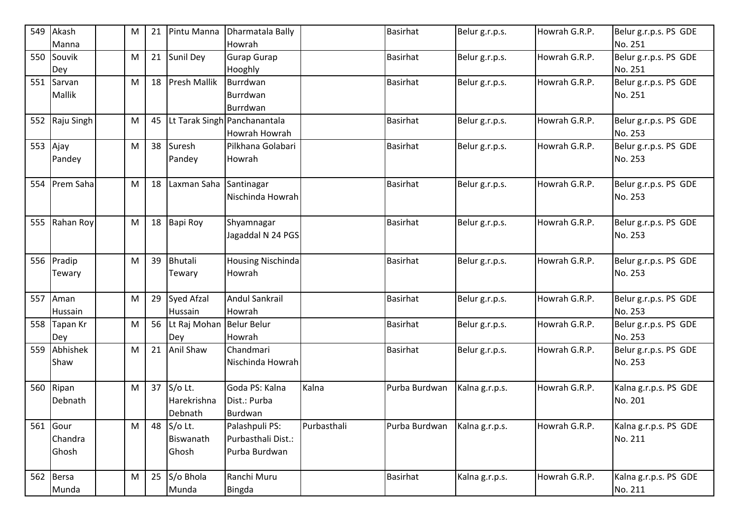| 549 | Akash Manna | | M | 21 | Pintu Manna | Dharmatala Bally Howrah | | Basirhat | Belur g.r.p.s. | Howrah G.R.P. | Belur g.r.p.s. PS GDE No. 251 |
|---|---|---|---|---|---|---|---|---|---|---|---|
| 550 | Souvik Dey | | M | 21 | Sunil Dey | Gurap Gurap Hooghly | | Basirhat | Belur g.r.p.s. | Howrah G.R.P. | Belur g.r.p.s. PS GDE No. 251 |
| 551 | Sarvan Mallik | | M | 18 | Presh Mallik | Burrdwan Burrdwan Burrdwan | | Basirhat | Belur g.r.p.s. | Howrah G.R.P. | Belur g.r.p.s. PS GDE No. 251 |
| 552 | Raju Singh | | M | 45 | Lt Tarak Singh | Panchanantala Howrah Howrah | | Basirhat | Belur g.r.p.s. | Howrah G.R.P. | Belur g.r.p.s. PS GDE No. 253 |
| 553 | Ajay Pandey | | M | 38 | Suresh Pandey | Pilkhana Golabari Howrah | | Basirhat | Belur g.r.p.s. | Howrah G.R.P. | Belur g.r.p.s. PS GDE No. 253 |
| 554 | Prem Saha | | M | 18 | Laxman Saha | Santinagar Nischinda Howrah | | Basirhat | Belur g.r.p.s. | Howrah G.R.P. | Belur g.r.p.s. PS GDE No. 253 |
| 555 | Rahan Roy | | M | 18 | Bapi Roy | Shyamnagar Jagaddal N 24 PGS | | Basirhat | Belur g.r.p.s. | Howrah G.R.P. | Belur g.r.p.s. PS GDE No. 253 |
| 556 | Pradip Tewary | | M | 39 | Bhutali Tewary | Housing Nischinda Howrah | | Basirhat | Belur g.r.p.s. | Howrah G.R.P. | Belur g.r.p.s. PS GDE No. 253 |
| 557 | Aman Hussain | | M | 29 | Syed Afzal Hussain | Andul Sankrail Howrah | | Basirhat | Belur g.r.p.s. | Howrah G.R.P. | Belur g.r.p.s. PS GDE No. 253 |
| 558 | Tapan Kr Dey | | M | 56 | Lt Raj Mohan Dey | Belur Belur Howrah | | Basirhat | Belur g.r.p.s. | Howrah G.R.P. | Belur g.r.p.s. PS GDE No. 253 |
| 559 | Abhishek Shaw | | M | 21 | Anil Shaw | Chandmari Nischinda Howrah | | Basirhat | Belur g.r.p.s. | Howrah G.R.P. | Belur g.r.p.s. PS GDE No. 253 |
| 560 | Ripan Debnath | | M | 37 | S/o Lt. Harekrishna Debnath | Goda PS: Kalna Dist.: Purba Burdwan | Kalna | Purba Burdwan | Kalna g.r.p.s. | Howrah G.R.P. | Kalna g.r.p.s. PS GDE No. 201 |
| 561 | Gour Chandra Ghosh | | M | 48 | S/o Lt. Biswanath Ghosh | Palashpuli PS: Purbasthali Dist.: Purba Burdwan | Purbasthali | Purba Burdwan | Kalna g.r.p.s. | Howrah G.R.P. | Kalna g.r.p.s. PS GDE No. 211 |
| 562 | Bersa Munda | | M | 25 | S/o Bhola Munda | Ranchi Muru Bingda | | Basirhat | Kalna g.r.p.s. | Howrah G.R.P. | Kalna g.r.p.s. PS GDE No. 211 |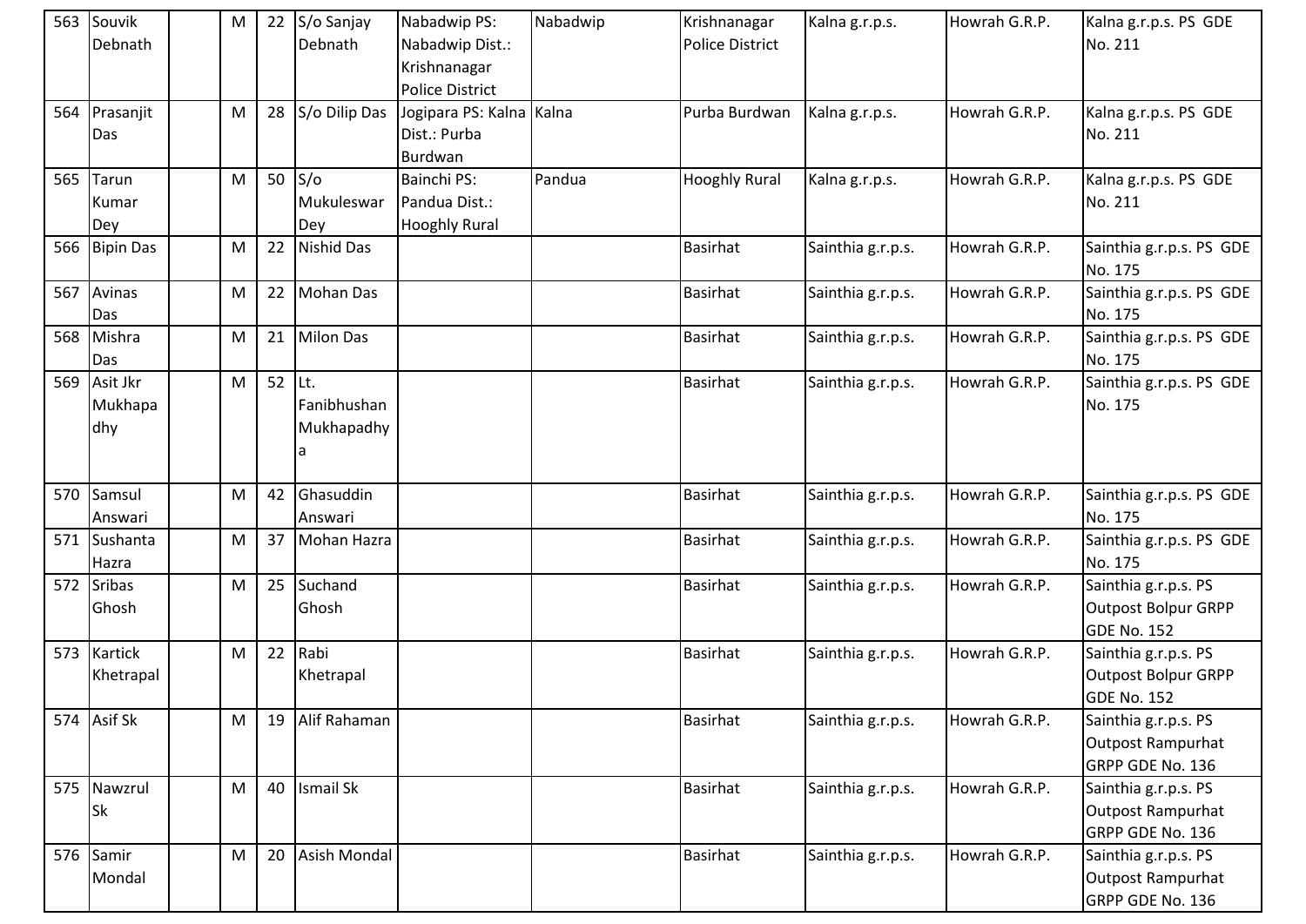| 563 | Souvik Debnath | | M | 22 | S/o Sanjay Debnath | Nabadwip PS: Nabadwip Dist.: Krishnanagar Police District | Nabadwip | Krishnanagar Police District | Kalna g.r.p.s. | Howrah G.R.P. | Kalna g.r.p.s. PS GDE No. 211 |
|---|---|---|---|---|---|---|---|---|---|---|---|
| 564 | Prasanjit Das | | M | 28 | S/o Dilip Das | Jogipara PS: Kalna Dist.: Purba Burdwan | Kalna | Purba Burdwan | Kalna g.r.p.s. | Howrah G.R.P. | Kalna g.r.p.s. PS GDE No. 211 |
| 565 | Tarun Kumar Dey | | M | 50 | S/o Mukuleswar Dey | Bainchi PS: Pandua Dist.: Hooghly Rural | Pandua | Hooghly Rural | Kalna g.r.p.s. | Howrah G.R.P. | Kalna g.r.p.s. PS GDE No. 211 |
| 566 | Bipin Das | | M | 22 | Nishid Das | | | Basirhat | Sainthia g.r.p.s. | Howrah G.R.P. | Sainthia g.r.p.s. PS GDE No. 175 |
| 567 | Avinas Das | | M | 22 | Mohan Das | | | Basirhat | Sainthia g.r.p.s. | Howrah G.R.P. | Sainthia g.r.p.s. PS GDE No. 175 |
| 568 | Mishra Das | | M | 21 | Milon Das | | | Basirhat | Sainthia g.r.p.s. | Howrah G.R.P. | Sainthia g.r.p.s. PS GDE No. 175 |
| 569 | Asit Jkr Mukhapadhy | | M | 52 | Lt. Fanibhushan Mukhapadhya | | | Basirhat | Sainthia g.r.p.s. | Howrah G.R.P. | Sainthia g.r.p.s. PS GDE No. 175 |
| 570 | Samsul Answari | | M | 42 | Ghasuddin Answari | | | Basirhat | Sainthia g.r.p.s. | Howrah G.R.P. | Sainthia g.r.p.s. PS GDE No. 175 |
| 571 | Sushanta Hazra | | M | 37 | Mohan Hazra | | | Basirhat | Sainthia g.r.p.s. | Howrah G.R.P. | Sainthia g.r.p.s. PS GDE No. 175 |
| 572 | Sribas Ghosh | | M | 25 | Suchand Ghosh | | | Basirhat | Sainthia g.r.p.s. | Howrah G.R.P. | Sainthia g.r.p.s. PS Outpost Bolpur GRPP GDE No. 152 |
| 573 | Kartick Khetrapal | | M | 22 | Rabi Khetrapal | | | Basirhat | Sainthia g.r.p.s. | Howrah G.R.P. | Sainthia g.r.p.s. PS Outpost Bolpur GRPP GDE No. 152 |
| 574 | Asif Sk | | M | 19 | Alif Rahaman | | | Basirhat | Sainthia g.r.p.s. | Howrah G.R.P. | Sainthia g.r.p.s. PS Outpost Rampurhat GRPP GDE No. 136 |
| 575 | Nawzrul Sk | | M | 40 | Ismail Sk | | | Basirhat | Sainthia g.r.p.s. | Howrah G.R.P. | Sainthia g.r.p.s. PS Outpost Rampurhat GRPP GDE No. 136 |
| 576 | Samir Mondal | | M | 20 | Asish Mondal | | | Basirhat | Sainthia g.r.p.s. | Howrah G.R.P. | Sainthia g.r.p.s. PS Outpost Rampurhat GRPP GDE No. 136 |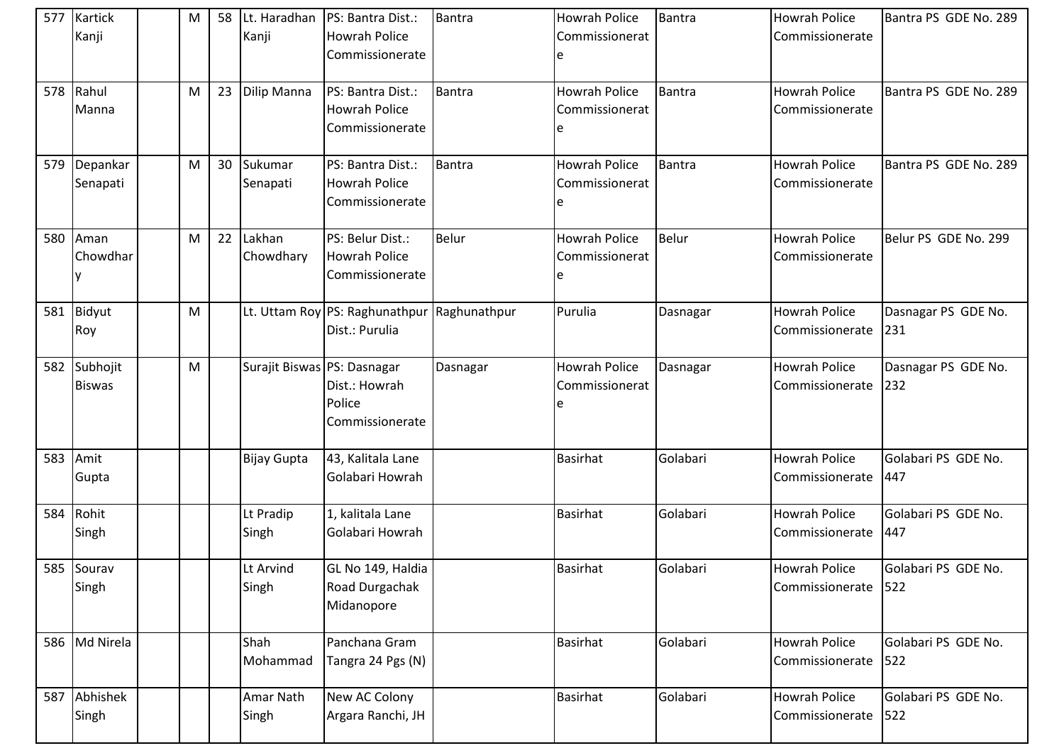| | | | | | | | | | | | |
|---|---|---|---|---|---|---|---|---|---|---|---|
| 577 | Kartick Kanji | | M | 58 | Lt. Haradhan Kanji | PS: Bantra Dist.: Howrah Police Commissionerate | Bantra | Howrah Police Commissionerate | Bantra | Howrah Police Commissionerate | Bantra PS GDE No. 289 |
| 578 | Rahul Manna | | M | 23 | Dilip Manna | PS: Bantra Dist.: Howrah Police Commissionerate | Bantra | Howrah Police Commissionerate | Bantra | Howrah Police Commissionerate | Bantra PS GDE No. 289 |
| 579 | Depankar Senapati | | M | 30 | Sukumar Senapati | PS: Bantra Dist.: Howrah Police Commissionerate | Bantra | Howrah Police Commissionerate | Bantra | Howrah Police Commissionerate | Bantra PS GDE No. 289 |
| 580 | Aman Chowdhary | | M | 22 | Lakhan Chowdhary | PS: Belur Dist.: Howrah Police Commissionerate | Belur | Howrah Police Commissionerate | Belur | Howrah Police Commissionerate | Belur PS GDE No. 299 |
| 581 | Bidyut Roy | | M | | Lt. Uttam Roy | PS: Raghunathpur Dist.: Purulia | Raghunathpur | Purulia | Dasnagar | Howrah Police Commissionerate | Dasnagar PS GDE No. 231 |
| 582 | Subhojit Biswas | | M | | Surajit Biswas | PS: Dasnagar Dist.: Howrah Police Commissionerate | Dasnagar | Howrah Police Commissionerate | Dasnagar | Howrah Police Commissionerate | Dasnagar PS GDE No. 232 |
| 583 | Amit Gupta | | | | Bijay Gupta | 43, Kalitala Lane Golabari Howrah | | Basirhat | Golabari | Howrah Police Commissionerate | Golabari PS GDE No. 447 |
| 584 | Rohit Singh | | | | Lt Pradip Singh | 1, kalitala Lane Golabari Howrah | | Basirhat | Golabari | Howrah Police Commissionerate | Golabari PS GDE No. 447 |
| 585 | Sourav Singh | | | | Lt Arvind Singh | GL No 149, Haldia Road Durgachak Midanopore | | Basirhat | Golabari | Howrah Police Commissionerate | Golabari PS GDE No. 522 |
| 586 | Md Nirela | | | | Shah Mohammad | Panchana Gram Tangra 24 Pgs (N) | | Basirhat | Golabari | Howrah Police Commissionerate | Golabari PS GDE No. 522 |
| 587 | Abhishek Singh | | | | Amar Nath Singh | New AC Colony Argara Ranchi, JH | | Basirhat | Golabari | Howrah Police Commissionerate | Golabari PS GDE No. 522 |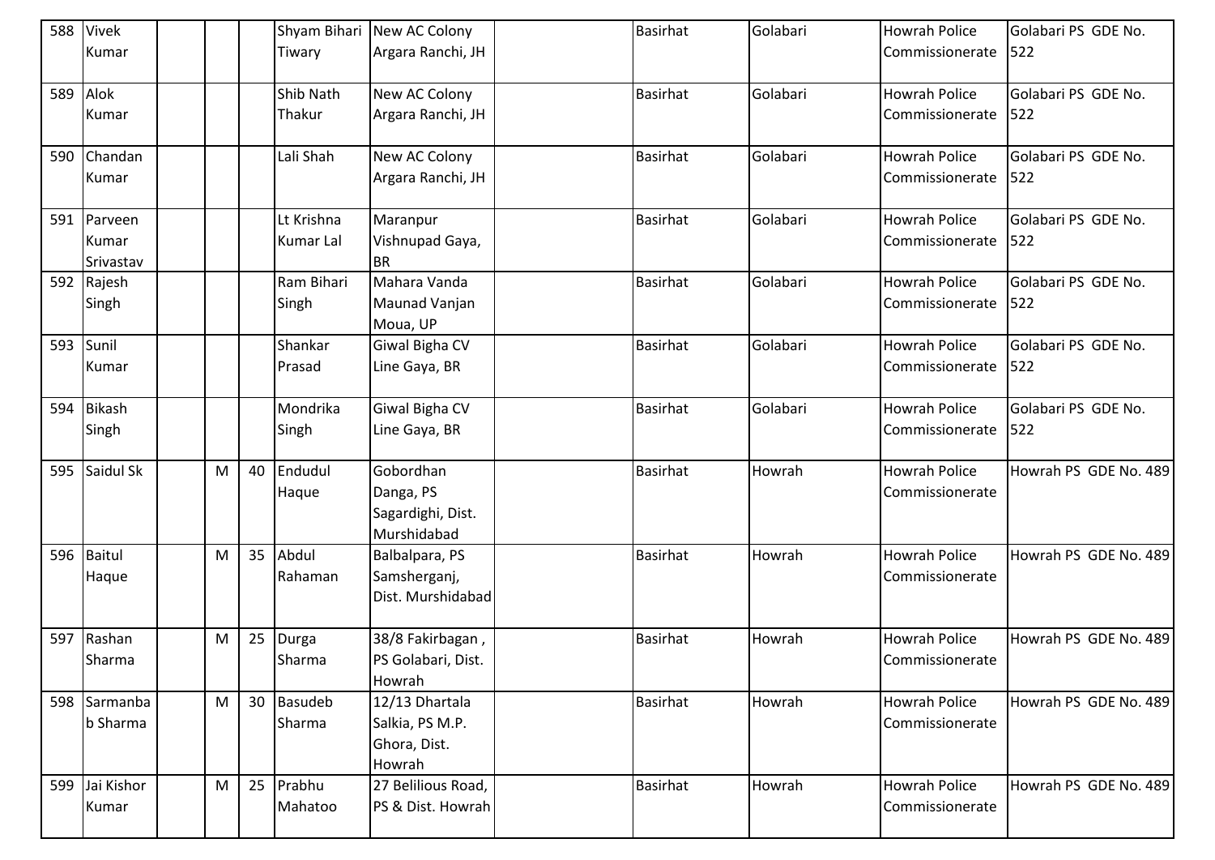| | | | | | | | | | | | |
|---|---|---|---|---|---|---|---|---|---|---|---|
| 588 | Vivek Kumar | | | | Shyam Bihari Tiwary | New AC Colony Argara Ranchi, JH | | Basirhat | Golabari | Howrah Police Commissionerate | Golabari PS GDE No. 522 |
| 589 | Alok Kumar | | | | Shib Nath Thakur | New AC Colony Argara Ranchi, JH | | Basirhat | Golabari | Howrah Police Commissionerate | Golabari PS GDE No. 522 |
| 590 | Chandan Kumar | | | | Lali Shah | New AC Colony Argara Ranchi, JH | | Basirhat | Golabari | Howrah Police Commissionerate | Golabari PS GDE No. 522 |
| 591 | Parveen Kumar Srivastav | | | | Lt Krishna Kumar Lal | Maranpur Vishnupad Gaya, BR | | Basirhat | Golabari | Howrah Police Commissionerate | Golabari PS GDE No. 522 |
| 592 | Rajesh Singh | | | | Ram Bihari Singh | Mahara Vanda Maunad Vanjan Moua, UP | | Basirhat | Golabari | Howrah Police Commissionerate | Golabari PS GDE No. 522 |
| 593 | Sunil Kumar | | | | Shankar Prasad | Giwal Bigha CV Line Gaya, BR | | Basirhat | Golabari | Howrah Police Commissionerate | Golabari PS GDE No. 522 |
| 594 | Bikash Singh | | | | Mondrika Singh | Giwal Bigha CV Line Gaya, BR | | Basirhat | Golabari | Howrah Police Commissionerate | Golabari PS GDE No. 522 |
| 595 | Saidul Sk | | M | 40 | Endudul Haque | Gobordhan Danga, PS Sagardighi, Dist. Murshidabad | | Basirhat | Howrah | Howrah Police Commissionerate | Howrah PS GDE No. 489 |
| 596 | Baitul Haque | | M | 35 | Abdul Rahaman | Balbalpara, PS Samsherganj, Dist. Murshidabad | | Basirhat | Howrah | Howrah Police Commissionerate | Howrah PS GDE No. 489 |
| 597 | Rashan Sharma | | M | 25 | Durga Sharma | 38/8 Fakirbagan , PS Golabari, Dist. Howrah | | Basirhat | Howrah | Howrah Police Commissionerate | Howrah PS GDE No. 489 |
| 598 | Sarmanbab Sharma | | M | 30 | Basudeb Sharma | 12/13 Dhartala Salkia, PS M.P. Ghora, Dist. Howrah | | Basirhat | Howrah | Howrah Police Commissionerate | Howrah PS GDE No. 489 |
| 599 | Jai Kishor Kumar | | M | 25 | Prabhu Mahatoo | 27 Belilious Road, PS & Dist. Howrah | | Basirhat | Howrah | Howrah Police Commissionerate | Howrah PS GDE No. 489 |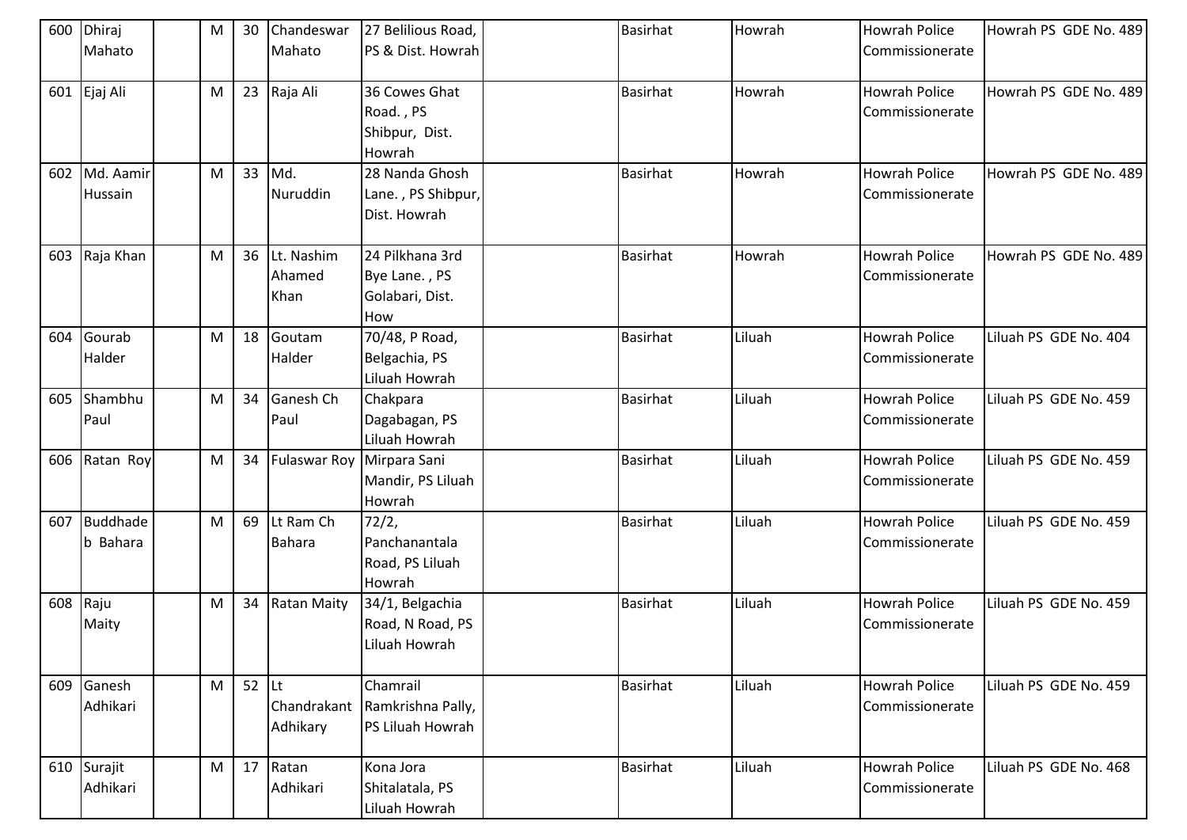| 600 | Dhiraj Mahato | | M | 30 | Chandeswar Mahato | 27 Belilious Road, PS & Dist. Howrah | | Basirhat | Howrah | Howrah Police Commissionerate | Howrah PS GDE No. 489 |
|---|---|---|---|---|---|---|---|---|---|---|---|
| 601 | Ejaj Ali | | M | 23 | Raja Ali | 36 Cowes Ghat Road. , PS Shibpur, Dist. Howrah | | Basirhat | Howrah | Howrah Police Commissionerate | Howrah PS GDE No. 489 |
| 602 | Md. Aamir Hussain | | M | 33 | Md. Nuruddin | 28 Nanda Ghosh Lane. , PS Shibpur, Dist. Howrah | | Basirhat | Howrah | Howrah Police Commissionerate | Howrah PS GDE No. 489 |
| 603 | Raja Khan | | M | 36 | Lt. Nashim Ahamed Khan | 24 Pilkhana 3rd Bye Lane. , PS Golabari, Dist. How | | Basirhat | Howrah | Howrah Police Commissionerate | Howrah PS GDE No. 489 |
| 604 | Gourab Halder | | M | 18 | Goutam Halder | 70/48, P Road, Belgachia, PS Liluah Howrah | | Basirhat | Liluah | Howrah Police Commissionerate | Liluah PS GDE No. 404 |
| 605 | Shambhu Paul | | M | 34 | Ganesh Ch Paul | Chakpara Dagabagan, PS Liluah Howrah | | Basirhat | Liluah | Howrah Police Commissionerate | Liluah PS GDE No. 459 |
| 606 | Ratan Roy | | M | 34 | Fulaswar Roy | Mirpara Sani Mandir, PS Liluah Howrah | | Basirhat | Liluah | Howrah Police Commissionerate | Liluah PS GDE No. 459 |
| 607 | Buddhadeb Bahara | | M | 69 | Lt Ram Ch Bahara | 72/2, Panchanantala Road, PS Liluah Howrah | | Basirhat | Liluah | Howrah Police Commissionerate | Liluah PS GDE No. 459 |
| 608 | Raju Maity | | M | 34 | Ratan Maity | 34/1, Belgachia Road, N Road, PS Liluah Howrah | | Basirhat | Liluah | Howrah Police Commissionerate | Liluah PS GDE No. 459 |
| 609 | Ganesh Adhikari | | M | 52 | Lt Chandrakant Adhikary | Chamrail Ramkrishna Pally, PS Liluah Howrah | | Basirhat | Liluah | Howrah Police Commissionerate | Liluah PS GDE No. 459 |
| 610 | Surajit Adhikari | | M | 17 | Ratan Adhikari | Kona Jora Shitalatala, PS Liluah Howrah | | Basirhat | Liluah | Howrah Police Commissionerate | Liluah PS GDE No. 468 |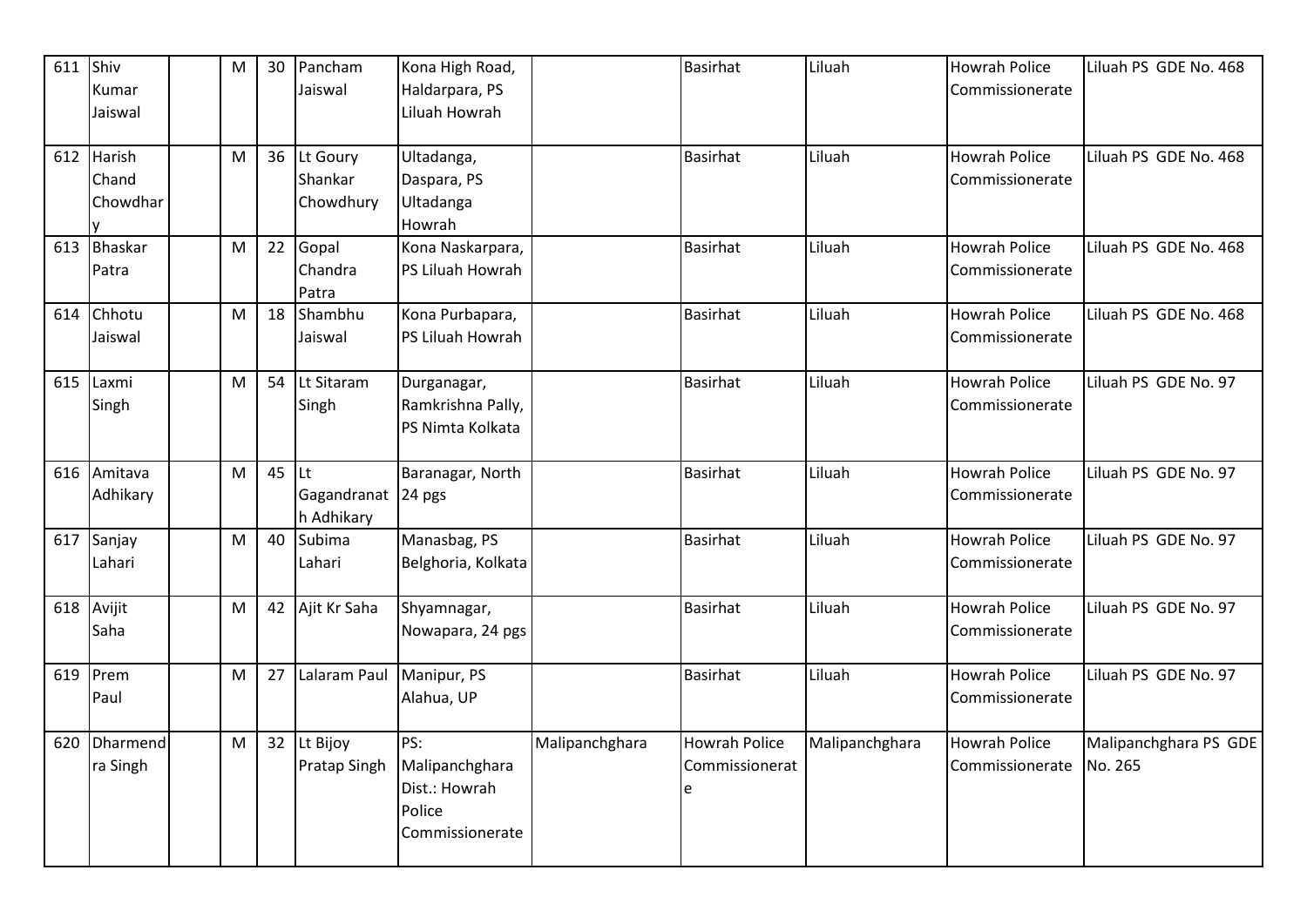| | | | | | | | | | | | |
|---|---|---|---|---|---|---|---|---|---|---|---|
| 611 | Shiv Kumar Jaiswal | | M | 30 | Pancham Jaiswal | Kona High Road, Haldarpara, PS Liluah Howrah | | Basirhat | Liluah | Howrah Police Commissionerate | Liluah PS GDE No. 468 |
| 612 | Harish Chand Chowdhary | | M | 36 | Lt Goury Shankar Chowdhury | Ultadanga, Daspara, PS Ultadanga Howrah | | Basirhat | Liluah | Howrah Police Commissionerate | Liluah PS GDE No. 468 |
| 613 | Bhaskar Patra | | M | 22 | Gopal Chandra Patra | Kona Naskarpara, PS Liluah Howrah | | Basirhat | Liluah | Howrah Police Commissionerate | Liluah PS GDE No. 468 |
| 614 | Chhotu Jaiswal | | M | 18 | Shambhu Jaiswal | Kona Purbapara, PS Liluah Howrah | | Basirhat | Liluah | Howrah Police Commissionerate | Liluah PS GDE No. 468 |
| 615 | Laxmi Singh | | M | 54 | Lt Sitaram Singh | Durganagar, Ramkrishna Pally, PS Nimta Kolkata | | Basirhat | Liluah | Howrah Police Commissionerate | Liluah PS GDE No. 97 |
| 616 | Amitava Adhikary | | M | 45 | Lt Gagandranath Adhikary | Baranagar, North 24 pgs | | Basirhat | Liluah | Howrah Police Commissionerate | Liluah PS GDE No. 97 |
| 617 | Sanjay Lahari | | M | 40 | Subima Lahari | Manasbag, PS Belghoria, Kolkata | | Basirhat | Liluah | Howrah Police Commissionerate | Liluah PS GDE No. 97 |
| 618 | Avijit Saha | | M | 42 | Ajit Kr Saha | Shyamnagar, Nowapara, 24 pgs | | Basirhat | Liluah | Howrah Police Commissionerate | Liluah PS GDE No. 97 |
| 619 | Prem Paul | | M | 27 | Lalaram Paul | Manipur, PS Alahua, UP | | Basirhat | Liluah | Howrah Police Commissionerate | Liluah PS GDE No. 97 |
| 620 | Dharmendra Singh | | M | 32 | Lt Bijoy Pratap Singh | PS: Malipanchghara Dist.: Howrah Police Commissionerate | Malipanchghara | Howrah Police Commissionerate | Malipanchghara | Howrah Police Commissionerate | Malipanchghara PS GDE No. 265 |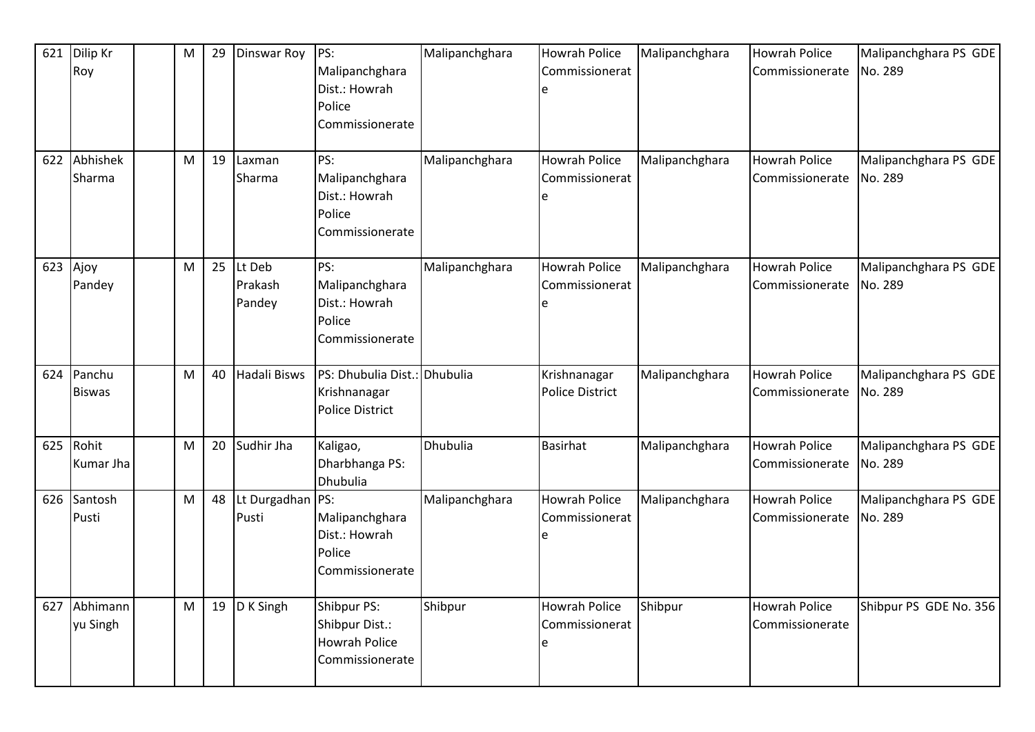| | | | | | | | | | | | |
|---|---|---|---|---|---|---|---|---|---|---|---|
| 621 | Dilip Kr Roy | | M | 29 | Dinswar Roy | PS: Malipanchghara Dist.: Howrah Police Commissionerate | Malipanchghara | Howrah Police Commissionerate | Malipanchghara | Howrah Police Commissionerate | Malipanchghara PS GDE No. 289 |
| 622 | Abhishek Sharma | | M | 19 | Laxman Sharma | PS: Malipanchghara Dist.: Howrah Police Commissionerate | Malipanchghara | Howrah Police Commissionerate | Malipanchghara | Howrah Police Commissionerate | Malipanchghara PS GDE No. 289 |
| 623 | Ajoy Pandey | | M | 25 | Lt Deb Prakash Pandey | PS: Malipanchghara Dist.: Howrah Police Commissionerate | Malipanchghara | Howrah Police Commissionerate | Malipanchghara | Howrah Police Commissionerate | Malipanchghara PS GDE No. 289 |
| 624 | Panchu Biswas | | M | 40 | Hadali Bisws | PS: Dhubulia Dist.: Krishnanagar Police District | Dhubulia | Krishnanagar Police District | Malipanchghara | Howrah Police Commissionerate | Malipanchghara PS GDE No. 289 |
| 625 | Rohit Kumar Jha | | M | 20 | Sudhir Jha | Kaligao, Dharbhanga PS: Dhubulia | Dhubulia | Basirhat | Malipanchghara | Howrah Police Commissionerate | Malipanchghara PS GDE No. 289 |
| 626 | Santosh Pusti | | M | 48 | Lt Durgadhan Pusti | PS: Malipanchghara Dist.: Howrah Police Commissionerate | Malipanchghara | Howrah Police Commissionerate | Malipanchghara | Howrah Police Commissionerate | Malipanchghara PS GDE No. 289 |
| 627 | Abhimannyu Singh | | M | 19 | D K Singh | Shibpur PS: Shibpur Dist.: Howrah Police Commissionerate | Shibpur | Howrah Police Commissionerate | Shibpur | Howrah Police Commissionerate | Shibpur PS GDE No. 356 |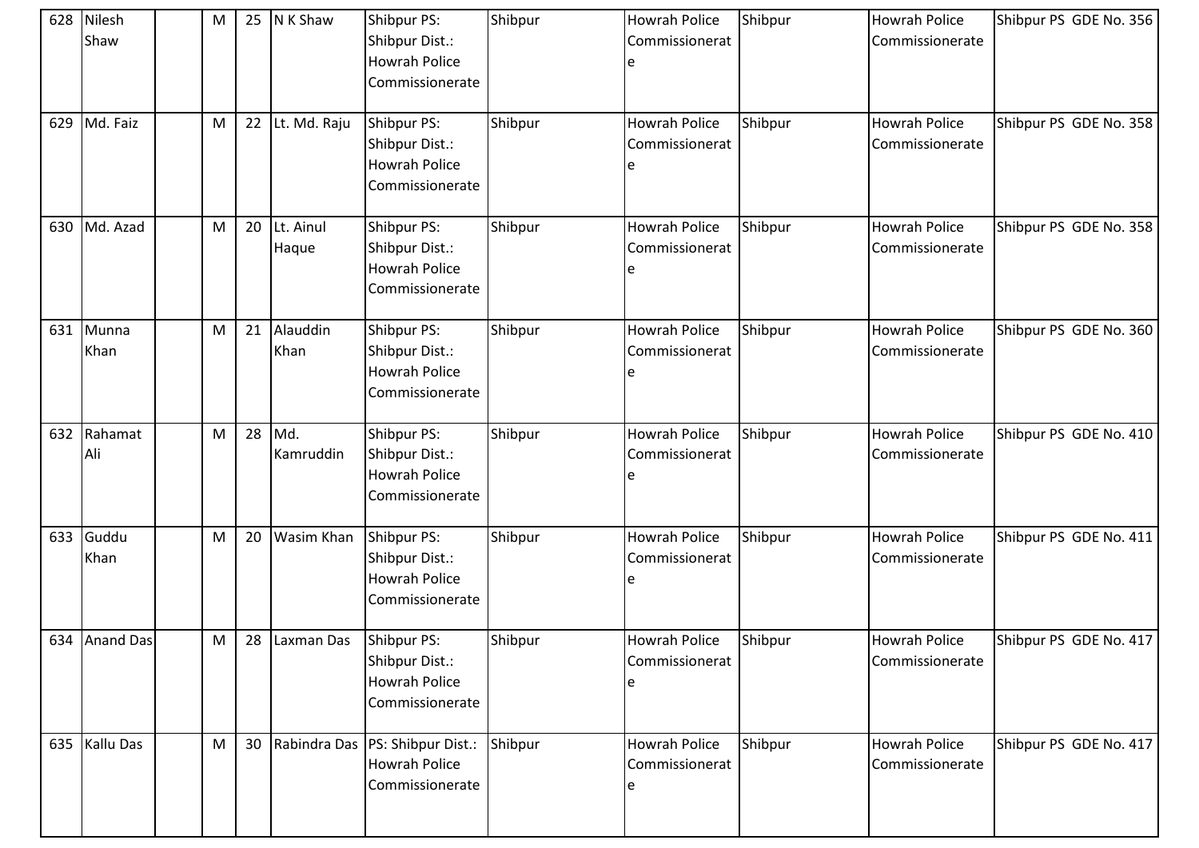| | | | | | | | | | | | |
|---|---|---|---|---|---|---|---|---|---|---|---|
| 628 | Nilesh Shaw | | M | 25 | N K Shaw | Shibpur PS: Shibpur Dist.: Howrah Police Commissionerate | Shibpur | Howrah Police Commissionerate | Shibpur | Howrah Police Commissionerate | Shibpur PS GDE No. 356 |
| 629 | Md. Faiz | | M | 22 | Lt. Md. Raju | Shibpur PS: Shibpur Dist.: Howrah Police Commissionerate | Shibpur | Howrah Police Commissionerate | Shibpur | Howrah Police Commissionerate | Shibpur PS GDE No. 358 |
| 630 | Md. Azad | | M | 20 | Lt. Ainul Haque | Shibpur PS: Shibpur Dist.: Howrah Police Commissionerate | Shibpur | Howrah Police Commissionerate | Shibpur | Howrah Police Commissionerate | Shibpur PS GDE No. 358 |
| 631 | Munna Khan | | M | 21 | Alauddin Khan | Shibpur PS: Shibpur Dist.: Howrah Police Commissionerate | Shibpur | Howrah Police Commissionerate | Shibpur | Howrah Police Commissionerate | Shibpur PS GDE No. 360 |
| 632 | Rahamat Ali | | M | 28 | Md. Kamruddin | Shibpur PS: Shibpur Dist.: Howrah Police Commissionerate | Shibpur | Howrah Police Commissionerate | Shibpur | Howrah Police Commissionerate | Shibpur PS GDE No. 410 |
| 633 | Guddu Khan | | M | 20 | Wasim Khan | Shibpur PS: Shibpur Dist.: Howrah Police Commissionerate | Shibpur | Howrah Police Commissionerate | Shibpur | Howrah Police Commissionerate | Shibpur PS GDE No. 411 |
| 634 | Anand Das | | M | 28 | Laxman Das | Shibpur PS: Shibpur Dist.: Howrah Police Commissionerate | Shibpur | Howrah Police Commissionerate | Shibpur | Howrah Police Commissionerate | Shibpur PS GDE No. 417 |
| 635 | Kallu Das | | M | 30 | Rabindra Das | PS: Shibpur Dist.: Howrah Police Commissionerate | Shibpur | Howrah Police Commissionerate | Shibpur | Howrah Police Commissionerate | Shibpur PS GDE No. 417 |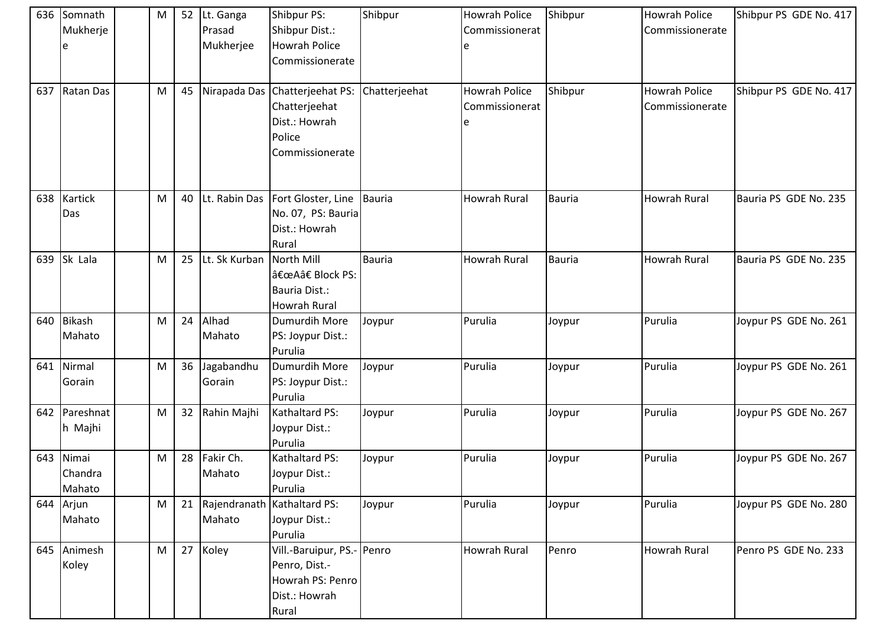| | | | | | | | | | | | |
|---|---|---|---|---|---|---|---|---|---|---|---|
| 636 | Somnath Mukherjee | | M | 52 | Lt. Ganga Prasad Mukherjee | Shibpur PS: Shibpur Dist.: Howrah Police Commissionerate | Shibpur | Howrah Police Commissionerate | Shibpur | Howrah Police Commissionerate | Shibpur PS GDE No. 417 |
| 637 | Ratan Das | | M | 45 | Nirapada Das | Chatterjeehat PS: Chatterjeehat Dist.: Howrah Police Commissionerate | Chatterjeehat | Howrah Police Commissionerate | Shibpur | Howrah Police Commissionerate | Shibpur PS GDE No. 417 |
| 638 | Kartick Das | | M | 40 | Lt. Rabin Das | Fort Gloster, Line No. 07, PS: Bauria Dist.: Howrah Rural | Bauria | Howrah Rural | Bauria | Howrah Rural | Bauria PS GDE No. 235 |
| 639 | Sk Lala | | M | 25 | Lt. Sk Kurban | North Mill â€œAâ€ Block PS: Bauria Dist.: Howrah Rural | Bauria | Howrah Rural | Bauria | Howrah Rural | Bauria PS GDE No. 235 |
| 640 | Bikash Mahato | | M | 24 | Alhad Mahato | Dumurdih More PS: Joypur Dist.: Purulia | Joypur | Purulia | Joypur | Purulia | Joypur PS GDE No. 261 |
| 641 | Nirmal Gorain | | M | 36 | Jagabandhu Gorain | Dumurdih More PS: Joypur Dist.: Purulia | Joypur | Purulia | Joypur | Purulia | Joypur PS GDE No. 261 |
| 642 | Pareshnath Majhi | | M | 32 | Rahin Majhi | Kathaltard PS: Joypur Dist.: Purulia | Joypur | Purulia | Joypur | Purulia | Joypur PS GDE No. 267 |
| 643 | Nimai Chandra Mahato | | M | 28 | Fakir Ch. Mahato | Kathaltard PS: Joypur Dist.: Purulia | Joypur | Purulia | Joypur | Purulia | Joypur PS GDE No. 267 |
| 644 | Arjun Mahato | | M | 21 | Rajendranath Mahato | Kathaltard PS: Joypur Dist.: Purulia | Joypur | Purulia | Joypur | Purulia | Joypur PS GDE No. 280 |
| 645 | Animesh Koley | | M | 27 | Koley | Vill.-Baruipur, PS.-Penro, Dist.-Howrah PS: Penro Dist.: Howrah Rural | Penro | Howrah Rural | Penro | Howrah Rural | Penro PS GDE No. 233 |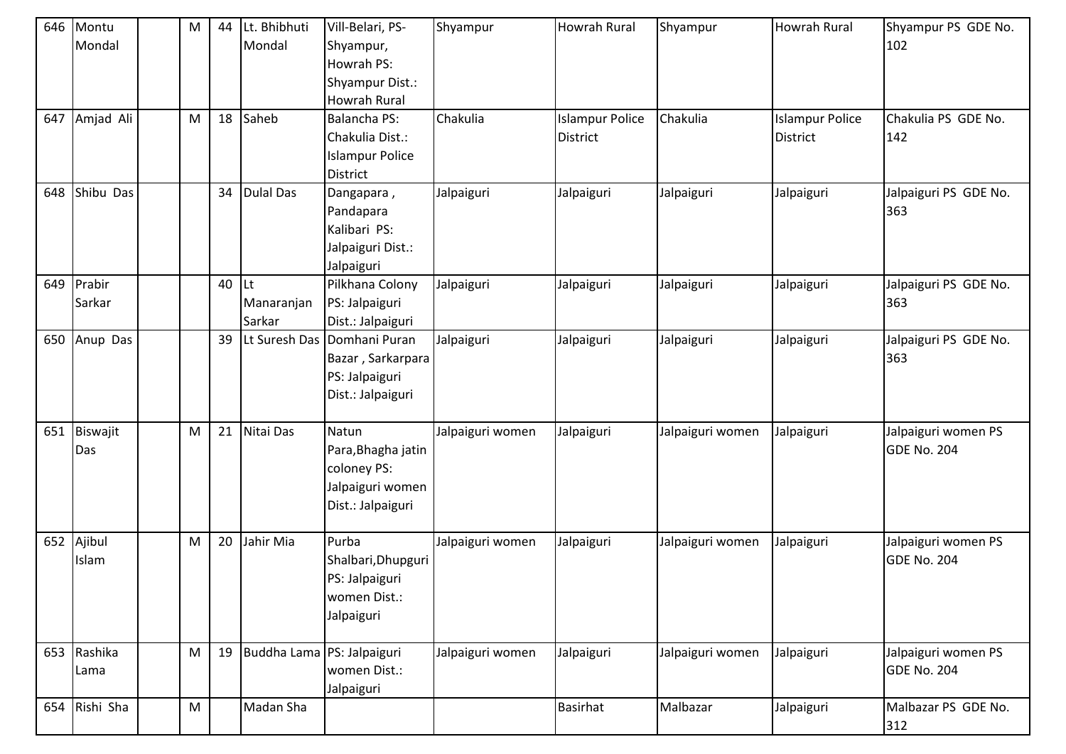| | | | | | | | | | | | |
|---|---|---|---|---|---|---|---|---|---|---|---|
| 646 | Montu Mondal | | M | 44 | Lt. Bhibhuti Mondal | Vill-Belari, PS-Shyampur, Howrah PS: Shyampur Dist.: Howrah Rural | Shyampur | Howrah Rural | Shyampur | Howrah Rural | Shyampur PS GDE No. 102 |
| 647 | Amjad Ali | | M | 18 | Saheb | Balancha PS: Chakulia Dist.: Islampur Police District | Chakulia | Islampur Police District | Chakulia | Islampur Police District | Chakulia PS GDE No. 142 |
| 648 | Shibu Das | | | 34 | Dulal Das | Dangapara , Pandapara Kalibari PS: Jalpaiguri Dist.: Jalpaiguri | Jalpaiguri | Jalpaiguri | Jalpaiguri | Jalpaiguri | Jalpaiguri PS GDE No. 363 |
| 649 | Prabir Sarkar | | | 40 | Lt Manaranjan Sarkar | Pilkhana Colony PS: Jalpaiguri Dist.: Jalpaiguri | Jalpaiguri | Jalpaiguri | Jalpaiguri | Jalpaiguri | Jalpaiguri PS GDE No. 363 |
| 650 | Anup Das | | | 39 | Lt Suresh Das | Domhani Puran Bazar , Sarkarpara PS: Jalpaiguri Dist.: Jalpaiguri | Jalpaiguri | Jalpaiguri | Jalpaiguri | Jalpaiguri | Jalpaiguri PS GDE No. 363 |
| 651 | Biswajit Das | | M | 21 | Nitai Das | Natun Para,Bhagha jatin coloney PS: Jalpaiguri women Dist.: Jalpaiguri | Jalpaiguri women | Jalpaiguri | Jalpaiguri women | Jalpaiguri | Jalpaiguri women PS GDE No. 204 |
| 652 | Ajibul Islam | | M | 20 | Jahir Mia | Purba Shalbari,Dhupguri PS: Jalpaiguri women Dist.: Jalpaiguri | Jalpaiguri women | Jalpaiguri | Jalpaiguri women | Jalpaiguri | Jalpaiguri women PS GDE No. 204 |
| 653 | Rashika Lama | | M | 19 | Buddha Lama | PS: Jalpaiguri women Dist.: Jalpaiguri | Jalpaiguri women | Jalpaiguri | Jalpaiguri women | Jalpaiguri | Jalpaiguri women PS GDE No. 204 |
| 654 | Rishi Sha | | M | | Madan Sha | | | Basirhat | Malbazar | Jalpaiguri | Malbazar PS GDE No. 312 |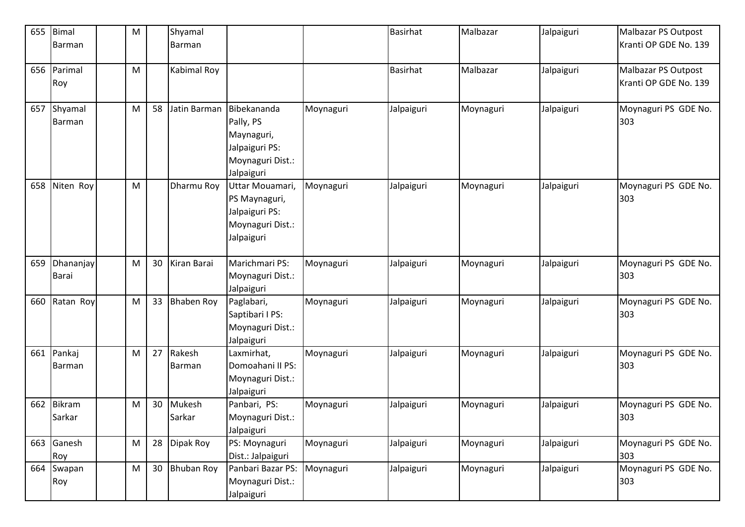| | | | | | | | | | | | |
|---|---|---|---|---|---|---|---|---|---|---|---|
| 655 | Bimal Barman | | M | | Shyamal Barman | | | Basirhat | Malbazar | Jalpaiguri | Malbazar PS Outpost Kranti OP GDE No. 139 |
| 656 | Parimal Roy | | M | | Kabimal Roy | | | Basirhat | Malbazar | Jalpaiguri | Malbazar PS Outpost Kranti OP GDE No. 139 |
| 657 | Shyamal Barman | | M | 58 | Jatin Barman | Bibekananda Pally, PS Maynaguri, Jalpaiguri PS: Moynaguri Dist.: Jalpaiguri | Moynaguri | Jalpaiguri | Moynaguri | Jalpaiguri | Moynaguri PS GDE No. 303 |
| 658 | Niten Roy | | M | | Dharmu Roy | Uttar Mouamari, PS Maynaguri, Jalpaiguri PS: Moynaguri Dist.: Jalpaiguri | Moynaguri | Jalpaiguri | Moynaguri | Jalpaiguri | Moynaguri PS GDE No. 303 |
| 659 | Dhananjay Barai | | M | 30 | Kiran Barai | Marichmari PS: Moynaguri Dist.: Jalpaiguri | Moynaguri | Jalpaiguri | Moynaguri | Jalpaiguri | Moynaguri PS GDE No. 303 |
| 660 | Ratan Roy | | M | 33 | Bhaben Roy | Paglabari, Saptibari I PS: Moynaguri Dist.: Jalpaiguri | Moynaguri | Jalpaiguri | Moynaguri | Jalpaiguri | Moynaguri PS GDE No. 303 |
| 661 | Pankaj Barman | | M | 27 | Rakesh Barman | Laxmirhat, Domoahani II PS: Moynaguri Dist.: Jalpaiguri | Moynaguri | Jalpaiguri | Moynaguri | Jalpaiguri | Moynaguri PS GDE No. 303 |
| 662 | Bikram Sarkar | | M | 30 | Mukesh Sarkar | Panbari, PS: Moynaguri Dist.: Jalpaiguri | Moynaguri | Jalpaiguri | Moynaguri | Jalpaiguri | Moynaguri PS GDE No. 303 |
| 663 | Ganesh Roy | | M | 28 | Dipak Roy | PS: Moynaguri Dist.: Jalpaiguri | Moynaguri | Jalpaiguri | Moynaguri | Jalpaiguri | Moynaguri PS GDE No. 303 |
| 664 | Swapan Roy | | M | 30 | Bhuban Roy | Panbari Bazar PS: Moynaguri Dist.: Jalpaiguri | Moynaguri | Jalpaiguri | Moynaguri | Jalpaiguri | Moynaguri PS GDE No. 303 |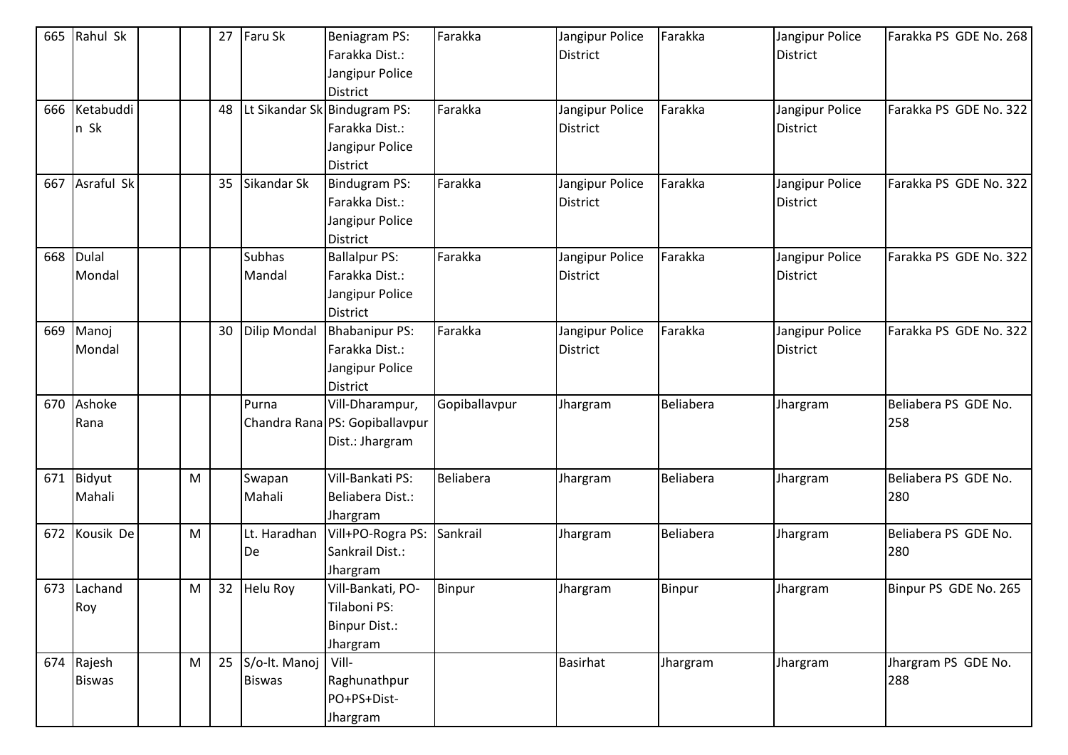| | | | | | | | | | | | |
|---|---|---|---|---|---|---|---|---|---|---|---|
| 665 | Rahul Sk | | | 27 | Faru Sk | Beniagram PS: Farakka Dist.: Jangipur Police District | Farakka | Jangipur Police District | Farakka | Jangipur Police District | Farakka PS GDE No. 268 |
| 666 | Ketabuddin Sk | | | 48 | Lt Sikandar Sk | Bindugram PS: Farakka Dist.: Jangipur Police District | Farakka | Jangipur Police District | Farakka | Jangipur Police District | Farakka PS GDE No. 322 |
| 667 | Asraful Sk | | | 35 | Sikandar Sk | Bindugram PS: Farakka Dist.: Jangipur Police District | Farakka | Jangipur Police District | Farakka | Jangipur Police District | Farakka PS GDE No. 322 |
| 668 | Dulal Mondal | | | | Subhas Mandal | Ballalpur PS: Farakka Dist.: Jangipur Police District | Farakka | Jangipur Police District | Farakka | Jangipur Police District | Farakka PS GDE No. 322 |
| 669 | Manoj Mondal | | | 30 | Dilip Mondal | Bhabanipur PS: Farakka Dist.: Jangipur Police District | Farakka | Jangipur Police District | Farakka | Jangipur Police District | Farakka PS GDE No. 322 |
| 670 | Ashoke Rana | | | | Purna Chandra Rana | Vill-Dharampur, PS: Gopiballavpur Dist.: Jhargram | Gopiballavpur | Jhargram | Beliabera | Jhargram | Beliabera PS GDE No. 258 |
| 671 | Bidyut Mahali | | M | | Swapan Mahali | Vill-Bankati PS: Beliabera Dist.: Jhargram | Beliabera | Jhargram | Beliabera | Jhargram | Beliabera PS GDE No. 280 |
| 672 | Kousik De | | M | | Lt. Haradhan De | Vill+PO-Rogra PS: Sankrail Dist.: Jhargram | Sankrail | Jhargram | Beliabera | Jhargram | Beliabera PS GDE No. 280 |
| 673 | Lachand Roy | | M | 32 | Helu Roy | Vill-Bankati, PO-Tilaboni PS: Binpur Dist.: Jhargram | Binpur | Jhargram | Binpur | Jhargram | Binpur PS GDE No. 265 |
| 674 | Rajesh Biswas | | M | 25 | S/o-lt. Manoj Biswas | Vill-Raghunathpur PO+PS+Dist-Jhargram | | Basirhat | Jhargram | Jhargram | Jhargram PS GDE No. 288 |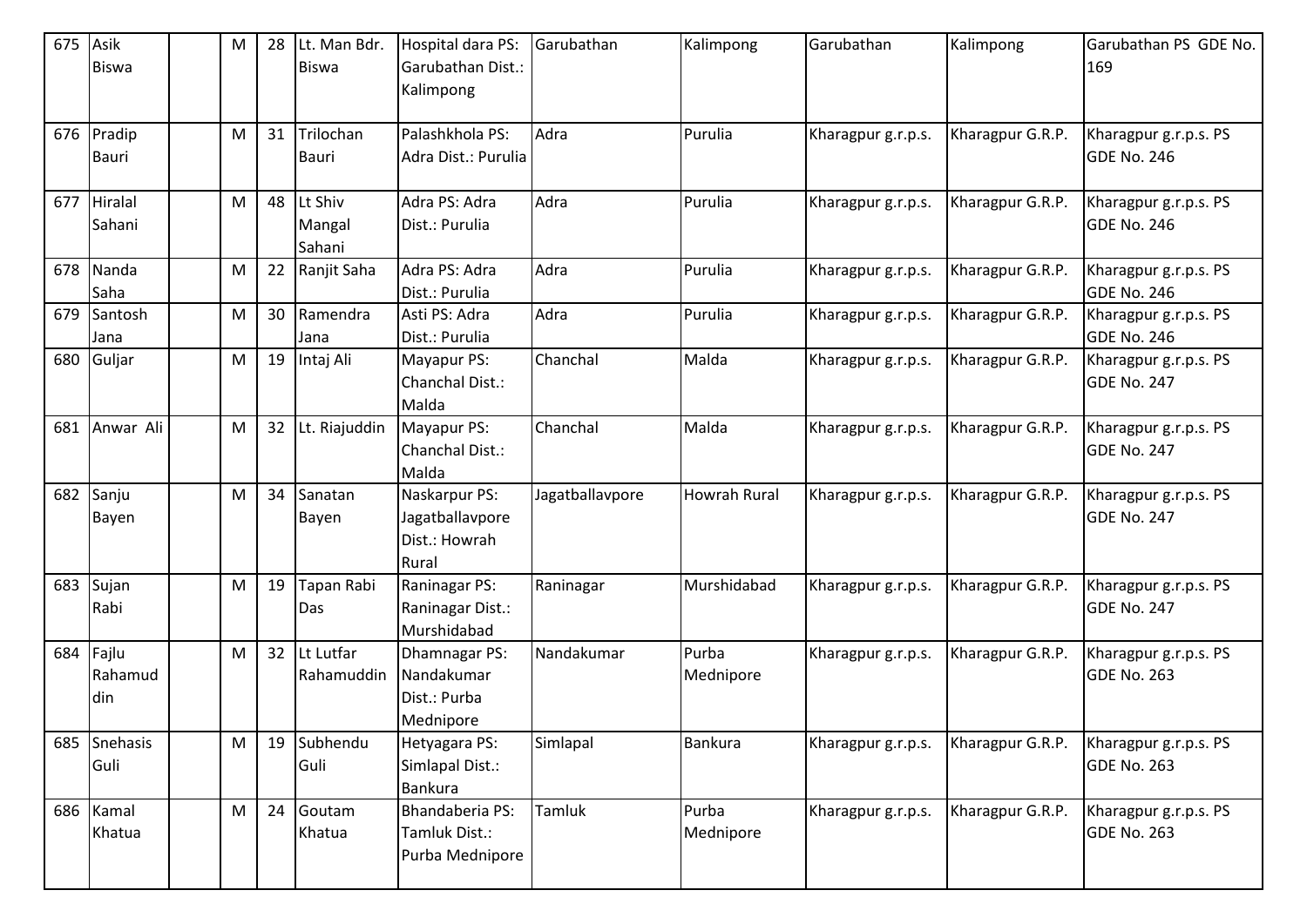| | | | | | | | | | | | |
|---|---|---|---|---|---|---|---|---|---|---|---|
| 675 | Asik Biswa | | M | 28 | Lt. Man Bdr. Biswa | Hospital dara PS: Garubathan Dist.: Kalimpong | Garubathan | Kalimpong | Garubathan | Kalimpong | Garubathan PS GDE No. 169 |
| 676 | Pradip Bauri | | M | 31 | Trilochan Bauri | Palashkhola PS: Adra Dist.: Purulia | Adra | Purulia | Kharagpur g.r.p.s. | Kharagpur G.R.P. | Kharagpur g.r.p.s. PS GDE No. 246 |
| 677 | Hiralal Sahani | | M | 48 | Lt Shiv Mangal Sahani | Adra PS: Adra Dist.: Purulia | Adra | Purulia | Kharagpur g.r.p.s. | Kharagpur G.R.P. | Kharagpur g.r.p.s. PS GDE No. 246 |
| 678 | Nanda Saha | | M | 22 | Ranjit Saha | Adra PS: Adra Dist.: Purulia | Adra | Purulia | Kharagpur g.r.p.s. | Kharagpur G.R.P. | Kharagpur g.r.p.s. PS GDE No. 246 |
| 679 | Santosh Jana | | M | 30 | Ramendra Jana | Asti PS: Adra Dist.: Purulia | Adra | Purulia | Kharagpur g.r.p.s. | Kharagpur G.R.P. | Kharagpur g.r.p.s. PS GDE No. 246 |
| 680 | Guljar | | M | 19 | Intaj Ali | Mayapur PS: Chanchal Dist.: Malda | Chanchal | Malda | Kharagpur g.r.p.s. | Kharagpur G.R.P. | Kharagpur g.r.p.s. PS GDE No. 247 |
| 681 | Anwar Ali | | M | 32 | Lt. Riajuddin | Mayapur PS: Chanchal Dist.: Malda | Chanchal | Malda | Kharagpur g.r.p.s. | Kharagpur G.R.P. | Kharagpur g.r.p.s. PS GDE No. 247 |
| 682 | Sanju Bayen | | M | 34 | Sanatan Bayen | Naskarpur PS: Jagatballavpore Dist.: Howrah Rural | Jagatballavpore | Howrah Rural | Kharagpur g.r.p.s. | Kharagpur G.R.P. | Kharagpur g.r.p.s. PS GDE No. 247 |
| 683 | Sujan Rabi | | M | 19 | Tapan Rabi Das | Raninagar PS: Raninagar Dist.: Murshidabad | Raninagar | Murshidabad | Kharagpur g.r.p.s. | Kharagpur G.R.P. | Kharagpur g.r.p.s. PS GDE No. 247 |
| 684 | Fajlu Rahamuddin | | M | 32 | Lt Lutfar Rahamuddin | Dhamnagar PS: Nandakumar Dist.: Purba Mednipore | Nandakumar | Purba Mednipore | Kharagpur g.r.p.s. | Kharagpur G.R.P. | Kharagpur g.r.p.s. PS GDE No. 263 |
| 685 | Snehasis Guli | | M | 19 | Subhendu Guli | Hetyagara PS: Simlapal Dist.: Bankura | Simlapal | Bankura | Kharagpur g.r.p.s. | Kharagpur G.R.P. | Kharagpur g.r.p.s. PS GDE No. 263 |
| 686 | Kamal Khatua | | M | 24 | Goutam Khatua | Bhandaberia PS: Tamluk Dist.: Purba Mednipore | Tamluk | Purba Mednipore | Kharagpur g.r.p.s. | Kharagpur G.R.P. | Kharagpur g.r.p.s. PS GDE No. 263 |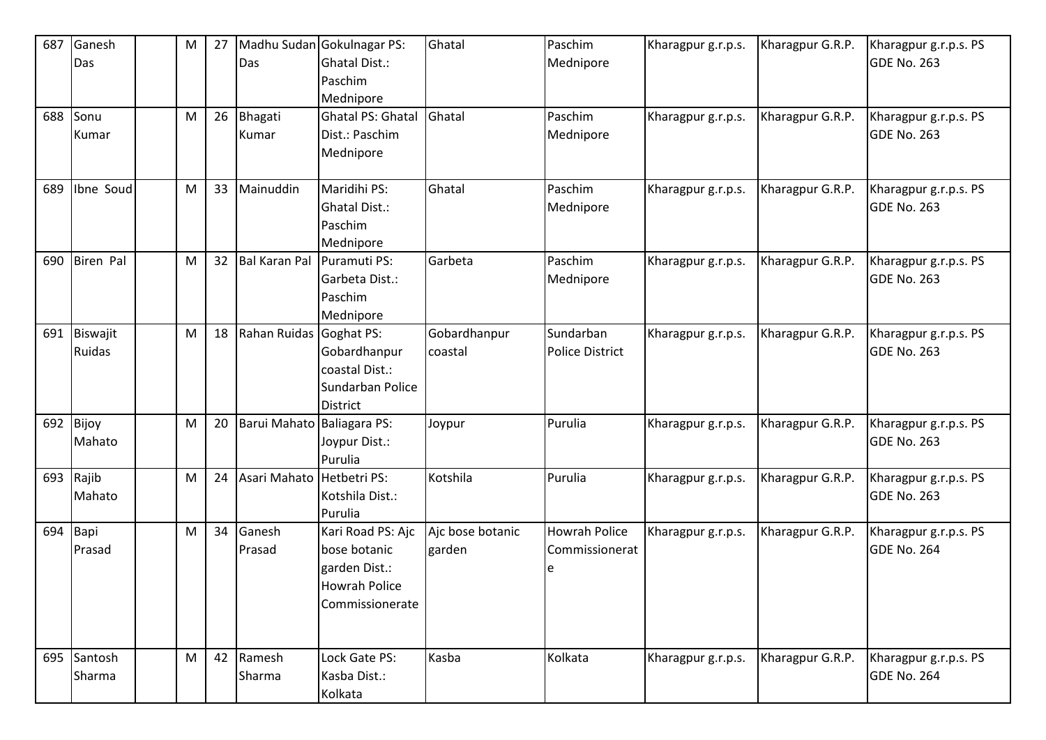| 687 | Ganesh Das | | M | 27 | Madhu Sudan Das | Gokulnagar PS: Ghatal Dist.: Paschim Mednipore | Ghatal | Paschim Mednipore | Kharagpur g.r.p.s. | Kharagpur G.R.P. | Kharagpur g.r.p.s. PS GDE No. 263 |
|---|---|---|---|---|---|---|---|---|---|---|---|
| 688 | Sonu Kumar | | M | 26 | Bhagati Kumar | Ghatal PS: Ghatal Dist.: Paschim Mednipore | Ghatal | Paschim Mednipore | Kharagpur g.r.p.s. | Kharagpur G.R.P. | Kharagpur g.r.p.s. PS GDE No. 263 |
| 689 | Ibne Soud | | M | 33 | Mainuddin | Maridihi PS: Ghatal Dist.: Paschim Mednipore | Ghatal | Paschim Mednipore | Kharagpur g.r.p.s. | Kharagpur G.R.P. | Kharagpur g.r.p.s. PS GDE No. 263 |
| 690 | Biren Pal | | M | 32 | Bal Karan Pal | Puramuti PS: Garbeta Dist.: Paschim Mednipore | Garbeta | Paschim Mednipore | Kharagpur g.r.p.s. | Kharagpur G.R.P. | Kharagpur g.r.p.s. PS GDE No. 263 |
| 691 | Biswajit Ruidas | | M | 18 | Rahan Ruidas | Goghat PS: Gobardhanpur coastal Dist.: Sundarban Police District | Gobardhanpur coastal | Sundarban Police District | Kharagpur g.r.p.s. | Kharagpur G.R.P. | Kharagpur g.r.p.s. PS GDE No. 263 |
| 692 | Bijoy Mahato | | M | 20 | Barui Mahato | Baliagara PS: Joypur Dist.: Purulia | Joypur | Purulia | Kharagpur g.r.p.s. | Kharagpur G.R.P. | Kharagpur g.r.p.s. PS GDE No. 263 |
| 693 | Rajib Mahato | | M | 24 | Asari Mahato | Hetbetri PS: Kotshila Dist.: Purulia | Kotshila | Purulia | Kharagpur g.r.p.s. | Kharagpur G.R.P. | Kharagpur g.r.p.s. PS GDE No. 263 |
| 694 | Bapi Prasad | | M | 34 | Ganesh Prasad | Kari Road PS: Ajc bose botanic garden Dist.: Howrah Police Commissionerate | Ajc bose botanic garden | Howrah Police Commissionerate | Kharagpur g.r.p.s. | Kharagpur G.R.P. | Kharagpur g.r.p.s. PS GDE No. 264 |
| 695 | Santosh Sharma | | M | 42 | Ramesh Sharma | Lock Gate PS: Kasba Dist.: Kolkata | Kasba | Kolkata | Kharagpur g.r.p.s. | Kharagpur G.R.P. | Kharagpur g.r.p.s. PS GDE No. 264 |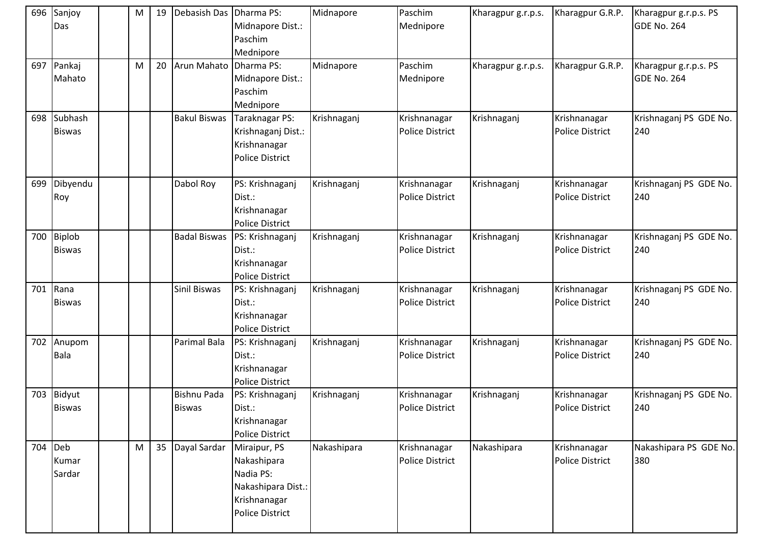| | | | | | | | | | | | |
|---|---|---|---|---|---|---|---|---|---|---|---|
| 696 | Sanjoy Das | | M | 19 | Debasish Das | Dharma PS: Midnapore Dist.: Paschim Mednipore | Midnapore | Paschim Mednipore | Kharagpur g.r.p.s. | Kharagpur G.R.P. | Kharagpur g.r.p.s. PS GDE No. 264 |
| 697 | Pankaj Mahato | | M | 20 | Arun Mahato | Dharma PS: Midnapore Dist.: Paschim Mednipore | Midnapore | Paschim Mednipore | Kharagpur g.r.p.s. | Kharagpur G.R.P. | Kharagpur g.r.p.s. PS GDE No. 264 |
| 698 | Subhash Biswas | | | | Bakul Biswas | Taraknagar PS: Krishnaganj Dist.: Krishnanagar Police District | Krishnaganj | Krishnanagar Police District | Krishnaganj | Krishnanagar Police District | Krishnaganj PS GDE No. 240 |
| 699 | Dibyendu Roy | | | | Dabol Roy | PS: Krishnaganj Dist.: Krishnanagar Police District | Krishnaganj | Krishnanagar Police District | Krishnaganj | Krishnanagar Police District | Krishnaganj PS GDE No. 240 |
| 700 | Biplob Biswas | | | | Badal Biswas | PS: Krishnaganj Dist.: Krishnanagar Police District | Krishnaganj | Krishnanagar Police District | Krishnaganj | Krishnanagar Police District | Krishnaganj PS GDE No. 240 |
| 701 | Rana Biswas | | | | Sinil Biswas | PS: Krishnaganj Dist.: Krishnanagar Police District | Krishnaganj | Krishnanagar Police District | Krishnaganj | Krishnanagar Police District | Krishnaganj PS GDE No. 240 |
| 702 | Anupom Bala | | | | Parimal Bala | PS: Krishnaganj Dist.: Krishnanagar Police District | Krishnaganj | Krishnanagar Police District | Krishnaganj | Krishnanagar Police District | Krishnaganj PS GDE No. 240 |
| 703 | Bidyut Biswas | | | | Bishnu Pada Biswas | PS: Krishnaganj Dist.: Krishnanagar Police District | Krishnaganj | Krishnanagar Police District | Krishnaganj | Krishnanagar Police District | Krishnaganj PS GDE No. 240 |
| 704 | Deb Kumar Sardar | | M | 35 | Dayal Sardar | Miraipur, PS Nakashipara Nadia PS: Nakashipara Dist.: Krishnanagar Police District | Nakashipara | Krishnanagar Police District | Nakashipara | Krishnanagar Police District | Nakashipara PS GDE No. 380 |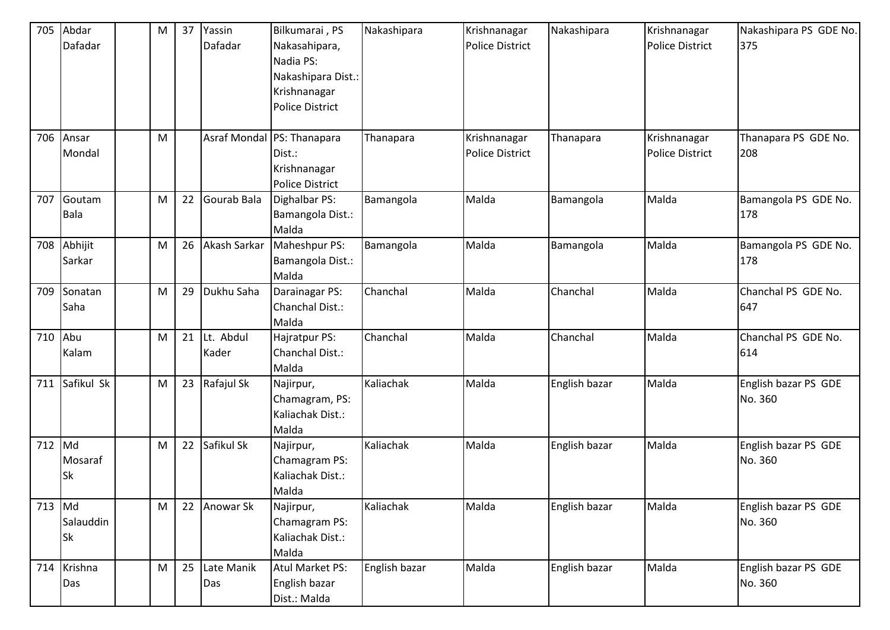| | | | | | | | | | | | |
|---|---|---|---|---|---|---|---|---|---|---|---|
| 705 | Abdar Dafadar | | M | 37 | Yassin Dafadar | Bilkumarai , PS Nakasahipara, Nadia PS: Nakashipara Dist.: Krishnanagar Police District | Nakashipara | Krishnanagar Police District | Nakashipara | Krishnanagar Police District | Nakashipara PS GDE No. 375 |
| 706 | Ansar Mondal | | M | | Asraf Mondal | PS: Thanapara Dist.: Krishnanagar Police District | Thanapara | Krishnanagar Police District | Thanapara | Krishnanagar Police District | Thanapara PS GDE No. 208 |
| 707 | Goutam Bala | | M | 22 | Gourab Bala | Dighalbar PS: Bamangola Dist.: Malda | Bamangola | Malda | Bamangola | Malda | Bamangola PS GDE No. 178 |
| 708 | Abhijit Sarkar | | M | 26 | Akash Sarkar | Maheshpur PS: Bamangola Dist.: Malda | Bamangola | Malda | Bamangola | Malda | Bamangola PS GDE No. 178 |
| 709 | Sonatan Saha | | M | 29 | Dukhu Saha | Darainagar PS: Chanchal Dist.: Malda | Chanchal | Malda | Chanchal | Malda | Chanchal PS GDE No. 647 |
| 710 | Abu Kalam | | M | 21 | Lt. Abdul Kader | Hajratpur PS: Chanchal Dist.: Malda | Chanchal | Malda | Chanchal | Malda | Chanchal PS GDE No. 614 |
| 711 | Safikul Sk | | M | 23 | Rafajul Sk | Najirpur, Chamagram, PS: Kaliachak Dist.: Malda | Kaliachak | Malda | English bazar | Malda | English bazar PS GDE No. 360 |
| 712 | Md Mosaraf Sk | | M | 22 | Safikul Sk | Najirpur, Chamagram PS: Kaliachak Dist.: Malda | Kaliachak | Malda | English bazar | Malda | English bazar PS GDE No. 360 |
| 713 | Md Salauddin Sk | | M | 22 | Anowar Sk | Najirpur, Chamagram PS: Kaliachak Dist.: Malda | Kaliachak | Malda | English bazar | Malda | English bazar PS GDE No. 360 |
| 714 | Krishna Das | | M | 25 | Late Manik Das | Atul Market PS: English bazar Dist.: Malda | English bazar | Malda | English bazar | Malda | English bazar PS GDE No. 360 |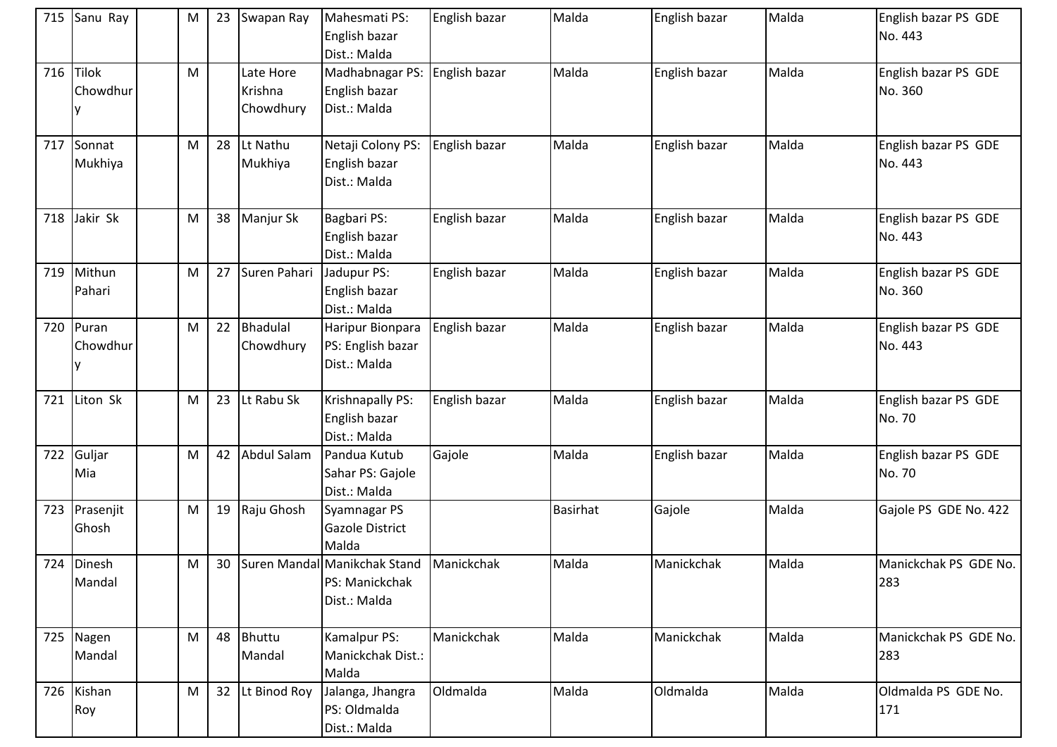| | | | | | | | | | | | |
|---|---|---|---|---|---|---|---|---|---|---|---|
| 715 | Sanu Ray | | M | 23 | Swapan Ray | Mahesmati PS: English bazar Dist.: Malda | English bazar | Malda | English bazar | Malda | English bazar PS GDE No. 443 |
| 716 | Tilok Chowdhury | | M | | Late Hore Krishna Chowdhury | Madhabnagar PS: English bazar Dist.: Malda | English bazar | Malda | English bazar | Malda | English bazar PS GDE No. 360 |
| 717 | Sonnat Mukhiya | | M | 28 | Lt Nathu Mukhiya | Netaji Colony PS: English bazar Dist.: Malda | English bazar | Malda | English bazar | Malda | English bazar PS GDE No. 443 |
| 718 | Jakir Sk | | M | 38 | Manjur Sk | Bagbari PS: English bazar Dist.: Malda | English bazar | Malda | English bazar | Malda | English bazar PS GDE No. 443 |
| 719 | Mithun Pahari | | M | 27 | Suren Pahari | Jadupur PS: English bazar Dist.: Malda | English bazar | Malda | English bazar | Malda | English bazar PS GDE No. 360 |
| 720 | Puran Chowdhury | | M | 22 | Bhadulal Chowdhury | Haripur Bionpara PS: English bazar Dist.: Malda | English bazar | Malda | English bazar | Malda | English bazar PS GDE No. 443 |
| 721 | Liton Sk | | M | 23 | Lt Rabu Sk | Krishnapally PS: English bazar Dist.: Malda | English bazar | Malda | English bazar | Malda | English bazar PS GDE No. 70 |
| 722 | Guljar Mia | | M | 42 | Abdul Salam | Pandua Kutub Sahar PS: Gajole Dist.: Malda | Gajole | Malda | English bazar | Malda | English bazar PS GDE No. 70 |
| 723 | Prasenjit Ghosh | | M | 19 | Raju Ghosh | Syamnagar PS Gazole District Malda | | Basirhat | Gajole | Malda | Gajole PS GDE No. 422 |
| 724 | Dinesh Mandal | | M | 30 | Suren Mandal | Manikchak Stand PS: Manickchak Dist.: Malda | Manickchak | Malda | Manickchak | Malda | Manickchak PS GDE No. 283 |
| 725 | Nagen Mandal | | M | 48 | Bhuttu Mandal | Kamalpur PS: Manickchak Dist.: Malda | Manickchak | Malda | Manickchak | Malda | Manickchak PS GDE No. 283 |
| 726 | Kishan Roy | | M | 32 | Lt Binod Roy | Jalanga, Jhangra PS: Oldmalda Dist.: Malda | Oldmalda | Malda | Oldmalda | Malda | Oldmalda PS GDE No. 171 |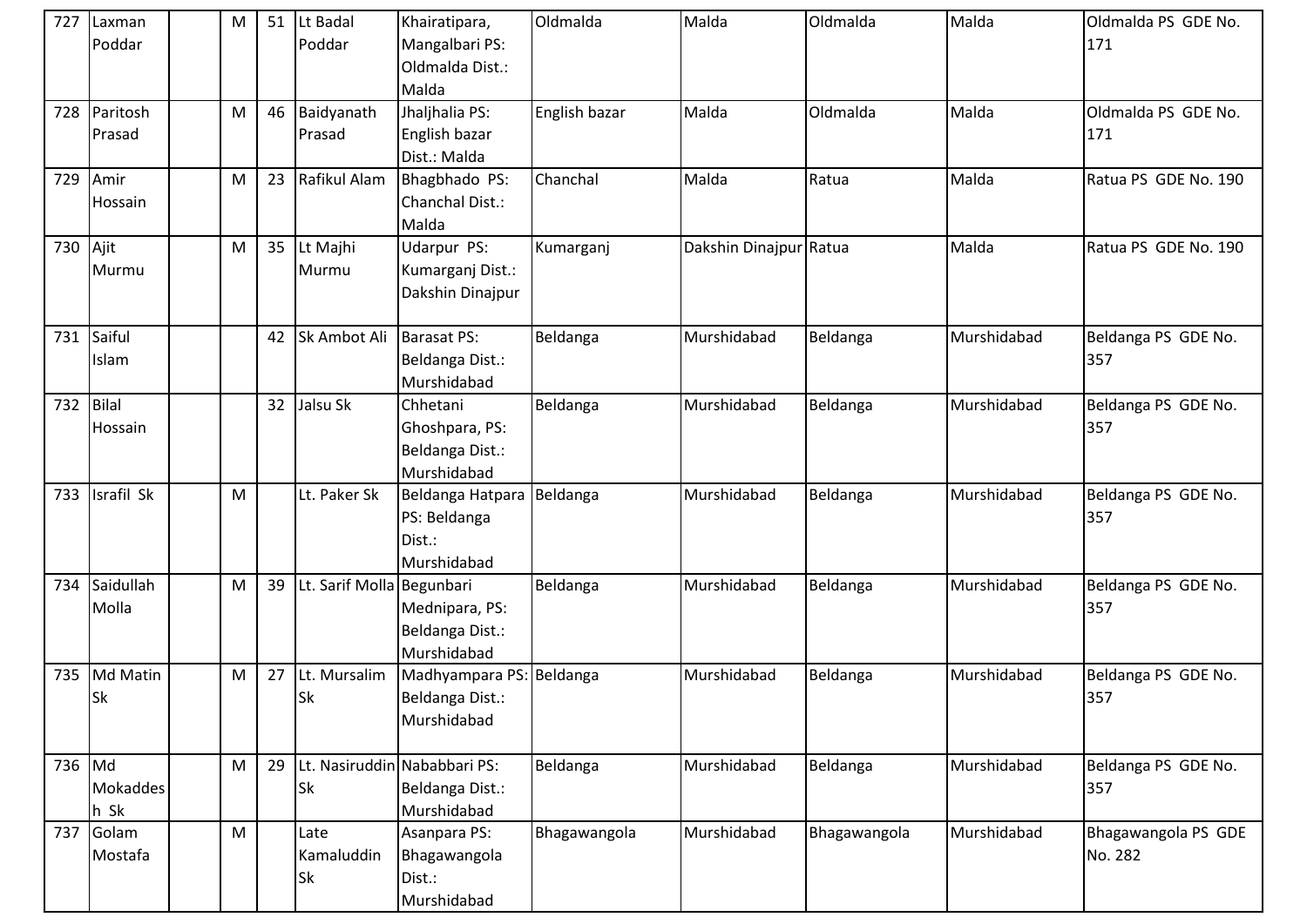| | | | | | | | | | | | |
|---|---|---|---|---|---|---|---|---|---|---|---|
| 727 | Laxman Poddar | | M | 51 | Lt Badal Poddar | Khairatipara, Mangalbari PS: Oldmalda Dist.: Malda | Oldmalda | Malda | Oldmalda | Malda | Oldmalda PS GDE No. 171 |
| 728 | Paritosh Prasad | | M | 46 | Baidyanath Prasad | Jhaljhalia PS: English bazar Dist.: Malda | English bazar | Malda | Oldmalda | Malda | Oldmalda PS GDE No. 171 |
| 729 | Amir Hossain | | M | 23 | Rafikul Alam | Bhagbhado PS: Chanchal Dist.: Malda | Chanchal | Malda | Ratua | Malda | Ratua PS GDE No. 190 |
| 730 | Ajit Murmu | | M | 35 | Lt Majhi Murmu | Udarpur PS: Kumarganj Dist.: Dakshin Dinajpur | Kumarganj | Dakshin Dinajpur | Ratua | Malda | Ratua PS GDE No. 190 |
| 731 | Saiful Islam | | | 42 | Sk Ambot Ali | Barasat PS: Beldanga Dist.: Murshidabad | Beldanga | Murshidabad | Beldanga | Murshidabad | Beldanga PS GDE No. 357 |
| 732 | Bilal Hossain | | | 32 | Jalsu Sk | Chhetani Ghoshpara, PS: Beldanga Dist.: Murshidabad | Beldanga | Murshidabad | Beldanga | Murshidabad | Beldanga PS GDE No. 357 |
| 733 | Israfil Sk | | M | | Lt. Paker Sk | Beldanga Hatpara PS: Beldanga Dist.: Murshidabad | Beldanga | Murshidabad | Beldanga | Murshidabad | Beldanga PS GDE No. 357 |
| 734 | Saidullah Molla | | M | 39 | Lt. Sarif Molla | Begunbari Mednipara, PS: Beldanga Dist.: Murshidabad | Beldanga | Murshidabad | Beldanga | Murshidabad | Beldanga PS GDE No. 357 |
| 735 | Md Matin Sk | | M | 27 | Lt. Mursalim Sk | Madhyampara PS: Beldanga Dist.: Murshidabad | Beldanga | Murshidabad | Beldanga | Murshidabad | Beldanga PS GDE No. 357 |
| 736 | Md Mokaddesh Sk | | M | 29 | Lt. Nasiruddin Sk | Nababbari PS: Beldanga Dist.: Murshidabad | Beldanga | Murshidabad | Beldanga | Murshidabad | Beldanga PS GDE No. 357 |
| 737 | Golam Mostafa | | M | | Late Kamaluddin Sk | Asanpara PS: Bhagawangola Dist.: Murshidabad | Bhagawangola | Murshidabad | Bhagawangola | Murshidabad | Bhagawangola PS GDE No. 282 |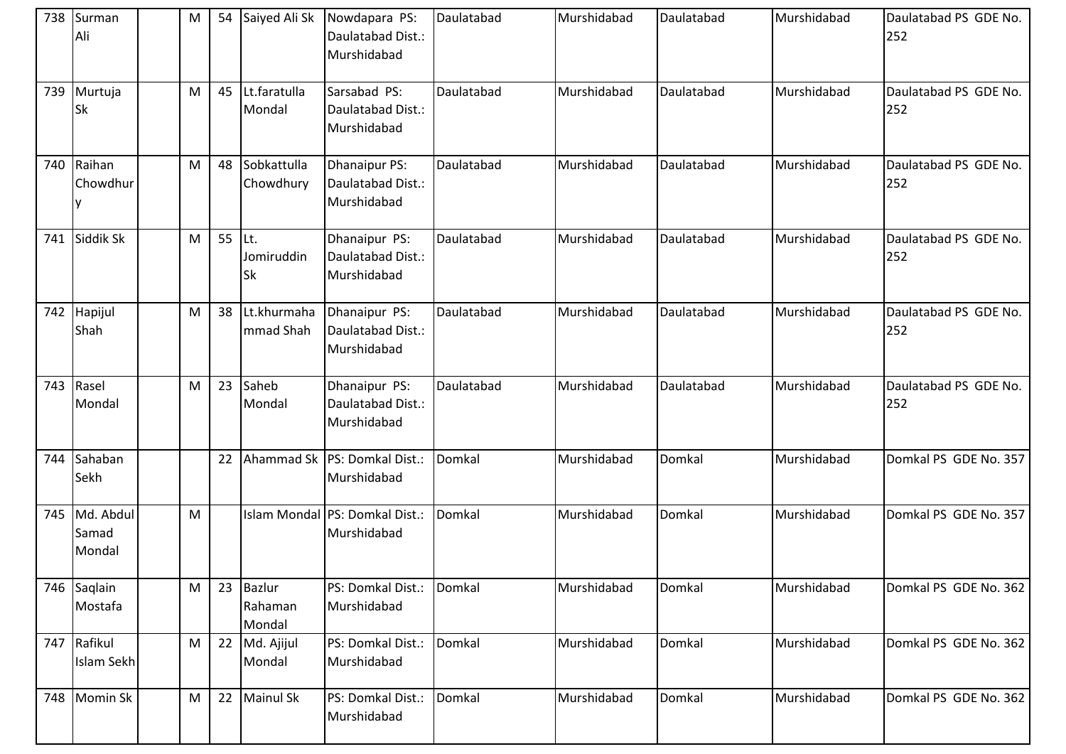| | | | | | | | | | | | |
|---|---|---|---|---|---|---|---|---|---|---|---|
| 738 | Surman Ali | | M | 54 | Saiyed Ali Sk | Nowdapara PS: Daulatabad Dist.: Murshidabad | Daulatabad | Murshidabad | Daulatabad | Murshidabad | Daulatabad PS GDE No. 252 |
| 739 | Murtuja Sk | | M | 45 | Lt.faratulla Mondal | Sarsabad PS: Daulatabad Dist.: Murshidabad | Daulatabad | Murshidabad | Daulatabad | Murshidabad | Daulatabad PS GDE No. 252 |
| 740 | Raihan Chowdhury | | M | 48 | Sobkattulla Chowdhury | Dhanaipur PS: Daulatabad Dist.: Murshidabad | Daulatabad | Murshidabad | Daulatabad | Murshidabad | Daulatabad PS GDE No. 252 |
| 741 | Siddik Sk | | M | 55 | Lt. Jomiruddin Sk | Dhanaipur PS: Daulatabad Dist.: Murshidabad | Daulatabad | Murshidabad | Daulatabad | Murshidabad | Daulatabad PS GDE No. 252 |
| 742 | Hapijul Shah | | M | 38 | Lt.khurmahammad Shah | Dhanaipur PS: Daulatabad Dist.: Murshidabad | Daulatabad | Murshidabad | Daulatabad | Murshidabad | Daulatabad PS GDE No. 252 |
| 743 | Rasel Mondal | | M | 23 | Saheb Mondal | Dhanaipur PS: Daulatabad Dist.: Murshidabad | Daulatabad | Murshidabad | Daulatabad | Murshidabad | Daulatabad PS GDE No. 252 |
| 744 | Sahaban Sekh | | | 22 | Ahammad Sk | PS: Domkal Dist.: Murshidabad | Domkal | Murshidabad | Domkal | Murshidabad | Domkal PS GDE No. 357 |
| 745 | Md. Abdul Samad Mondal | | M | | Islam Mondal | PS: Domkal Dist.: Murshidabad | Domkal | Murshidabad | Domkal | Murshidabad | Domkal PS GDE No. 357 |
| 746 | Saqlain Mostafa | | M | 23 | Bazlur Rahaman Mondal | PS: Domkal Dist.: Murshidabad | Domkal | Murshidabad | Domkal | Murshidabad | Domkal PS GDE No. 362 |
| 747 | Rafikul Islam Sekh | | M | 22 | Md. Ajijul Mondal | PS: Domkal Dist.: Murshidabad | Domkal | Murshidabad | Domkal | Murshidabad | Domkal PS GDE No. 362 |
| 748 | Momin Sk | | M | 22 | Mainul Sk | PS: Domkal Dist.: Murshidabad | Domkal | Murshidabad | Domkal | Murshidabad | Domkal PS GDE No. 362 |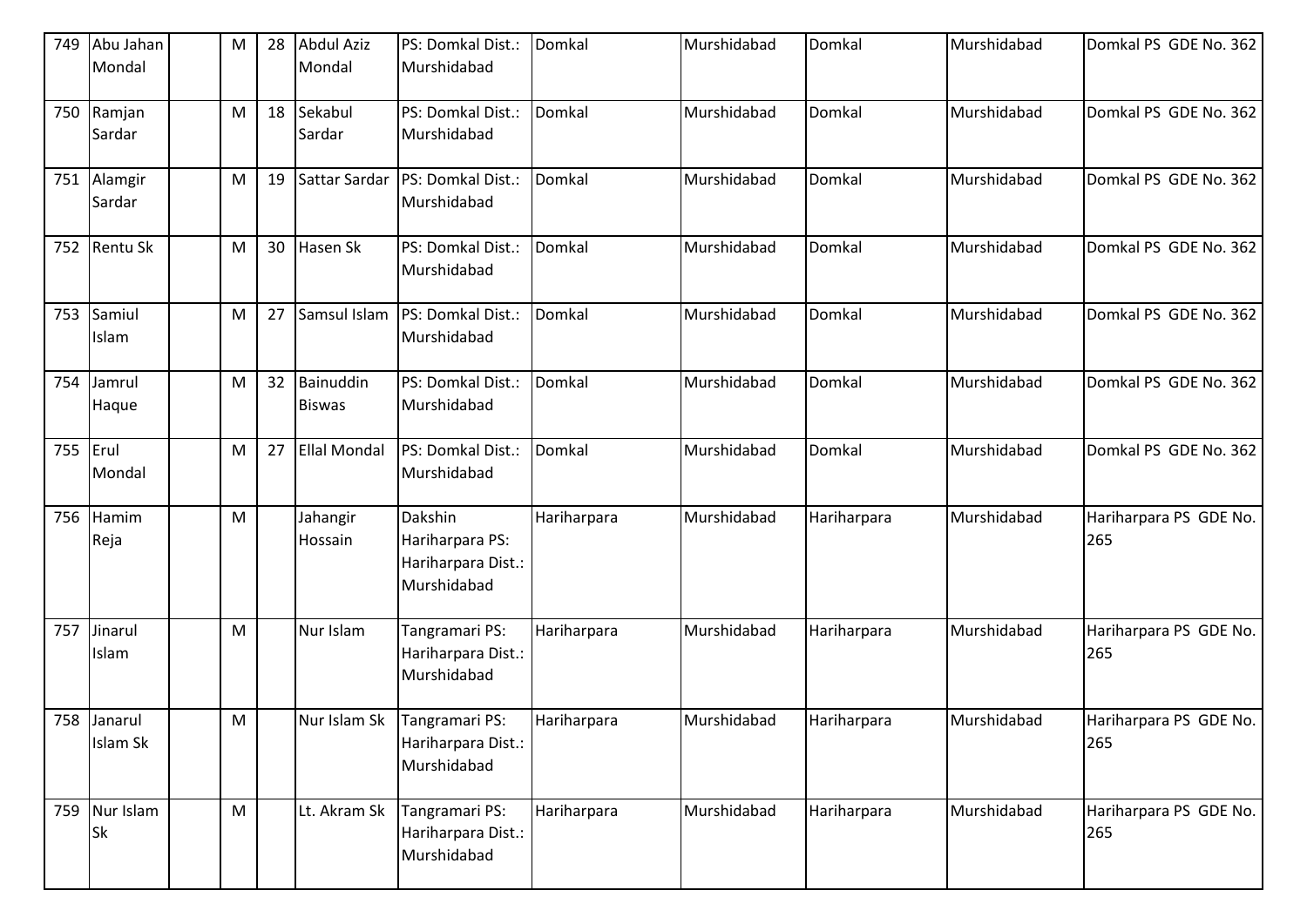| | | | | | | | | | | | |
|---|---|---|---|---|---|---|---|---|---|---|---|
| 749 | Abu Jahan Mondal | | M | 28 | Abdul Aziz Mondal | PS: Domkal Dist.: Murshidabad | Domkal | Murshidabad | Domkal | Murshidabad | Domkal PS GDE No. 362 |
| 750 | Ramjan Sardar | | M | 18 | Sekabul Sardar | PS: Domkal Dist.: Murshidabad | Domkal | Murshidabad | Domkal | Murshidabad | Domkal PS GDE No. 362 |
| 751 | Alamgir Sardar | | M | 19 | Sattar Sardar | PS: Domkal Dist.: Murshidabad | Domkal | Murshidabad | Domkal | Murshidabad | Domkal PS GDE No. 362 |
| 752 | Rentu Sk | | M | 30 | Hasen Sk | PS: Domkal Dist.: Murshidabad | Domkal | Murshidabad | Domkal | Murshidabad | Domkal PS GDE No. 362 |
| 753 | Samiul Islam | | M | 27 | Samsul Islam | PS: Domkal Dist.: Murshidabad | Domkal | Murshidabad | Domkal | Murshidabad | Domkal PS GDE No. 362 |
| 754 | Jamrul Haque | | M | 32 | Bainuddin Biswas | PS: Domkal Dist.: Murshidabad | Domkal | Murshidabad | Domkal | Murshidabad | Domkal PS GDE No. 362 |
| 755 | Erul Mondal | | M | 27 | Ellal Mondal | PS: Domkal Dist.: Murshidabad | Domkal | Murshidabad | Domkal | Murshidabad | Domkal PS GDE No. 362 |
| 756 | Hamim Reja | | M | | Jahangir Hossain | Dakshin Hariharpara PS: Hariharpara Dist.: Murshidabad | Hariharpara | Murshidabad | Hariharpara | Murshidabad | Hariharpara PS GDE No. 265 |
| 757 | Jinarul Islam | | M | | Nur Islam | Tangramari PS: Hariharpara Dist.: Murshidabad | Hariharpara | Murshidabad | Hariharpara | Murshidabad | Hariharpara PS GDE No. 265 |
| 758 | Janarul Islam Sk | | M | | Nur Islam Sk | Tangramari PS: Hariharpara Dist.: Murshidabad | Hariharpara | Murshidabad | Hariharpara | Murshidabad | Hariharpara PS GDE No. 265 |
| 759 | Nur Islam Sk | | M | | Lt. Akram Sk | Tangramari PS: Hariharpara Dist.: Murshidabad | Hariharpara | Murshidabad | Hariharpara | Murshidabad | Hariharpara PS GDE No. 265 |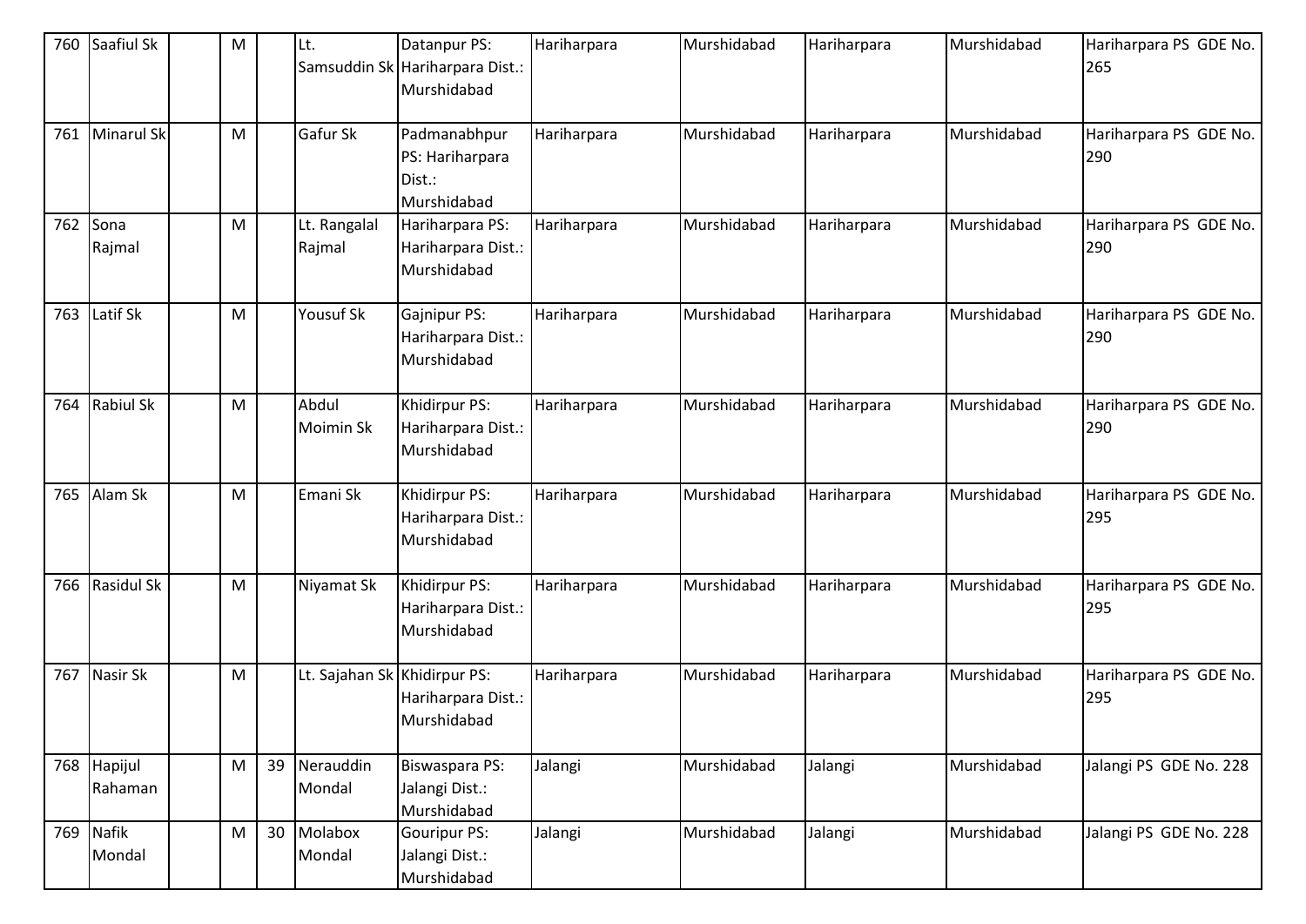| | | | | | | | | | | | |
|---|---|---|---|---|---|---|---|---|---|---|---|
| 760 | Saafiul Sk | | M | | Lt. Samsuddin Sk | Datanpur PS: Hariharpara Dist.: Murshidabad | Hariharpara | Murshidabad | Hariharpara | Murshidabad | Hariharpara PS GDE No. 265 |
| 761 | Minarul Sk | | M | | Gafur Sk | Padmanabhpur PS: Hariharpara Dist.: Murshidabad | Hariharpara | Murshidabad | Hariharpara | Murshidabad | Hariharpara PS GDE No. 290 |
| 762 | Sona Rajmal | | M | | Lt. Rangalal Rajmal | Hariharpara PS: Hariharpara Dist.: Murshidabad | Hariharpara | Murshidabad | Hariharpara | Murshidabad | Hariharpara PS GDE No. 290 |
| 763 | Latif Sk | | M | | Yousuf Sk | Gajnipur PS: Hariharpara Dist.: Murshidabad | Hariharpara | Murshidabad | Hariharpara | Murshidabad | Hariharpara PS GDE No. 290 |
| 764 | Rabiul Sk | | M | | Abdul Moimin Sk | Khidirpur PS: Hariharpara Dist.: Murshidabad | Hariharpara | Murshidabad | Hariharpara | Murshidabad | Hariharpara PS GDE No. 290 |
| 765 | Alam Sk | | M | | Emani Sk | Khidirpur PS: Hariharpara Dist.: Murshidabad | Hariharpara | Murshidabad | Hariharpara | Murshidabad | Hariharpara PS GDE No. 295 |
| 766 | Rasidul Sk | | M | | Niyamat Sk | Khidirpur PS: Hariharpara Dist.: Murshidabad | Hariharpara | Murshidabad | Hariharpara | Murshidabad | Hariharpara PS GDE No. 295 |
| 767 | Nasir Sk | | M | | Lt. Sajahan Sk | Khidirpur PS: Hariharpara Dist.: Murshidabad | Hariharpara | Murshidabad | Hariharpara | Murshidabad | Hariharpara PS GDE No. 295 |
| 768 | Hapijul Rahaman | | M | 39 | Nerauddin Mondal | Biswaspara PS: Jalangi Dist.: Murshidabad | Jalangi | Murshidabad | Jalangi | Murshidabad | Jalangi PS GDE No. 228 |
| 769 | Nafik Mondal | | M | 30 | Molabox Mondal | Gouripur PS: Jalangi Dist.: Murshidabad | Jalangi | Murshidabad | Jalangi | Murshidabad | Jalangi PS GDE No. 228 |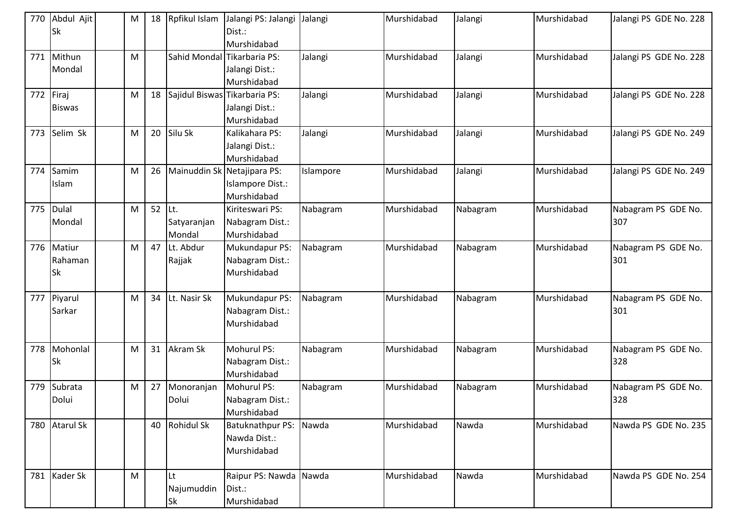| | | | | | | | | | | | |
|---|---|---|---|---|---|---|---|---|---|---|---|
| 770 | Abdul Ajit Sk | | M | 18 | Rpfikul Islam | Jalangi PS: Jalangi Dist.: Murshidabad | Jalangi | Murshidabad | Jalangi | Murshidabad | Jalangi PS GDE No. 228 |
| 771 | Mithun Mondal | | M | | Sahid Mondal | Tikarbaria PS: Jalangi Dist.: Murshidabad | Jalangi | Murshidabad | Jalangi | Murshidabad | Jalangi PS GDE No. 228 |
| 772 | Firaj Biswas | | M | 18 | Sajidul Biswas | Tikarbaria PS: Jalangi Dist.: Murshidabad | Jalangi | Murshidabad | Jalangi | Murshidabad | Jalangi PS GDE No. 228 |
| 773 | Selim Sk | | M | 20 | Silu Sk | Kalikahara PS: Jalangi Dist.: Murshidabad | Jalangi | Murshidabad | Jalangi | Murshidabad | Jalangi PS GDE No. 249 |
| 774 | Samim Islam | | M | 26 | Mainuddin Sk | Netajipara PS: Islampore Dist.: Murshidabad | Islampore | Murshidabad | Jalangi | Murshidabad | Jalangi PS GDE No. 249 |
| 775 | Dulal Mondal | | M | 52 | Lt. Satyaranjan Mondal | Kiriteswari PS: Nabagram Dist.: Murshidabad | Nabagram | Murshidabad | Nabagram | Murshidabad | Nabagram PS GDE No. 307 |
| 776 | Matiur Rahaman Sk | | M | 47 | Lt. Abdur Rajjak | Mukundapur PS: Nabagram Dist.: Murshidabad | Nabagram | Murshidabad | Nabagram | Murshidabad | Nabagram PS GDE No. 301 |
| 777 | Piyarul Sarkar | | M | 34 | Lt. Nasir Sk | Mukundapur PS: Nabagram Dist.: Murshidabad | Nabagram | Murshidabad | Nabagram | Murshidabad | Nabagram PS GDE No. 301 |
| 778 | Mohonlal Sk | | M | 31 | Akram Sk | Mohurul PS: Nabagram Dist.: Murshidabad | Nabagram | Murshidabad | Nabagram | Murshidabad | Nabagram PS GDE No. 328 |
| 779 | Subrata Dolui | | M | 27 | Monoranjan Dolui | Mohurul PS: Nabagram Dist.: Murshidabad | Nabagram | Murshidabad | Nabagram | Murshidabad | Nabagram PS GDE No. 328 |
| 780 | Atarul Sk | | | 40 | Rohidul Sk | Batuknathpur PS: Nawda Dist.: Murshidabad | Nawda | Murshidabad | Nawda | Murshidabad | Nawda PS GDE No. 235 |
| 781 | Kader Sk | | M | | Lt Najumuddin Sk | Raipur PS: Nawda Dist.: Murshidabad | Nawda | Murshidabad | Nawda | Murshidabad | Nawda PS GDE No. 254 |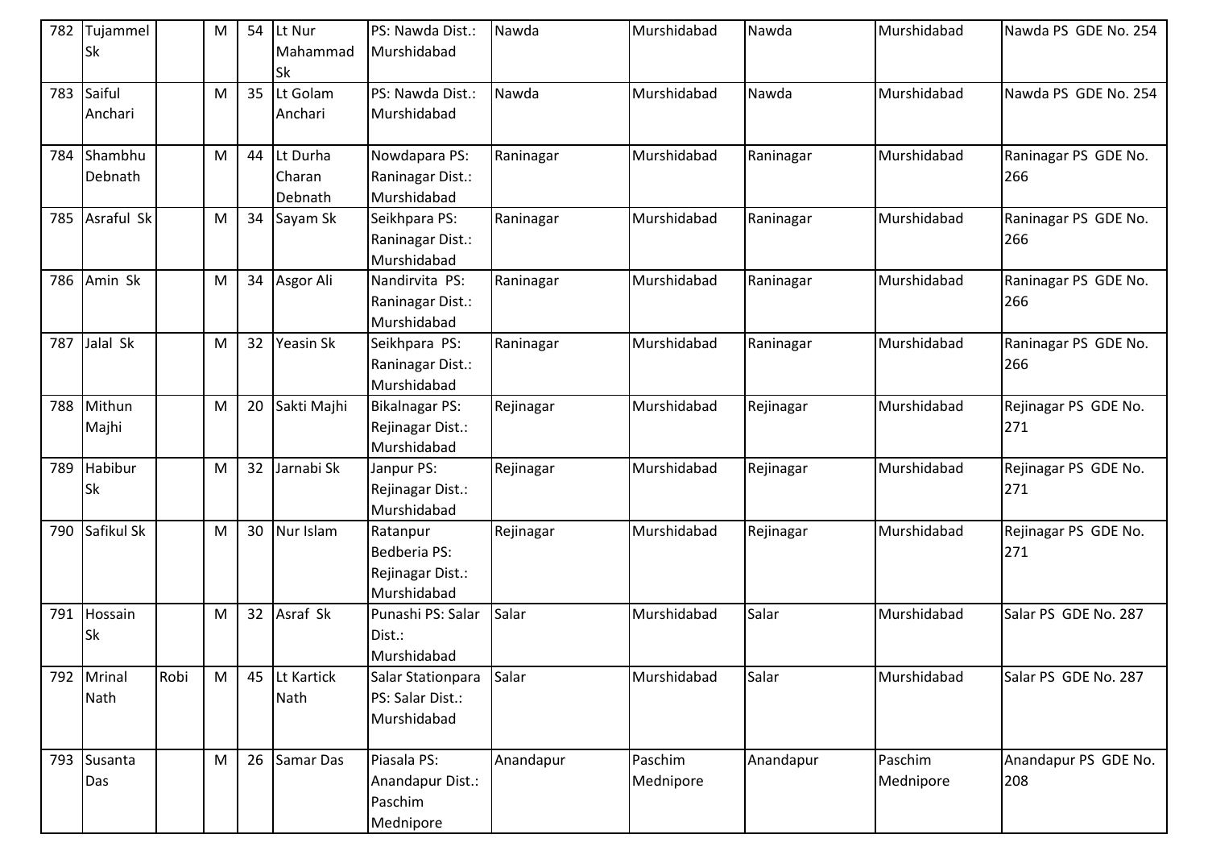| | | | | | | | | | | | |
|---|---|---|---|---|---|---|---|---|---|---|---|
| 782 | Tujammel Sk | | M | 54 | Lt Nur Mahammad Sk | PS: Nawda Dist.: Murshidabad | Nawda | Murshidabad | Nawda | Murshidabad | Nawda PS GDE No. 254 |
| 783 | Saiful Anchari | | M | 35 | Lt Golam Anchari | PS: Nawda Dist.: Murshidabad | Nawda | Murshidabad | Nawda | Murshidabad | Nawda PS GDE No. 254 |
| 784 | Shambhu Debnath | | M | 44 | Lt Durha Charan Debnath | Nowdapara PS: Raninagar Dist.: Murshidabad | Raninagar | Murshidabad | Raninagar | Murshidabad | Raninagar PS GDE No. 266 |
| 785 | Asraful Sk | | M | 34 | Sayam Sk | Seikhpara PS: Raninagar Dist.: Murshidabad | Raninagar | Murshidabad | Raninagar | Murshidabad | Raninagar PS GDE No. 266 |
| 786 | Amin Sk | | M | 34 | Asgor Ali | Nandirvita PS: Raninagar Dist.: Murshidabad | Raninagar | Murshidabad | Raninagar | Murshidabad | Raninagar PS GDE No. 266 |
| 787 | Jalal Sk | | M | 32 | Yeasin Sk | Seikhpara PS: Raninagar Dist.: Murshidabad | Raninagar | Murshidabad | Raninagar | Murshidabad | Raninagar PS GDE No. 266 |
| 788 | Mithun Majhi | | M | 20 | Sakti Majhi | Bikalnagar PS: Rejinagar Dist.: Murshidabad | Rejinagar | Murshidabad | Rejinagar | Murshidabad | Rejinagar PS GDE No. 271 |
| 789 | Habibur Sk | | M | 32 | Jarnabi Sk | Janpur PS: Rejinagar Dist.: Murshidabad | Rejinagar | Murshidabad | Rejinagar | Murshidabad | Rejinagar PS GDE No. 271 |
| 790 | Safikul Sk | | M | 30 | Nur Islam | Ratanpur Bedberia PS: Rejinagar Dist.: Murshidabad | Rejinagar | Murshidabad | Rejinagar | Murshidabad | Rejinagar PS GDE No. 271 |
| 791 | Hossain Sk | | M | 32 | Asraf Sk | Punashi PS: Salar Dist.: Murshidabad | Salar | Murshidabad | Salar | Murshidabad | Salar PS GDE No. 287 |
| 792 | Mrinal Nath | Robi | M | 45 | Lt Kartick Nath | Salar Stationpara PS: Salar Dist.: Murshidabad | Salar | Murshidabad | Salar | Murshidabad | Salar PS GDE No. 287 |
| 793 | Susanta Das | | M | 26 | Samar Das | Piasala PS: Anandapur Dist.: Paschim Mednipore | Anandapur | Paschim Mednipore | Anandapur | Paschim Mednipore | Anandapur PS GDE No. 208 |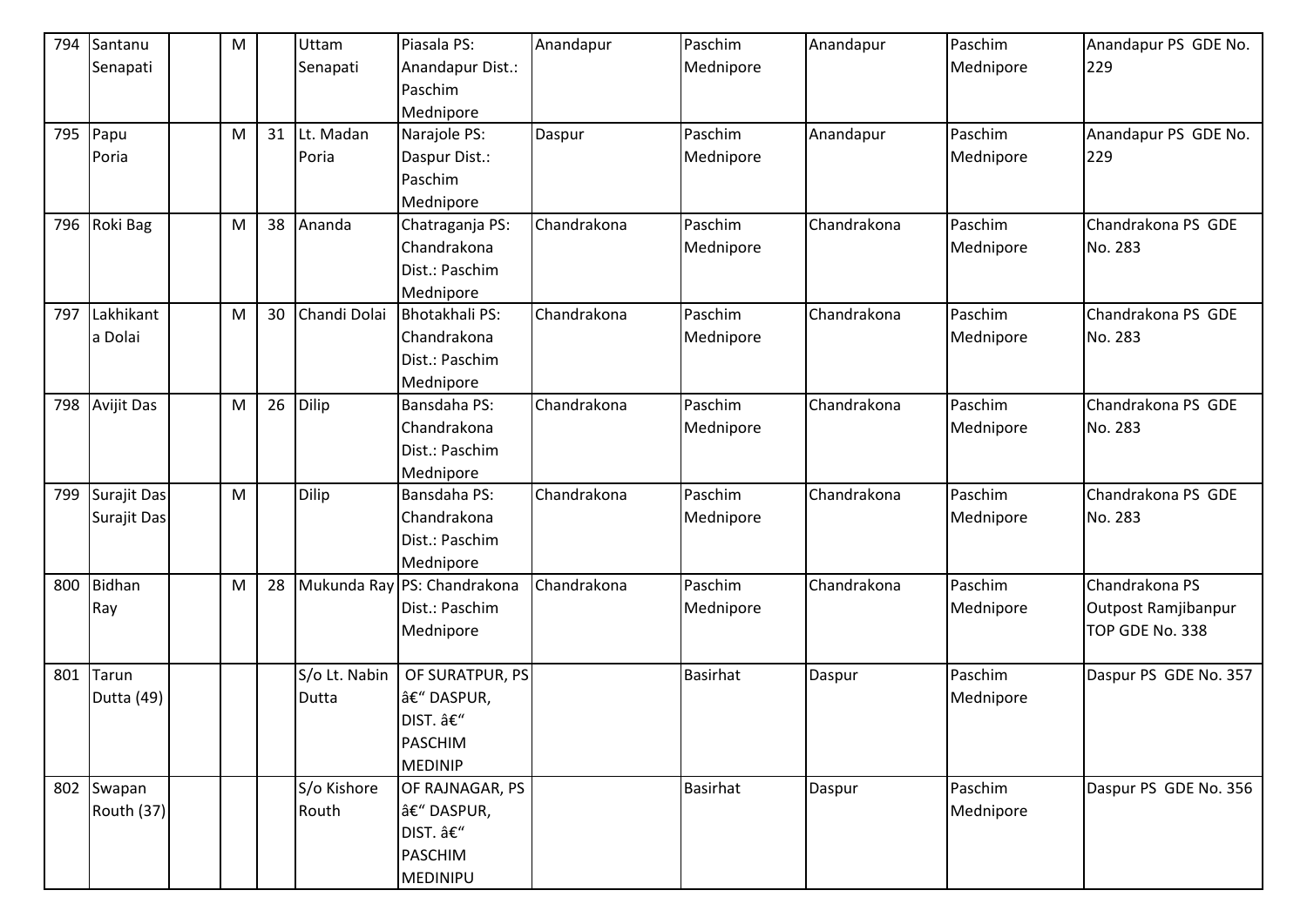| | | | | | | | | | | | |
|---|---|---|---|---|---|---|---|---|---|---|---|
| 794 | Santanu Senapati | | M | | Uttam Senapati | Piasala PS: Anandapur Dist.: Paschim Mednipore | Anandapur | Paschim Mednipore | Anandapur | Paschim Mednipore | Anandapur PS GDE No. 229 |
| 795 | Papu Poria | | M | 31 | Lt. Madan Poria | Narajole PS: Daspur Dist.: Paschim Mednipore | Daspur | Paschim Mednipore | Anandapur | Paschim Mednipore | Anandapur PS GDE No. 229 |
| 796 | Roki Bag | | M | 38 | Ananda | Chatraganja PS: Chandrakona Dist.: Paschim Mednipore | Chandrakona | Paschim Mednipore | Chandrakona | Paschim Mednipore | Chandrakona PS GDE No. 283 |
| 797 | Lakhikanta Dolai | | M | 30 | Chandi Dolai | Bhotakhali PS: Chandrakona Dist.: Paschim Mednipore | Chandrakona | Paschim Mednipore | Chandrakona | Paschim Mednipore | Chandrakona PS GDE No. 283 |
| 798 | Avijit Das | | M | 26 | Dilip | Bansdaha PS: Chandrakona Dist.: Paschim Mednipore | Chandrakona | Paschim Mednipore | Chandrakona | Paschim Mednipore | Chandrakona PS GDE No. 283 |
| 799 | Surajit Das Surajit Das | | M | | Dilip | Bansdaha PS: Chandrakona Dist.: Paschim Mednipore | Chandrakona | Paschim Mednipore | Chandrakona | Paschim Mednipore | Chandrakona PS GDE No. 283 |
| 800 | Bidhan Ray | | M | 28 | Mukunda Ray | PS: Chandrakona Dist.: Paschim Mednipore | Chandrakona | Paschim Mednipore | Chandrakona | Paschim Mednipore | Chandrakona PS Outpost Ramjibanpur TOP GDE No. 338 |
| 801 | Tarun Dutta (49) | | | | S/o Lt. Nabin Dutta | OF SURATPUR, PS â€" DASPUR, DIST. â€" PASCHIM MEDINIP | | Basirhat | Daspur | Paschim Mednipore | Daspur PS GDE No. 357 |
| 802 | Swapan Routh (37) | | | | S/o Kishore Routh | OF RAJNAGAR, PS â€" DASPUR, DIST. â€" PASCHIM MEDINIPU | | Basirhat | Daspur | Paschim Mednipore | Daspur PS GDE No. 356 |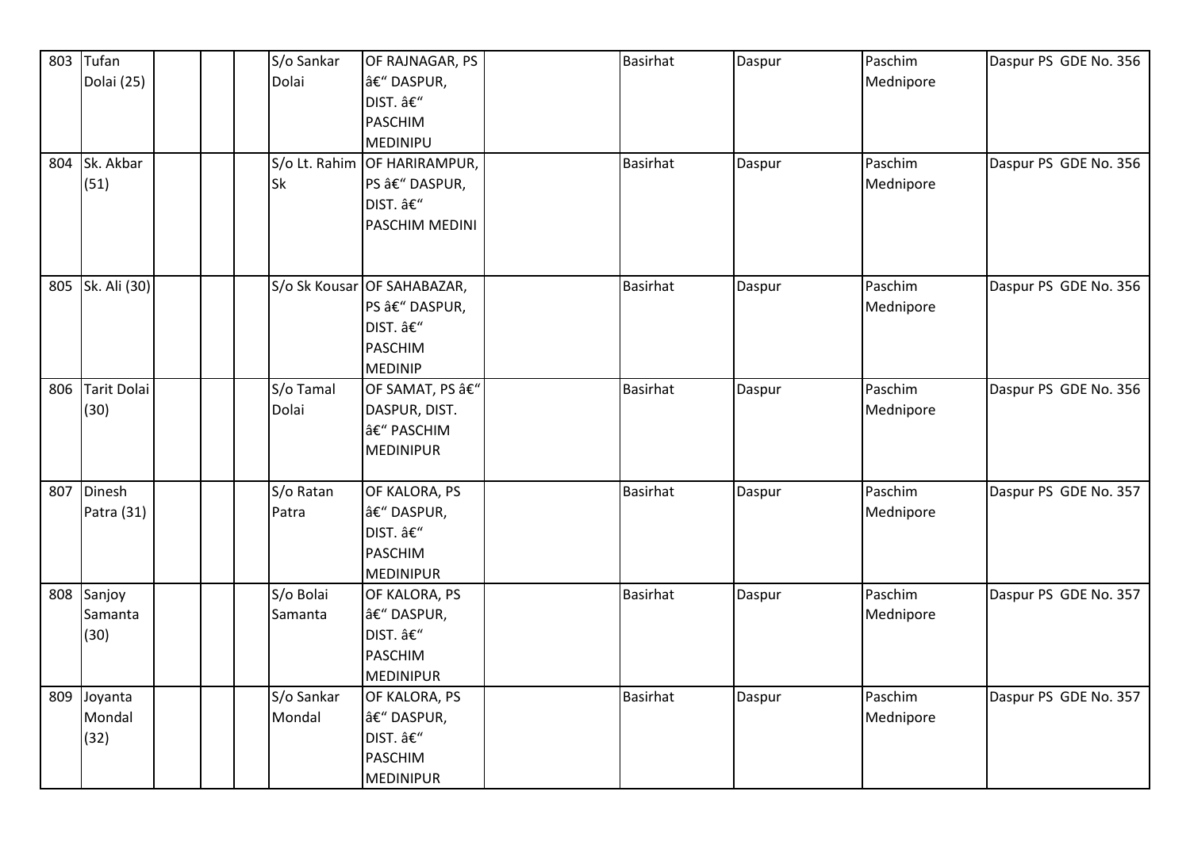| | | | | | | | | | | | |
|---|---|---|---|---|---|---|---|---|---|---|---|
| 803 | Tufan Dolai (25) | | | | S/o Sankar Dolai | OF RAJNAGAR, PS â€“ DASPUR, DIST. â€“ PASCHIM MEDINIPU | | Basirhat | Daspur | Paschim Mednipore | Daspur PS GDE No. 356 |
| 804 | Sk. Akbar (51) | | | | S/o Lt. Rahim Sk | OF HARIRAMPUR, PS â€“ DASPUR, DIST. â€“ PASCHIM MEDINI | | Basirhat | Daspur | Paschim Mednipore | Daspur PS GDE No. 356 |
| 805 | Sk. Ali (30) | | | | S/o Sk Kousar | OF SAHABAZAR, PS â€“ DASPUR, DIST. â€“ PASCHIM MEDINIP | | Basirhat | Daspur | Paschim Mednipore | Daspur PS GDE No. 356 |
| 806 | Tarit Dolai (30) | | | | S/o Tamal Dolai | OF SAMAT, PS â€“ DASPUR, DIST. â€“ PASCHIM MEDINIPUR | | Basirhat | Daspur | Paschim Mednipore | Daspur PS GDE No. 356 |
| 807 | Dinesh Patra (31) | | | | S/o Ratan Patra | OF KALORA, PS â€“ DASPUR, DIST. â€“ PASCHIM MEDINIPUR | | Basirhat | Daspur | Paschim Mednipore | Daspur PS GDE No. 357 |
| 808 | Sanjoy Samanta (30) | | | | S/o Bolai Samanta | OF KALORA, PS â€“ DASPUR, DIST. â€“ PASCHIM MEDINIPUR | | Basirhat | Daspur | Paschim Mednipore | Daspur PS GDE No. 357 |
| 809 | Joyanta Mondal (32) | | | | S/o Sankar Mondal | OF KALORA, PS â€“ DASPUR, DIST. â€“ PASCHIM MEDINIPUR | | Basirhat | Daspur | Paschim Mednipore | Daspur PS GDE No. 357 |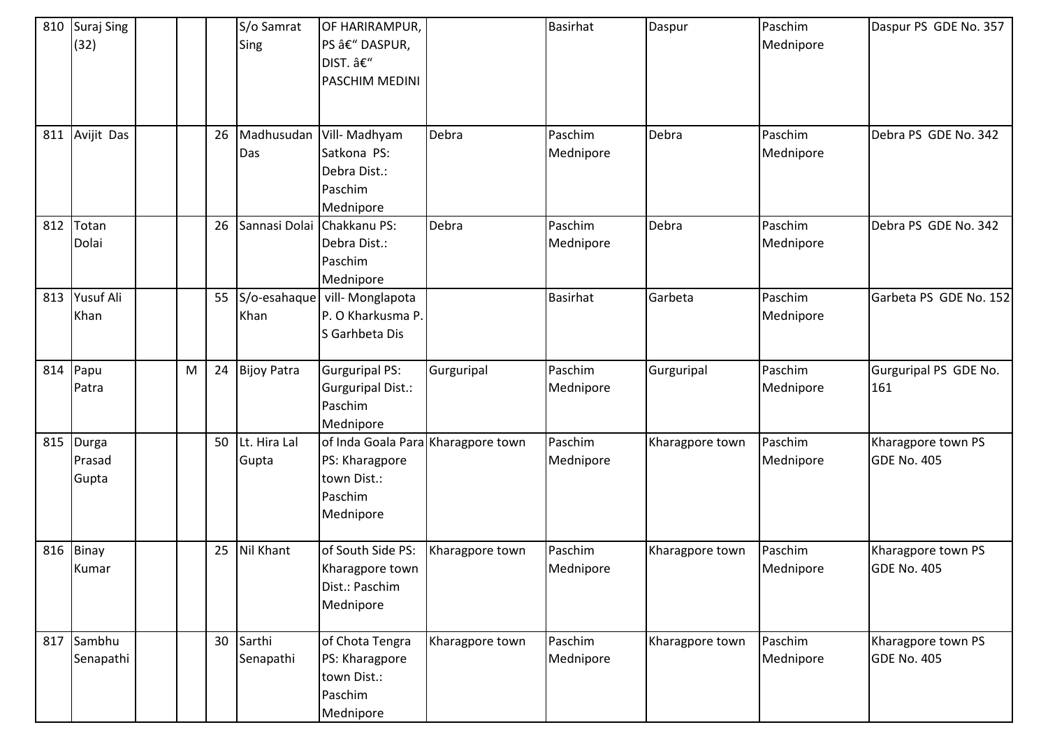| | | | | | | | | | | | |
|---|---|---|---|---|---|---|---|---|---|---|---|
| 810 | Suraj Sing (32) | | | | S/o Samrat Sing | OF HARIRAMPUR, PS â€“ DASPUR, DIST. â€“ PASCHIM MEDINI | | Basirhat | Daspur | Paschim Mednipore | Daspur PS GDE No. 357 |
| 811 | Avijit Das | | | 26 | Madhusudan Das | Vill- Madhyam Satkona PS: Debra Dist.: Paschim Mednipore | Debra | Paschim Mednipore | Debra | Paschim Mednipore | Debra PS GDE No. 342 |
| 812 | Totan Dolai | | | 26 | Sannasi Dolai | Chakkanu PS: Debra Dist.: Paschim Mednipore | Debra | Paschim Mednipore | Debra | Paschim Mednipore | Debra PS GDE No. 342 |
| 813 | Yusuf Ali Khan | | | 55 | S/o-esahaque Khan | vill- Monglapota P. O Kharkusma P. S Garhbeta Dis | | Basirhat | Garbeta | Paschim Mednipore | Garbeta PS GDE No. 152 |
| 814 | Papu Patra | | M | 24 | Bijoy Patra | Gurguripal PS: Gurguripal Dist.: Paschim Mednipore | Gurguripal | Paschim Mednipore | Gurguripal | Paschim Mednipore | Gurguripal PS GDE No. 161 |
| 815 | Durga Prasad Gupta | | | 50 | Lt. Hira Lal Gupta | of Inda Goala Para PS: Kharagpore town Dist.: Paschim Mednipore | Kharagpore town | Paschim Mednipore | Kharagpore town | Paschim Mednipore | Kharagpore town PS GDE No. 405 |
| 816 | Binay Kumar | | | 25 | Nil Khant | of South Side PS: Kharagpore town Dist.: Paschim Mednipore | Kharagpore town | Paschim Mednipore | Kharagpore town | Paschim Mednipore | Kharagpore town PS GDE No. 405 |
| 817 | Sambhu Senapathi | | | 30 | Sarthi Senapathi | of Chota Tengra PS: Kharagpore town Dist.: Paschim Mednipore | Kharagpore town | Paschim Mednipore | Kharagpore town | Paschim Mednipore | Kharagpore town PS GDE No. 405 |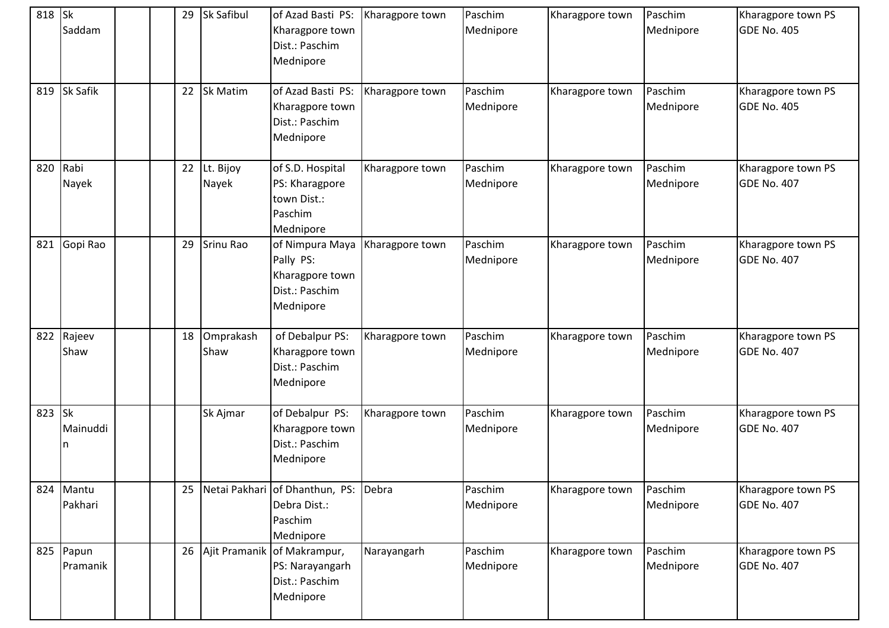| | | | | | | | | | | | |
|---|---|---|---|---|---|---|---|---|---|---|---|
| 818 | Sk Saddam | | | 29 | Sk Safibul | of Azad Basti PS: Kharagpore town Dist.: Paschim Mednipore | Kharagpore town | Paschim Mednipore | Kharagpore town | Paschim Mednipore | Kharagpore town PS GDE No. 405 |
| 819 | Sk Safik | | | 22 | Sk Matim | of Azad Basti PS: Kharagpore town Dist.: Paschim Mednipore | Kharagpore town | Paschim Mednipore | Kharagpore town | Paschim Mednipore | Kharagpore town PS GDE No. 405 |
| 820 | Rabi Nayek | | | 22 | Lt. Bijoy Nayek | of S.D. Hospital PS: Kharagpore town Dist.: Paschim Mednipore | Kharagpore town | Paschim Mednipore | Kharagpore town | Paschim Mednipore | Kharagpore town PS GDE No. 407 |
| 821 | Gopi Rao | | | 29 | Srinu Rao | of Nimpura Maya Pally PS: Kharagpore town Dist.: Paschim Mednipore | Kharagpore town | Paschim Mednipore | Kharagpore town | Paschim Mednipore | Kharagpore town PS GDE No. 407 |
| 822 | Rajeev Shaw | | | 18 | Omprakash Shaw | of Debalpur PS: Kharagpore town Dist.: Paschim Mednipore | Kharagpore town | Paschim Mednipore | Kharagpore town | Paschim Mednipore | Kharagpore town PS GDE No. 407 |
| 823 | Sk Mainuddin | | | | Sk Ajmar | of Debalpur PS: Kharagpore town Dist.: Paschim Mednipore | Kharagpore town | Paschim Mednipore | Kharagpore town | Paschim Mednipore | Kharagpore town PS GDE No. 407 |
| 824 | Mantu Pakhari | | | 25 | Netai Pakhari | of Dhanthun, PS: Debra Dist.: Paschim Mednipore | Debra | Paschim Mednipore | Kharagpore town | Paschim Mednipore | Kharagpore town PS GDE No. 407 |
| 825 | Papun Pramanik | | | 26 | Ajit Pramanik | of Makrampur, PS: Narayangarh Dist.: Paschim Mednipore | Narayangarh | Paschim Mednipore | Kharagpore town | Paschim Mednipore | Kharagpore town PS GDE No. 407 |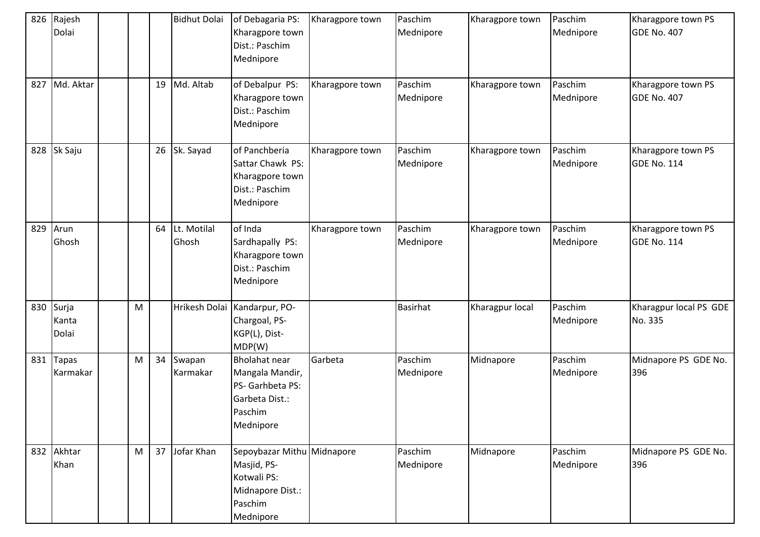| | | | | | | | | | | | |
|---|---|---|---|---|---|---|---|---|---|---|---|
| 826 | Rajesh Dolai | | | | Bidhut Dolai | of Debagaria PS: Kharagpore town Dist.: Paschim Mednipore | Kharagpore town | Paschim Mednipore | Kharagpore town | Paschim Mednipore | Kharagpore town PS GDE No. 407 |
| 827 | Md. Aktar | | | 19 | Md. Altab | of Debalpur PS: Kharagpore town Dist.: Paschim Mednipore | Kharagpore town | Paschim Mednipore | Kharagpore town | Paschim Mednipore | Kharagpore town PS GDE No. 407 |
| 828 | Sk Saju | | | 26 | Sk. Sayad | of Panchberia Sattar Chawk PS: Kharagpore town Dist.: Paschim Mednipore | Kharagpore town | Paschim Mednipore | Kharagpore town | Paschim Mednipore | Kharagpore town PS GDE No. 114 |
| 829 | Arun Ghosh | | | 64 | Lt. Motilal Ghosh | of Inda Sardhapally PS: Kharagpore town Dist.: Paschim Mednipore | Kharagpore town | Paschim Mednipore | Kharagpore town | Paschim Mednipore | Kharagpore town PS GDE No. 114 |
| 830 | Surja Kanta Dolai | | M | | Hrikesh Dolai | Kandarpur, PO- Chargoal, PS- KGP(L), Dist- MDP(W) | | Basirhat | Kharagpur local | Paschim Mednipore | Kharagpur local PS GDE No. 335 |
| 831 | Tapas Karmakar | | M | 34 | Swapan Karmakar | Bholahat near Mangala Mandir, PS- Garhbeta PS: Garbeta Dist.: Paschim Mednipore | Garbeta | Paschim Mednipore | Midnapore | Paschim Mednipore | Midnapore PS GDE No. 396 |
| 832 | Akhtar Khan | | M | 37 | Jofar Khan | Sepoybazar Mithu Masjid, PS- Kotwali PS: Midnapore Dist.: Paschim Mednipore | Midnapore | Paschim Mednipore | Midnapore | Paschim Mednipore | Midnapore PS GDE No. 396 |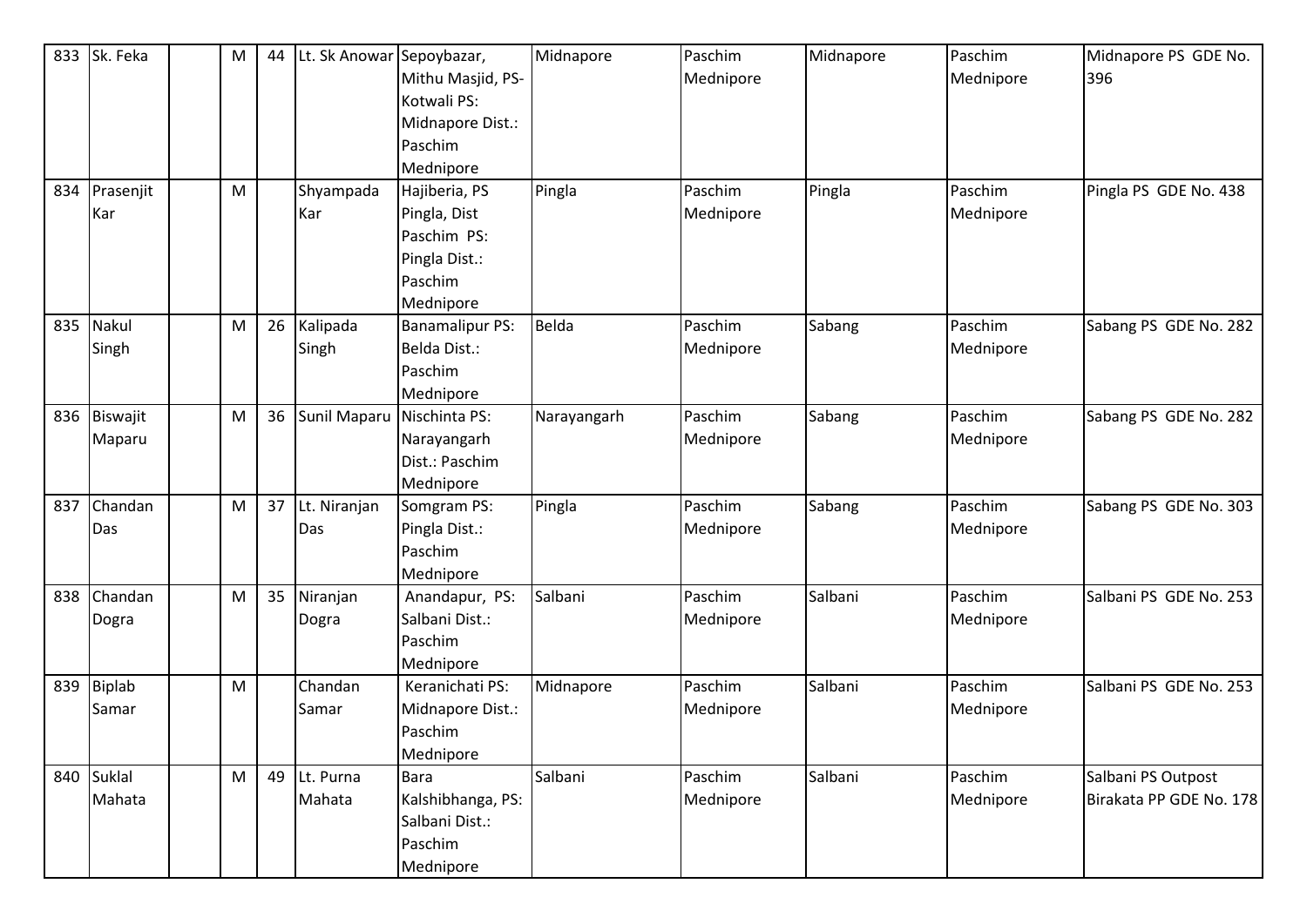| | | | | | | | | | | | |
|---|---|---|---|---|---|---|---|---|---|---|---|
| 833 | Sk. Feka | | M | 44 | Lt. Sk Anowar | Sepoybazar, Mithu Masjid, PS-Kotwali PS: Midnapore Dist.: Paschim Mednipore | Midnapore | Paschim Mednipore | Midnapore | Paschim Mednipore | Midnapore PS GDE No. 396 |
| 834 | Prasenjit Kar | | M | | Shyampada Kar | Hajiberia, PS Pingla, Dist Paschim PS: Pingla Dist.: Paschim Mednipore | Pingla | Paschim Mednipore | Pingla | Paschim Mednipore | Pingla PS GDE No. 438 |
| 835 | Nakul Singh | | M | 26 | Kalipada Singh | Banamalipur PS: Belda Dist.: Paschim Mednipore | Belda | Paschim Mednipore | Sabang | Paschim Mednipore | Sabang PS GDE No. 282 |
| 836 | Biswajit Maparu | | M | 36 | Sunil Maparu | Nischinta PS: Narayangarh Dist.: Paschim Mednipore | Narayangarh | Paschim Mednipore | Sabang | Paschim Mednipore | Sabang PS GDE No. 282 |
| 837 | Chandan Das | | M | 37 | Lt. Niranjan Das | Somgram PS: Pingla Dist.: Paschim Mednipore | Pingla | Paschim Mednipore | Sabang | Paschim Mednipore | Sabang PS GDE No. 303 |
| 838 | Chandan Dogra | | M | 35 | Niranjan Dogra | Anandapur, PS: Salbani Dist.: Paschim Mednipore | Salbani | Paschim Mednipore | Salbani | Paschim Mednipore | Salbani PS GDE No. 253 |
| 839 | Biplab Samar | | M | | Chandan Samar | Keranichati PS: Midnapore Dist.: Paschim Mednipore | Midnapore | Paschim Mednipore | Salbani | Paschim Mednipore | Salbani PS GDE No. 253 |
| 840 | Suklal Mahata | | M | 49 | Lt. Purna Mahata | Bara Kalshibhanga, PS: Salbani Dist.: Paschim Mednipore | Salbani | Paschim Mednipore | Salbani | Paschim Mednipore | Salbani PS Outpost Birakata PP GDE No. 178 |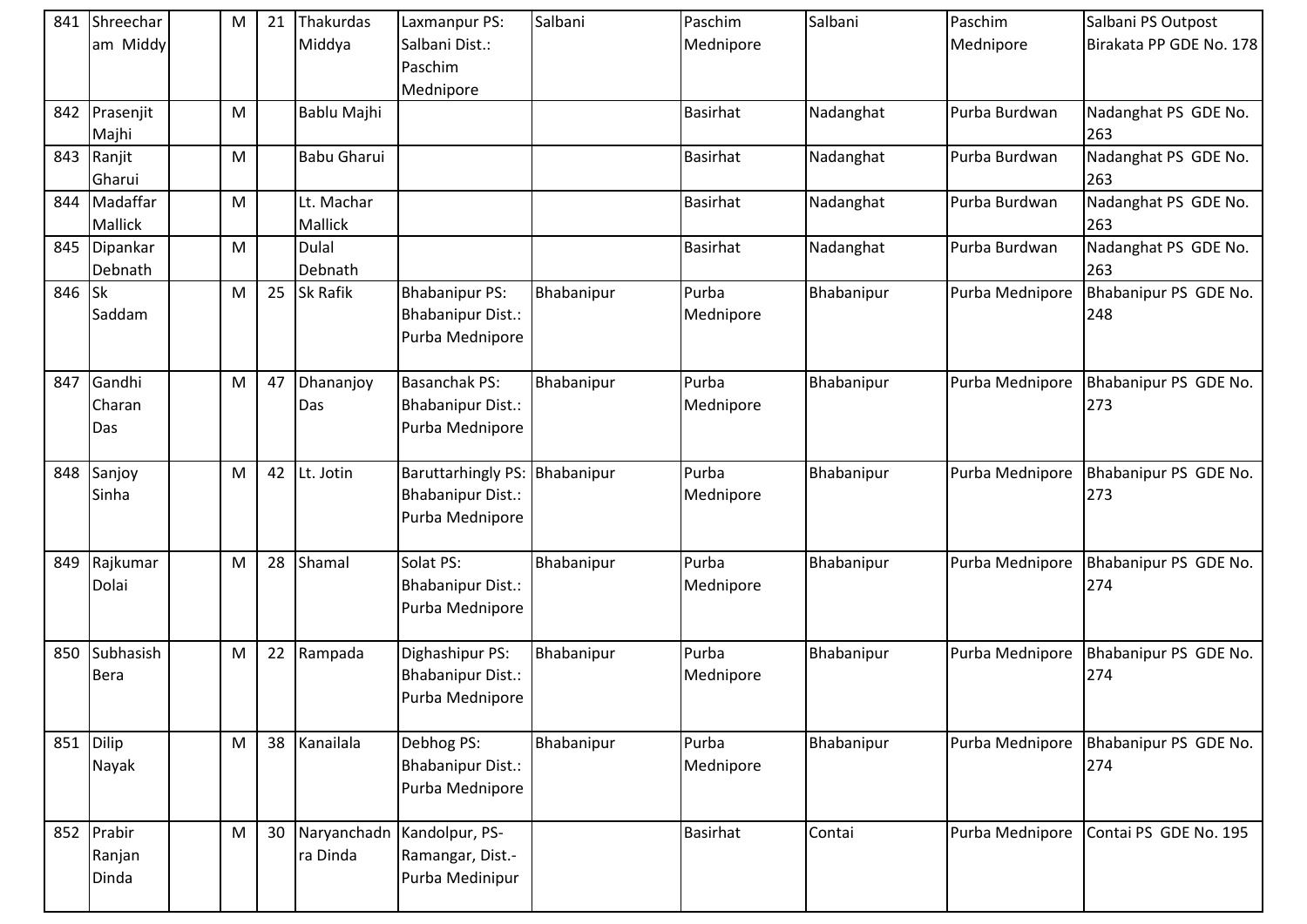| 841 | Shreecharam Middy | | M | 21 | Thakurdas Middya | Laxmanpur PS: Salbani Dist.: Paschim Mednipore | Salbani | Paschim Mednipore | Salbani | Paschim Mednipore | Salbani PS Outpost Birakata PP GDE No. 178 |
|---|---|---|---|---|---|---|---|---|---|---|---|
| 842 | Prasenjit Majhi | | M | | Bablu Majhi | | | Basirhat | Nadanghat | Purba Burdwan | Nadanghat PS GDE No. 263 |
| 843 | Ranjit Gharui | | M | | Babu Gharui | | | Basirhat | Nadanghat | Purba Burdwan | Nadanghat PS GDE No. 263 |
| 844 | Madaffar Mallick | | M | | Lt. Machar Mallick | | | Basirhat | Nadanghat | Purba Burdwan | Nadanghat PS GDE No. 263 |
| 845 | Dipankar Debnath | | M | | Dulal Debnath | | | Basirhat | Nadanghat | Purba Burdwan | Nadanghat PS GDE No. 263 |
| 846 | Sk Saddam | | M | 25 | Sk Rafik | Bhabanipur PS: Bhabanipur Dist.: Purba Mednipore | Bhabanipur | Purba Mednipore | Bhabanipur | Purba Mednipore | Bhabanipur PS GDE No. 248 |
| 847 | Gandhi Charan Das | | M | 47 | Dhananjoy Das | Basanchak PS: Bhabanipur Dist.: Purba Mednipore | Bhabanipur | Purba Mednipore | Bhabanipur | Purba Mednipore | Bhabanipur PS GDE No. 273 |
| 848 | Sanjoy Sinha | | M | 42 | Lt. Jotin | Baruttarhingly PS: Bhabanipur Dist.: Purba Mednipore | Bhabanipur | Purba Mednipore | Bhabanipur | Purba Mednipore | Bhabanipur PS GDE No. 273 |
| 849 | Rajkumar Dolai | | M | 28 | Shamal | Solat PS: Bhabanipur Dist.: Purba Mednipore | Bhabanipur | Purba Mednipore | Bhabanipur | Purba Mednipore | Bhabanipur PS GDE No. 274 |
| 850 | Subhasish Bera | | M | 22 | Rampada | Dighashipur PS: Bhabanipur Dist.: Purba Mednipore | Bhabanipur | Purba Mednipore | Bhabanipur | Purba Mednipore | Bhabanipur PS GDE No. 274 |
| 851 | Dilip Nayak | | M | 38 | Kanailala | Debhog PS: Bhabanipur Dist.: Purba Mednipore | Bhabanipur | Purba Mednipore | Bhabanipur | Purba Mednipore | Bhabanipur PS GDE No. 274 |
| 852 | Prabir Ranjan Dinda | | M | 30 | Naryanchadnra Dinda | Kandolpur, PS- Ramangar, Dist.- Purba Medinipur | | Basirhat | Contai | Purba Mednipore | Contai PS GDE No. 195 |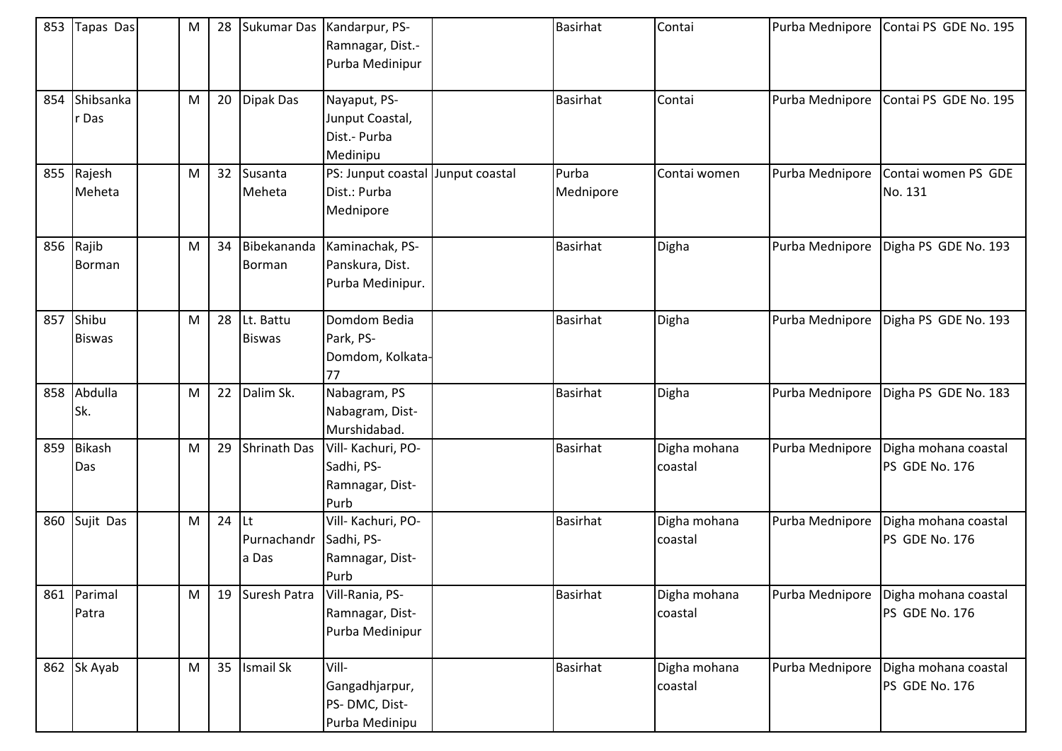| | | | | | | | | | | | |
|---|---|---|---|---|---|---|---|---|---|---|---|
| 853 | Tapas Das | | M | 28 | Sukumar Das | Kandarpur, PS-Ramnagar, Dist.-Purba Medinipur | | Basirhat | Contai | Purba Mednipore | Contai PS GDE No. 195 |
| 854 | Shibsankar Das | | M | 20 | Dipak Das | Nayaput, PS-Junput Coastal, Dist.- Purba Medinipu | | Basirhat | Contai | Purba Mednipore | Contai PS GDE No. 195 |
| 855 | Rajesh Meheta | | M | 32 | Susanta Meheta | PS: Junput coastal Dist.: Purba Mednipore | Junput coastal | Purba Mednipore | Contai women | Purba Mednipore | Contai women PS GDE No. 131 |
| 856 | Rajib Borman | | M | 34 | Bibekananda Borman | Kaminachak, PS-Panskura, Dist. Purba Medinipur. | | Basirhat | Digha | Purba Mednipore | Digha PS GDE No. 193 |
| 857 | Shibu Biswas | | M | 28 | Lt. Battu Biswas | Domdom Bedia Park, PS-Domdom, Kolkata-77 | | Basirhat | Digha | Purba Mednipore | Digha PS GDE No. 193 |
| 858 | Abdulla Sk. | | M | 22 | Dalim Sk. | Nabagram, PS Nabagram, Dist-Murshidabad. | | Basirhat | Digha | Purba Mednipore | Digha PS GDE No. 183 |
| 859 | Bikash Das | | M | 29 | Shrinath Das | Vill- Kachuri, PO-Sadhi, PS-Ramnagar, Dist-Purb | | Basirhat | Digha mohana coastal | Purba Mednipore | Digha mohana coastal PS GDE No. 176 |
| 860 | Sujit Das | | M | 24 | Lt Purnachandra Das | Vill- Kachuri, PO-Sadhi, PS-Ramnagar, Dist-Purb | | Basirhat | Digha mohana coastal | Purba Mednipore | Digha mohana coastal PS GDE No. 176 |
| 861 | Parimal Patra | | M | 19 | Suresh Patra | Vill-Rania, PS-Ramnagar, Dist-Purba Medinipur | | Basirhat | Digha mohana coastal | Purba Mednipore | Digha mohana coastal PS GDE No. 176 |
| 862 | Sk Ayab | | M | 35 | Ismail Sk | Vill-Gangadhjarpur, PS- DMC, Dist-Purba Medinipu | | Basirhat | Digha mohana coastal | Purba Mednipore | Digha mohana coastal PS GDE No. 176 |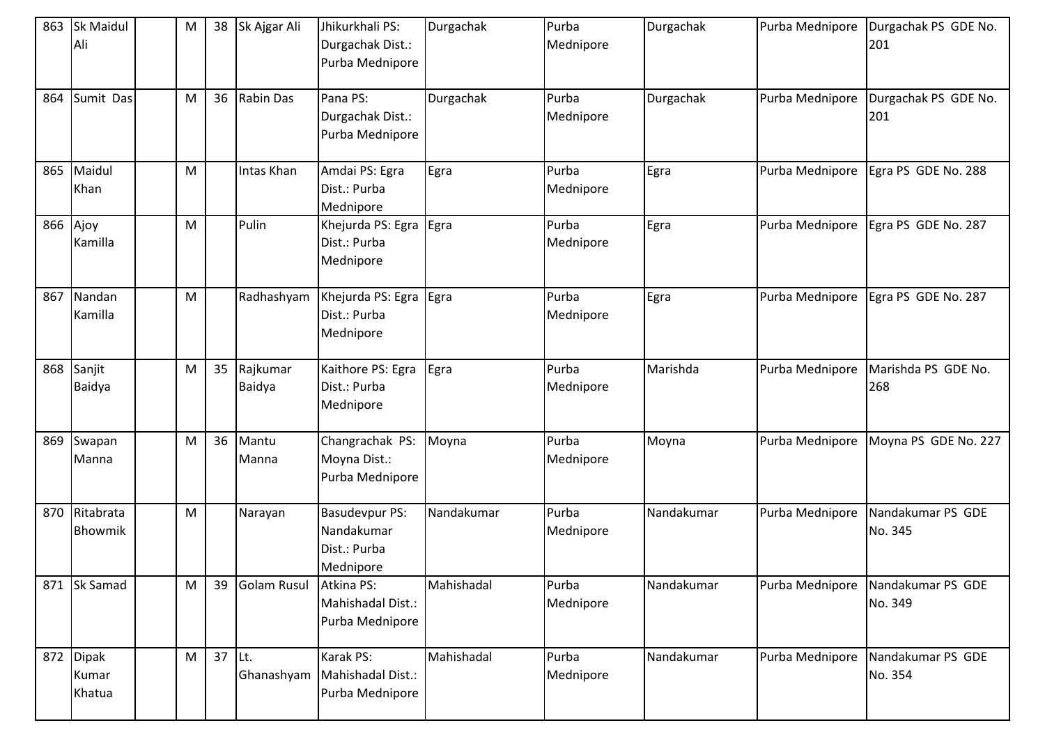| | | | | | | | | | | | |
|---|---|---|---|---|---|---|---|---|---|---|---|
| 863 | Sk Maidul Ali | | M | 38 | Sk Ajgar Ali | Jhikurkhali PS: Durgachak Dist.: Purba Mednipore | Durgachak | Purba Mednipore | Durgachak | Purba Mednipore | Durgachak PS GDE No. 201 |
| 864 | Sumit Das | | M | 36 | Rabin Das | Pana PS: Durgachak Dist.: Purba Mednipore | Durgachak | Purba Mednipore | Durgachak | Purba Mednipore | Durgachak PS GDE No. 201 |
| 865 | Maidul Khan | | M | | Intas Khan | Amdai PS: Egra Dist.: Purba Mednipore | Egra | Purba Mednipore | Egra | Purba Mednipore | Egra PS GDE No. 288 |
| 866 | Ajoy Kamilla | | M | | Pulin | Khejurda PS: Egra Dist.: Purba Mednipore | Egra | Purba Mednipore | Egra | Purba Mednipore | Egra PS GDE No. 287 |
| 867 | Nandan Kamilla | | M | | Radhashyam | Khejurda PS: Egra Dist.: Purba Mednipore | Egra | Purba Mednipore | Egra | Purba Mednipore | Egra PS GDE No. 287 |
| 868 | Sanjit Baidya | | M | 35 | Rajkumar Baidya | Kaithore PS: Egra Dist.: Purba Mednipore | Egra | Purba Mednipore | Marishda | Purba Mednipore | Marishda PS GDE No. 268 |
| 869 | Swapan Manna | | M | 36 | Mantu Manna | Changrachak PS: Moyna Dist.: Purba Mednipore | Moyna | Purba Mednipore | Moyna | Purba Mednipore | Moyna PS GDE No. 227 |
| 870 | Ritabrata Bhowmik | | M | | Narayan | Basudevpur PS: Nandakumar Dist.: Purba Mednipore | Nandakumar | Purba Mednipore | Nandakumar | Purba Mednipore | Nandakumar PS GDE No. 345 |
| 871 | Sk Samad | | M | 39 | Golam Rusul | Atkina PS: Mahishadal Dist.: Purba Mednipore | Mahishadal | Purba Mednipore | Nandakumar | Purba Mednipore | Nandakumar PS GDE No. 349 |
| 872 | Dipak Kumar Khatua | | M | 37 | Lt. Ghanashyam | Karak PS: Mahishadal Dist.: Purba Mednipore | Mahishadal | Purba Mednipore | Nandakumar | Purba Mednipore | Nandakumar PS GDE No. 354 |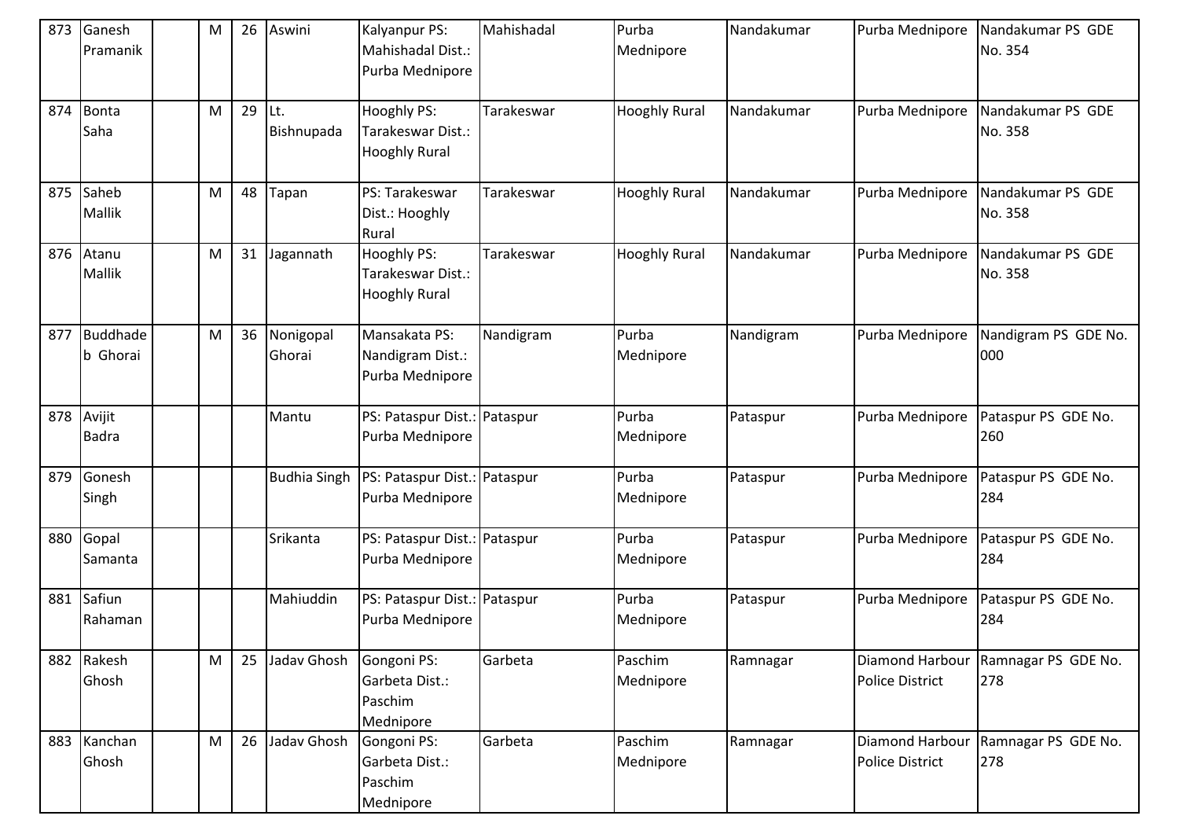| | | | | | | | | | | | |
|---|---|---|---|---|---|---|---|---|---|---|---|
| 873 | Ganesh Pramanik | | M | 26 | Aswini | Kalyanpur PS: Mahishadal Dist.: Purba Mednipore | Mahishadal | Purba Mednipore | Nandakumar | Purba Mednipore | Nandakumar PS GDE No. 354 |
| 874 | Bonta Saha | | M | 29 | Lt. Bishnupada | Hooghly PS: Tarakeswar Dist.: Hooghly Rural | Tarakeswar | Hooghly Rural | Nandakumar | Purba Mednipore | Nandakumar PS GDE No. 358 |
| 875 | Saheb Mallik | | M | 48 | Tapan | PS: Tarakeswar Dist.: Hooghly Rural | Tarakeswar | Hooghly Rural | Nandakumar | Purba Mednipore | Nandakumar PS GDE No. 358 |
| 876 | Atanu Mallik | | M | 31 | Jagannath | Hooghly PS: Tarakeswar Dist.: Hooghly Rural | Tarakeswar | Hooghly Rural | Nandakumar | Purba Mednipore | Nandakumar PS GDE No. 358 |
| 877 | Buddhadeb Ghorai | | M | 36 | Nonigopal Ghorai | Mansakata PS: Nandigram Dist.: Purba Mednipore | Nandigram | Purba Mednipore | Nandigram | Purba Mednipore | Nandigram PS GDE No. 000 |
| 878 | Avijit Badra | | | | Mantu | PS: Pataspur Dist.: Purba Mednipore | Pataspur | Purba Mednipore | Pataspur | Purba Mednipore | Pataspur PS GDE No. 260 |
| 879 | Gonesh Singh | | | | Budhia Singh | PS: Pataspur Dist.: Purba Mednipore | Pataspur | Purba Mednipore | Pataspur | Purba Mednipore | Pataspur PS GDE No. 284 |
| 880 | Gopal Samanta | | | | Srikanta | PS: Pataspur Dist.: Purba Mednipore | Pataspur | Purba Mednipore | Pataspur | Purba Mednipore | Pataspur PS GDE No. 284 |
| 881 | Safiun Rahaman | | | | Mahiuddin | PS: Pataspur Dist.: Purba Mednipore | Pataspur | Purba Mednipore | Pataspur | Purba Mednipore | Pataspur PS GDE No. 284 |
| 882 | Rakesh Ghosh | | M | 25 | Jadav Ghosh | Gongoni PS: Garbeta Dist.: Paschim Mednipore | Garbeta | Paschim Mednipore | Ramnagar | Diamond Harbour Police District | Ramnagar PS GDE No. 278 |
| 883 | Kanchan Ghosh | | M | 26 | Jadav Ghosh | Gongoni PS: Garbeta Dist.: Paschim Mednipore | Garbeta | Paschim Mednipore | Ramnagar | Diamond Harbour Police District | Ramnagar PS GDE No. 278 |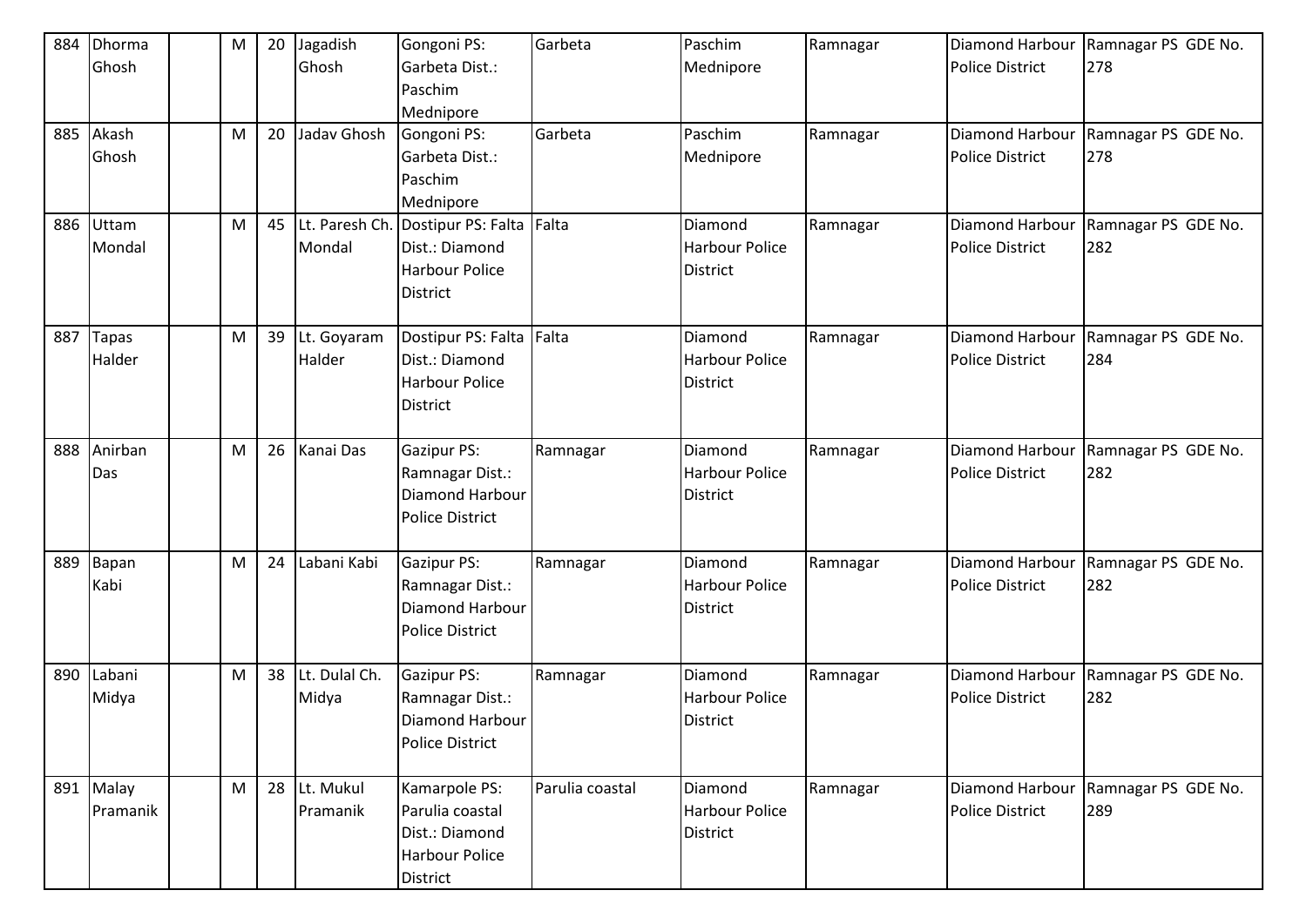| | | | | | | | | | | | |
|---|---|---|---|---|---|---|---|---|---|---|---|
| 884 | Dhorma Ghosh | | M | 20 | Jagadish Ghosh | Gongoni PS: Garbeta Dist.: Paschim Mednipore | Garbeta | Paschim Mednipore | Ramnagar | Diamond Harbour Police District | Ramnagar PS GDE No. 278 |
| 885 | Akash Ghosh | | M | 20 | Jadav Ghosh | Gongoni PS: Garbeta Dist.: Paschim Mednipore | Garbeta | Paschim Mednipore | Ramnagar | Diamond Harbour Police District | Ramnagar PS GDE No. 278 |
| 886 | Uttam Mondal | | M | 45 | Lt. Paresh Ch. Mondal | Dostipur PS: Falta Dist.: Diamond Harbour Police District | Falta | Diamond Harbour Police District | Ramnagar | Diamond Harbour Police District | Ramnagar PS GDE No. 282 |
| 887 | Tapas Halder | | M | 39 | Lt. Goyaram Halder | Dostipur PS: Falta Dist.: Diamond Harbour Police District | Falta | Diamond Harbour Police District | Ramnagar | Diamond Harbour Police District | Ramnagar PS GDE No. 284 |
| 888 | Anirban Das | | M | 26 | Kanai Das | Gazipur PS: Ramnagar Dist.: Diamond Harbour Police District | Ramnagar | Diamond Harbour Police District | Ramnagar | Diamond Harbour Police District | Ramnagar PS GDE No. 282 |
| 889 | Bapan Kabi | | M | 24 | Labani Kabi | Gazipur PS: Ramnagar Dist.: Diamond Harbour Police District | Ramnagar | Diamond Harbour Police District | Ramnagar | Diamond Harbour Police District | Ramnagar PS GDE No. 282 |
| 890 | Labani Midya | | M | 38 | Lt. Dulal Ch. Midya | Gazipur PS: Ramnagar Dist.: Diamond Harbour Police District | Ramnagar | Diamond Harbour Police District | Ramnagar | Diamond Harbour Police District | Ramnagar PS GDE No. 282 |
| 891 | Malay Pramanik | | M | 28 | Lt. Mukul Pramanik | Kamarpole PS: Parulia coastal Dist.: Diamond Harbour Police District | Parulia coastal | Diamond Harbour Police District | Ramnagar | Diamond Harbour Police District | Ramnagar PS GDE No. 289 |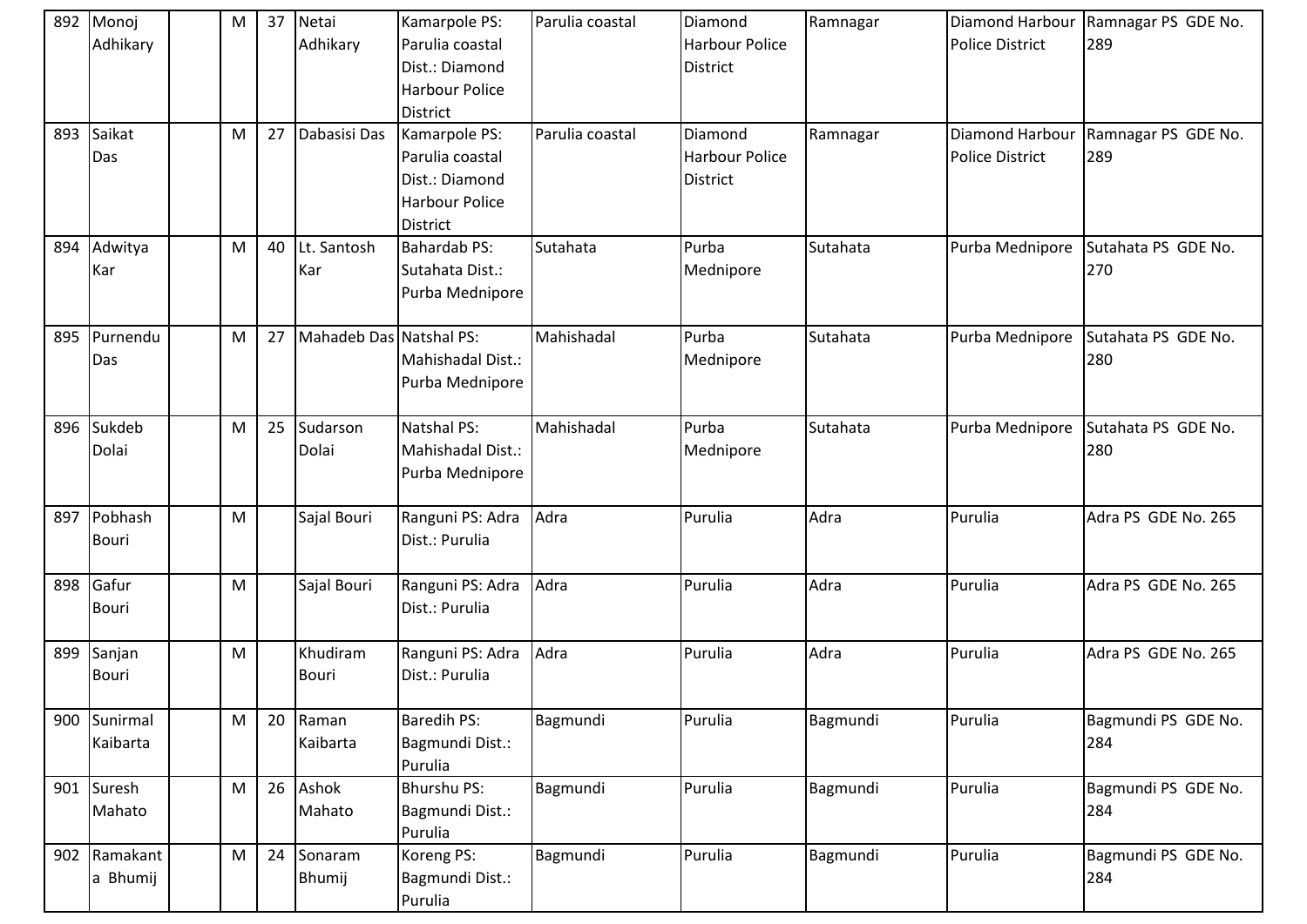| | | | | | | | | | | | |
|---|---|---|---|---|---|---|---|---|---|---|---|
| 892 | Monoj Adhikary | | M | 37 | Netai Adhikary | Kamarpole PS: Parulia coastal Dist.: Diamond Harbour Police District | Parulia coastal | Diamond Harbour Police District | Ramnagar | Diamond Harbour Police District | Ramnagar PS GDE No. 289 |
| 893 | Saikat Das | | M | 27 | Dabasisi Das | Kamarpole PS: Parulia coastal Dist.: Diamond Harbour Police District | Parulia coastal | Diamond Harbour Police District | Ramnagar | Diamond Harbour Police District | Ramnagar PS GDE No. 289 |
| 894 | Adwitya Kar | | M | 40 | Lt. Santosh Kar | Bahardab PS: Sutahata Dist.: Purba Mednipore | Sutahata | Purba Mednipore | Sutahata | Purba Mednipore | Sutahata PS GDE No. 270 |
| 895 | Purnendu Das | | M | 27 | Mahadeb Das | Natshal PS: Mahishadal Dist.: Purba Mednipore | Mahishadal | Purba Mednipore | Sutahata | Purba Mednipore | Sutahata PS GDE No. 280 |
| 896 | Sukdeb Dolai | | M | 25 | Sudarson Dolai | Natshal PS: Mahishadal Dist.: Purba Mednipore | Mahishadal | Purba Mednipore | Sutahata | Purba Mednipore | Sutahata PS GDE No. 280 |
| 897 | Pobhash Bouri | | M | | Sajal Bouri | Ranguni PS: Adra Dist.: Purulia | Adra | Purulia | Adra | Purulia | Adra PS GDE No. 265 |
| 898 | Gafur Bouri | | M | | Sajal Bouri | Ranguni PS: Adra Dist.: Purulia | Adra | Purulia | Adra | Purulia | Adra PS GDE No. 265 |
| 899 | Sanjan Bouri | | M | | Khudiram Bouri | Ranguni PS: Adra Dist.: Purulia | Adra | Purulia | Adra | Purulia | Adra PS GDE No. 265 |
| 900 | Sunirmal Kaibarta | | M | 20 | Raman Kaibarta | Baredih PS: Bagmundi Dist.: Purulia | Bagmundi | Purulia | Bagmundi | Purulia | Bagmundi PS GDE No. 284 |
| 901 | Suresh Mahato | | M | 26 | Ashok Mahato | Bhurshu PS: Bagmundi Dist.: Purulia | Bagmundi | Purulia | Bagmundi | Purulia | Bagmundi PS GDE No. 284 |
| 902 | Ramakanta Bhumij | | M | 24 | Sonaram Bhumij | Koreng PS: Bagmundi Dist.: Purulia | Bagmundi | Purulia | Bagmundi | Purulia | Bagmundi PS GDE No. 284 |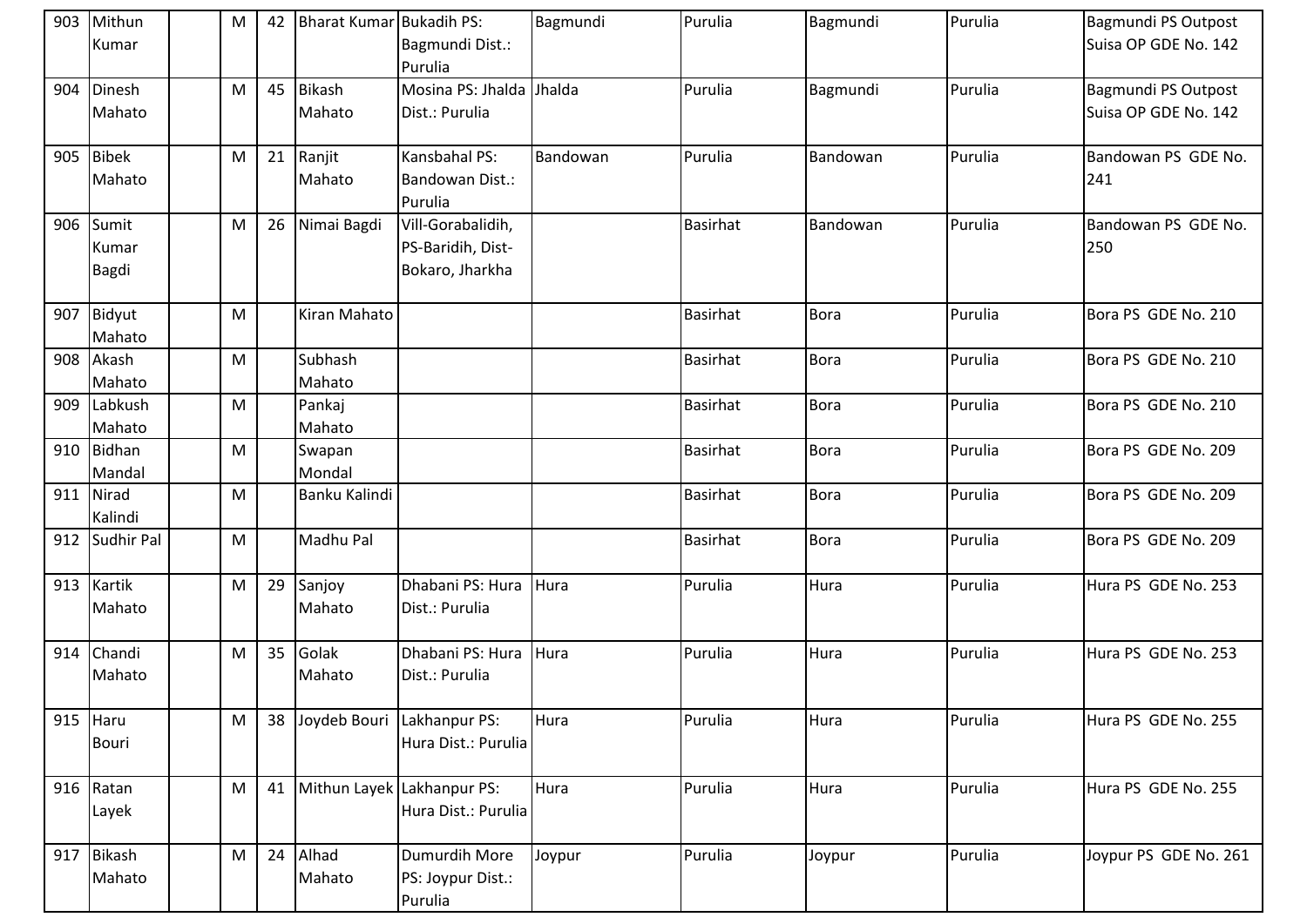| | | | | | | | | | | | |
|---|---|---|---|---|---|---|---|---|---|---|---|
| 903 | Mithun Kumar | | M | 42 | Bharat Kumar | Bukadih PS: Bagmundi Dist.: Purulia | Bagmundi | Purulia | Bagmundi | Purulia | Bagmundi PS Outpost Suisa OP GDE No. 142 |
| 904 | Dinesh Mahato | | M | 45 | Bikash Mahato | Mosina PS: Jhalda Dist.: Purulia | Jhalda | Purulia | Bagmundi | Purulia | Bagmundi PS Outpost Suisa OP GDE No. 142 |
| 905 | Bibek Mahato | | M | 21 | Ranjit Mahato | Kansbahal PS: Bandowan Dist.: Purulia | Bandowan | Purulia | Bandowan | Purulia | Bandowan PS GDE No. 241 |
| 906 | Sumit Kumar Bagdi | | M | 26 | Nimai Bagdi | Vill-Gorabalidih, PS-Baridih, Dist-Bokaro, Jharkha | | Basirhat | Bandowan | Purulia | Bandowan PS GDE No. 250 |
| 907 | Bidyut Mahato | | M | | Kiran Mahato | | | Basirhat | Bora | Purulia | Bora PS GDE No. 210 |
| 908 | Akash Mahato | | M | | Subhash Mahato | | | Basirhat | Bora | Purulia | Bora PS GDE No. 210 |
| 909 | Labkush Mahato | | M | | Pankaj Mahato | | | Basirhat | Bora | Purulia | Bora PS GDE No. 210 |
| 910 | Bidhan Mandal | | M | | Swapan Mondal | | | Basirhat | Bora | Purulia | Bora PS GDE No. 209 |
| 911 | Nirad Kalindi | | M | | Banku Kalindi | | | Basirhat | Bora | Purulia | Bora PS GDE No. 209 |
| 912 | Sudhir Pal | | M | | Madhu Pal | | | Basirhat | Bora | Purulia | Bora PS GDE No. 209 |
| 913 | Kartik Mahato | | M | 29 | Sanjoy Mahato | Dhabani PS: Hura Dist.: Purulia | Hura | Purulia | Hura | Purulia | Hura PS GDE No. 253 |
| 914 | Chandi Mahato | | M | 35 | Golak Mahato | Dhabani PS: Hura Dist.: Purulia | Hura | Purulia | Hura | Purulia | Hura PS GDE No. 253 |
| 915 | Haru Bouri | | M | 38 | Joydeb Bouri | Lakhanpur PS: Hura Dist.: Purulia | Hura | Purulia | Hura | Purulia | Hura PS GDE No. 255 |
| 916 | Ratan Layek | | M | 41 | Mithun Layek | Lakhanpur PS: Hura Dist.: Purulia | Hura | Purulia | Hura | Purulia | Hura PS GDE No. 255 |
| 917 | Bikash Mahato | | M | 24 | Alhad Mahato | Dumurdih More PS: Joypur Dist.: Purulia | Joypur | Purulia | Joypur | Purulia | Joypur PS GDE No. 261 |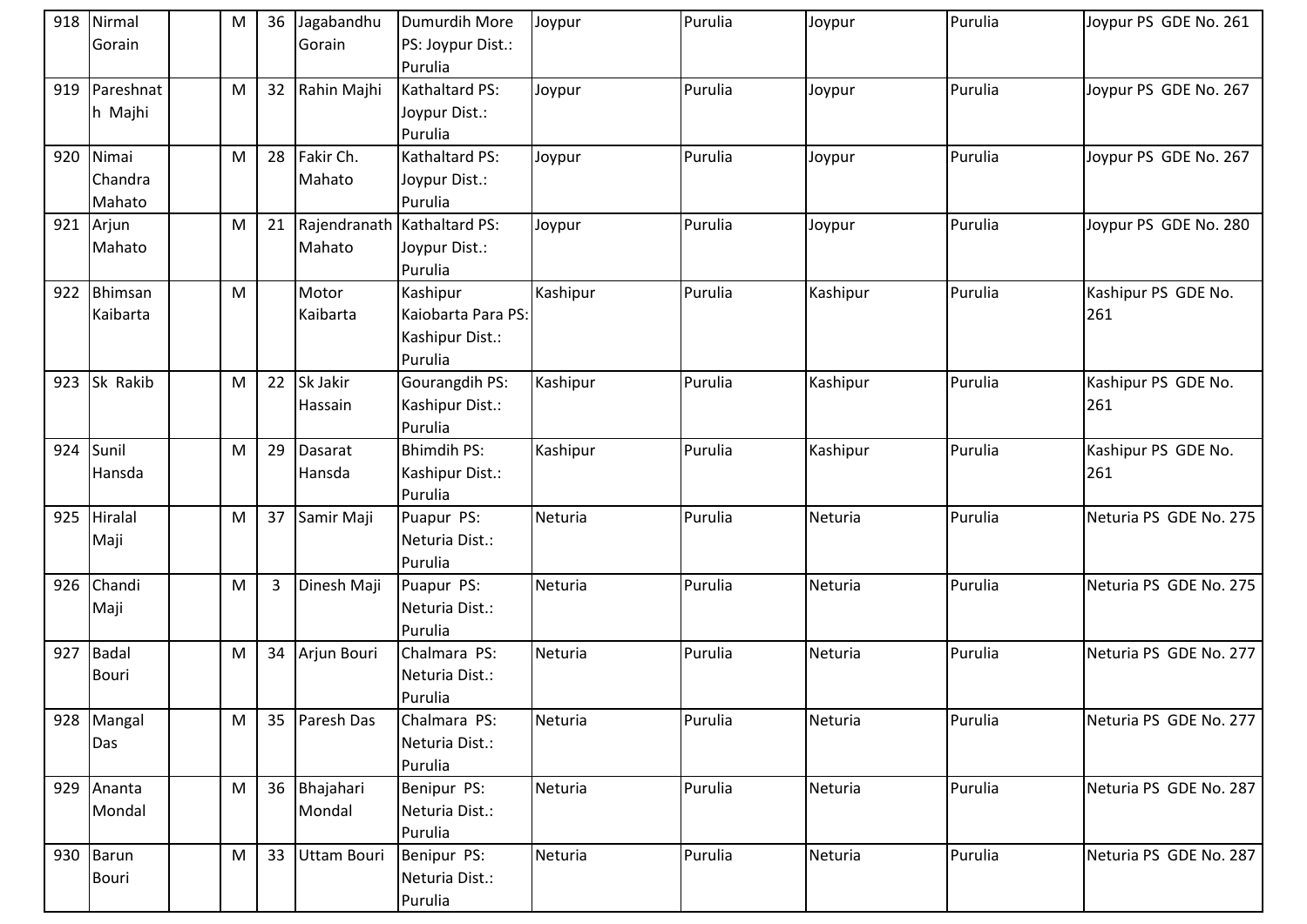| | | | | | | | | | | | |
|---|---|---|---|---|---|---|---|---|---|---|---|
| 918 | Nirmal Gorain | | M | 36 | Jagabandhu Gorain | Dumurdih More PS: Joypur Dist.: Purulia | Joypur | Purulia | Joypur | Purulia | Joypur PS GDE No. 261 |
| 919 | Pareshnath Majhi | | M | 32 | Rahin Majhi | Kathaltard PS: Joypur Dist.: Purulia | Joypur | Purulia | Joypur | Purulia | Joypur PS GDE No. 267 |
| 920 | Nimai Chandra Mahato | | M | 28 | Fakir Ch. Mahato | Kathaltard PS: Joypur Dist.: Purulia | Joypur | Purulia | Joypur | Purulia | Joypur PS GDE No. 267 |
| 921 | Arjun Mahato | | M | 21 | Rajendranath Mahato | Kathaltard PS: Joypur Dist.: Purulia | Joypur | Purulia | Joypur | Purulia | Joypur PS GDE No. 280 |
| 922 | Bhimsan Kaibarta | | M | | Motor Kaibarta | Kashipur Kaiobarta Para PS: Kashipur Dist.: Purulia | Kashipur | Purulia | Kashipur | Purulia | Kashipur PS GDE No. 261 |
| 923 | Sk Rakib | | M | 22 | Sk Jakir Hassain | Gourangdih PS: Kashipur Dist.: Purulia | Kashipur | Purulia | Kashipur | Purulia | Kashipur PS GDE No. 261 |
| 924 | Sunil Hansda | | M | 29 | Dasarat Hansda | Bhimdih PS: Kashipur Dist.: Purulia | Kashipur | Purulia | Kashipur | Purulia | Kashipur PS GDE No. 261 |
| 925 | Hiralal Maji | | M | 37 | Samir Maji | Puapur PS: Neturia Dist.: Purulia | Neturia | Purulia | Neturia | Purulia | Neturia PS GDE No. 275 |
| 926 | Chandi Maji | | M | 3 | Dinesh Maji | Puapur PS: Neturia Dist.: Purulia | Neturia | Purulia | Neturia | Purulia | Neturia PS GDE No. 275 |
| 927 | Badal Bouri | | M | 34 | Arjun Bouri | Chalmara PS: Neturia Dist.: Purulia | Neturia | Purulia | Neturia | Purulia | Neturia PS GDE No. 277 |
| 928 | Mangal Das | | M | 35 | Paresh Das | Chalmara PS: Neturia Dist.: Purulia | Neturia | Purulia | Neturia | Purulia | Neturia PS GDE No. 277 |
| 929 | Ananta Mondal | | M | 36 | Bhajahari Mondal | Benipur PS: Neturia Dist.: Purulia | Neturia | Purulia | Neturia | Purulia | Neturia PS GDE No. 287 |
| 930 | Barun Bouri | | M | 33 | Uttam Bouri | Benipur PS: Neturia Dist.: Purulia | Neturia | Purulia | Neturia | Purulia | Neturia PS GDE No. 287 |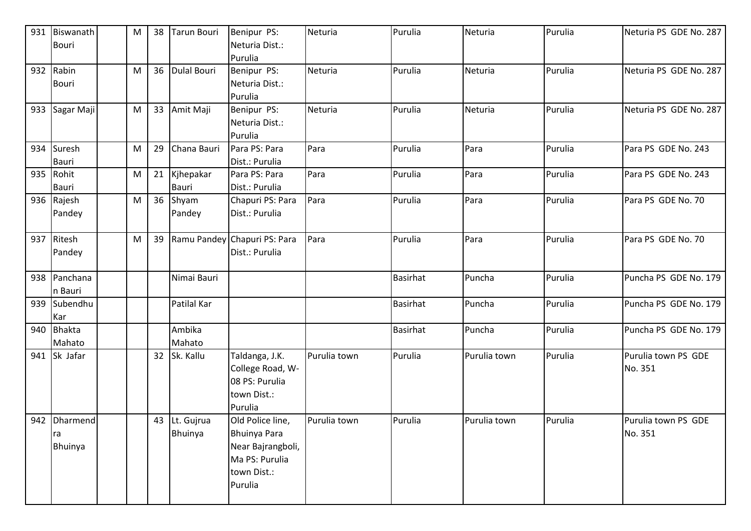| | | | | | | | | | | | |
|---|---|---|---|---|---|---|---|---|---|---|---|
| 931 | Biswanath Bouri | | M | 38 | Tarun Bouri | Benipur PS: Neturia Dist.: Purulia | Neturia | Purulia | Neturia | Purulia | Neturia PS GDE No. 287 |
| 932 | Rabin Bouri | | M | 36 | Dulal Bouri | Benipur PS: Neturia Dist.: Purulia | Neturia | Purulia | Neturia | Purulia | Neturia PS GDE No. 287 |
| 933 | Sagar Maji | | M | 33 | Amit Maji | Benipur PS: Neturia Dist.: Purulia | Neturia | Purulia | Neturia | Purulia | Neturia PS GDE No. 287 |
| 934 | Suresh Bauri | | M | 29 | Chana Bauri | Para PS: Para Dist.: Purulia | Para | Purulia | Para | Purulia | Para PS GDE No. 243 |
| 935 | Rohit Bauri | | M | 21 | Kjhepakar Bauri | Para PS: Para Dist.: Purulia | Para | Purulia | Para | Purulia | Para PS GDE No. 243 |
| 936 | Rajesh Pandey | | M | 36 | Shyam Pandey | Chapuri PS: Para Dist.: Purulia | Para | Purulia | Para | Purulia | Para PS GDE No. 70 |
| 937 | Ritesh Pandey | | M | 39 | Ramu Pandey | Chapuri PS: Para Dist.: Purulia | Para | Purulia | Para | Purulia | Para PS GDE No. 70 |
| 938 | Panchanan Bauri | | | | Nimai Bauri | | | Basirhat | Puncha | Purulia | Puncha PS GDE No. 179 |
| 939 | Subendhu Kar | | | | Patilal Kar | | | Basirhat | Puncha | Purulia | Puncha PS GDE No. 179 |
| 940 | Bhakta Mahato | | | | Ambika Mahato | | | Basirhat | Puncha | Purulia | Puncha PS GDE No. 179 |
| 941 | Sk Jafar | | | 32 | Sk. Kallu | Taldanga, J.K. College Road, W-08 PS: Purulia town Dist.: Purulia | Purulia town | Purulia | Purulia town | Purulia | Purulia town PS GDE No. 351 |
| 942 | Dharmendra Bhuinya | | | 43 | Lt. Gujrua Bhuinya | Old Police line, Bhuinya Para Near Bajrangboli, Ma PS: Purulia town Dist.: Purulia | Purulia town | Purulia | Purulia town | Purulia | Purulia town PS GDE No. 351 |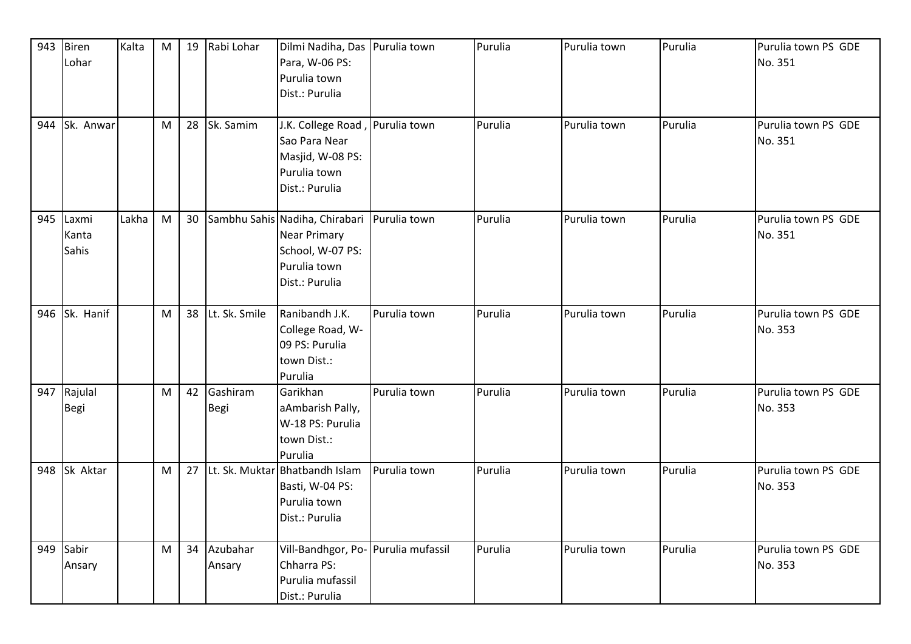| | | | | | | | | | | | |
|---|---|---|---|---|---|---|---|---|---|---|---|
| 943 | Biren Lohar | Kalta | M | 19 | Rabi Lohar | Dilmi Nadiha, Das Para, W-06 PS: Purulia town Dist.: Purulia | Purulia town | Purulia | Purulia town | Purulia | Purulia town PS GDE No. 351 |
| 944 | Sk. Anwar | | M | 28 | Sk. Samim | J.K. College Road , Sao Para Near Masjid, W-08 PS: Purulia town Dist.: Purulia | Purulia town | Purulia | Purulia town | Purulia | Purulia town PS GDE No. 351 |
| 945 | Laxmi Kanta Sahis | Lakha | M | 30 | Sambhu Sahis | Nadiha, Chirabari Near Primary School, W-07 PS: Purulia town Dist.: Purulia | Purulia town | Purulia | Purulia town | Purulia | Purulia town PS GDE No. 351 |
| 946 | Sk. Hanif | | M | 38 | Lt. Sk. Smile | Ranibandh J.K. College Road, W-09 PS: Purulia town Dist.: Purulia | Purulia town | Purulia | Purulia town | Purulia | Purulia town PS GDE No. 353 |
| 947 | Rajulal Begi | | M | 42 | Gashiram Begi | Garikhan aAmbarish Pally, W-18 PS: Purulia town Dist.: Purulia | Purulia town | Purulia | Purulia town | Purulia | Purulia town PS GDE No. 353 |
| 948 | Sk Aktar | | M | 27 | Lt. Sk. Muktar | Bhatbandh Islam Basti, W-04 PS: Purulia town Dist.: Purulia | Purulia town | Purulia | Purulia town | Purulia | Purulia town PS GDE No. 353 |
| 949 | Sabir Ansary | | M | 34 | Azubahar Ansary | Vill-Bandhgor, Po-Chharra PS: Purulia mufassil Dist.: Purulia | Purulia mufassil | Purulia | Purulia town | Purulia | Purulia town PS GDE No. 353 |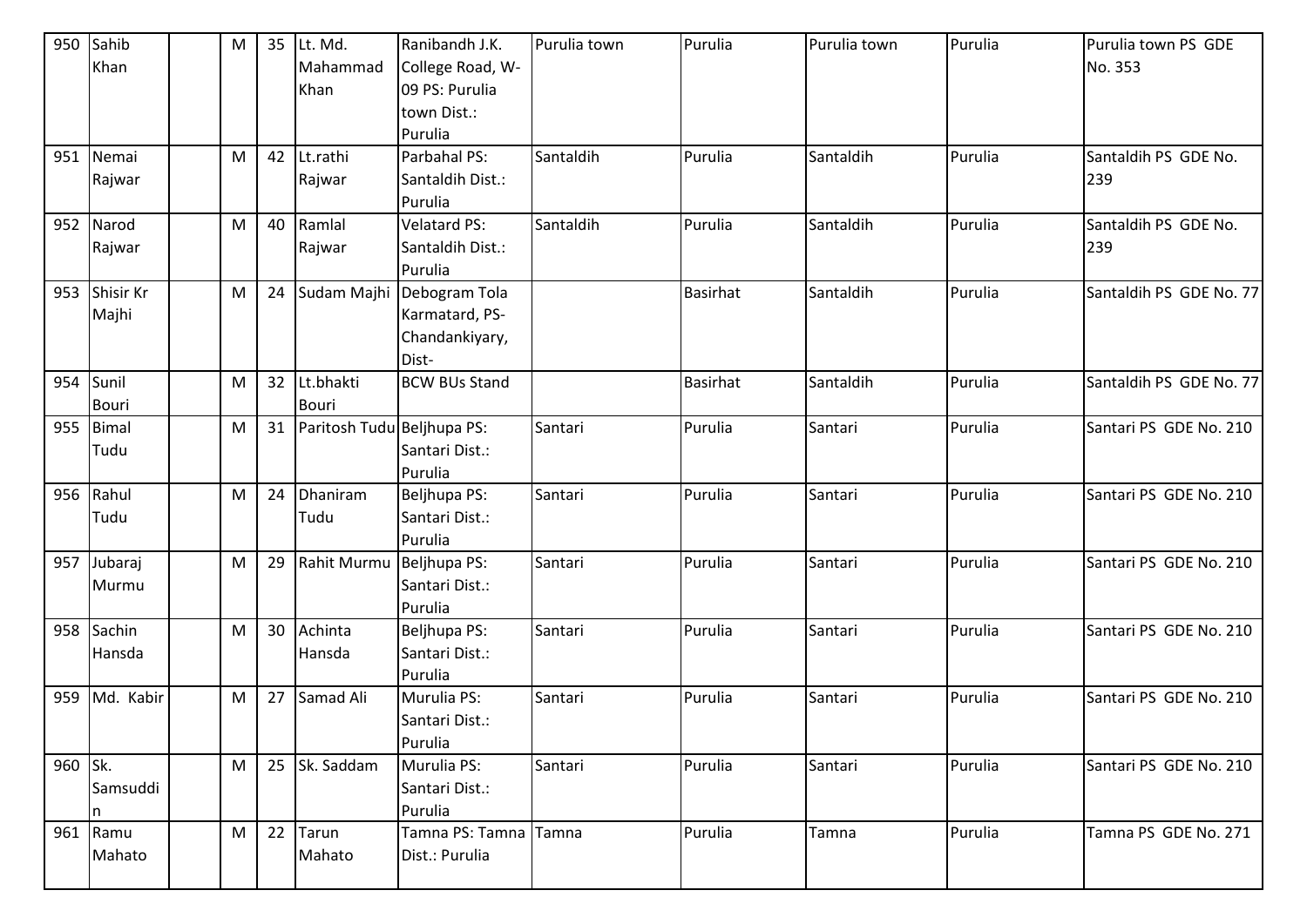| 950 | Sahib Khan | | M | 35 | Lt. Md. Mahammad Khan | Ranibandh J.K. College Road, W-09 PS: Purulia town Dist.: Purulia | Purulia town | Purulia | Purulia town | Purulia | Purulia town PS GDE No. 353 |
|---|---|---|---|---|---|---|---|---|---|---|---|
| 951 | Nemai Rajwar | | M | 42 | Lt.rathi Rajwar | Parbahal PS: Santaldih Dist.: Purulia | Santaldih | Purulia | Santaldih | Purulia | Santaldih PS GDE No. 239 |
| 952 | Narod Rajwar | | M | 40 | Ramlal Rajwar | Velatard PS: Santaldih Dist.: Purulia | Santaldih | Purulia | Santaldih | Purulia | Santaldih PS GDE No. 239 |
| 953 | Shisir Kr Majhi | | M | 24 | Sudam Majhi | Debogram Tola Karmatard, PS-Chandankiyary, Dist- | | Basirhat | Santaldih | Purulia | Santaldih PS GDE No. 77 |
| 954 | Sunil Bouri | | M | 32 | Lt.bhakti Bouri | BCW BUs Stand | | Basirhat | Santaldih | Purulia | Santaldih PS GDE No. 77 |
| 955 | Bimal Tudu | | M | 31 | Paritosh Tudu | Beljhupa PS: Santari Dist.: Purulia | Santari | Purulia | Santari | Purulia | Santari PS GDE No. 210 |
| 956 | Rahul Tudu | | M | 24 | Dhaniram Tudu | Beljhupa PS: Santari Dist.: Purulia | Santari | Purulia | Santari | Purulia | Santari PS GDE No. 210 |
| 957 | Jubaraj Murmu | | M | 29 | Rahit Murmu | Beljhupa PS: Santari Dist.: Purulia | Santari | Purulia | Santari | Purulia | Santari PS GDE No. 210 |
| 958 | Sachin Hansda | | M | 30 | Achinta Hansda | Beljhupa PS: Santari Dist.: Purulia | Santari | Purulia | Santari | Purulia | Santari PS GDE No. 210 |
| 959 | Md. Kabir | | M | 27 | Samad Ali | Murulia PS: Santari Dist.: Purulia | Santari | Purulia | Santari | Purulia | Santari PS GDE No. 210 |
| 960 | Sk. Samsuddin | | M | 25 | Sk. Saddam | Murulia PS: Santari Dist.: Purulia | Santari | Purulia | Santari | Purulia | Santari PS GDE No. 210 |
| 961 | Ramu Mahato | | M | 22 | Tarun Mahato | Tamna PS: Tamna Dist.: Purulia | Tamna | Purulia | Tamna | Purulia | Tamna PS GDE No. 271 |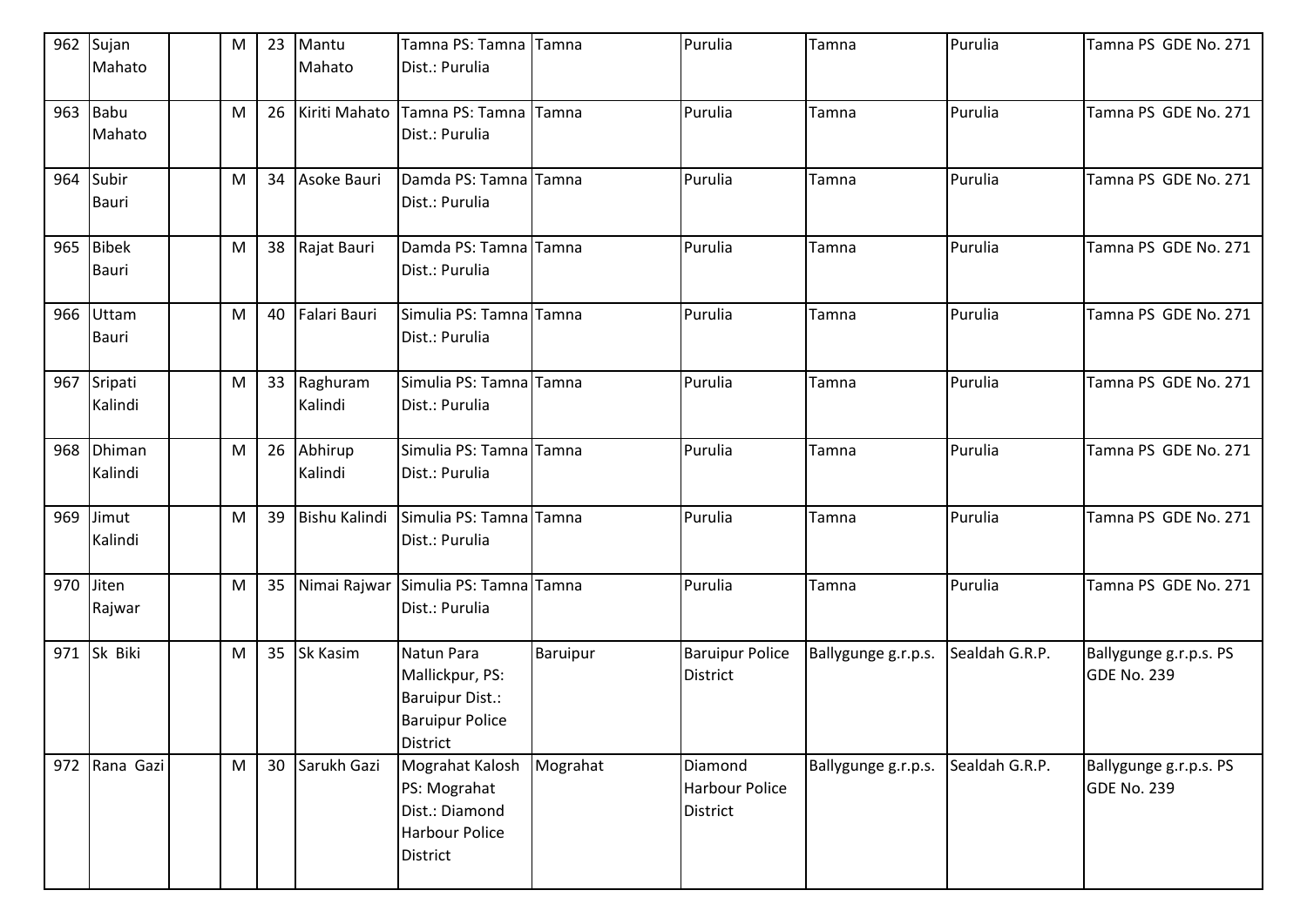| | | | | | | | | | | | |
|---|---|---|---|---|---|---|---|---|---|---|---|
| 962 | Sujan Mahato | | M | 23 | Mantu Mahato | Tamna PS: Tamna Dist.: Purulia | Tamna | Purulia | Tamna | Purulia | Tamna PS GDE No. 271 |
| 963 | Babu Mahato | | M | 26 | Kiriti Mahato | Tamna PS: Tamna Dist.: Purulia | Tamna | Purulia | Tamna | Purulia | Tamna PS GDE No. 271 |
| 964 | Subir Bauri | | M | 34 | Asoke Bauri | Damda PS: Tamna Dist.: Purulia | Tamna | Purulia | Tamna | Purulia | Tamna PS GDE No. 271 |
| 965 | Bibek Bauri | | M | 38 | Rajat Bauri | Damda PS: Tamna Dist.: Purulia | Tamna | Purulia | Tamna | Purulia | Tamna PS GDE No. 271 |
| 966 | Uttam Bauri | | M | 40 | Falari Bauri | Simulia PS: Tamna Dist.: Purulia | Tamna | Purulia | Tamna | Purulia | Tamna PS GDE No. 271 |
| 967 | Sripati Kalindi | | M | 33 | Raghuram Kalindi | Simulia PS: Tamna Dist.: Purulia | Tamna | Purulia | Tamna | Purulia | Tamna PS GDE No. 271 |
| 968 | Dhiman Kalindi | | M | 26 | Abhirup Kalindi | Simulia PS: Tamna Dist.: Purulia | Tamna | Purulia | Tamna | Purulia | Tamna PS GDE No. 271 |
| 969 | Jimut Kalindi | | M | 39 | Bishu Kalindi | Simulia PS: Tamna Dist.: Purulia | Tamna | Purulia | Tamna | Purulia | Tamna PS GDE No. 271 |
| 970 | Jiten Rajwar | | M | 35 | Nimai Rajwar | Simulia PS: Tamna Dist.: Purulia | Tamna | Purulia | Tamna | Purulia | Tamna PS GDE No. 271 |
| 971 | Sk Biki | | M | 35 | Sk Kasim | Natun Para Mallickpur, PS: Baruipur Dist.: Baruipur Police District | Baruipur | Baruipur Police District | Ballygunge g.r.p.s. | Sealdah G.R.P. | Ballygunge g.r.p.s. PS GDE No. 239 |
| 972 | Rana Gazi | | M | 30 | Sarukh Gazi | Mograhat Kalosh PS: Mograhat Dist.: Diamond Harbour Police District | Mograhat | Diamond Harbour Police District | Ballygunge g.r.p.s. | Sealdah G.R.P. | Ballygunge g.r.p.s. PS GDE No. 239 |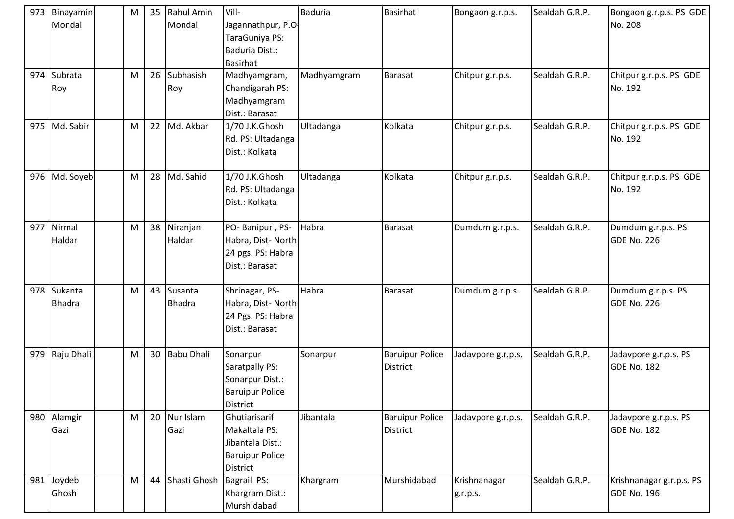| | | | | | | | | | | |
|---|---|---|---|---|---|---|---|---|---|---|
| 973 | Binayamin Mondal | | M | 35 | Rahul Amin Mondal | Vill- Jagannathpur, P.O- TaraGuniya PS: Baduria Dist.: Basirhat | Baduria | Basirhat | Bongaon g.r.p.s. | Sealdah G.R.P. | Bongaon g.r.p.s. PS GDE No. 208 |
| 974 | Subrata Roy | | M | 26 | Subhasish Roy | Madhyamgram, Chandigarah PS: Madhyamgram Dist.: Barasat | Madhyamgram | Barasat | Chitpur g.r.p.s. | Sealdah G.R.P. | Chitpur g.r.p.s. PS GDE No. 192 |
| 975 | Md. Sabir | | M | 22 | Md. Akbar | 1/70 J.K.Ghosh Rd. PS: Ultadanga Dist.: Kolkata | Ultadanga | Kolkata | Chitpur g.r.p.s. | Sealdah G.R.P. | Chitpur g.r.p.s. PS GDE No. 192 |
| 976 | Md. Soyeb | | M | 28 | Md. Sahid | 1/70 J.K.Ghosh Rd. PS: Ultadanga Dist.: Kolkata | Ultadanga | Kolkata | Chitpur g.r.p.s. | Sealdah G.R.P. | Chitpur g.r.p.s. PS GDE No. 192 |
| 977 | Nirmal Haldar | | M | 38 | Niranjan Haldar | PO- Banipur , PS- Habra, Dist- North 24 pgs. PS: Habra Dist.: Barasat | Habra | Barasat | Dumdum g.r.p.s. | Sealdah G.R.P. | Dumdum g.r.p.s. PS GDE No. 226 |
| 978 | Sukanta Bhadra | | M | 43 | Susanta Bhadra | Shrinagar, PS- Habra, Dist- North 24 Pgs. PS: Habra Dist.: Barasat | Habra | Barasat | Dumdum g.r.p.s. | Sealdah G.R.P. | Dumdum g.r.p.s. PS GDE No. 226 |
| 979 | Raju Dhali | | M | 30 | Babu Dhali | Sonarpur Saratpally PS: Sonarpur Dist.: Baruipur Police District | Sonarpur | Baruipur Police District | Jadavpore g.r.p.s. | Sealdah G.R.P. | Jadavpore g.r.p.s. PS GDE No. 182 |
| 980 | Alamgir Gazi | | M | 20 | Nur Islam Gazi | Ghutiarisarif Makaltala PS: Jibantala Dist.: Baruipur Police District | Jibantala | Baruipur Police District | Jadavpore g.r.p.s. | Sealdah G.R.P. | Jadavpore g.r.p.s. PS GDE No. 182 |
| 981 | Joydeb Ghosh | | M | 44 | Shasti Ghosh | Bagrail PS: Khargram Dist.: Murshidabad | Khargram | Murshidabad | Krishnanagar g.r.p.s. | Sealdah G.R.P. | Krishnanagar g.r.p.s. PS GDE No. 196 |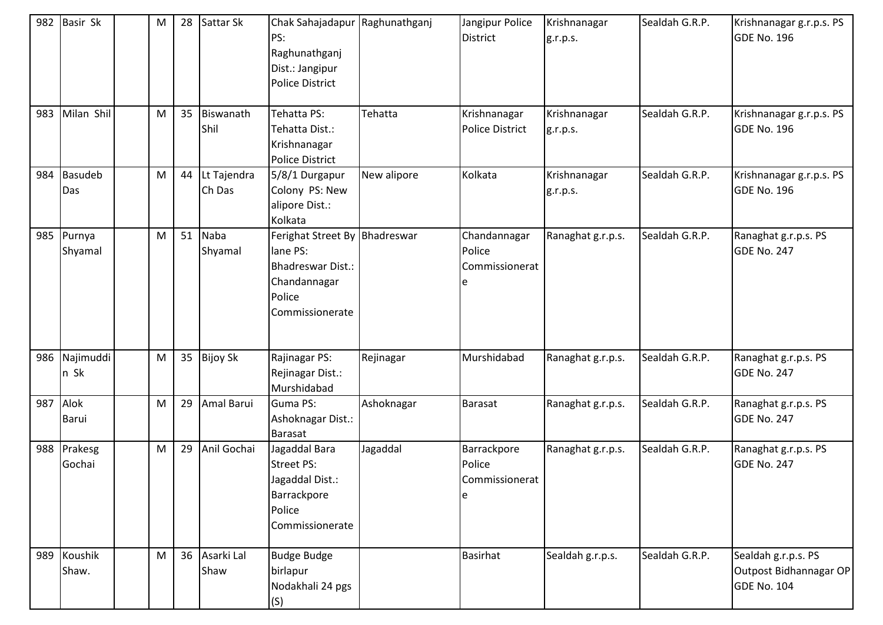| | | | | | | | | | | | |
|---|---|---|---|---|---|---|---|---|---|---|---|
| 982 | Basir Sk | | M | 28 | Sattar Sk | Chak Sahajadapur PS: Raghunathganj Dist.: Jangipur Police District | Raghunathganj | Jangipur Police District | Krishnanagar g.r.p.s. | Sealdah G.R.P. | Krishnanagar g.r.p.s. PS GDE No. 196 |
| 983 | Milan Shil | | M | 35 | Biswanath Shil | Tehatta PS: Tehatta Dist.: Krishnanagar Police District | Tehatta | Krishnanagar Police District | Krishnanagar g.r.p.s. | Sealdah G.R.P. | Krishnanagar g.r.p.s. PS GDE No. 196 |
| 984 | Basudeb Das | | M | 44 | Lt Tajendra Ch Das | 5/8/1 Durgapur Colony PS: New alipore Dist.: Kolkata | New alipore | Kolkata | Krishnanagar g.r.p.s. | Sealdah G.R.P. | Krishnanagar g.r.p.s. PS GDE No. 196 |
| 985 | Purnya Shyamal | | M | 51 | Naba Shyamal | Ferighat Street By lane PS: Bhadreswar Dist.: Chandannagar Police Commissionerate | Bhadreswar | Chandannagar Police Commissionerate | Ranaghat g.r.p.s. | Sealdah G.R.P. | Ranaghat g.r.p.s. PS GDE No. 247 |
| 986 | Najimuddin Sk | | M | 35 | Bijoy Sk | Rajinagar PS: Rejinagar Dist.: Murshidabad | Rejinagar | Murshidabad | Ranaghat g.r.p.s. | Sealdah G.R.P. | Ranaghat g.r.p.s. PS GDE No. 247 |
| 987 | Alok Barui | | M | 29 | Amal Barui | Guma PS: Ashoknagar Dist.: Barasat | Ashoknagar | Barasat | Ranaghat g.r.p.s. | Sealdah G.R.P. | Ranaghat g.r.p.s. PS GDE No. 247 |
| 988 | Prakesg Gochai | | M | 29 | Anil Gochai | Jagaddal Bara Street PS: Jagaddal Dist.: Barrackpore Police Commissionerate | Jagaddal | Barrackpore Police Commissionerate | Ranaghat g.r.p.s. | Sealdah G.R.P. | Ranaghat g.r.p.s. PS GDE No. 247 |
| 989 | Koushik Shaw. | | M | 36 | Asarki Lal Shaw | Budge Budge birlapur Nodakhali 24 pgs (S) | | Basirhat | Sealdah g.r.p.s. | Sealdah G.R.P. | Sealdah g.r.p.s. PS Outpost Bidhannagar OP GDE No. 104 |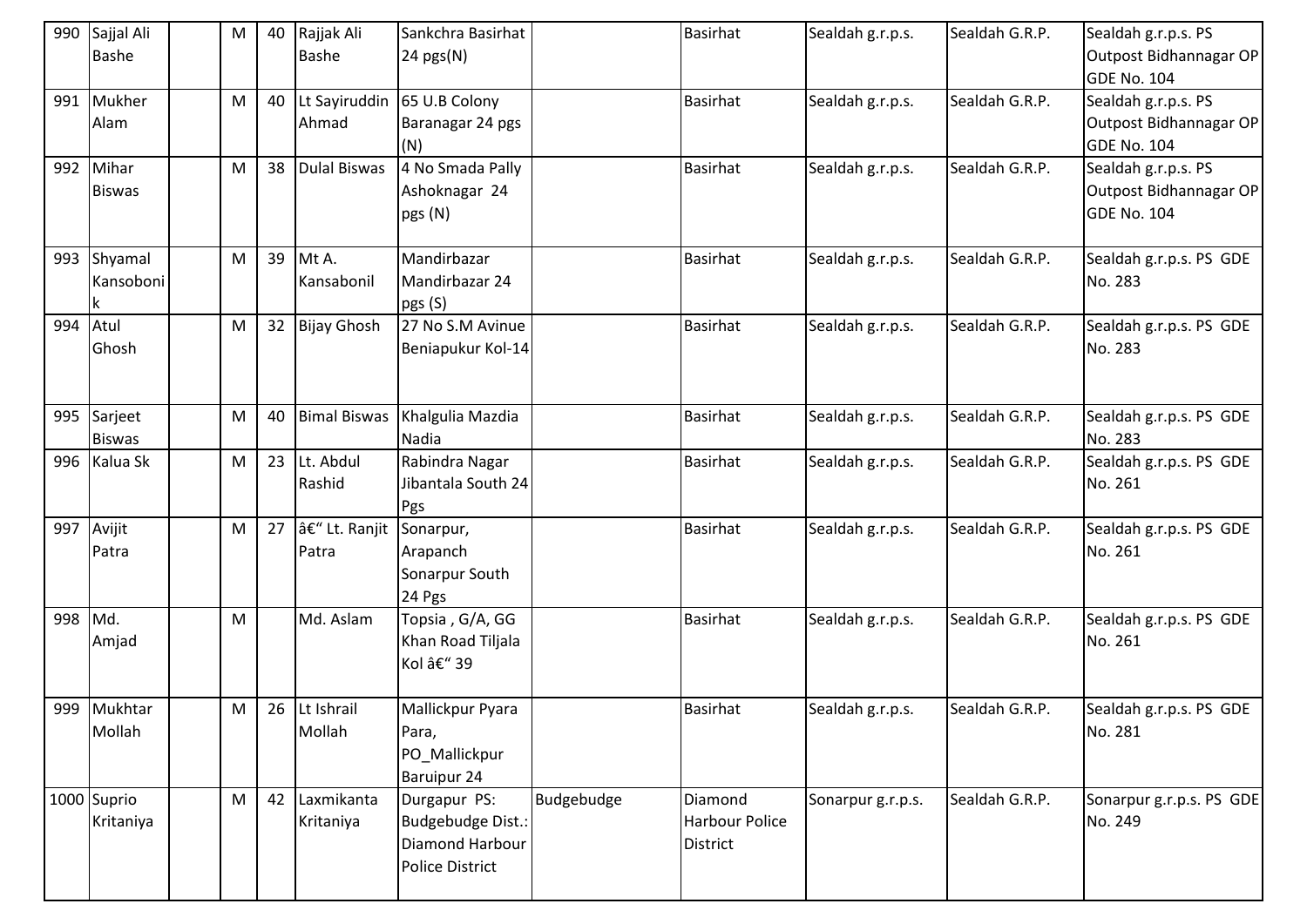| | | | | | | | | | | | |
|---|---|---|---|---|---|---|---|---|---|---|---|
| 990 | Sajjal Ali Bashe | | M | 40 | Rajjak Ali Bashe | Sankchra Basirhat 24 pgs(N) | | Basirhat | Sealdah g.r.p.s. | Sealdah G.R.P. | Sealdah g.r.p.s. PS Outpost Bidhannagar OP GDE No. 104 |
| 991 | Mukher Alam | | M | 40 | Lt Sayiruddin Ahmad | 65 U.B Colony Baranagar 24 pgs (N) | | Basirhat | Sealdah g.r.p.s. | Sealdah G.R.P. | Sealdah g.r.p.s. PS Outpost Bidhannagar OP GDE No. 104 |
| 992 | Mihar Biswas | | M | 38 | Dulal Biswas | 4 No Smada Pally Ashoknagar 24 pgs (N) | | Basirhat | Sealdah g.r.p.s. | Sealdah G.R.P. | Sealdah g.r.p.s. PS Outpost Bidhannagar OP GDE No. 104 |
| 993 | Shyamal Kansobonik | | M | 39 | Mt A. Kansabonil | Mandirbazar Mandirbazar 24 pgs (S) | | Basirhat | Sealdah g.r.p.s. | Sealdah G.R.P. | Sealdah g.r.p.s. PS GDE No. 283 |
| 994 | Atul Ghosh | | M | 32 | Bijay Ghosh | 27 No S.M Avinue Beniapukur Kol-14 | | Basirhat | Sealdah g.r.p.s. | Sealdah G.R.P. | Sealdah g.r.p.s. PS GDE No. 283 |
| 995 | Sarjeet Biswas | | M | 40 | Bimal Biswas | Khalgulia Mazdia Nadia | | Basirhat | Sealdah g.r.p.s. | Sealdah G.R.P. | Sealdah g.r.p.s. PS GDE No. 283 |
| 996 | Kalua Sk | | M | 23 | Lt. Abdul Rashid | Rabindra Nagar Jibantala South 24 Pgs | | Basirhat | Sealdah g.r.p.s. | Sealdah G.R.P. | Sealdah g.r.p.s. PS GDE No. 261 |
| 997 | Avijit Patra | | M | 27 | â€“ Lt. Ranjit Patra | Sonarpur, Arapanch Sonarpur South 24 Pgs | | Basirhat | Sealdah g.r.p.s. | Sealdah G.R.P. | Sealdah g.r.p.s. PS GDE No. 261 |
| 998 | Md. Amjad | | M | | Md. Aslam | Topsia , G/A, GG Khan Road Tiljala Kol â€“ 39 | | Basirhat | Sealdah g.r.p.s. | Sealdah G.R.P. | Sealdah g.r.p.s. PS GDE No. 261 |
| 999 | Mukhtar Mollah | | M | 26 | Lt Ishrail Mollah | Mallickpur Pyara Para, PO_Mallickpur Baruipur 24 | | Basirhat | Sealdah g.r.p.s. | Sealdah G.R.P. | Sealdah g.r.p.s. PS GDE No. 281 |
| 1000 | Suprio Kritaniya | | M | 42 | Laxmikanta Kritaniya | Durgapur PS: Budgebudge Dist.: Diamond Harbour Police District | Budgebudge | Diamond Harbour Police District | Sonarpur g.r.p.s. | Sealdah G.R.P. | Sonarpur g.r.p.s. PS GDE No. 249 |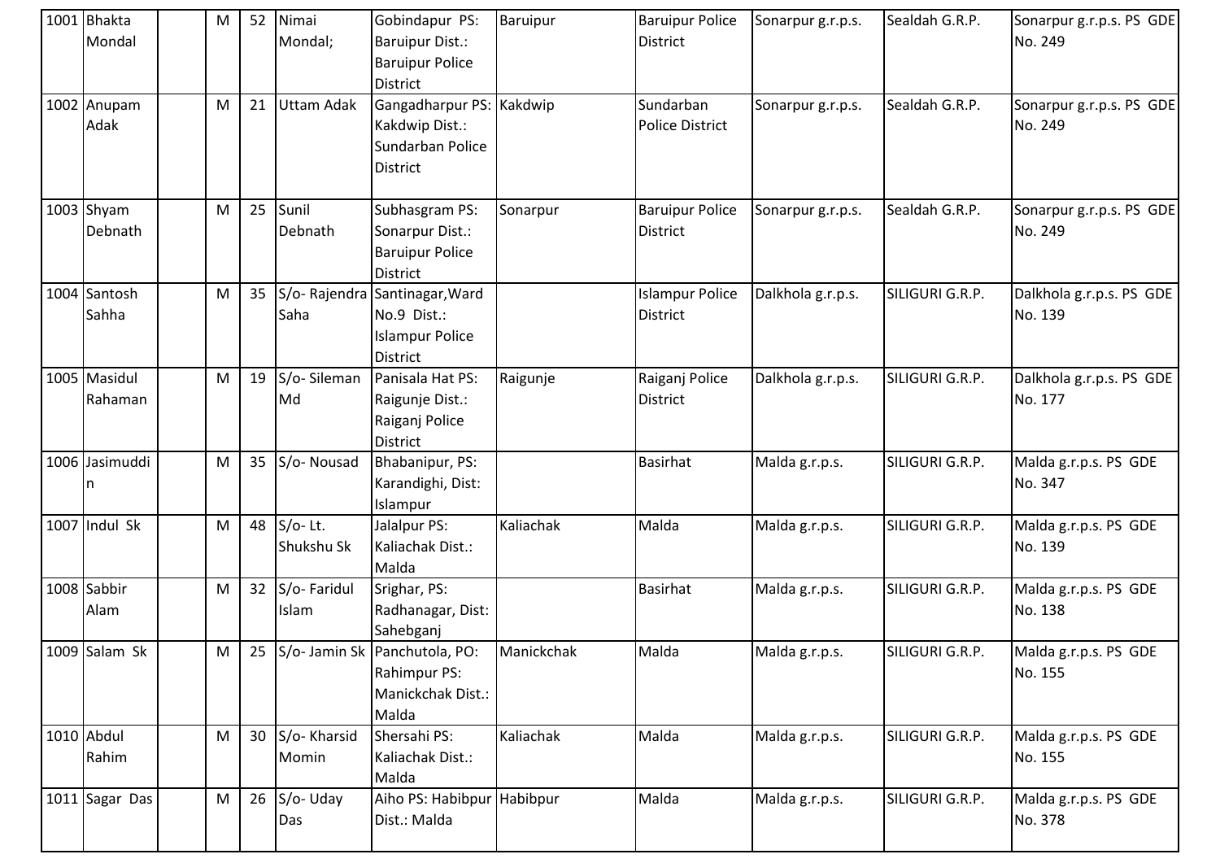| | | | | | | | | | | |
|---|---|---|---|---|---|---|---|---|---|---|
| 1001 | Bhakta Mondal | | M | 52 | Nimai Mondal; | Gobindapur PS: Baruipur Dist.: Baruipur Police District | Baruipur | Baruipur Police District | Sonarpur g.r.p.s. | Sealdah G.R.P. | Sonarpur g.r.p.s. PS GDE No. 249 |
| 1002 | Anupam Adak | | M | 21 | Uttam Adak | Gangadharpur PS: Kakdwip Dist.: Sundarban Police District | Kakdwip | Sundarban Police District | Sonarpur g.r.p.s. | Sealdah G.R.P. | Sonarpur g.r.p.s. PS GDE No. 249 |
| 1003 | Shyam Debnath | | M | 25 | Sunil Debnath | Subhasgram PS: Sonarpur Dist.: Baruipur Police District | Sonarpur | Baruipur Police District | Sonarpur g.r.p.s. | Sealdah G.R.P. | Sonarpur g.r.p.s. PS GDE No. 249 |
| 1004 | Santosh Sahha | | M | 35 | S/o- Rajendra Saha | Santinagar,Ward No.9 Dist.: Islampur Police District | | Islampur Police District | Dalkhola g.r.p.s. | SILIGURI G.R.P. | Dalkhola g.r.p.s. PS GDE No. 139 |
| 1005 | Masidul Rahaman | | M | 19 | S/o- Sileman Md | Panisala Hat PS: Raigunje Dist.: Raiganj Police District | Raigunje | Raiganj Police District | Dalkhola g.r.p.s. | SILIGURI G.R.P. | Dalkhola g.r.p.s. PS GDE No. 177 |
| 1006 | Jasimuddin | | M | 35 | S/o- Nousad | Bhabanipur, PS: Karandighi, Dist: Islampur | | Basirhat | Malda g.r.p.s. | SILIGURI G.R.P. | Malda g.r.p.s. PS GDE No. 347 |
| 1007 | Indul Sk | | M | 48 | S/o- Lt. Shukshu Sk | Jalalpur PS: Kaliachak Dist.: Malda | Kaliachak | Malda | Malda g.r.p.s. | SILIGURI G.R.P. | Malda g.r.p.s. PS GDE No. 139 |
| 1008 | Sabbir Alam | | M | 32 | S/o- Faridul Islam | Srighar, PS: Radhanagar, Dist: Sahebganj | | Basirhat | Malda g.r.p.s. | SILIGURI G.R.P. | Malda g.r.p.s. PS GDE No. 138 |
| 1009 | Salam Sk | | M | 25 | S/o- Jamin Sk | Panchutola, PO: Rahimpur PS: Manickchak Dist.: Malda | Manickchak | Malda | Malda g.r.p.s. | SILIGURI G.R.P. | Malda g.r.p.s. PS GDE No. 155 |
| 1010 | Abdul Rahim | | M | 30 | S/o- Kharsid Momin | Shersahi PS: Kaliachak Dist.: Malda | Kaliachak | Malda | Malda g.r.p.s. | SILIGURI G.R.P. | Malda g.r.p.s. PS GDE No. 155 |
| 1011 | Sagar Das | | M | 26 | S/o- Uday Das | Aiho PS: Habibpur Dist.: Malda | Habibpur | Malda | Malda g.r.p.s. | SILIGURI G.R.P. | Malda g.r.p.s. PS GDE No. 378 |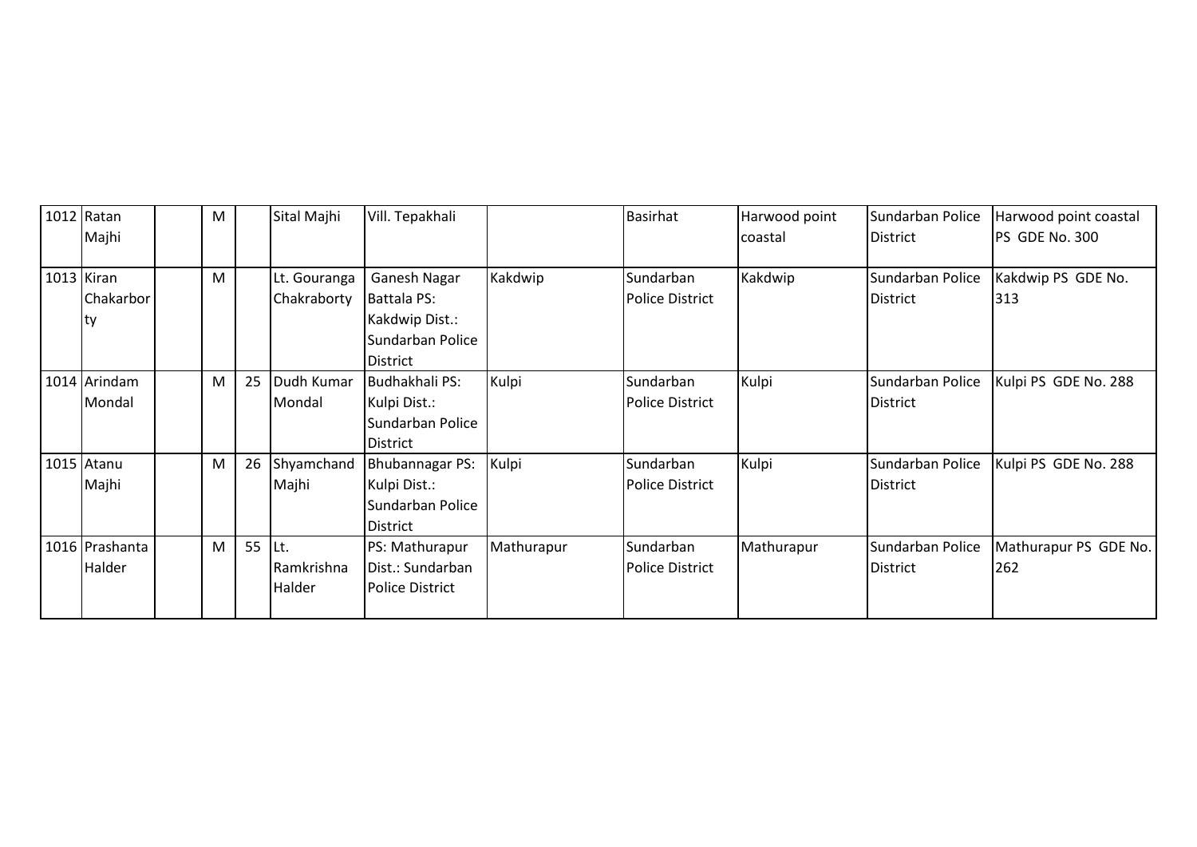| | | | | | | | | | | | |
|---|---|---|---|---|---|---|---|---|---|---|---|
| 1012 | Ratan Majhi | | M | | Sital Majhi | Vill. Tepakhali | | Basirhat | Harwood point coastal | Sundarban Police District | Harwood point coastal PS GDE No. 300 |
| 1013 | Kiran Chakarborty | | M | | Lt. Gouranga Chakraborty | Ganesh Nagar Battala PS: Kakdwip Dist.: Sundarban Police District | Kakdwip | Sundarban Police District | Kakdwip | Sundarban Police District | Kakdwip PS GDE No. 313 |
| 1014 | Arindam Mondal | | M | 25 | Dudh Kumar Mondal | Budhakhali PS: Kulpi Dist.: Sundarban Police District | Kulpi | Sundarban Police District | Kulpi | Sundarban Police District | Kulpi PS GDE No. 288 |
| 1015 | Atanu Majhi | | M | 26 | Shyamchand Majhi | Bhubannagar PS: Kulpi Dist.: Sundarban Police District | Kulpi | Sundarban Police District | Kulpi | Sundarban Police District | Kulpi PS GDE No. 288 |
| 1016 | Prashanta Halder | | M | 55 | Lt. Ramkrishna Halder | PS: Mathurapur Dist.: Sundarban Police District | Mathurapur | Sundarban Police District | Mathurapur | Sundarban Police District | Mathurapur PS GDE No. 262 |